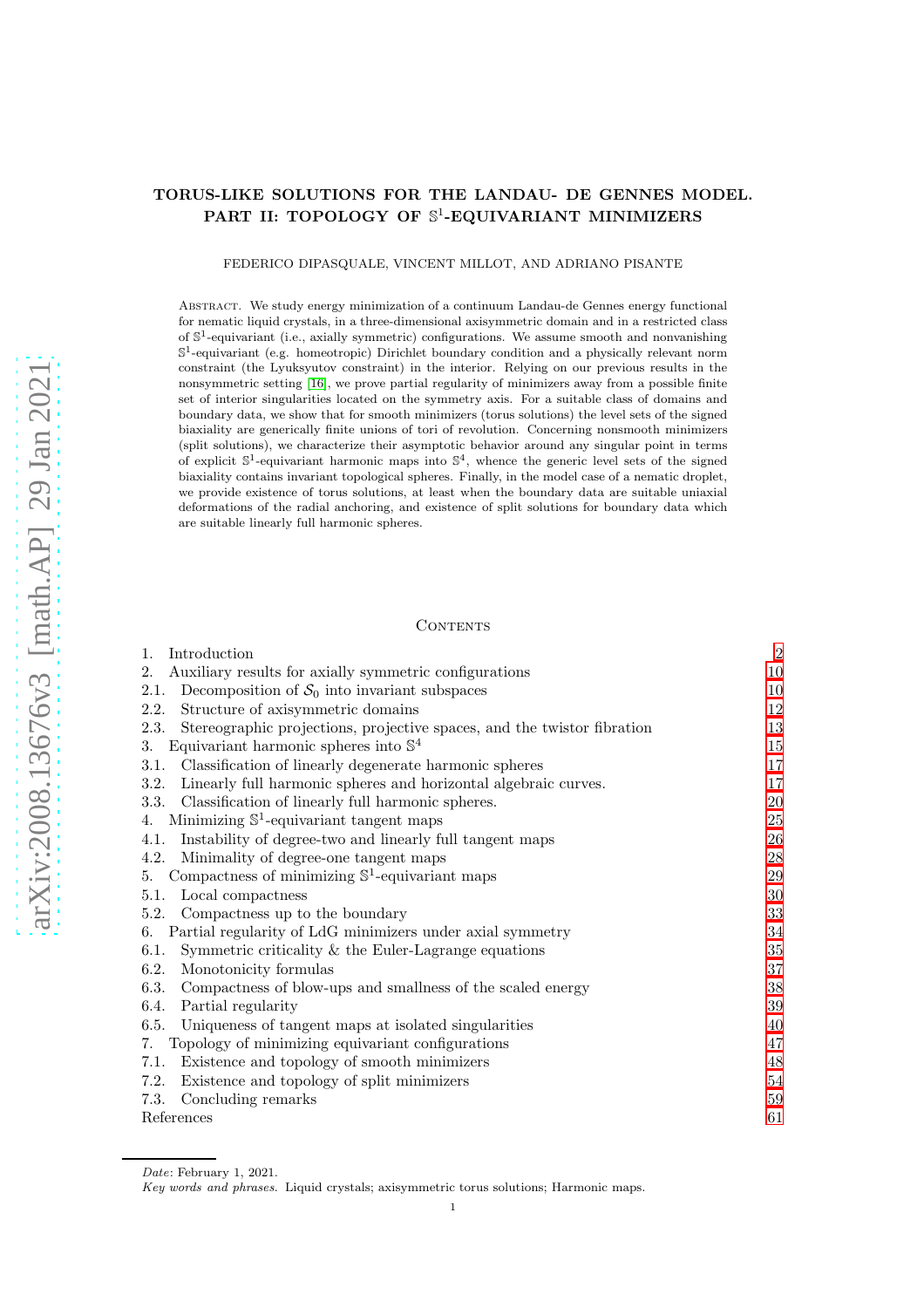# TORUS-LIKE SOLUTIONS FOR THE LANDAU- DE GENNES MODEL. PART II: TOPOLOGY OF $\mathbb{S}^1$-EQUIVARIANT MINIMIZERS

FEDERICO DIPASQUALE, VINCENT MILLOT, AND ADRIANO PISANTE

Abstract. We study energy minimization of a continuum Landau-de Gennes energy functional for nematic liquid crystals, in a three-dimensional axisymmetric domain and in a restricted class of $\mathbb{S}^1$-equivariant (i.e., axially symmetric) configurations. We assume smooth and nonvanishing $\mathbb{S}^1$-equivariant (e.g. homeotropic) Dirichlet boundary condition and a physically relevant norm constraint (the Lyuksyutov constraint) in the interior. Relying on our previous results in the nonsymmetric setting [16], we prove partial regularity of minimizers away from a possible finite set of interior singularities located on the symmetry axis. For a suitable class of domains and boundary data, we show that for smooth minimizers (torus solutions) the level sets of the signed biaxiality are generically finite unions of tori of revolution. Concerning nonsmooth minimizers (split solutions), we characterize their asymptotic behavior around any singular point in terms of explicit $\mathbb{S}^1$-equivariant harmonic maps into $\mathbb{S}^4$, whence the generic level sets of the signed biaxiality contains invariant topological spheres. Finally, in the model case of a nematic droplet, we provide existence of torus solutions, at least when the boundary data are suitable uniaxial deformations of the radial anchoring, and existence of split solutions for boundary data which are suitable linearly full harmonic spheres.

## Contents

| | |
|---|---|
| 1. Introduction | 2 |
| 2. Auxiliary results for axially symmetric configurations | 10 |
| 2.1. Decomposition of $\mathcal{S}_0$ into invariant subspaces | 10 |
| 2.2. Structure of axisymmetric domains | 12 |
| 2.3. Stereographic projections, projective spaces, and the twistor fibration | 13 |
| 3. Equivariant harmonic spheres into $\mathbb{S}^4$ | 15 |
| 3.1. Classification of linearly degenerate harmonic spheres | 17 |
| 3.2. Linearly full harmonic spheres and horizontal algebraic curves. | 17 |
| 3.3. Classification of linearly full harmonic spheres. | 20 |
| 4. Minimizing $\mathbb{S}^1$-equivariant tangent maps | 25 |
| 4.1. Instability of degree-two and linearly full tangent maps | 26 |
| 4.2. Minimality of degree-one tangent maps | 28 |
| 5. Compactness of minimizing $\mathbb{S}^1$-equivariant maps | 29 |
| 5.1. Local compactness | 30 |
| 5.2. Compactness up to the boundary | 33 |
| 6. Partial regularity of LdG minimizers under axial symmetry | 34 |
| 6.1. Symmetric criticality & the Euler-Lagrange equations | 35 |
| 6.2. Monotonicity formulas | 37 |
| 6.3. Compactness of blow-ups and smallness of the scaled energy | 38 |
| 6.4. Partial regularity | 39 |
| 6.5. Uniqueness of tangent maps at isolated singularities | 40 |
| 7. Topology of minimizing equivariant configurations | 47 |
| 7.1. Existence and topology of smooth minimizers | 48 |
| 7.2. Existence and topology of split minimizers | 54 |
| 7.3. Concluding remarks | 59 |
| References | 61 |

*Date*: February 1, 2021.

*Key words and phrases.* Liquid crystals; axisymmetric torus solutions; Harmonic maps.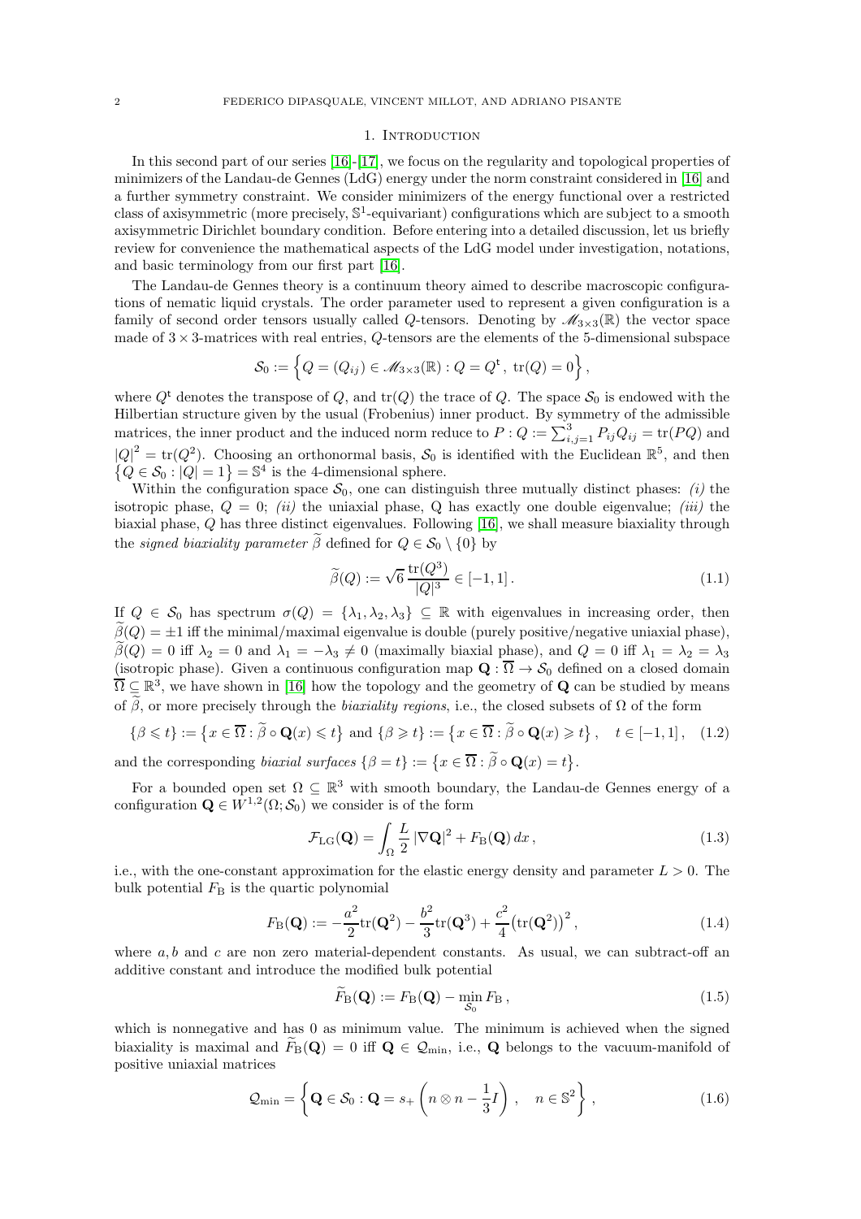## 1. Introduction

In this second part of our series [16]-[17], we focus on the regularity and topological properties of minimizers of the Landau-de Gennes (LdG) energy under the norm constraint considered in [16] and a further symmetry constraint. We consider minimizers of the energy functional over a restricted class of axisymmetric (more precisely, $\mathbb{S}^1$-equivariant) configurations which are subject to a smooth axisymmetric Dirichlet boundary condition. Before entering into a detailed discussion, let us briefly review for convenience the mathematical aspects of the LdG model under investigation, notations, and basic terminology from our first part [16].

The Landau-de Gennes theory is a continuum theory aimed to describe macroscopic configurations of nematic liquid crystals. The order parameter used to represent a given configuration is a family of second order tensors usually called $Q$-tensors. Denoting by $\mathscr{M}_{3\times 3}(\mathbb{R})$ the vector space made of $3\times 3$-matrices with real entries, $Q$-tensors are the elements of the 5-dimensional subspace

$$\mathcal{S}_0 := \left\{ Q = (Q_{ij}) \in \mathscr{M}_{3\times 3}(\mathbb{R}) : Q = Q^{\mathrm{t}} ,\ \mathrm{tr}(Q) = 0 \right\},$$

where $Q^{\mathrm{t}}$ denotes the transpose of $Q$, and $\mathrm{tr}(Q)$ the trace of $Q$. The space $\mathcal{S}_0$ is endowed with the Hilbertian structure given by the usual (Frobenius) inner product. By symmetry of the admissible matrices, the inner product and the induced norm reduce to $P : Q := \sum_{i,j=1}^{3} P_{ij}Q_{ij} = \mathrm{tr}(PQ)$ and $|Q|^2 = \mathrm{tr}(Q^2)$. Choosing an orthonormal basis, $\mathcal{S}_0$ is identified with the Euclidean $\mathbb{R}^5$, and then $\left\{Q \in \mathcal{S}_0 : |Q| = 1\right\} = \mathbb{S}^4$ is the 4-dimensional sphere.

Within the configuration space $\mathcal{S}_0$, one can distinguish three mutually distinct phases: *(i)* the isotropic phase, $Q = 0$; *(ii)* the uniaxial phase, Q has exactly one double eigenvalue; *(iii)* the biaxial phase, $Q$ has three distinct eigenvalues. Following [16], we shall measure biaxiality through the *signed biaxiality parameter* $\widetilde{\beta}$ defined for $Q \in \mathcal{S}_0 \setminus \{0\}$ by

$$\widetilde{\beta}(Q) := \sqrt{6}\,\frac{\mathrm{tr}(Q^3)}{|Q|^3} \in [-1, 1]\,. \tag{1.1}$$

If $Q \in \mathcal{S}_0$ has spectrum $\sigma(Q) = \{\lambda_1, \lambda_2, \lambda_3\} \subseteq \mathbb{R}$ with eigenvalues in increasing order, then $\widetilde{\beta}(Q) = \pm 1$ iff the minimal/maximal eigenvalue is double (purely positive/negative uniaxial phase), $\widetilde{\beta}(Q) = 0$ iff $\lambda_2 = 0$ and $\lambda_1 = -\lambda_3 \neq 0$ (maximally biaxial phase), and $Q = 0$ iff $\lambda_1 = \lambda_2 = \lambda_3$ (isotropic phase). Given a continuous configuration map $\mathbf{Q} : \overline{\Omega} \to \mathcal{S}_0$ defined on a closed domain $\overline{\Omega} \subseteq \mathbb{R}^3$, we have shown in [16] how the topology and the geometry of $\mathbf{Q}$ can be studied by means of $\widetilde{\beta}$, or more precisely through the *biaxiality regions*, i.e., the closed subsets of $\Omega$ of the form

$$\{\beta \leqslant t\} := \left\{x \in \overline{\Omega} : \widetilde{\beta} \circ \mathbf{Q}(x) \leqslant t\right\} \text{ and } \{\beta \geqslant t\} := \left\{x \in \overline{\Omega} : \widetilde{\beta} \circ \mathbf{Q}(x) \geqslant t\right\}, \quad t \in [-1, 1]\,, \tag{1.2}$$

and the corresponding *biaxial surfaces* $\{\beta = t\} := \left\{x \in \overline{\Omega} : \widetilde{\beta} \circ \mathbf{Q}(x) = t\right\}$.

For a bounded open set $\Omega \subseteq \mathbb{R}^3$ with smooth boundary, the Landau-de Gennes energy of a configuration $\mathbf{Q} \in W^{1,2}(\Omega; \mathcal{S}_0)$ we consider is of the form

$$\mathcal{F}_{\mathrm{LG}}(\mathbf{Q}) = \int_{\Omega} \frac{L}{2}\,|\nabla \mathbf{Q}|^2 + F_{\mathrm{B}}(\mathbf{Q})\, dx\,, \tag{1.3}$$

i.e., with the one-constant approximation for the elastic energy density and parameter $L > 0$. The bulk potential $F_{\mathrm{B}}$ is the quartic polynomial

$$F_{\mathrm{B}}(\mathbf{Q}) := -\frac{a^2}{2}\mathrm{tr}(\mathbf{Q}^2) - \frac{b^2}{3}\mathrm{tr}(\mathbf{Q}^3) + \frac{c^2}{4}\big(\mathrm{tr}(\mathbf{Q}^2)\big)^2\,, \tag{1.4}$$

where $a, b$ and $c$ are non zero material-dependent constants. As usual, we can subtract-off an additive constant and introduce the modified bulk potential

$$\widetilde{F}_{\mathrm{B}}(\mathbf{Q}) := F_{\mathrm{B}}(\mathbf{Q}) - \min_{\mathcal{S}_0} F_{\mathrm{B}}\,, \tag{1.5}$$

which is nonnegative and has 0 as minimum value. The minimum is achieved when the signed biaxiality is maximal and $\widetilde{F}_{\mathrm{B}}(\mathbf{Q}) = 0$ iff $\mathbf{Q} \in \mathcal{Q}_{\min}$, i.e., $\mathbf{Q}$ belongs to the vacuum-manifold of positive uniaxial matrices

$$\mathcal{Q}_{\min} = \left\{ \mathbf{Q} \in \mathcal{S}_0 : \mathbf{Q} = s_+\left(n \otimes n - \frac{1}{3}I\right), \quad n \in \mathbb{S}^2 \right\}, \tag{1.6}$$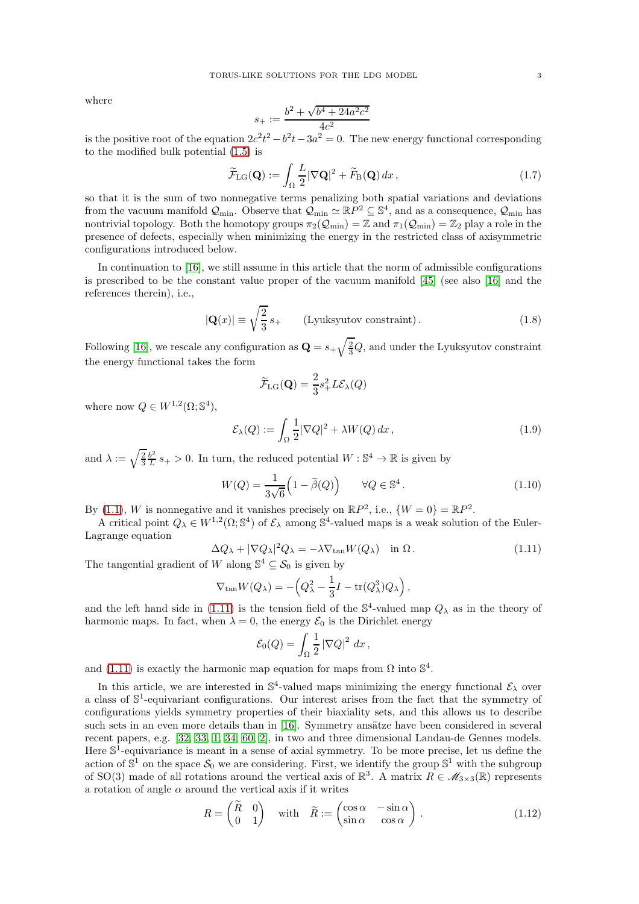where

$$s_+ := \frac{b^2 + \sqrt{b^4 + 24a^2c^2}}{4c^2}$$

is the positive root of the equation $2c^2t^2 - b^2t - 3a^2 = 0$. The new energy functional corresponding to the modified bulk potential (1.5) is

$$\widetilde{\mathcal{F}}_{\rm LG}(\mathbf{Q}) := \int_\Omega \frac{L}{2}|\nabla \mathbf{Q}|^2 + \widetilde{F}_{\rm B}(\mathbf{Q})\, dx\,, \tag{1.7}$$

so that it is the sum of two nonnegative terms penalizing both spatial variations and deviations from the vacuum manifold $\mathcal{Q}_{\rm min}$. Observe that $\mathcal{Q}_{\rm min} \simeq \mathbb{R}P^2 \subseteq \mathbb{S}^4$, and as a consequence, $\mathcal{Q}_{\rm min}$ has nontrivial topology. Both the homotopy groups $\pi_2(\mathcal{Q}_{\rm min}) = \mathbb{Z}$ and $\pi_1(\mathcal{Q}_{\rm min}) = \mathbb{Z}_2$ play a role in the presence of defects, especially when minimizing the energy in the restricted class of axisymmetric configurations introduced below.

In continuation to [16], we still assume in this article that the norm of admissible configurations is prescribed to be the constant value proper of the vacuum manifold [45] (see also [16] and the references therein), i.e.,

$$|\mathbf{Q}(x)| \equiv \sqrt{\frac{2}{3}}\, s_+ \qquad \text{(Lyuksyutov constraint)}\,. \tag{1.8}$$

Following [16], we rescale any configuration as $\mathbf{Q} = s_+\sqrt{\frac{2}{3}}Q$, and under the Lyuksyutov constraint the energy functional takes the form

$$\widetilde{\mathcal{F}}_{\rm LG}(\mathbf{Q}) = \frac{2}{3}s_+^2 L \mathcal{E}_\lambda(Q)$$

where now $Q \in W^{1,2}(\Omega;\mathbb{S}^4)$,

$$\mathcal{E}_\lambda(Q) := \int_\Omega \frac{1}{2}|\nabla Q|^2 + \lambda W(Q)\, dx\,, \tag{1.9}$$

and $\lambda := \sqrt{\frac{2}{3}}\frac{b^2}{L}\, s_+ > 0$. In turn, the reduced potential $W : \mathbb{S}^4 \to \mathbb{R}$ is given by

$$W(Q) = \frac{1}{3\sqrt{6}}\Big(1 - \widetilde{\beta}(Q)\Big) \qquad \forall Q \in \mathbb{S}^4\,. \tag{1.10}$$

By (1.1), $W$ is nonnegative and it vanishes precisely on $\mathbb{R}P^2$, i.e., $\{W = 0\} = \mathbb{R}P^2$.

A critical point $Q_\lambda \in W^{1,2}(\Omega;\mathbb{S}^4)$ of $\mathcal{E}_\lambda$ among $\mathbb{S}^4$-valued maps is a weak solution of the Euler-Lagrange equation

$$\Delta Q_\lambda + |\nabla Q_\lambda|^2 Q_\lambda = -\lambda \nabla_{\rm tan} W(Q_\lambda) \quad \text{in } \Omega\,. \tag{1.11}$$

The tangential gradient of $W$ along $\mathbb{S}^4 \subseteq \mathcal{S}_0$ is given by

$$\nabla_{\rm tan} W(Q_\lambda) = -\Big(Q_\lambda^2 - \frac{1}{3}I - {\rm tr}(Q_\lambda^3)Q_\lambda\Big)\,,$$

and the left hand side in (1.11) is the tension field of the $\mathbb{S}^4$-valued map $Q_\lambda$ as in the theory of harmonic maps. In fact, when $\lambda = 0$, the energy $\mathcal{E}_0$ is the Dirichlet energy

$$\mathcal{E}_0(Q) = \int_\Omega \frac{1}{2}\left|\nabla Q\right|^2\, dx\,,$$

and (1.11) is exactly the harmonic map equation for maps from $\Omega$ into $\mathbb{S}^4$.

In this article, we are interested in $\mathbb{S}^4$-valued maps minimizing the energy functional $\mathcal{E}_\lambda$ over a class of $\mathbb{S}^1$-equivariant configurations. Our interest arises from the fact that the symmetry of configurations yields symmetry properties of their biaxiality sets, and this allows us to describe such sets in an even more details than in [16]. Symmetry ansätze have been considered in several recent papers, e.g. [32, 33, 1, 34, 60, 2], in two and three dimensional Landau-de Gennes models. Here $\mathbb{S}^1$-equivariance is meant in a sense of axial symmetry. To be more precise, let us define the action of $\mathbb{S}^1$ on the space $\mathcal{S}_0$ we are considering. First, we identify the group $\mathbb{S}^1$ with the subgroup of SO(3) made of all rotations around the vertical axis of $\mathbb{R}^3$. A matrix $R \in \mathscr{M}_{3\times 3}(\mathbb{R})$ represents a rotation of angle $\alpha$ around the vertical axis if it writes

$$R = \begin{pmatrix} \widetilde{R} & 0 \\ 0 & 1 \end{pmatrix} \quad \text{with} \quad \widetilde{R} := \begin{pmatrix} \cos\alpha & -\sin\alpha \\ \sin\alpha & \cos\alpha \end{pmatrix}\,. \tag{1.12}$$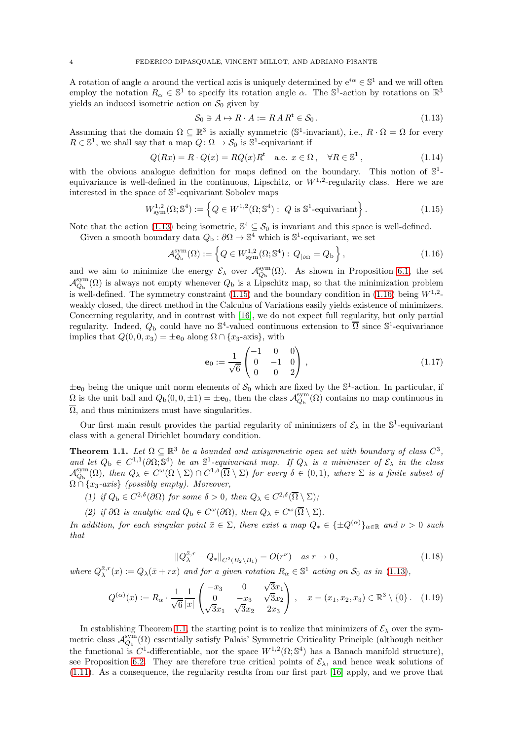A rotation of angle $\alpha$ around the vertical axis is uniquely determined by $e^{i\alpha} \in \mathbb{S}^1$ and we will often employ the notation $R_\alpha \in \mathbb{S}^1$ to specify its rotation angle $\alpha$. The $\mathbb{S}^1$-action by rotations on $\mathbb{R}^3$ yields an induced isometric action on $\mathcal{S}_0$ given by

$$\mathcal{S}_0 \ni A \mapsto R \cdot A := R\,A\,R^{\mathrm{t}} \in \mathcal{S}_0\,. \tag{1.13}$$

Assuming that the domain $\Omega \subseteq \mathbb{R}^3$ is axially symmetric ($\mathbb{S}^1$-invariant), i.e., $R \cdot \Omega = \Omega$ for every $R \in \mathbb{S}^1$, we shall say that a map $Q\colon \Omega \to \mathcal{S}_0$ is $\mathbb{S}^1$-equivariant if

$$Q(Rx) = R \cdot Q(x) = RQ(x)R^{\mathrm{t}} \quad \text{a.e. } x \in \Omega\,, \quad \forall R \in \mathbb{S}^1\,, \tag{1.14}$$

with the obvious analogue definition for maps defined on the boundary. This notion of $\mathbb{S}^1$-equivariance is well-defined in the continuous, Lipschitz, or $W^{1,2}$-regularity class. Here we are interested in the space of $\mathbb{S}^1$-equivariant Sobolev maps

$$W^{1,2}_{\mathrm{sym}}(\Omega; \mathbb{S}^4) := \left\{ Q \in W^{1,2}(\Omega; \mathbb{S}^4) : \; Q \text{ is } \mathbb{S}^1\text{-equivariant} \right\}. \tag{1.15}$$

Note that the action (1.13) being isometric, $\mathbb{S}^4 \subseteq \mathcal{S}_0$ is invariant and this space is well-defined.

Given a smooth boundary data $Q_{\mathrm{b}} : \partial\Omega \to \mathbb{S}^4$ which is $\mathbb{S}^1$-equivariant, we set

$$\mathcal{A}^{\mathrm{sym}}_{Q_{\mathrm{b}}}(\Omega) := \left\{ Q \in W^{1,2}_{\mathrm{sym}}(\Omega; \mathbb{S}^4) : \, Q_{|\partial\Omega} = Q_{\mathrm{b}} \right\}, \tag{1.16}$$

and we aim to minimize the energy $\mathcal{E}_\lambda$ over $\mathcal{A}^{\mathrm{sym}}_{Q_{\mathrm{b}}}(\Omega)$. As shown in Proposition 6.1, the set $\mathcal{A}^{\mathrm{sym}}_{Q_{\mathrm{b}}}(\Omega)$ is always not empty whenever $Q_{\mathrm{b}}$ is a Lipschitz map, so that the minimization problem is well-defined. The symmetry constraint (1.15) and the boundary condition in (1.16) being $W^{1,2}$-weakly closed, the direct method in the Calculus of Variations easily yields existence of minimizers. Concerning regularity, and in contrast with [16], we do not expect full regularity, but only partial regularity. Indeed, $Q_{\mathrm{b}}$ could have no $\mathbb{S}^4$-valued continuous extension to $\overline{\Omega}$ since $\mathbb{S}^1$-equivariance implies that $Q(0,0,x_3) = \pm\mathbf{e}_0$ along $\Omega \cap \{x_3\text{-axis}\}$, with

$$\mathbf{e}_0 := \frac{1}{\sqrt{6}} \begin{pmatrix} -1 & 0 & 0 \\ 0 & -1 & 0 \\ 0 & 0 & 2 \end{pmatrix}, \tag{1.17}$$

$\pm\mathbf{e}_0$ being the unique unit norm elements of $\mathcal{S}_0$ which are fixed by the $\mathbb{S}^1$-action. In particular, if $\Omega$ is the unit ball and $Q_{\mathrm{b}}(0,0,\pm 1) = \pm\mathbf{e}_0$, then the class $\mathcal{A}^{\mathrm{sym}}_{Q_{\mathrm{b}}}(\Omega)$ contains no map continuous in $\overline{\Omega}$, and thus minimizers must have singularities.

Our first main result provides the partial regularity of minimizers of $\mathcal{E}_\lambda$ in the $\mathbb{S}^1$-equivariant class with a general Dirichlet boundary condition.

**Theorem 1.1.** *Let $\Omega \subseteq \mathbb{R}^3$ be a bounded and axisymmetric open set with boundary of class $C^3$, and let $Q_{\mathrm{b}} \in C^{1,1}(\partial\Omega; \mathbb{S}^4)$ be an $\mathbb{S}^1$-equivariant map. If $Q_\lambda$ is a minimizer of $\mathcal{E}_\lambda$ in the class $\mathcal{A}^{\mathrm{sym}}_{Q_{\mathrm{b}}}(\Omega)$, then $Q_\lambda \in C^\omega(\Omega \setminus \Sigma) \cap C^{1,\delta}(\overline{\Omega} \setminus \Sigma)$ for every $\delta \in (0,1)$, where $\Sigma$ is a finite subset of $\Omega \cap \{x_3\text{-axis}\}$ (possibly empty). Moreover,*

*(1) if $Q_{\mathrm{b}} \in C^{2,\delta}(\partial\Omega)$ for some $\delta > 0$, then $Q_\lambda \in C^{2,\delta}(\overline{\Omega} \setminus \Sigma)$;*

*(2) if $\partial\Omega$ is analytic and $Q_{\mathrm{b}} \in C^\omega(\partial\Omega)$, then $Q_\lambda \in C^\omega(\overline{\Omega} \setminus \Sigma)$.*

*In addition, for each singular point $\bar{x} \in \Sigma$, there exist a map $Q_* \in \{\pm Q^{(\alpha)}\}_{\alpha \in \mathbb{R}}$ and $\nu > 0$ such that*

$$\| Q^{\bar{x},r}_\lambda - Q_* \|_{C^2(\overline{B_2} \setminus B_1)} = O(r^\nu) \quad \text{as } r \to 0\,, \tag{1.18}$$

*where $Q^{\bar{x},r}_\lambda(x) := Q_\lambda(\bar{x} + rx)$ and for a given rotation $R_\alpha \in \mathbb{S}^1$ acting on $\mathcal{S}_0$ as in (1.13),*

$$Q^{(\alpha)}(x) := R_\alpha \cdot \frac{1}{\sqrt{6}} \frac{1}{|x|} \begin{pmatrix} -x_3 & 0 & \sqrt{3}x_1 \\ 0 & -x_3 & \sqrt{3}x_2 \\ \sqrt{3}x_1 & \sqrt{3}x_2 & 2x_3 \end{pmatrix}, \quad x = (x_1, x_2, x_3) \in \mathbb{R}^3 \setminus \{0\}\,. \tag{1.19}$$

In establishing Theorem 1.1, the starting point is to realize that minimizers of $\mathcal{E}_\lambda$ over the symmetric class $\mathcal{A}^{\mathrm{sym}}_{Q_{\mathrm{b}}}(\Omega)$ essentially satisfy Palais' Symmetric Criticality Principle (although neither the functional is $C^1$-differentiable, nor the space $W^{1,2}(\Omega; \mathbb{S}^4)$ has a Banach manifold structure), see Proposition 6.2. They are therefore true critical points of $\mathcal{E}_\lambda$, and hence weak solutions of (1.11). As a consequence, the regularity results from our first part [16] apply, and we prove that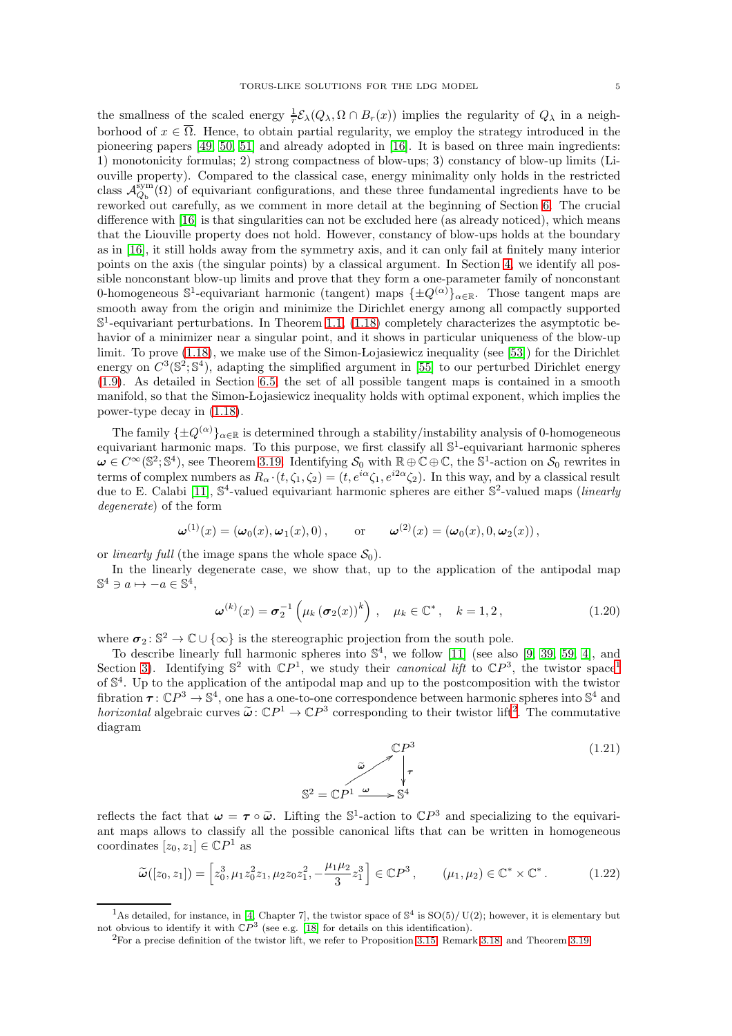the smallness of the scaled energy $\frac{1}{r}\mathcal{E}_\lambda(Q_\lambda, \Omega \cap B_r(x))$ implies the regularity of $Q_\lambda$ in a neighborhood of $x \in \overline{\Omega}$. Hence, to obtain partial regularity, we employ the strategy introduced in the pioneering papers [49, 50, 51] and already adopted in [16]. It is based on three main ingredients: 1) monotonicity formulas; 2) strong compactness of blow-ups; 3) constancy of blow-up limits (Liouville property). Compared to the classical case, energy minimality only holds in the restricted class $\mathcal{A}^{\rm sym}_{Q_{\rm b}}(\Omega)$ of equivariant configurations, and these three fundamental ingredients have to be reworked out carefully, as we comment in more detail at the beginning of Section 6. The crucial difference with [16] is that singularities can not be excluded here (as already noticed), which means that the Liouville property does not hold. However, constancy of blow-ups holds at the boundary as in [16], it still holds away from the symmetry axis, and it can only fail at finitely many interior points on the axis (the singular points) by a classical argument. In Section 4, we identify all possible nonconstant blow-up limits and prove that they form a one-parameter family of nonconstant 0-homogeneous $\mathbb{S}^1$-equivariant harmonic (tangent) maps $\{\pm Q^{(\alpha)}\}_{\alpha\in\mathbb{R}}$. Those tangent maps are smooth away from the origin and minimize the Dirichlet energy among all compactly supported $\mathbb{S}^1$-equivariant perturbations. In Theorem 1.1, (1.18) completely characterizes the asymptotic behavior of a minimizer near a singular point, and it shows in particular uniqueness of the blow-up limit. To prove (1.18), we make use of the Simon-Łojasiewicz inequality (see [53]) for the Dirichlet energy on $C^3(\mathbb{S}^2;\mathbb{S}^4)$, adapting the simplified argument in [55] to our perturbed Dirichlet energy (1.9). As detailed in Section 6.5, the set of all possible tangent maps is contained in a smooth manifold, so that the Simon-Łojasiewicz inequality holds with optimal exponent, which implies the power-type decay in (1.18).

The family $\{\pm Q^{(\alpha)}\}_{\alpha\in\mathbb{R}}$ is determined through a stability/instability analysis of 0-homogeneous equivariant harmonic maps. To this purpose, we first classify all $\mathbb{S}^1$-equivariant harmonic spheres $\boldsymbol{\omega} \in C^\infty(\mathbb{S}^2;\mathbb{S}^4)$, see Theorem 3.19. Identifying $\mathcal{S}_0$ with $\mathbb{R}\oplus\mathbb{C}\oplus\mathbb{C}$, the $\mathbb{S}^1$-action on $\mathcal{S}_0$ rewrites in terms of complex numbers as $R_\alpha\cdot(t,\zeta_1,\zeta_2) = (t, e^{i\alpha}\zeta_1, e^{i2\alpha}\zeta_2)$. In this way, and by a classical result due to E. Calabi [11], $\mathbb{S}^4$-valued equivariant harmonic spheres are either $\mathbb{S}^2$-valued maps (*linearly degenerate*) of the form

$$\boldsymbol{\omega}^{(1)}(x) = (\boldsymbol{\omega}_0(x), \boldsymbol{\omega}_1(x), 0)\,, \qquad \text{or} \qquad \boldsymbol{\omega}^{(2)}(x) = (\boldsymbol{\omega}_0(x), 0, \boldsymbol{\omega}_2(x))\,,$$

or *linearly full* (the image spans the whole space $\mathcal{S}_0$).

In the linearly degenerate case, we show that, up to the application of the antipodal map $\mathbb{S}^4 \ni a \mapsto -a \in \mathbb{S}^4$,

$$\boldsymbol{\omega}^{(k)}(x) = \boldsymbol{\sigma}_2^{-1}\left(\mu_k\left(\boldsymbol{\sigma}_2(x)\right)^k\right)\,, \quad \mu_k \in \mathbb{C}^*\,, \quad k = 1, 2\,, \tag{1.20}$$

where $\boldsymbol{\sigma}_2 \colon \mathbb{S}^2 \to \mathbb{C}\cup\{\infty\}$ is the stereographic projection from the south pole.

To describe linearly full harmonic spheres into $\mathbb{S}^4$, we follow [11] (see also [9, 39, 59, 4], and Section 3). Identifying $\mathbb{S}^2$ with $\mathbb{C}P^1$, we study their *canonical lift* to $\mathbb{C}P^3$, the twistor space[1] of $\mathbb{S}^4$. Up to the application of the antipodal map and up to the postcomposition with the twistor fibration $\boldsymbol{\tau}\colon \mathbb{C}P^3 \to \mathbb{S}^4$, one has a one-to-one correspondence between harmonic spheres into $\mathbb{S}^4$ and *horizontal* algebraic curves $\widetilde{\boldsymbol{\omega}}\colon \mathbb{C}P^1 \to \mathbb{C}P^3$ corresponding to their twistor lift[2]. The commutative diagram

$$\begin{array}{ccc} & & \mathbb{C}P^3 \\ & \overset{\widetilde{\boldsymbol{\omega}}}{\nearrow} & \big\downarrow \boldsymbol{\tau} \\ \mathbb{S}^2 = \mathbb{C}P^1 & \xrightarrow{\ \boldsymbol{\omega}\ } & \mathbb{S}^4 \end{array} \tag{1.21}$$

reflects the fact that $\boldsymbol{\omega} = \boldsymbol{\tau}\circ\widetilde{\boldsymbol{\omega}}$. Lifting the $\mathbb{S}^1$-action to $\mathbb{C}P^3$ and specializing to the equivariant maps allows to classify all the possible canonical lifts that can be written in homogeneous coordinates $[z_0, z_1] \in \mathbb{C}P^1$ as

$$\widetilde{\boldsymbol{\omega}}([z_0,z_1]) = \left[z_0^3, \mu_1 z_0^2 z_1, \mu_2 z_0 z_1^2, -\frac{\mu_1\mu_2}{3} z_1^3\right] \in \mathbb{C}P^3\,, \qquad (\mu_1,\mu_2) \in \mathbb{C}^*\times\mathbb{C}^*\,. \tag{1.22}$$

---

[1] As detailed, for instance, in [4, Chapter 7], the twistor space of $\mathbb{S}^4$ is $\mathrm{SO}(5)/\,\mathrm{U}(2)$; however, it is elementary but not obvious to identify it with $\mathbb{C}P^3$ (see e.g. [18] for details on this identification).

[2] For a precise definition of the twistor lift, we refer to Proposition 3.15, Remark 3.18, and Theorem 3.19.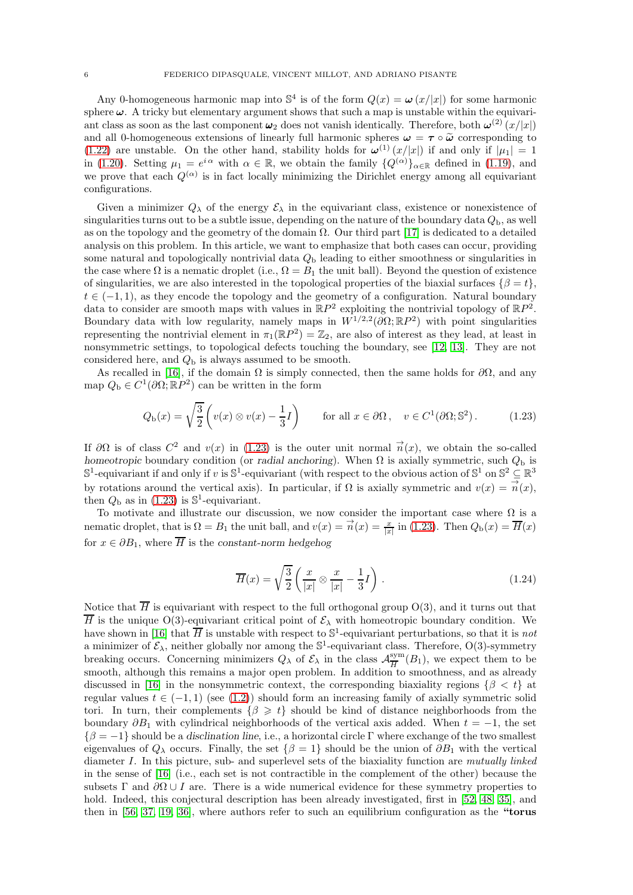Any 0-homogeneous harmonic map into $\mathbb{S}^4$ is of the form $Q(x) = \boldsymbol{\omega}(x/|x|)$ for some harmonic sphere $\boldsymbol{\omega}$. A tricky but elementary argument shows that such a map is unstable within the equivariant class as soon as the last component $\boldsymbol{\omega}_2$ does not vanish identically. Therefore, both $\boldsymbol{\omega}^{(2)}(x/|x|)$ and all 0-homogeneous extensions of linearly full harmonic spheres $\boldsymbol{\omega} = \boldsymbol{\tau} \circ \widetilde{\boldsymbol{\omega}}$ corresponding to (1.22) are unstable. On the other hand, stability holds for $\boldsymbol{\omega}^{(1)}(x/|x|)$ if and only if $|\mu_1| = 1$ in (1.20). Setting $\mu_1 = e^{i\alpha}$ with $\alpha \in \mathbb{R}$, we obtain the family $\{Q^{(\alpha)}\}_{\alpha\in\mathbb{R}}$ defined in (1.19), and we prove that each $Q^{(\alpha)}$ is in fact locally minimizing the Dirichlet energy among all equivariant configurations.

Given a minimizer $Q_\lambda$ of the energy $\mathcal{E}_\lambda$ in the equivariant class, existence or nonexistence of singularities turns out to be a subtle issue, depending on the nature of the boundary data $Q_{\rm b}$, as well as on the topology and the geometry of the domain $\Omega$. Our third part [17] is dedicated to a detailed analysis on this problem. In this article, we want to emphasize that both cases can occur, providing some natural and topologically nontrivial data $Q_{\rm b}$ leading to either smoothness or singularities in the case where $\Omega$ is a nematic droplet (i.e., $\Omega = B_1$ the unit ball). Beyond the question of existence of singularities, we are also interested in the topological properties of the biaxial surfaces $\{\beta = t\}$, $t \in (-1, 1)$, as they encode the topology and the geometry of a configuration. Natural boundary data to consider are smooth maps with values in $\mathbb{R}P^2$ exploiting the nontrivial topology of $\mathbb{R}P^2$. Boundary data with low regularity, namely maps in $W^{1/2,2}(\partial\Omega; \mathbb{R}P^2)$ with point singularities representing the nontrivial element in $\pi_1(\mathbb{R}P^2) = \mathbb{Z}_2$, are also of interest as they lead, at least in nonsymmetric settings, to topological defects touching the boundary, see [12, 13]. They are not considered here, and $Q_{\rm b}$ is always assumed to be smooth.

As recalled in [16], if the domain $\Omega$ is simply connected, then the same holds for $\partial\Omega$, and any map $Q_{\rm b} \in C^1(\partial\Omega; \mathbb{R}P^2)$ can be written in the form

$$
Q_{\rm b}(x) = \sqrt{\frac{3}{2}}\left(v(x) \otimes v(x) - \frac{1}{3}I\right) \qquad \text{for all } x \in \partial\Omega\,, \quad v \in C^1(\partial\Omega; \mathbb{S}^2)\,. \tag{1.23}
$$

If $\partial\Omega$ is of class $C^2$ and $v(x)$ in (1.23) is the outer unit normal $\vec{n}(x)$, we obtain the so-called *homeotropic* boundary condition (or *radial anchoring*). When $\Omega$ is axially symmetric, such $Q_{\rm b}$ is $\mathbb{S}^1$-equivariant if and only if $v$ is $\mathbb{S}^1$-equivariant (with respect to the obvious action of $\mathbb{S}^1$ on $\mathbb{S}^2 \subseteq \mathbb{R}^3$ by rotations around the vertical axis). In particular, if $\Omega$ is axially symmetric and $v(x) = \vec{n}(x)$, then $Q_{\rm b}$ as in (1.23) is $\mathbb{S}^1$-equivariant.

To motivate and illustrate our discussion, we now consider the important case where $\Omega$ is a nematic droplet, that is $\Omega = B_1$ the unit ball, and $v(x) = \vec{n}(x) = \frac{x}{|x|}$ in (1.23). Then $Q_{\rm b}(x) = \overline{H}(x)$ for $x \in \partial B_1$, where $\overline{H}$ is the *constant-norm hedgehog*

$$
\overline{H}(x) = \sqrt{\frac{3}{2}}\left(\frac{x}{|x|} \otimes \frac{x}{|x|} - \frac{1}{3}I\right)\,. \tag{1.24}
$$

Notice that $\overline{H}$ is equivariant with respect to the full orthogonal group $\mathrm{O}(3)$, and it turns out that $\overline{H}$ is the unique $\mathrm{O}(3)$-equivariant critical point of $\mathcal{E}_\lambda$ with homeotropic boundary condition. We have shown in [16] that $\overline{H}$ is unstable with respect to $\mathbb{S}^1$-equivariant perturbations, so that it is *not* a minimizer of $\mathcal{E}_\lambda$, neither globally nor among the $\mathbb{S}^1$-equivariant class. Therefore, $\mathrm{O}(3)$-symmetry breaking occurs. Concerning minimizers $Q_\lambda$ of $\mathcal{E}_\lambda$ in the class $\mathcal{A}^{\rm sym}_{\overline{H}}(B_1)$, we expect them to be smooth, although this remains a major open problem. In addition to smoothness, and as already discussed in [16] in the nonsymmetric context, the corresponding biaxiality regions $\{\beta < t\}$ at regular values $t \in (-1, 1)$ (see (1.2)) should form an increasing family of axially symmetric solid tori. In turn, their complements $\{\beta \geqslant t\}$ should be kind of distance neighborhoods from the boundary $\partial B_1$ with cylindrical neighborhoods of the vertical axis added. When $t = -1$, the set $\{\beta = -1\}$ should be a *disclination line*, i.e., a horizontal circle $\Gamma$ where exchange of the two smallest eigenvalues of $Q_\lambda$ occurs. Finally, the set $\{\beta = 1\}$ should be the union of $\partial B_1$ with the vertical diameter $I$. In this picture, sub- and superlevel sets of the biaxiality function are *mutually linked* in the sense of [16] (i.e., each set is not contractible in the complement of the other) because the subsets $\Gamma$ and $\partial\Omega \cup I$ are. There is a wide numerical evidence for these symmetry properties to hold. Indeed, this conjectural description has been already investigated, first in [52, 48, 35], and then in [56, 37, 19, 36], where authors refer to such an equilibrium configuration as the **"torus**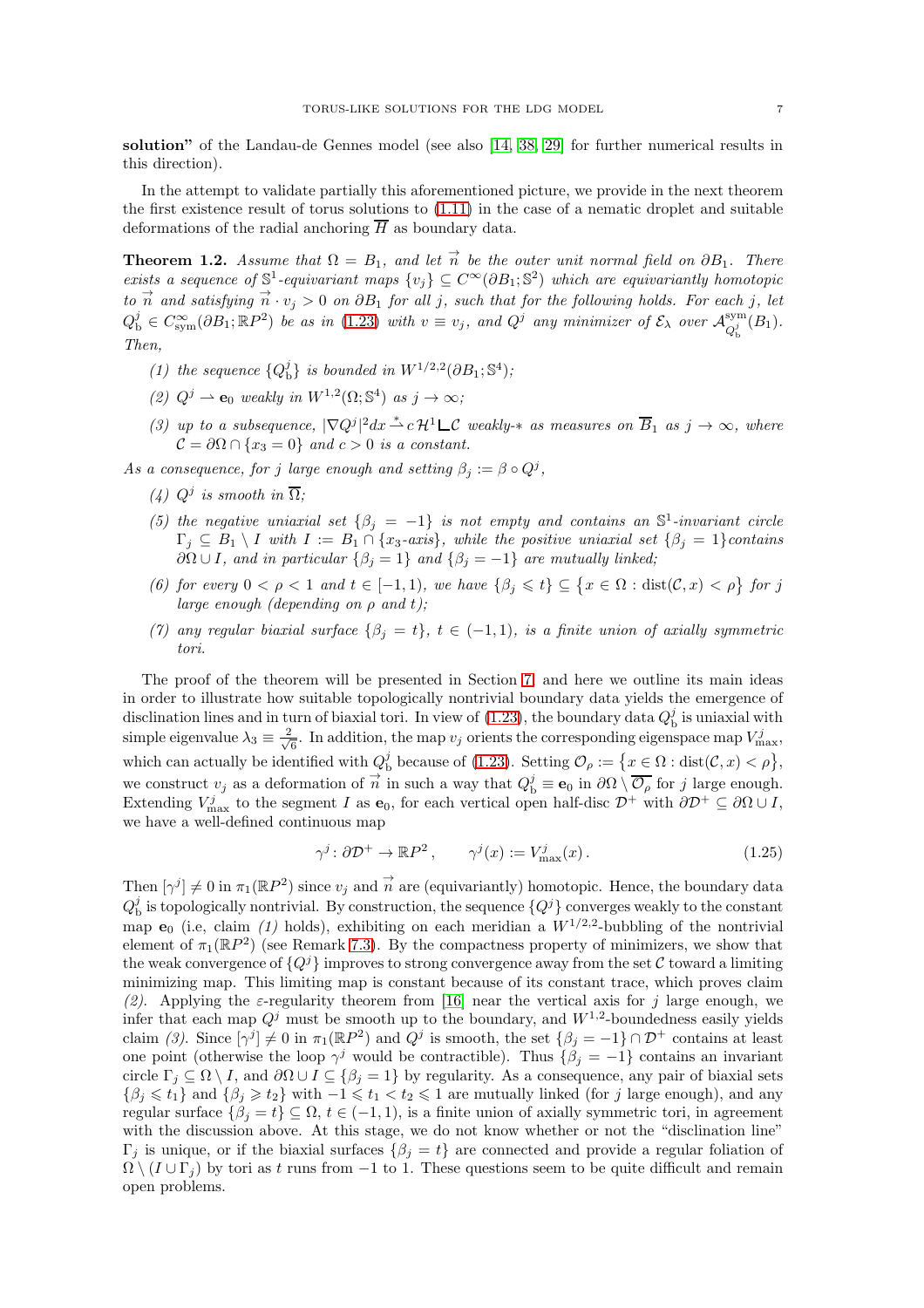**solution"** of the Landau-de Gennes model (see also [14, 38, 29] for further numerical results in this direction).

In the attempt to validate partially this aforementioned picture, we provide in the next theorem the first existence result of torus solutions to (1.11) in the case of a nematic droplet and suitable deformations of the radial anchoring $\overline{H}$ as boundary data.

**Theorem 1.2.** *Assume that $\Omega = B_1$, and let $\vec{n}$ be the outer unit normal field on $\partial B_1$. There exists a sequence of $\mathbb{S}^1$-equivariant maps $\{v_j\} \subseteq C^\infty(\partial B_1; \mathbb{S}^2)$ which are equivariantly homotopic to $\vec{n}$ and satisfying $\vec{n} \cdot v_j > 0$ on $\partial B_1$ for all $j$, such that for the following holds. For each $j$, let $Q_{\rm b}^j \in C^\infty_{\rm sym}(\partial B_1; \mathbb{R}P^2)$ be as in (1.23) with $v \equiv v_j$, and $Q^j$ any minimizer of $\mathcal{E}_\lambda$ over $\mathcal{A}^{\rm sym}_{Q_{\rm b}^j}(B_1)$. Then,*

1. *the sequence $\{Q_{\rm b}^j\}$ is bounded in $W^{1/2,2}(\partial B_1; \mathbb{S}^4)$;*
2. *$Q^j \rightharpoonup \mathbf{e}_0$ weakly in $W^{1,2}(\Omega; \mathbb{S}^4)$ as $j \to \infty$;*
3. *up to a subsequence, $|\nabla Q^j|^2 dx \overset{*}{\rightharpoonup} c\,\mathcal{H}^1 \llcorner \mathcal{C}$ weakly-$*$ as measures on $\overline{B}_1$ as $j \to \infty$, where $\mathcal{C} = \partial\Omega \cap \{x_3 = 0\}$ and $c > 0$ is a constant.*

*As a consequence, for $j$ large enough and setting $\beta_j := \beta \circ Q^j$,*

4. *$Q^j$ is smooth in $\overline{\Omega}$;*
5. *the negative uniaxial set $\{\beta_j = -1\}$ is not empty and contains an $\mathbb{S}^1$-invariant circle $\Gamma_j \subseteq B_1 \setminus I$ with $I := B_1 \cap \{x_3\text{-axis}\}$, while the positive uniaxial set $\{\beta_j = 1\}$ contains $\partial\Omega \cup I$, and in particular $\{\beta_j = 1\}$ and $\{\beta_j = -1\}$ are mutually linked;*
6. *for every $0 < \rho < 1$ and $t \in [-1, 1)$, we have $\{\beta_j \leqslant t\} \subseteq \{x \in \Omega : \mathrm{dist}(\mathcal{C}, x) < \rho\}$ for $j$ large enough (depending on $\rho$ and $t$);*
7. *any regular biaxial surface $\{\beta_j = t\}$, $t \in (-1, 1)$, is a finite union of axially symmetric tori.*

The proof of the theorem will be presented in Section 7, and here we outline its main ideas in order to illustrate how suitable topologically nontrivial boundary data yields the emergence of disclination lines and in turn of biaxial tori. In view of (1.23), the boundary data $Q_{\rm b}^j$ is uniaxial with simple eigenvalue $\lambda_3 \equiv \frac{2}{\sqrt{6}}$. In addition, the map $v_j$ orients the corresponding eigenspace map $V^j_{\max}$, which can actually be identified with $Q_{\rm b}^j$ because of (1.23). Setting $\mathcal{O}_\rho := \{x \in \Omega : \mathrm{dist}(\mathcal{C}, x) < \rho\}$, we construct $v_j$ as a deformation of $\vec{n}$ in such a way that $Q_{\rm b}^j \equiv \mathbf{e}_0$ in $\partial\Omega \setminus \overline{\mathcal{O}_\rho}$ for $j$ large enough. Extending $V^j_{\max}$ to the segment $I$ as $\mathbf{e}_0$, for each vertical open half-disc $\mathcal{D}^+$ with $\partial\mathcal{D}^+ \subseteq \partial\Omega \cup I$, we have a well-defined continuous map

$$\gamma^j \colon \partial\mathcal{D}^+ \to \mathbb{R}P^2\,, \qquad \gamma^j(x) := V^j_{\max}(x)\,. \tag{1.25}$$

Then $[\gamma^j] \neq 0$ in $\pi_1(\mathbb{R}P^2)$ since $v_j$ and $\vec{n}$ are (equivariantly) homotopic. Hence, the boundary data $Q_{\rm b}^j$ is topologically nontrivial. By construction, the sequence $\{Q^j\}$ converges weakly to the constant map $\mathbf{e}_0$ (i.e, claim *(1)* holds), exhibiting on each meridian a $W^{1/2,2}$-bubbling of the nontrivial element of $\pi_1(\mathbb{R}P^2)$ (see Remark 7.3). By the compactness property of minimizers, we show that the weak convergence of $\{Q^j\}$ improves to strong convergence away from the set $\mathcal{C}$ toward a limiting minimizing map. This limiting map is constant because of its constant trace, which proves claim *(2)*. Applying the $\varepsilon$-regularity theorem from [16] near the vertical axis for $j$ large enough, we infer that each map $Q^j$ must be smooth up to the boundary, and $W^{1,2}$-boundedness easily yields claim *(3)*. Since $[\gamma^j] \neq 0$ in $\pi_1(\mathbb{R}P^2)$ and $Q^j$ is smooth, the set $\{\beta_j = -1\} \cap \mathcal{D}^+$ contains at least one point (otherwise the loop $\gamma^j$ would be contractible). Thus $\{\beta_j = -1\}$ contains an invariant circle $\Gamma_j \subseteq \Omega \setminus I$, and $\partial\Omega \cup I \subseteq \{\beta_j = 1\}$ by regularity. As a consequence, any pair of biaxial sets $\{\beta_j \leqslant t_1\}$ and $\{\beta_j \geqslant t_2\}$ with $-1 \leqslant t_1 < t_2 \leqslant 1$ are mutually linked (for $j$ large enough), and any regular surface $\{\beta_j = t\} \subseteq \Omega$, $t \in (-1, 1)$, is a finite union of axially symmetric tori, in agreement with the discussion above. At this stage, we do not know whether or not the "disclination line" $\Gamma_j$ is unique, or if the biaxial surfaces $\{\beta_j = t\}$ are connected and provide a regular foliation of $\Omega \setminus (I \cup \Gamma_j)$ by tori as $t$ runs from $-1$ to $1$. These questions seem to be quite difficult and remain open problems.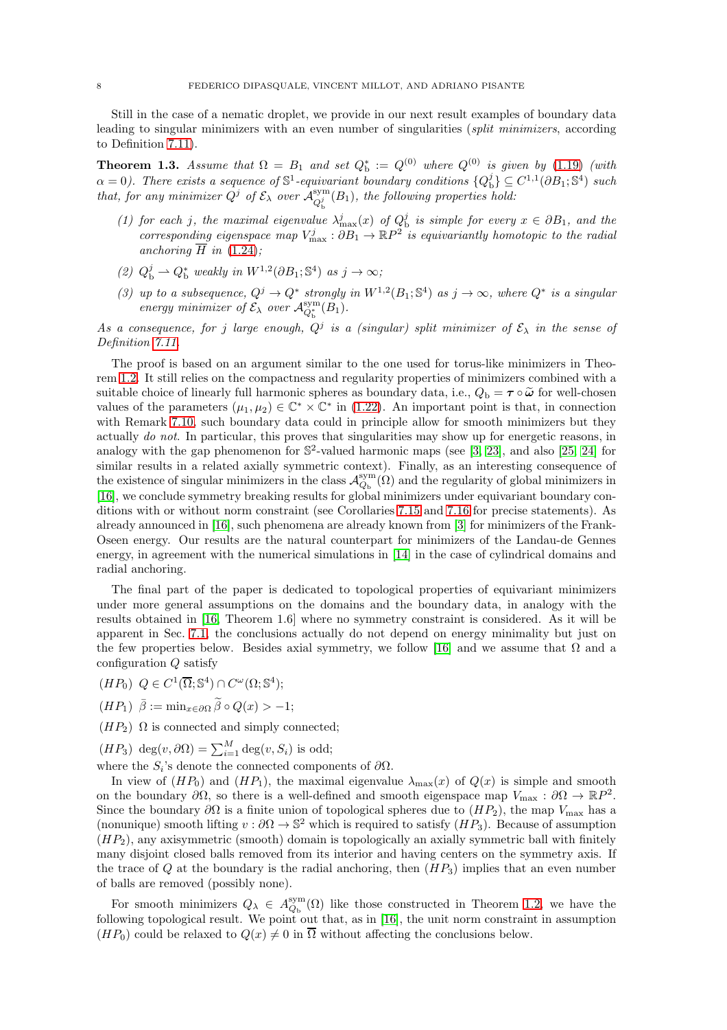Still in the case of a nematic droplet, we provide in our next result examples of boundary data leading to singular minimizers with an even number of singularities (*split minimizers*, according to Definition 7.11).

**Theorem 1.3.** *Assume that $\Omega = B_1$ and set $Q_{\mathrm{b}}^* := Q^{(0)}$ where $Q^{(0)}$ is given by (1.19) (with $\alpha = 0$). There exists a sequence of $\mathbb{S}^1$-equivariant boundary conditions $\{Q_{\mathrm{b}}^j\} \subseteq C^{1,1}(\partial B_1; \mathbb{S}^4)$ such that, for any minimizer $Q^j$ of $\mathcal{E}_\lambda$ over $\mathcal{A}^{\mathrm{sym}}_{Q_{\mathrm{b}}^j}(B_1)$, the following properties hold:*

*(1) for each $j$, the maximal eigenvalue $\lambda^j_{\max}(x)$ of $Q^j_{\mathrm{b}}$ is simple for every $x \in \partial B_1$, and the corresponding eigenspace map $V^j_{\max} : \partial B_1 \to \mathbb{R}P^2$ is equivariantly homotopic to the radial anchoring $\overline{H}$ in (1.24);*

*(2) $Q^j_{\mathrm{b}} \rightharpoonup Q^*_{\mathrm{b}}$ weakly in $W^{1,2}(\partial B_1; \mathbb{S}^4)$ as $j \to \infty$;*

*(3) up to a subsequence, $Q^j \to Q^*$ strongly in $W^{1,2}(B_1; \mathbb{S}^4)$ as $j \to \infty$, where $Q^*$ is a singular energy minimizer of $\mathcal{E}_\lambda$ over $\mathcal{A}^{\mathrm{sym}}_{Q^*_{\mathrm{b}}}(B_1)$.*

*As a consequence, for $j$ large enough, $Q^j$ is a (singular) split minimizer of $\mathcal{E}_\lambda$ in the sense of Definition 7.11.*

The proof is based on an argument similar to the one used for torus-like minimizers in Theorem 1.2. It still relies on the compactness and regularity properties of minimizers combined with a suitable choice of linearly full harmonic spheres as boundary data, i.e., $Q_{\mathrm{b}} = \boldsymbol{\tau} \circ \widetilde{\boldsymbol{\omega}}$ for well-chosen values of the parameters $(\mu_1, \mu_2) \in \mathbb{C}^* \times \mathbb{C}^*$ in (1.22). An important point is that, in connection with Remark 7.10, such boundary data could in principle allow for smooth minimizers but they actually *do not*. In particular, this proves that singularities may show up for energetic reasons, in analogy with the gap phenomenon for $\mathbb{S}^2$-valued harmonic maps (see [3, 23], and also [25, 24] for similar results in a related axially symmetric context). Finally, as an interesting consequence of the existence of singular minimizers in the class $\mathcal{A}^{\mathrm{sym}}_{Q_{\mathrm{b}}}(\Omega)$ and the regularity of global minimizers in [16], we conclude symmetry breaking results for global minimizers under equivariant boundary conditions with or without norm constraint (see Corollaries 7.15 and 7.16 for precise statements). As already announced in [16], such phenomena are already known from [3] for minimizers of the Frank-Oseen energy. Our results are the natural counterpart for minimizers of the Landau-de Gennes energy, in agreement with the numerical simulations in [14] in the case of cylindrical domains and radial anchoring.

The final part of the paper is dedicated to topological properties of equivariant minimizers under more general assumptions on the domains and the boundary data, in analogy with the results obtained in [16, Theorem 1.6] where no symmetry constraint is considered. As it will be apparent in Sec. 7.1, the conclusions actually do not depend on energy minimality but just on the few properties below. Besides axial symmetry, we follow [16] and we assume that $\Omega$ and a configuration $Q$ satisfy

$(HP_0)$ $Q \in C^1(\overline{\Omega}; \mathbb{S}^4) \cap C^\omega(\Omega; \mathbb{S}^4)$;

$(HP_1)$ $\bar{\beta} := \min_{x \in \partial\Omega} \widetilde{\beta} \circ Q(x) > -1$;

$(HP_2)$ $\Omega$ is connected and simply connected;

$(HP_3)$ $\deg(v, \partial\Omega) = \sum_{i=1}^M \deg(v, S_i)$ is odd;

where the $S_i$'s denote the connected components of $\partial\Omega$.

In view of $(HP_0)$ and $(HP_1)$, the maximal eigenvalue $\lambda_{\max}(x)$ of $Q(x)$ is simple and smooth on the boundary $\partial\Omega$, so there is a well-defined and smooth eigenspace map $V_{\max} : \partial\Omega \to \mathbb{R}P^2$. Since the boundary $\partial\Omega$ is a finite union of topological spheres due to $(HP_2)$, the map $V_{\max}$ has a (nonunique) smooth lifting $v : \partial\Omega \to \mathbb{S}^2$ which is required to satisfy $(HP_3)$. Because of assumption $(HP_2)$, any axisymmetric (smooth) domain is topologically an axially symmetric ball with finitely many disjoint closed balls removed from its interior and having centers on the symmetry axis. If the trace of $Q$ at the boundary is the radial anchoring, then $(HP_3)$ implies that an even number of balls are removed (possibly none).

For smooth minimizers $Q_\lambda \in A^{\mathrm{sym}}_{Q_{\mathrm{b}}}(\Omega)$ like those constructed in Theorem 1.2, we have the following topological result. We point out that, as in [16], the unit norm constraint in assumption $(HP_0)$ could be relaxed to $Q(x) \neq 0$ in $\overline{\Omega}$ without affecting the conclusions below.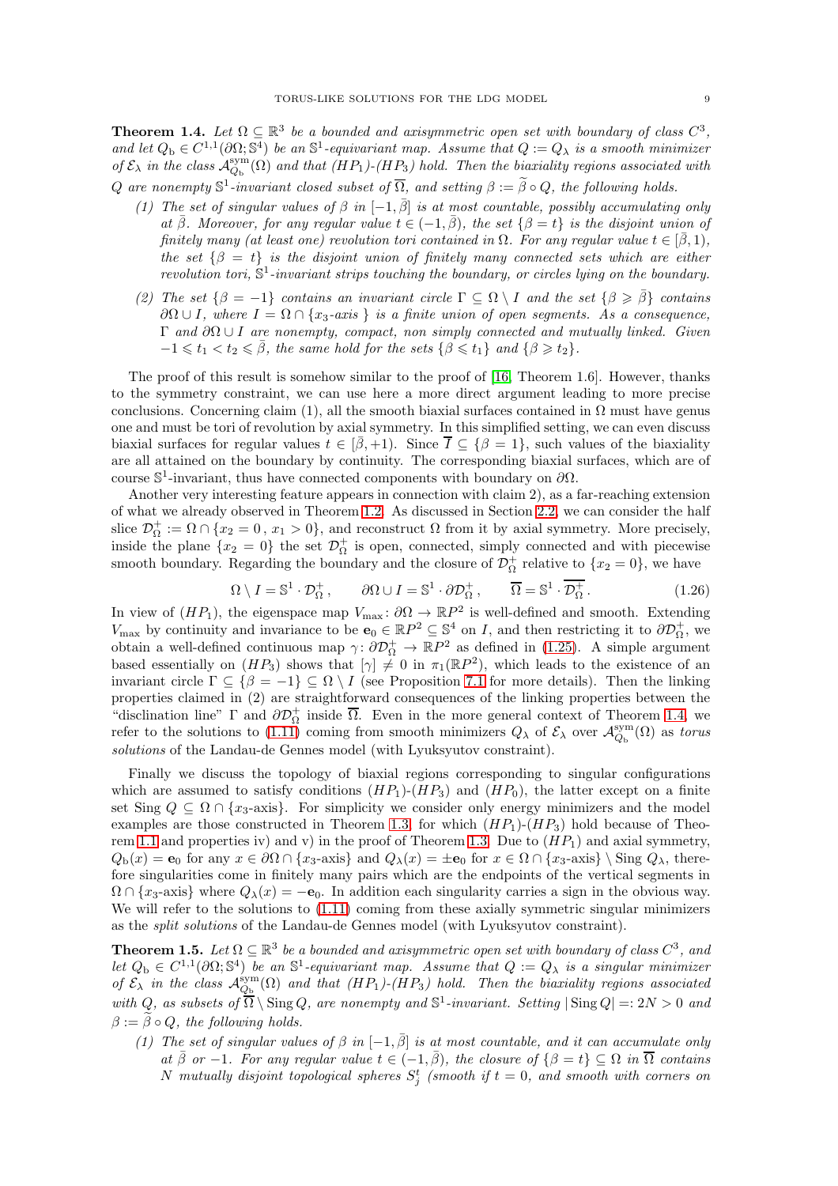**Theorem 1.4.** *Let $\Omega \subseteq \mathbb{R}^3$ be a bounded and axisymmetric open set with boundary of class $C^3$, and let $Q_{\rm b} \in C^{1,1}(\partial\Omega; \mathbb{S}^4)$ be an $\mathbb{S}^1$-equivariant map. Assume that $Q := Q_\lambda$ is a smooth minimizer of $\mathcal{E}_\lambda$ in the class $\mathcal{A}^{\rm sym}_{Q_{\rm b}}(\Omega)$ and that $(HP_1)$-$(HP_3)$ hold. Then the biaxiality regions associated with $Q$ are nonempty $\mathbb{S}^1$-invariant closed subset of $\overline{\Omega}$, and setting $\beta := \widetilde{\beta} \circ Q$, the following holds.*

*(1) The set of singular values of $\beta$ in $[-1, \bar{\beta}]$ is at most countable, possibly accumulating only at $\bar{\beta}$. Moreover, for any regular value $t \in (-1, \bar{\beta})$, the set $\{\beta = t\}$ is the disjoint union of finitely many (at least one) revolution tori contained in $\Omega$. For any regular value $t \in [\bar{\beta}, 1)$, the set $\{\beta = t\}$ is the disjoint union of finitely many connected sets which are either revolution tori, $\mathbb{S}^1$-invariant strips touching the boundary, or circles lying on the boundary.*

*(2) The set $\{\beta = -1\}$ contains an invariant circle $\Gamma \subseteq \Omega \setminus I$ and the set $\{\beta \geqslant \bar{\beta}\}$ contains $\partial\Omega \cup I$, where $I = \Omega \cap \{x_3\text{-axis}\}$ is a finite union of open segments. As a consequence, $\Gamma$ and $\partial\Omega \cup I$ are nonempty, compact, non simply connected and mutually linked. Given $-1 \leqslant t_1 < t_2 \leqslant \bar{\beta}$, the same hold for the sets $\{\beta \leqslant t_1\}$ and $\{\beta \geqslant t_2\}$.*

The proof of this result is somehow similar to the proof of [16, Theorem 1.6]. However, thanks to the symmetry constraint, we can use here a more direct argument leading to more precise conclusions. Concerning claim (1), all the smooth biaxial surfaces contained in $\Omega$ must have genus one and must be tori of revolution by axial symmetry. In this simplified setting, we can even discuss biaxial surfaces for regular values $t \in [\bar{\beta}, +1)$. Since $\overline{I} \subseteq \{\beta = 1\}$, such values of the biaxiality are all attained on the boundary by continuity. The corresponding biaxial surfaces, which are of course $\mathbb{S}^1$-invariant, thus have connected components with boundary on $\partial\Omega$.

Another very interesting feature appears in connection with claim 2), as a far-reaching extension of what we already observed in Theorem 1.2. As discussed in Section 2.2, we can consider the half slice $\mathcal{D}^+_\Omega := \Omega \cap \{x_2 = 0\,,\, x_1 > 0\}$, and reconstruct $\Omega$ from it by axial symmetry. More precisely, inside the plane $\{x_2 = 0\}$ the set $\mathcal{D}^+_\Omega$ is open, connected, simply connected and with piecewise smooth boundary. Regarding the boundary and the closure of $\mathcal{D}^+_\Omega$ relative to $\{x_2 = 0\}$, we have

$$\Omega \setminus I = \mathbb{S}^1 \cdot \mathcal{D}^+_\Omega\,, \qquad \partial\Omega \cup I = \mathbb{S}^1 \cdot \partial\mathcal{D}^+_\Omega\,, \qquad \overline{\Omega} = \mathbb{S}^1 \cdot \overline{\mathcal{D}^+_\Omega}\,. \tag{1.26}$$

In view of $(HP_1)$, the eigenspace map $V_{\max}\colon \partial\Omega \to \mathbb{R}P^2$ is well-defined and smooth. Extending $V_{\max}$ by continuity and invariance to be $\mathbf{e}_0 \in \mathbb{R}P^2 \subseteq \mathbb{S}^4$ on $I$, and then restricting it to $\partial\mathcal{D}^+_\Omega$, we obtain a well-defined continuous map $\gamma\colon \partial\mathcal{D}^+_\Omega \to \mathbb{R}P^2$ as defined in (1.25). A simple argument based essentially on $(HP_3)$ shows that $[\gamma] \neq 0$ in $\pi_1(\mathbb{R}P^2)$, which leads to the existence of an invariant circle $\Gamma \subseteq \{\beta = -1\} \subseteq \Omega \setminus I$ (see Proposition 7.1 for more details). Then the linking properties claimed in (2) are straightforward consequences of the linking properties between the "disclination line" $\Gamma$ and $\partial\mathcal{D}^+_\Omega$ inside $\overline{\Omega}$. Even in the more general context of Theorem 1.4, we refer to the solutions to (1.11) coming from smooth minimizers $Q_\lambda$ of $\mathcal{E}_\lambda$ over $\mathcal{A}^{\rm sym}_{Q_{\rm b}}(\Omega)$ as *torus solutions* of the Landau-de Gennes model (with Lyuksyutov constraint).

Finally we discuss the topology of biaxial regions corresponding to singular configurations which are assumed to satisfy conditions $(HP_1)$-$(HP_3)$ and $(HP_0)$, the latter except on a finite set $\operatorname{Sing} Q \subseteq \Omega \cap \{x_3\text{-axis}\}$. For simplicity we consider only energy minimizers and the model examples are those constructed in Theorem 1.3, for which $(HP_1)$-$(HP_3)$ hold because of Theorem 1.1 and properties iv) and v) in the proof of Theorem 1.3. Due to $(HP_1)$ and axial symmetry, $Q_{\rm b}(x) = \mathbf{e}_0$ for any $x \in \partial\Omega \cap \{x_3\text{-axis}\}$ and $Q_\lambda(x) = \pm\mathbf{e}_0$ for $x \in \Omega \cap \{x_3\text{-axis}\} \setminus \operatorname{Sing} Q_\lambda$, therefore singularities come in finitely many pairs which are the endpoints of the vertical segments in $\Omega \cap \{x_3\text{-axis}\}$ where $Q_\lambda(x) = -\mathbf{e}_0$. In addition each singularity carries a sign in the obvious way. We will refer to the solutions to (1.11) coming from these axially symmetric singular minimizers as the *split solutions* of the Landau-de Gennes model (with Lyuksyutov constraint).

**Theorem 1.5.** *Let $\Omega \subseteq \mathbb{R}^3$ be a bounded and axisymmetric open set with boundary of class $C^3$, and let $Q_{\rm b} \in C^{1,1}(\partial\Omega; \mathbb{S}^4)$ be an $\mathbb{S}^1$-equivariant map. Assume that $Q := Q_\lambda$ is a singular minimizer of $\mathcal{E}_\lambda$ in the class $\mathcal{A}^{\rm sym}_{Q_{\rm b}}(\Omega)$ and that $(HP_1)$-$(HP_3)$ hold. Then the biaxiality regions associated with $Q$, as subsets of $\overline{\Omega} \setminus \operatorname{Sing} Q$, are nonempty and $\mathbb{S}^1$-invariant. Setting $|\operatorname{Sing} Q| =: 2N > 0$ and $\beta := \widetilde{\beta} \circ Q$, the following holds.*

*(1) The set of singular values of $\beta$ in $[-1, \bar{\beta}]$ is at most countable, and it can accumulate only at $\bar{\beta}$ or $-1$. For any regular value $t \in (-1, \bar{\beta})$, the closure of $\{\beta = t\} \subseteq \Omega$ in $\overline{\Omega}$ contains $N$ mutually disjoint topological spheres $S^t_j$ (smooth if $t = 0$, and smooth with corners on*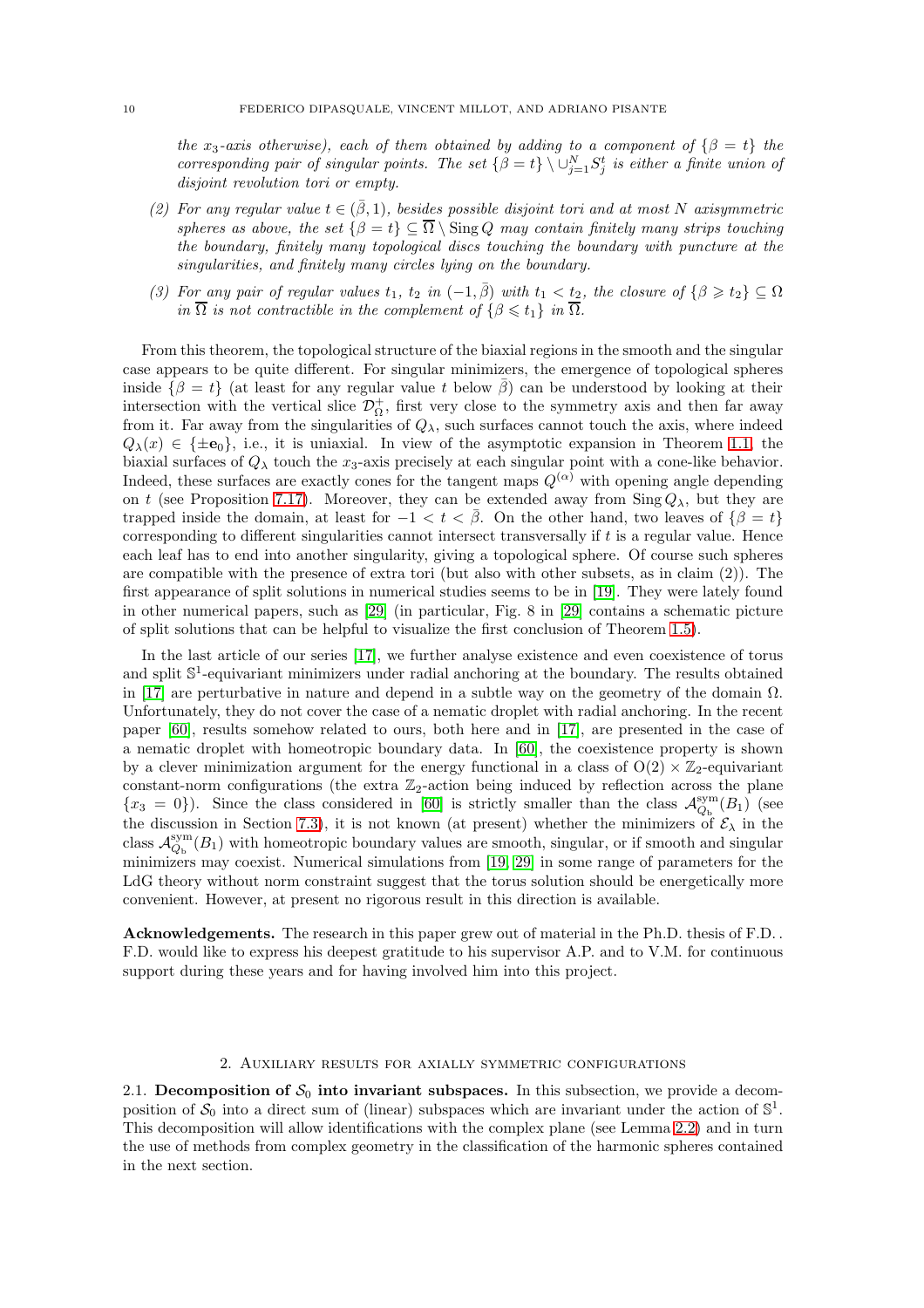*the $x_3$-axis otherwise), each of them obtained by adding to a component of $\{\beta = t\}$ the corresponding pair of singular points. The set $\{\beta = t\} \setminus \cup_{j=1}^N S_j^t$ is either a finite union of disjoint revolution tori or empty.*

(2) *For any regular value $t \in (\bar\beta, 1)$, besides possible disjoint tori and at most $N$ axisymmetric spheres as above, the set $\{\beta = t\} \subseteq \overline{\Omega} \setminus \mathrm{Sing}\, Q$ may contain finitely many strips touching the boundary, finitely many topological discs touching the boundary with puncture at the singularities, and finitely many circles lying on the boundary.*

(3) *For any pair of regular values $t_1$, $t_2$ in $(-1, \bar\beta)$ with $t_1 < t_2$, the closure of $\{\beta \geqslant t_2\} \subseteq \Omega$ in $\overline{\Omega}$ is not contractible in the complement of $\{\beta \leqslant t_1\}$ in $\overline{\Omega}$.*

From this theorem, the topological structure of the biaxial regions in the smooth and the singular case appears to be quite different. For singular minimizers, the emergence of topological spheres inside $\{\beta = t\}$ (at least for any regular value $t$ below $\bar\beta$) can be understood by looking at their intersection with the vertical slice $\mathcal{D}^+_\Omega$, first very close to the symmetry axis and then far away from it. Far away from the singularities of $Q_\lambda$, such surfaces cannot touch the axis, where indeed $Q_\lambda(x) \in \{\pm \mathbf{e}_0\}$, i.e., it is uniaxial. In view of the asymptotic expansion in Theorem 1.1, the biaxial surfaces of $Q_\lambda$ touch the $x_3$-axis precisely at each singular point with a cone-like behavior. Indeed, these surfaces are exactly cones for the tangent maps $Q^{(\alpha)}$ with opening angle depending on $t$ (see Proposition 7.17). Moreover, they can be extended away from $\mathrm{Sing}\, Q_\lambda$, but they are trapped inside the domain, at least for $-1 < t < \bar\beta$. On the other hand, two leaves of $\{\beta = t\}$ corresponding to different singularities cannot intersect transversally if $t$ is a regular value. Hence each leaf has to end into another singularity, giving a topological sphere. Of course such spheres are compatible with the presence of extra tori (but also with other subsets, as in claim (2)). The first appearance of split solutions in numerical studies seems to be in [19]. They were lately found in other numerical papers, such as [29] (in particular, Fig. 8 in [29] contains a schematic picture of split solutions that can be helpful to visualize the first conclusion of Theorem 1.5).

In the last article of our series [17], we further analyse existence and even coexistence of torus and split $\mathbb{S}^1$-equivariant minimizers under radial anchoring at the boundary. The results obtained in [17] are perturbative in nature and depend in a subtle way on the geometry of the domain $\Omega$. Unfortunately, they do not cover the case of a nematic droplet with radial anchoring. In the recent paper [60], results somehow related to ours, both here and in [17], are presented in the case of a nematic droplet with homeotropic boundary data. In [60], the coexistence property is shown by a clever minimization argument for the energy functional in a class of $\mathrm{O}(2) \times \mathbb{Z}_2$-equivariant constant-norm configurations (the extra $\mathbb{Z}_2$-action being induced by reflection across the plane $\{x_3 = 0\}$). Since the class considered in [60] is strictly smaller than the class $\mathcal{A}^{\mathrm{sym}}_{Q_{\mathrm{b}}}(B_1)$ (see the discussion in Section 7.3), it is not known (at present) whether the minimizers of $\mathcal{E}_\lambda$ in the class $\mathcal{A}^{\mathrm{sym}}_{Q_{\mathrm{b}}}(B_1)$ with homeotropic boundary values are smooth, singular, or if smooth and singular minimizers may coexist. Numerical simulations from [19, 29] in some range of parameters for the LdG theory without norm constraint suggest that the torus solution should be energetically more convenient. However, at present no rigorous result in this direction is available.

**Acknowledgements.** The research in this paper grew out of material in the Ph.D. thesis of F.D. . F.D. would like to express his deepest gratitude to his supervisor A.P. and to V.M. for continuous support during these years and for having involved him into this project.

## 2. Auxiliary results for axially symmetric configurations

### 2.1. Decomposition of $\mathcal{S}_0$ into invariant subspaces.

In this subsection, we provide a decomposition of $\mathcal{S}_0$ into a direct sum of (linear) subspaces which are invariant under the action of $\mathbb{S}^1$. This decomposition will allow identifications with the complex plane (see Lemma 2.2) and in turn the use of methods from complex geometry in the classification of the harmonic spheres contained in the next section.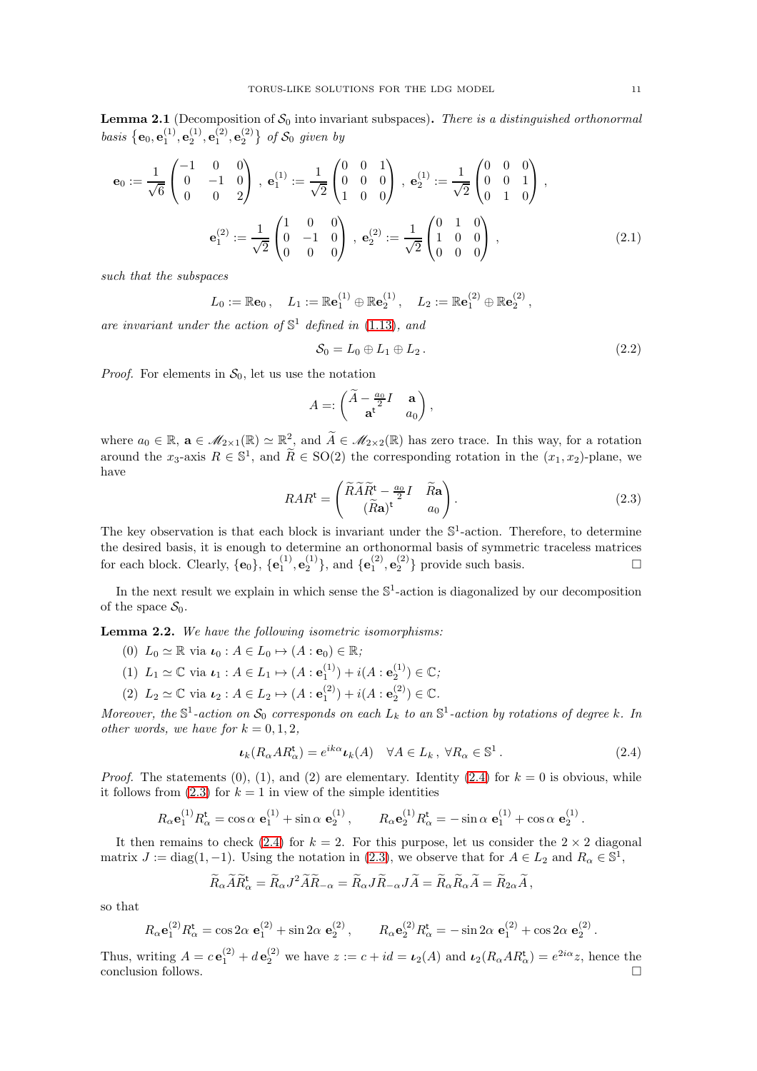**Lemma 2.1** (Decomposition of $\mathcal{S}_0$ into invariant subspaces)**.** *There is a distinguished orthonormal basis* $\{\mathbf{e}_0, \mathbf{e}_1^{(1)}, \mathbf{e}_2^{(1)}, \mathbf{e}_1^{(2)}, \mathbf{e}_2^{(2)}\}$ *of* $\mathcal{S}_0$ *given by*

$$\mathbf{e}_0 := \frac{1}{\sqrt{6}}\begin{pmatrix} -1 & 0 & 0 \\ 0 & -1 & 0 \\ 0 & 0 & 2 \end{pmatrix}, \ \mathbf{e}_1^{(1)} := \frac{1}{\sqrt{2}}\begin{pmatrix} 0 & 0 & 1 \\ 0 & 0 & 0 \\ 1 & 0 & 0 \end{pmatrix}, \ \mathbf{e}_2^{(1)} := \frac{1}{\sqrt{2}}\begin{pmatrix} 0 & 0 & 0 \\ 0 & 0 & 1 \\ 0 & 1 & 0 \end{pmatrix},$$

$$\mathbf{e}_1^{(2)} := \frac{1}{\sqrt{2}}\begin{pmatrix} 1 & 0 & 0 \\ 0 & -1 & 0 \\ 0 & 0 & 0 \end{pmatrix}, \ \mathbf{e}_2^{(2)} := \frac{1}{\sqrt{2}}\begin{pmatrix} 0 & 1 & 0 \\ 1 & 0 & 0 \\ 0 & 0 & 0 \end{pmatrix}, \tag{2.1}$$

*such that the subspaces*

$$L_0 := \mathbb{R}\mathbf{e}_0, \quad L_1 := \mathbb{R}\mathbf{e}_1^{(1)} \oplus \mathbb{R}\mathbf{e}_2^{(1)}, \quad L_2 := \mathbb{R}\mathbf{e}_1^{(2)} \oplus \mathbb{R}\mathbf{e}_2^{(2)},$$

*are invariant under the action of* $\mathbb{S}^1$ *defined in* (1.13)*, and*

$$\mathcal{S}_0 = L_0 \oplus L_1 \oplus L_2. \tag{2.2}$$

*Proof.* For elements in $\mathcal{S}_0$, let us use the notation

$$A =: \begin{pmatrix} \widetilde{A} - \frac{a_0}{2}I & \mathbf{a} \\ \mathbf{a}^{\mathrm{t}} & a_0 \end{pmatrix},$$

where $a_0 \in \mathbb{R}$, $\mathbf{a} \in \mathscr{M}_{2\times 1}(\mathbb{R}) \simeq \mathbb{R}^2$, and $\widetilde{A} \in \mathscr{M}_{2\times 2}(\mathbb{R})$ has zero trace. In this way, for a rotation around the $x_3$-axis $R \in \mathbb{S}^1$, and $\widetilde{R} \in \mathrm{SO}(2)$ the corresponding rotation in the $(x_1, x_2)$-plane, we have

$$RAR^{\mathrm{t}} = \begin{pmatrix} \widetilde{R}\widetilde{A}\widetilde{R}^{\mathrm{t}} - \frac{a_0}{2}I & \widetilde{R}\mathbf{a} \\ (\widetilde{R}\mathbf{a})^{\mathrm{t}} & a_0 \end{pmatrix}. \tag{2.3}$$

The key observation is that each block is invariant under the $\mathbb{S}^1$-action. Therefore, to determine the desired basis, it is enough to determine an orthonormal basis of symmetric traceless matrices for each block. Clearly, $\{\mathbf{e}_0\}$, $\{\mathbf{e}_1^{(1)}, \mathbf{e}_2^{(1)}\}$, and $\{\mathbf{e}_1^{(2)}, \mathbf{e}_2^{(2)}\}$ provide such basis. $\square$

In the next result we explain in which sense the $\mathbb{S}^1$-action is diagonalized by our decomposition of the space $\mathcal{S}_0$.

**Lemma 2.2.** *We have the following isometric isomorphisms:*

(0) $L_0 \simeq \mathbb{R}$ via $\boldsymbol{\iota}_0 : A \in L_0 \mapsto (A : \mathbf{e}_0) \in \mathbb{R}$*;*

(1) $L_1 \simeq \mathbb{C}$ via $\boldsymbol{\iota}_1 : A \in L_1 \mapsto (A : \mathbf{e}_1^{(1)}) + i(A : \mathbf{e}_2^{(1)}) \in \mathbb{C}$*;*

(2) $L_2 \simeq \mathbb{C}$ via $\boldsymbol{\iota}_2 : A \in L_2 \mapsto (A : \mathbf{e}_1^{(2)}) + i(A : \mathbf{e}_2^{(2)}) \in \mathbb{C}$.

*Moreover, the* $\mathbb{S}^1$*-action on* $\mathcal{S}_0$ *corresponds on each* $L_k$ *to an* $\mathbb{S}^1$*-action by rotations of degree* $k$*. In other words, we have for* $k = 0, 1, 2$,

$$\boldsymbol{\iota}_k(R_\alpha A R_\alpha^{\mathrm{t}}) = e^{ik\alpha}\boldsymbol{\iota}_k(A) \quad \forall A \in L_k, \ \forall R_\alpha \in \mathbb{S}^1. \tag{2.4}$$

*Proof.* The statements (0), (1), and (2) are elementary. Identity (2.4) for $k = 0$ is obvious, while it follows from (2.3) for $k = 1$ in view of the simple identities

$$R_\alpha \mathbf{e}_1^{(1)} R_\alpha^{\mathrm{t}} = \cos\alpha \ \mathbf{e}_1^{(1)} + \sin\alpha \ \mathbf{e}_2^{(1)}, \qquad R_\alpha \mathbf{e}_2^{(1)} R_\alpha^{\mathrm{t}} = -\sin\alpha \ \mathbf{e}_1^{(1)} + \cos\alpha \ \mathbf{e}_2^{(1)}.$$

It then remains to check (2.4) for $k = 2$. For this purpose, let us consider the $2 \times 2$ diagonal matrix $J := \mathrm{diag}(1, -1)$. Using the notation in (2.3), we observe that for $A \in L_2$ and $R_\alpha \in \mathbb{S}^1$,

$$\widetilde{R}_\alpha \widetilde{A} \widetilde{R}_\alpha^{\mathrm{t}} = \widetilde{R}_\alpha J^2 \widetilde{A} \widetilde{R}_{-\alpha} = \widetilde{R}_\alpha J \widetilde{R}_{-\alpha} J \widetilde{A} = \widetilde{R}_\alpha \widetilde{R}_\alpha \widetilde{A} = \widetilde{R}_{2\alpha}\widetilde{A},$$

so that

$$R_\alpha \mathbf{e}_1^{(2)} R_\alpha^{\mathrm{t}} = \cos 2\alpha \ \mathbf{e}_1^{(2)} + \sin 2\alpha \ \mathbf{e}_2^{(2)}, \qquad R_\alpha \mathbf{e}_2^{(2)} R_\alpha^{\mathrm{t}} = -\sin 2\alpha \ \mathbf{e}_1^{(2)} + \cos 2\alpha \ \mathbf{e}_2^{(2)}.$$

Thus, writing $A = c\,\mathbf{e}_1^{(2)} + d\,\mathbf{e}_2^{(2)}$ we have $z := c + id = \boldsymbol{\iota}_2(A)$ and $\boldsymbol{\iota}_2(R_\alpha A R_\alpha^{\mathrm{t}}) = e^{2i\alpha}z$, hence the conclusion follows. $\square$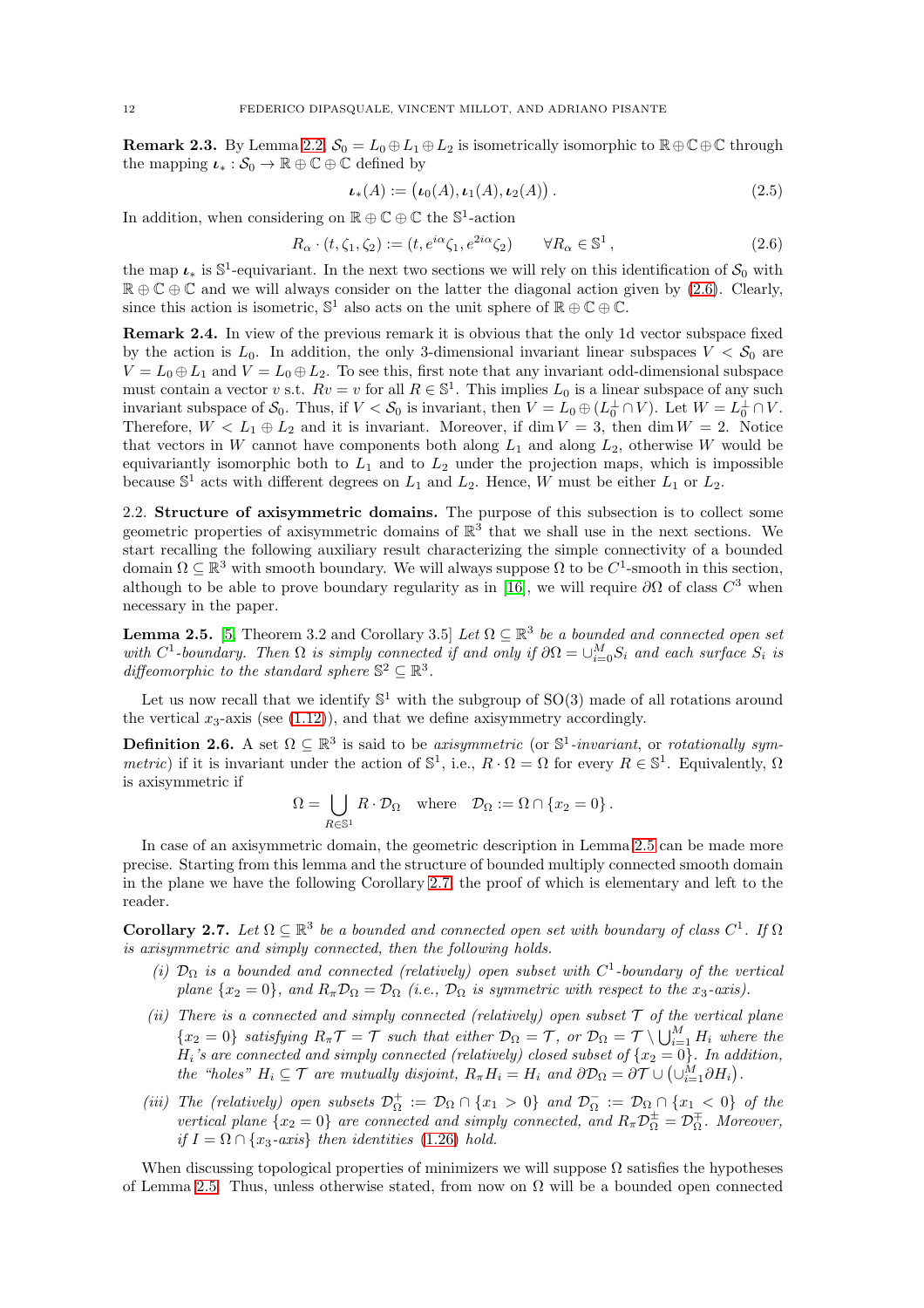**Remark 2.3.** By Lemma 2.2, $\mathcal{S}_0 = L_0 \oplus L_1 \oplus L_2$ is isometrically isomorphic to $\mathbb{R} \oplus \mathbb{C} \oplus \mathbb{C}$ through the mapping $\boldsymbol{\iota}_* : \mathcal{S}_0 \to \mathbb{R} \oplus \mathbb{C} \oplus \mathbb{C}$ defined by

$$\boldsymbol{\iota}_*(A) := \big(\boldsymbol{\iota}_0(A), \boldsymbol{\iota}_1(A), \boldsymbol{\iota}_2(A)\big) \,. \tag{2.5}$$

In addition, when considering on $\mathbb{R} \oplus \mathbb{C} \oplus \mathbb{C}$ the $\mathbb{S}^1$-action

$$R_\alpha \cdot (t, \zeta_1, \zeta_2) := (t, e^{i\alpha}\zeta_1, e^{2i\alpha}\zeta_2) \qquad \forall R_\alpha \in \mathbb{S}^1 \,, \tag{2.6}$$

the map $\boldsymbol{\iota}_*$ is $\mathbb{S}^1$-equivariant. In the next two sections we will rely on this identification of $\mathcal{S}_0$ with $\mathbb{R} \oplus \mathbb{C} \oplus \mathbb{C}$ and we will always consider on the latter the diagonal action given by (2.6). Clearly, since this action is isometric, $\mathbb{S}^1$ also acts on the unit sphere of $\mathbb{R} \oplus \mathbb{C} \oplus \mathbb{C}$.

**Remark 2.4.** In view of the previous remark it is obvious that the only 1d vector subspace fixed by the action is $L_0$. In addition, the only 3-dimensional invariant linear subspaces $V < \mathcal{S}_0$ are $V = L_0 \oplus L_1$ and $V = L_0 \oplus L_2$. To see this, first note that any invariant odd-dimensional subspace must contain a vector $v$ s.t. $Rv = v$ for all $R \in \mathbb{S}^1$. This implies $L_0$ is a linear subspace of any such invariant subspace of $\mathcal{S}_0$. Thus, if $V < \mathcal{S}_0$ is invariant, then $V = L_0 \oplus (L_0^\perp \cap V)$. Let $W = L_0^\perp \cap V$. Therefore, $W < L_1 \oplus L_2$ and it is invariant. Moreover, if $\dim V = 3$, then $\dim W = 2$. Notice that vectors in $W$ cannot have components both along $L_1$ and along $L_2$, otherwise $W$ would be equivariantly isomorphic both to $L_1$ and to $L_2$ under the projection maps, which is impossible because $\mathbb{S}^1$ acts with different degrees on $L_1$ and $L_2$. Hence, $W$ must be either $L_1$ or $L_2$.

## 2.2. Structure of axisymmetric domains.

The purpose of this subsection is to collect some geometric properties of axisymmetric domains of $\mathbb{R}^3$ that we shall use in the next sections. We start recalling the following auxiliary result characterizing the simple connectivity of a bounded domain $\Omega \subseteq \mathbb{R}^3$ with smooth boundary. We will always suppose $\Omega$ to be $C^1$-smooth in this section, although to be able to prove boundary regularity as in [16], we will require $\partial\Omega$ of class $C^3$ when necessary in the paper.

**Lemma 2.5.** [5, Theorem 3.2 and Corollary 3.5] *Let $\Omega \subseteq \mathbb{R}^3$ be a bounded and connected open set with $C^1$-boundary. Then $\Omega$ is simply connected if and only if $\partial\Omega = \cup_{i=0}^M S_i$ and each surface $S_i$ is diffeomorphic to the standard sphere $\mathbb{S}^2 \subseteq \mathbb{R}^3$.*

Let us now recall that we identify $\mathbb{S}^1$ with the subgroup of $\mathrm{SO}(3)$ made of all rotations around the vertical $x_3$-axis (see (1.12)), and that we define axisymmetry accordingly.

**Definition 2.6.** A set $\Omega \subseteq \mathbb{R}^3$ is said to be *axisymmetric* (or *$\mathbb{S}^1$-invariant*, or *rotationally symmetric*) if it is invariant under the action of $\mathbb{S}^1$, i.e., $R \cdot \Omega = \Omega$ for every $R \in \mathbb{S}^1$. Equivalently, $\Omega$ is axisymmetric if

$$\Omega = \bigcup_{R \in \mathbb{S}^1} R \cdot \mathcal{D}_\Omega \quad \text{where} \quad \mathcal{D}_\Omega := \Omega \cap \{x_2 = 0\} \,.$$

In case of an axisymmetric domain, the geometric description in Lemma 2.5 can be made more precise. Starting from this lemma and the structure of bounded multiply connected smooth domain in the plane we have the following Corollary 2.7, the proof of which is elementary and left to the reader.

**Corollary 2.7.** *Let $\Omega \subseteq \mathbb{R}^3$ be a bounded and connected open set with boundary of class $C^1$. If $\Omega$ is axisymmetric and simply connected, then the following holds.*

*(i) $\mathcal{D}_\Omega$ is a bounded and connected (relatively) open subset with $C^1$-boundary of the vertical plane $\{x_2 = 0\}$, and $R_\pi \mathcal{D}_\Omega = \mathcal{D}_\Omega$ (i.e., $\mathcal{D}_\Omega$ is symmetric with respect to the $x_3$-axis).*

*(ii) There is a connected and simply connected (relatively) open subset $\mathcal{T}$ of the vertical plane $\{x_2 = 0\}$ satisfying $R_\pi \mathcal{T} = \mathcal{T}$ such that either $\mathcal{D}_\Omega = \mathcal{T}$, or $\mathcal{D}_\Omega = \mathcal{T} \setminus \bigcup_{i=1}^M H_i$ where the $H_i$'s are connected and simply connected (relatively) closed subset of $\{x_2 = 0\}$. In addition, the "holes" $H_i \subseteq \mathcal{T}$ are mutually disjoint, $R_\pi H_i = H_i$ and $\partial\mathcal{D}_\Omega = \partial\mathcal{T} \cup \big(\cup_{i=1}^M \partial H_i\big)$.*

*(iii) The (relatively) open subsets $\mathcal{D}_\Omega^+ := \mathcal{D}_\Omega \cap \{x_1 > 0\}$ and $\mathcal{D}_\Omega^- := \mathcal{D}_\Omega \cap \{x_1 < 0\}$ of the vertical plane $\{x_2 = 0\}$ are connected and simply connected, and $R_\pi \mathcal{D}_\Omega^\pm = \mathcal{D}_\Omega^\mp$. Moreover, if $I = \Omega \cap \{x_3\text{-axis}\}$ then identities (1.26) hold.*

When discussing topological properties of minimizers we will suppose $\Omega$ satisfies the hypotheses of Lemma 2.5. Thus, unless otherwise stated, from now on $\Omega$ will be a bounded open connected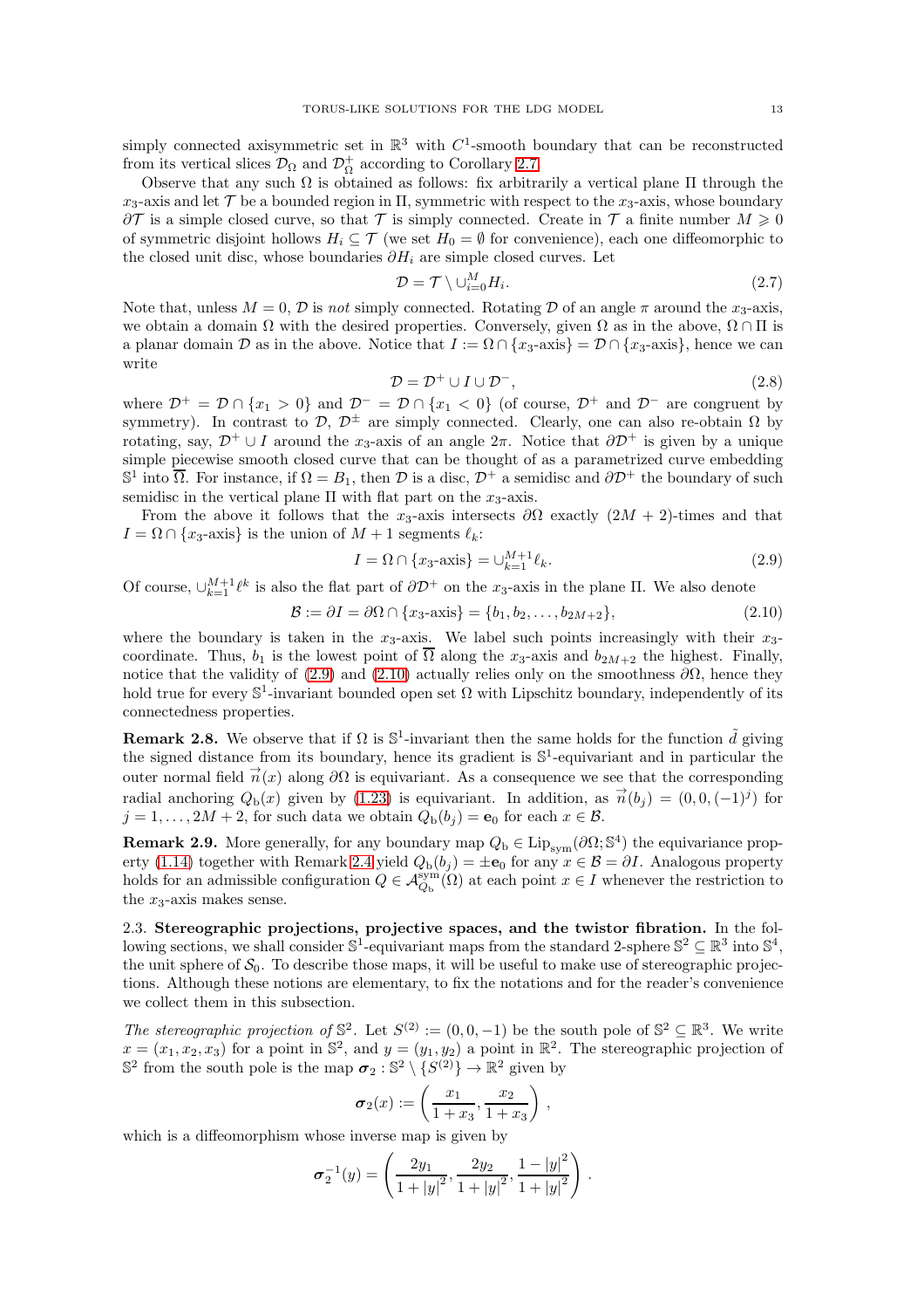simply connected axisymmetric set in $\mathbb{R}^3$ with $C^1$-smooth boundary that can be reconstructed from its vertical slices $\mathcal{D}_\Omega$ and $\mathcal{D}^+_\Omega$ according to Corollary 2.7.

Observe that any such $\Omega$ is obtained as follows: fix arbitrarily a vertical plane $\Pi$ through the $x_3$-axis and let $\mathcal{T}$ be a bounded region in $\Pi$, symmetric with respect to the $x_3$-axis, whose boundary $\partial\mathcal{T}$ is a simple closed curve, so that $\mathcal{T}$ is simply connected. Create in $\mathcal{T}$ a finite number $M \geqslant 0$ of symmetric disjoint hollows $H_i \subseteq \mathcal{T}$ (we set $H_0 = \emptyset$ for convenience), each one diffeomorphic to the closed unit disc, whose boundaries $\partial H_i$ are simple closed curves. Let

$$\mathcal{D} = \mathcal{T} \setminus \cup_{i=0}^{M} H_i. \tag{2.7}$$

Note that, unless $M = 0$, $\mathcal{D}$ is *not* simply connected. Rotating $\mathcal{D}$ of an angle $\pi$ around the $x_3$-axis, we obtain a domain $\Omega$ with the desired properties. Conversely, given $\Omega$ as in the above, $\Omega \cap \Pi$ is a planar domain $\mathcal{D}$ as in the above. Notice that $I := \Omega \cap \{x_3\text{-axis}\} = \mathcal{D} \cap \{x_3\text{-axis}\}$, hence we can write

$$\mathcal{D} = \mathcal{D}^+ \cup I \cup \mathcal{D}^-, \tag{2.8}$$

where $\mathcal{D}^+ = \mathcal{D} \cap \{x_1 > 0\}$ and $\mathcal{D}^- = \mathcal{D} \cap \{x_1 < 0\}$ (of course, $\mathcal{D}^+$ and $\mathcal{D}^-$ are congruent by symmetry). In contrast to $\mathcal{D}$, $\mathcal{D}^\pm$ are simply connected. Clearly, one can also re-obtain $\Omega$ by rotating, say, $\mathcal{D}^+ \cup I$ around the $x_3$-axis of an angle $2\pi$. Notice that $\partial\mathcal{D}^+$ is given by a unique simple piecewise smooth closed curve that can be thought of as a parametrized curve embedding $\mathbb{S}^1$ into $\overline{\Omega}$. For instance, if $\Omega = B_1$, then $\mathcal{D}$ is a disc, $\mathcal{D}^+$ a semidisc and $\partial\mathcal{D}^+$ the boundary of such semidisc in the vertical plane $\Pi$ with flat part on the $x_3$-axis.

From the above it follows that the $x_3$-axis intersects $\partial\Omega$ exactly $(2M + 2)$-times and that $I = \Omega \cap \{x_3\text{-axis}\}$ is the union of $M + 1$ segments $\ell_k$:

$$I = \Omega \cap \{x_3\text{-axis}\} = \cup_{k=1}^{M+1} \ell_k. \tag{2.9}$$

Of course, $\cup_{k=1}^{M+1} \ell^k$ is also the flat part of $\partial\mathcal{D}^+$ on the $x_3$-axis in the plane $\Pi$. We also denote

$$\mathcal{B} := \partial I = \partial\Omega \cap \{x_3\text{-axis}\} = \{b_1, b_2, \dots, b_{2M+2}\}, \tag{2.10}$$

where the boundary is taken in the $x_3$-axis. We label such points increasingly with their $x_3$-coordinate. Thus, $b_1$ is the lowest point of $\overline{\Omega}$ along the $x_3$-axis and $b_{2M+2}$ the highest. Finally, notice that the validity of (2.9) and (2.10) actually relies only on the smoothness $\partial\Omega$, hence they hold true for every $\mathbb{S}^1$-invariant bounded open set $\Omega$ with Lipschitz boundary, independently of its connectedness properties.

**Remark 2.8.** We observe that if $\Omega$ is $\mathbb{S}^1$-invariant then the same holds for the function $\tilde{d}$ giving the signed distance from its boundary, hence its gradient is $\mathbb{S}^1$-equivariant and in particular the outer normal field $\vec{n}(x)$ along $\partial\Omega$ is equivariant. As a consequence we see that the corresponding radial anchoring $Q_{\rm b}(x)$ given by (1.23) is equivariant. In addition, as $\vec{n}(b_j) = (0, 0, (-1)^j)$ for $j = 1, \dots, 2M + 2$, for such data we obtain $Q_{\rm b}(b_j) = \mathbf{e}_0$ for each $x \in \mathcal{B}$.

**Remark 2.9.** More generally, for any boundary map $Q_{\rm b} \in \mathrm{Lip}_{\rm sym}(\partial\Omega; \mathbb{S}^4)$ the equivariance property (1.14) together with Remark 2.4 yield $Q_{\rm b}(b_j) = \pm\mathbf{e}_0$ for any $x \in \mathcal{B} = \partial I$. Analogous property holds for an admissible configuration $Q \in \mathcal{A}^{\rm sym}_{Q_{\rm b}}(\Omega)$ at each point $x \in I$ whenever the restriction to the $x_3$-axis makes sense.

### 2.3. Stereographic projections, projective spaces, and the twistor fibration.

In the following sections, we shall consider $\mathbb{S}^1$-equivariant maps from the standard 2-sphere $\mathbb{S}^2 \subseteq \mathbb{R}^3$ into $\mathbb{S}^4$, the unit sphere of $\mathcal{S}_0$. To describe those maps, it will be useful to make use of stereographic projections. Although these notions are elementary, to fix the notations and for the reader's convenience we collect them in this subsection.

*The stereographic projection of* $\mathbb{S}^2$. Let $S^{(2)} := (0, 0, -1)$ be the south pole of $\mathbb{S}^2 \subseteq \mathbb{R}^3$. We write $x = (x_1, x_2, x_3)$ for a point in $\mathbb{S}^2$, and $y = (y_1, y_2)$ a point in $\mathbb{R}^2$. The stereographic projection of $\mathbb{S}^2$ from the south pole is the map $\boldsymbol{\sigma}_2 : \mathbb{S}^2 \setminus \{S^{(2)}\} \to \mathbb{R}^2$ given by

$$\boldsymbol{\sigma}_2(x) := \left( \frac{x_1}{1 + x_3}, \frac{x_2}{1 + x_3} \right),$$

which is a diffeomorphism whose inverse map is given by

$$\boldsymbol{\sigma}_2^{-1}(y) = \left( \frac{2y_1}{1 + |y|^2}, \frac{2y_2}{1 + |y|^2}, \frac{1 - |y|^2}{1 + |y|^2} \right).$$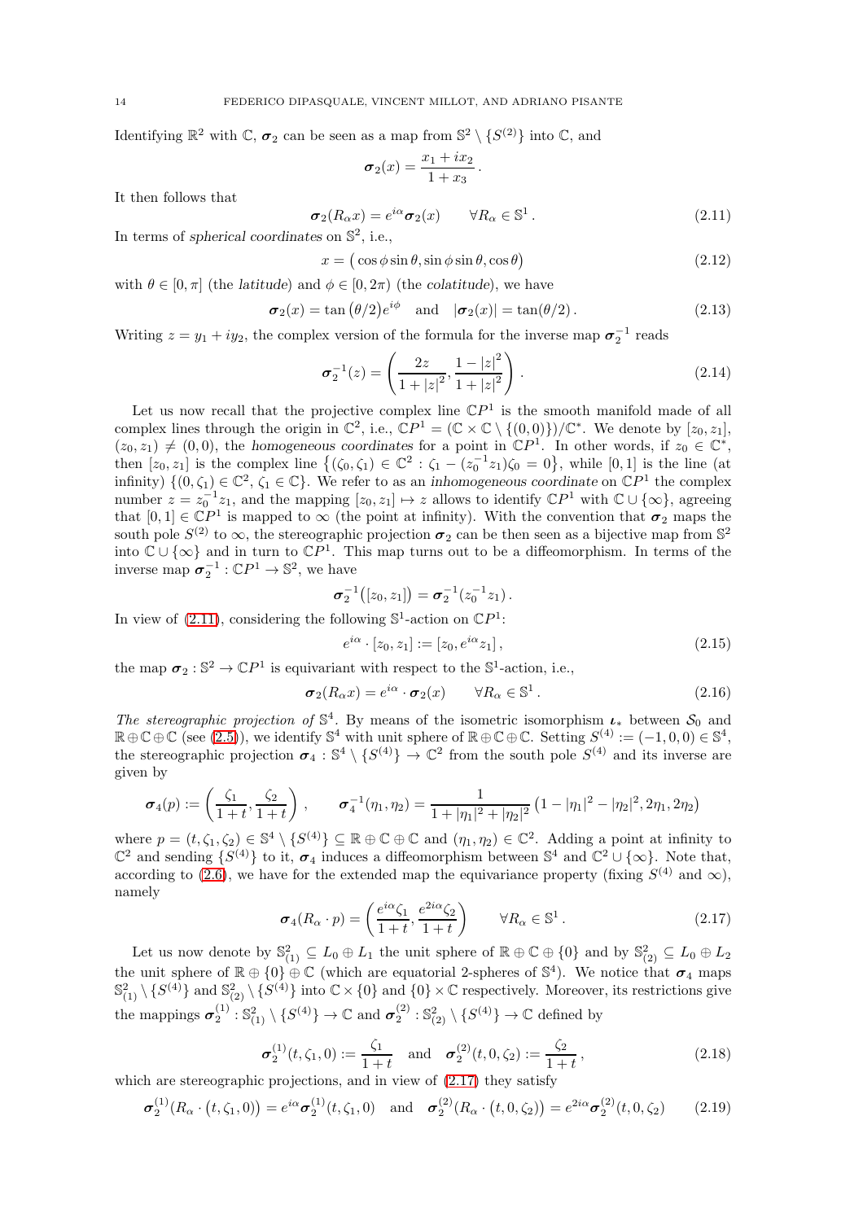Identifying $\mathbb{R}^2$ with $\mathbb{C}$, $\boldsymbol{\sigma}_2$ can be seen as a map from $\mathbb{S}^2 \setminus \{S^{(2)}\}$ into $\mathbb{C}$, and

$$\boldsymbol{\sigma}_2(x) = \frac{x_1 + ix_2}{1 + x_3}\,.$$

It then follows that

$$\boldsymbol{\sigma}_2(R_\alpha x) = e^{i\alpha}\boldsymbol{\sigma}_2(x) \qquad \forall R_\alpha \in \mathbb{S}^1\,. \tag{2.11}$$

In terms of *spherical coordinates* on $\mathbb{S}^2$, i.e.,

$$x = \big(\cos\phi \sin\theta, \sin\phi\sin\theta, \cos\theta\big) \tag{2.12}$$

with $\theta \in [0,\pi]$ (the *latitude*) and $\phi \in [0, 2\pi)$ (the *colatitude*), we have

$$\boldsymbol{\sigma}_2(x) = \tan\big(\theta/2\big)e^{i\phi} \quad \text{and} \quad |\boldsymbol{\sigma}_2(x)| = \tan(\theta/2)\,. \tag{2.13}$$

Writing $z = y_1 + iy_2$, the complex version of the formula for the inverse map $\boldsymbol{\sigma}_2^{-1}$ reads

$$\boldsymbol{\sigma}_2^{-1}(z) = \left(\frac{2z}{1+|z|^2}, \frac{1-|z|^2}{1+|z|^2}\right)\,. \tag{2.14}$$

Let us now recall that the projective complex line $\mathbb{C}P^1$ is the smooth manifold made of all complex lines through the origin in $\mathbb{C}^2$, i.e., $\mathbb{C}P^1 = (\mathbb{C}\times\mathbb{C}\setminus\{(0,0)\})/\mathbb{C}^*$. We denote by $[z_0, z_1]$, $(z_0, z_1) \neq (0,0)$, the *homogeneous coordinates* for a point in $\mathbb{C}P^1$. In other words, if $z_0 \in \mathbb{C}^*$, then $[z_0, z_1]$ is the complex line $\{(\zeta_0, \zeta_1) \in \mathbb{C}^2 : \zeta_1 - (z_0^{-1}z_1)\zeta_0 = 0\}$, while $[0,1]$ is the line (at infinity) $\{(0,\zeta_1) \in \mathbb{C}^2, \zeta_1 \in \mathbb{C}\}$. We refer to as an *inhomogeneous coordinate* on $\mathbb{C}P^1$ the complex number $z = z_0^{-1}z_1$, and the mapping $[z_0, z_1] \mapsto z$ allows to identify $\mathbb{C}P^1$ with $\mathbb{C}\cup\{\infty\}$, agreeing that $[0,1] \in \mathbb{C}P^1$ is mapped to $\infty$ (the point at infinity). With the convention that $\boldsymbol{\sigma}_2$ maps the south pole $S^{(2)}$ to $\infty$, the stereographic projection $\boldsymbol{\sigma}_2$ can be then seen as a bijective map from $\mathbb{S}^2$ into $\mathbb{C}\cup\{\infty\}$ and in turn to $\mathbb{C}P^1$. This map turns out to be a diffeomorphism. In terms of the inverse map $\boldsymbol{\sigma}_2^{-1} : \mathbb{C}P^1 \to \mathbb{S}^2$, we have

$$\boldsymbol{\sigma}_2^{-1}\big([z_0, z_1]\big) = \boldsymbol{\sigma}_2^{-1}(z_0^{-1}z_1)\,.$$

In view of (2.11), considering the following $\mathbb{S}^1$-action on $\mathbb{C}P^1$:

$$e^{i\alpha}\cdot[z_0, z_1] := [z_0, e^{i\alpha}z_1]\,, \tag{2.15}$$

the map $\boldsymbol{\sigma}_2 : \mathbb{S}^2 \to \mathbb{C}P^1$ is equivariant with respect to the $\mathbb{S}^1$-action, i.e.,

$$\boldsymbol{\sigma}_2(R_\alpha x) = e^{i\alpha}\cdot\boldsymbol{\sigma}_2(x) \qquad \forall R_\alpha \in \mathbb{S}^1\,. \tag{2.16}$$

*The stereographic projection of* $\mathbb{S}^4$. By means of the isometric isomorphism $\boldsymbol{\iota}_*$ between $\mathcal{S}_0$ and $\mathbb{R}\oplus\mathbb{C}\oplus\mathbb{C}$ (see (2.5)), we identify $\mathbb{S}^4$ with unit sphere of $\mathbb{R}\oplus\mathbb{C}\oplus\mathbb{C}$. Setting $S^{(4)} := (-1, 0, 0) \in \mathbb{S}^4$, the stereographic projection $\boldsymbol{\sigma}_4 : \mathbb{S}^4 \setminus \{S^{(4)}\} \to \mathbb{C}^2$ from the south pole $S^{(4)}$ and its inverse are given by

$$\boldsymbol{\sigma}_4(p) := \left(\frac{\zeta_1}{1+t}, \frac{\zeta_2}{1+t}\right)\,, \qquad \boldsymbol{\sigma}_4^{-1}(\eta_1, \eta_2) = \frac{1}{1+|\eta_1|^2+|\eta_2|^2}\big(1-|\eta_1|^2-|\eta_2|^2, 2\eta_1, 2\eta_2\big)$$

where $p = (t, \zeta_1, \zeta_2) \in \mathbb{S}^4\setminus\{S^{(4)}\} \subseteq \mathbb{R}\oplus\mathbb{C}\oplus\mathbb{C}$ and $(\eta_1, \eta_2) \in \mathbb{C}^2$. Adding a point at infinity to $\mathbb{C}^2$ and sending $\{S^{(4)}\}$ to it, $\boldsymbol{\sigma}_4$ induces a diffeomorphism between $\mathbb{S}^4$ and $\mathbb{C}^2\cup\{\infty\}$. Note that, according to (2.6), we have for the extended map the equivariance property (fixing $S^{(4)}$ and $\infty$), namely

$$\boldsymbol{\sigma}_4(R_\alpha\cdot p) = \left(\frac{e^{i\alpha}\zeta_1}{1+t}, \frac{e^{2i\alpha}\zeta_2}{1+t}\right) \qquad \forall R_\alpha \in \mathbb{S}^1\,. \tag{2.17}$$

Let us now denote by $\mathbb{S}^2_{(1)} \subseteq L_0 \oplus L_1$ the unit sphere of $\mathbb{R}\oplus\mathbb{C}\oplus\{0\}$ and by $\mathbb{S}^2_{(2)} \subseteq L_0\oplus L_2$ the unit sphere of $\mathbb{R}\oplus\{0\}\oplus\mathbb{C}$ (which are equatorial 2-spheres of $\mathbb{S}^4$). We notice that $\boldsymbol{\sigma}_4$ maps $\mathbb{S}^2_{(1)}\setminus\{S^{(4)}\}$ and $\mathbb{S}^2_{(2)}\setminus\{S^{(4)}\}$ into $\mathbb{C}\times\{0\}$ and $\{0\}\times\mathbb{C}$ respectively. Moreover, its restrictions give the mappings $\boldsymbol{\sigma}_2^{(1)} : \mathbb{S}^2_{(1)}\setminus\{S^{(4)}\} \to \mathbb{C}$ and $\boldsymbol{\sigma}_2^{(2)} : \mathbb{S}^2_{(2)}\setminus\{S^{(4)}\} \to \mathbb{C}$ defined by

$$\boldsymbol{\sigma}_2^{(1)}(t, \zeta_1, 0) := \frac{\zeta_1}{1+t} \quad \text{and} \quad \boldsymbol{\sigma}_2^{(2)}(t, 0, \zeta_2) := \frac{\zeta_2}{1+t}\,, \tag{2.18}$$

which are stereographic projections, and in view of (2.17) they satisfy

$$\boldsymbol{\sigma}_2^{(1)}\big(R_\alpha\cdot\big(t,\zeta_1,0\big)\big) = e^{i\alpha}\boldsymbol{\sigma}_2^{(1)}(t,\zeta_1,0) \quad \text{and} \quad \boldsymbol{\sigma}_2^{(2)}\big(R_\alpha\cdot\big(t,0,\zeta_2\big)\big) = e^{2i\alpha}\boldsymbol{\sigma}_2^{(2)}(t,0,\zeta_2) \tag{2.19}$$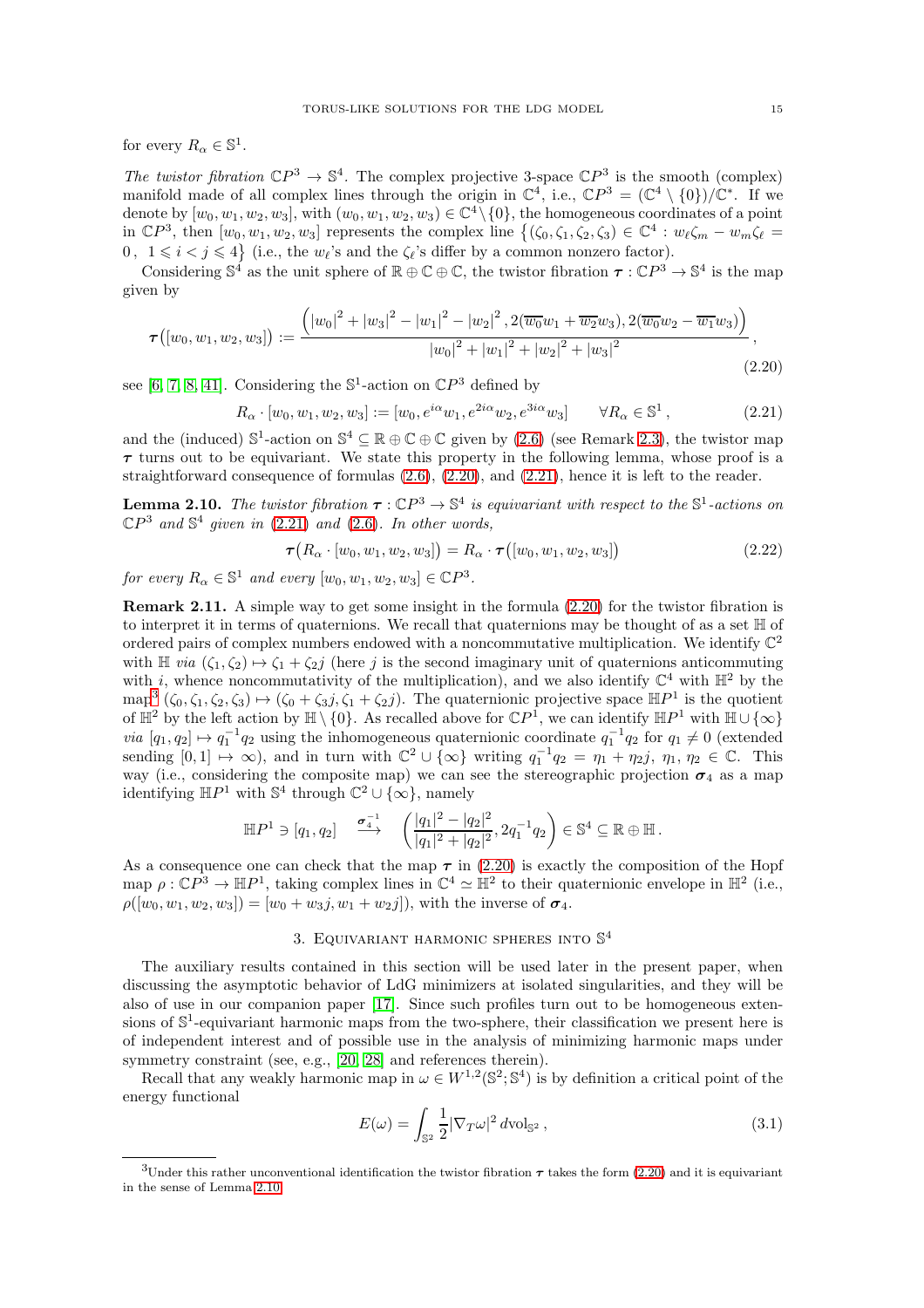for every $R_\alpha \in \mathbb{S}^1$.

*The twistor fibration* $\mathbb{C}P^3 \to \mathbb{S}^4$. The complex projective 3-space $\mathbb{C}P^3$ is the smooth (complex) manifold made of all complex lines through the origin in $\mathbb{C}^4$, i.e., $\mathbb{C}P^3 = (\mathbb{C}^4 \setminus \{0\})/\mathbb{C}^*$. If we denote by $[w_0, w_1, w_2, w_3]$, with $(w_0, w_1, w_2, w_3) \in \mathbb{C}^4 \setminus \{0\}$, the homogeneous coordinates of a point in $\mathbb{C}P^3$, then $[w_0, w_1, w_2, w_3]$ represents the complex line $\{(\zeta_0, \zeta_1, \zeta_2, \zeta_3) \in \mathbb{C}^4 : w_\ell \zeta_m - w_m \zeta_\ell = 0\,,\ 1 \leqslant i < j \leqslant 4\}$ (i.e., the $w_\ell$'s and the $\zeta_\ell$'s differ by a common nonzero factor).

Considering $\mathbb{S}^4$ as the unit sphere of $\mathbb{R} \oplus \mathbb{C} \oplus \mathbb{C}$, the twistor fibration $\boldsymbol{\tau} : \mathbb{C}P^3 \to \mathbb{S}^4$ is the map given by

$$\boldsymbol{\tau}\big([w_0, w_1, w_2, w_3]\big) := \frac{\Big(|w_0|^2 + |w_3|^2 - |w_1|^2 - |w_2|^2\,, 2(\overline{w_0} w_1 + \overline{w_2} w_3), 2(\overline{w_0} w_2 - \overline{w_1} w_3)\Big)}{|w_0|^2 + |w_1|^2 + |w_2|^2 + |w_3|^2}\,, \tag{2.20}$$

see [6, 7, 8, 41]. Considering the $\mathbb{S}^1$-action on $\mathbb{C}P^3$ defined by

$$R_\alpha \cdot [w_0, w_1, w_2, w_3] := [w_0, e^{i\alpha} w_1, e^{2i\alpha} w_2, e^{3i\alpha} w_3] \qquad \forall R_\alpha \in \mathbb{S}^1\,, \tag{2.21}$$

and the (induced) $\mathbb{S}^1$-action on $\mathbb{S}^4 \subseteq \mathbb{R} \oplus \mathbb{C} \oplus \mathbb{C}$ given by (2.6) (see Remark 2.3), the twistor map $\boldsymbol{\tau}$ turns out to be equivariant. We state this property in the following lemma, whose proof is a straightforward consequence of formulas (2.6), (2.20), and (2.21), hence it is left to the reader.

**Lemma 2.10.** *The twistor fibration $\boldsymbol{\tau} : \mathbb{C}P^3 \to \mathbb{S}^4$ is equivariant with respect to the $\mathbb{S}^1$-actions on $\mathbb{C}P^3$ and $\mathbb{S}^4$ given in (2.21) and (2.6). In other words,*

$$\boldsymbol{\tau}\big(R_\alpha \cdot [w_0, w_1, w_2, w_3]\big) = R_\alpha \cdot \boldsymbol{\tau}\big([w_0, w_1, w_2, w_3]\big) \tag{2.22}$$

*for every $R_\alpha \in \mathbb{S}^1$ and every $[w_0, w_1, w_2, w_3] \in \mathbb{C}P^3$.*

**Remark 2.11.** A simple way to get some insight in the formula (2.20) for the twistor fibration is to interpret it in terms of quaternions. We recall that quaternions may be thought of as a set $\mathbb{H}$ of ordered pairs of complex numbers endowed with a noncommutative multiplication. We identify $\mathbb{C}^2$ with $\mathbb{H}$ *via* $(\zeta_1, \zeta_2) \mapsto \zeta_1 + \zeta_2 j$ (here $j$ is the second imaginary unit of quaternions anticommuting with $i$, whence noncommutativity of the multiplication), and we also identify $\mathbb{C}^4$ with $\mathbb{H}^2$ by the map[3] $(\zeta_0, \zeta_1, \zeta_2, \zeta_3) \mapsto (\zeta_0 + \zeta_3 j, \zeta_1 + \zeta_2 j)$. The quaternionic projective space $\mathbb{H}P^1$ is the quotient of $\mathbb{H}^2$ by the left action by $\mathbb{H} \setminus \{0\}$. As recalled above for $\mathbb{C}P^1$, we can identify $\mathbb{H}P^1$ with $\mathbb{H} \cup \{\infty\}$ *via* $[q_1, q_2] \mapsto q_1^{-1} q_2$ using the inhomogeneous quaternionic coordinate $q_1^{-1} q_2$ for $q_1 \neq 0$ (extended sending $[0, 1] \mapsto \infty$), and in turn with $\mathbb{C}^2 \cup \{\infty\}$ writing $q_1^{-1} q_2 = \eta_1 + \eta_2 j$, $\eta_1, \eta_2 \in \mathbb{C}$. This way (i.e., considering the composite map) we can see the stereographic projection $\boldsymbol{\sigma}_4$ as a map identifying $\mathbb{H}P^1$ with $\mathbb{S}^4$ through $\mathbb{C}^2 \cup \{\infty\}$, namely

$$\mathbb{H}P^1 \ni [q_1, q_2] \quad \overset{\boldsymbol{\sigma}_4^{-1}}{\longrightarrow} \quad \left( \frac{|q_1|^2 - |q_2|^2}{|q_1|^2 + |q_2|^2}, 2 q_1^{-1} q_2 \right) \in \mathbb{S}^4 \subseteq \mathbb{R} \oplus \mathbb{H}\,.$$

As a consequence one can check that the map $\boldsymbol{\tau}$ in (2.20) is exactly the composition of the Hopf map $\rho : \mathbb{C}P^3 \to \mathbb{H}P^1$, taking complex lines in $\mathbb{C}^4 \simeq \mathbb{H}^2$ to their quaternionic envelope in $\mathbb{H}^2$ (i.e., $\rho([w_0, w_1, w_2, w_3]) = [w_0 + w_3 j, w_1 + w_2 j]$), with the inverse of $\boldsymbol{\sigma}_4$.

## 3. Equivariant harmonic spheres into $\mathbb{S}^4$

The auxiliary results contained in this section will be used later in the present paper, when discussing the asymptotic behavior of LdG minimizers at isolated singularities, and they will be also of use in our companion paper [17]. Since such profiles turn out to be homogeneous extensions of $\mathbb{S}^1$-equivariant harmonic maps from the two-sphere, their classification we present here is of independent interest and of possible use in the analysis of minimizing harmonic maps under symmetry constraint (see, e.g., [20, 28] and references therein).

Recall that any weakly harmonic map in $\omega \in W^{1,2}(\mathbb{S}^2; \mathbb{S}^4)$ is by definition a critical point of the energy functional

$$E(\omega) = \int_{\mathbb{S}^2} \frac{1}{2} |\nabla_T \omega|^2 \, d\mathrm{vol}_{\mathbb{S}^2}\,, \tag{3.1}$$

---

[3] Under this rather unconventional identification the twistor fibration $\boldsymbol{\tau}$ takes the form (2.20) and it is equivariant in the sense of Lemma 2.10.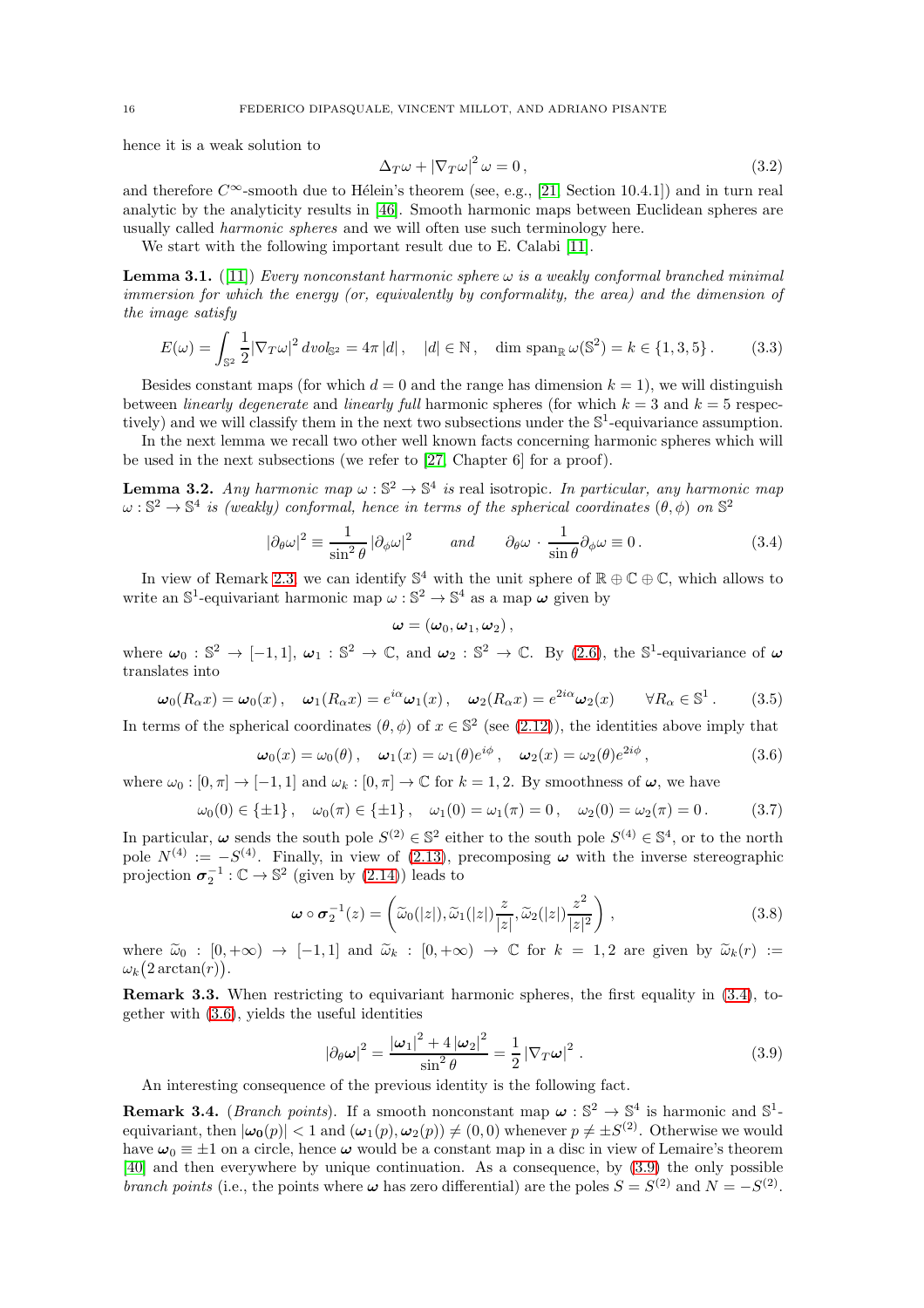hence it is a weak solution to

$$\Delta_T \omega + |\nabla_T \omega|^2 \omega = 0\,, \tag{3.2}$$

and therefore $C^\infty$-smooth due to Hélein's theorem (see, e.g., [21, Section 10.4.1]) and in turn real analytic by the analyticity results in [46]. Smooth harmonic maps between Euclidean spheres are usually called *harmonic spheres* and we will often use such terminology here.

We start with the following important result due to E. Calabi [11].

**Lemma 3.1.** ([11]) *Every nonconstant harmonic sphere $\omega$ is a weakly conformal branched minimal immersion for which the energy (or, equivalently by conformality, the area) and the dimension of the image satisfy*

$$E(\omega) = \int_{\mathbb{S}^2} \frac{1}{2}|\nabla_T \omega|^2 \, dvol_{\mathbb{S}^2} = 4\pi\,|d|\,, \quad |d| \in \mathbb{N}\,, \quad \dim \operatorname{span}_{\mathbb{R}} \omega(\mathbb{S}^2) = k \in \{1,3,5\}\,. \tag{3.3}$$

Besides constant maps (for which $d = 0$ and the range has dimension $k = 1$), we will distinguish between *linearly degenerate* and *linearly full* harmonic spheres (for which $k = 3$ and $k = 5$ respectively) and we will classify them in the next two subsections under the $\mathbb{S}^1$-equivariance assumption.

In the next lemma we recall two other well known facts concerning harmonic spheres which will be used in the next subsections (we refer to [27, Chapter 6] for a proof).

**Lemma 3.2.** *Any harmonic map $\omega : \mathbb{S}^2 \to \mathbb{S}^4$ is* real isotropic. *In particular, any harmonic map $\omega : \mathbb{S}^2 \to \mathbb{S}^4$ is (weakly) conformal, hence in terms of the spherical coordinates $(\theta, \phi)$ on $\mathbb{S}^2$*

$$|\partial_\theta \omega|^2 \equiv \frac{1}{\sin^2\theta}\,|\partial_\phi \omega|^2 \qquad \text{and} \qquad \partial_\theta \omega \cdot \frac{1}{\sin\theta}\partial_\phi \omega \equiv 0\,. \tag{3.4}$$

In view of Remark 2.3, we can identify $\mathbb{S}^4$ with the unit sphere of $\mathbb{R} \oplus \mathbb{C} \oplus \mathbb{C}$, which allows to write an $\mathbb{S}^1$-equivariant harmonic map $\omega : \mathbb{S}^2 \to \mathbb{S}^4$ as a map $\boldsymbol{\omega}$ given by

$$\boldsymbol{\omega} = (\boldsymbol{\omega}_0, \boldsymbol{\omega}_1, \boldsymbol{\omega}_2)\,,$$

where $\boldsymbol{\omega}_0 : \mathbb{S}^2 \to [-1,1]$, $\boldsymbol{\omega}_1 : \mathbb{S}^2 \to \mathbb{C}$, and $\boldsymbol{\omega}_2 : \mathbb{S}^2 \to \mathbb{C}$. By (2.6), the $\mathbb{S}^1$-equivariance of $\boldsymbol{\omega}$ translates into

$$\boldsymbol{\omega}_0(R_\alpha x) = \boldsymbol{\omega}_0(x)\,, \quad \boldsymbol{\omega}_1(R_\alpha x) = e^{i\alpha}\boldsymbol{\omega}_1(x)\,, \quad \boldsymbol{\omega}_2(R_\alpha x) = e^{2i\alpha}\boldsymbol{\omega}_2(x) \qquad \forall R_\alpha \in \mathbb{S}^1\,. \tag{3.5}$$

In terms of the spherical coordinates $(\theta,\phi)$ of $x \in \mathbb{S}^2$ (see (2.12)), the identities above imply that

$$\boldsymbol{\omega}_0(x) = \omega_0(\theta)\,, \quad \boldsymbol{\omega}_1(x) = \omega_1(\theta)e^{i\phi}\,, \quad \boldsymbol{\omega}_2(x) = \omega_2(\theta)e^{2i\phi}\,, \tag{3.6}$$

where $\omega_0 : [0,\pi] \to [-1,1]$ and $\omega_k : [0,\pi] \to \mathbb{C}$ for $k = 1,2$. By smoothness of $\boldsymbol{\omega}$, we have

$$\omega_0(0) \in \{\pm 1\}\,, \quad \omega_0(\pi) \in \{\pm 1\}\,, \quad \omega_1(0) = \omega_1(\pi) = 0\,, \quad \omega_2(0) = \omega_2(\pi) = 0\,. \tag{3.7}$$

In particular, $\boldsymbol{\omega}$ sends the south pole $S^{(2)} \in \mathbb{S}^2$ either to the south pole $S^{(4)} \in \mathbb{S}^4$, or to the north pole $N^{(4)} := -S^{(4)}$. Finally, in view of (2.13), precomposing $\boldsymbol{\omega}$ with the inverse stereographic projection $\boldsymbol{\sigma}_2^{-1} : \mathbb{C} \to \mathbb{S}^2$ (given by (2.14)) leads to

$$\boldsymbol{\omega} \circ \boldsymbol{\sigma}_2^{-1}(z) = \left(\widetilde{\omega}_0(|z|), \widetilde{\omega}_1(|z|)\frac{z}{|z|}, \widetilde{\omega}_2(|z|)\frac{z^2}{|z|^2}\right)\,, \tag{3.8}$$

where $\widetilde{\omega}_0 : [0,+\infty) \to [-1,1]$ and $\widetilde{\omega}_k : [0,+\infty) \to \mathbb{C}$ for $k = 1,2$ are given by $\widetilde{\omega}_k(r) := \omega_k\big(2\arctan(r)\big)$.

**Remark 3.3.** When restricting to equivariant harmonic spheres, the first equality in (3.4), together with (3.6), yields the useful identities

$$|\partial_\theta \boldsymbol{\omega}|^2 = \frac{|\boldsymbol{\omega}_1|^2 + 4\,|\boldsymbol{\omega}_2|^2}{\sin^2\theta} = \frac{1}{2}\,|\nabla_T \boldsymbol{\omega}|^2\,. \tag{3.9}$$

An interesting consequence of the previous identity is the following fact.

**Remark 3.4.** (*Branch points*). If a smooth nonconstant map $\boldsymbol{\omega} : \mathbb{S}^2 \to \mathbb{S}^4$ is harmonic and $\mathbb{S}^1$-equivariant, then $|\boldsymbol{\omega}_0(p)| < 1$ and $(\boldsymbol{\omega}_1(p), \boldsymbol{\omega}_2(p)) \neq (0,0)$ whenever $p \neq \pm S^{(2)}$. Otherwise we would have $\boldsymbol{\omega}_0 \equiv \pm 1$ on a circle, hence $\boldsymbol{\omega}$ would be a constant map in a disc in view of Lemaire's theorem [40] and then everywhere by unique continuation. As a consequence, by (3.9) the only possible *branch points* (i.e., the points where $\boldsymbol{\omega}$ has zero differential) are the poles $S = S^{(2)}$ and $N = -S^{(2)}$.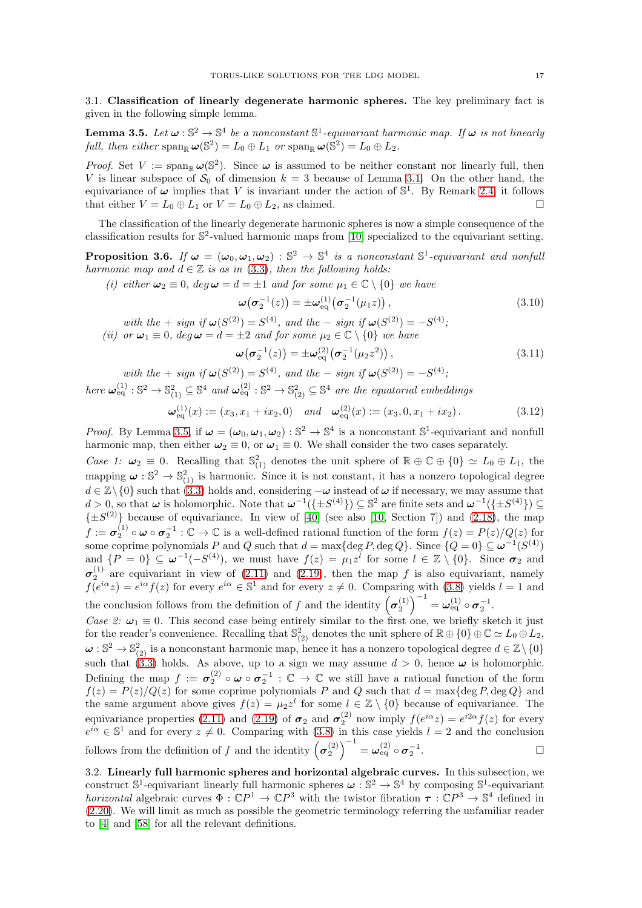### 3.1. Classification of linearly degenerate harmonic spheres.

The key preliminary fact is given in the following simple lemma.

**Lemma 3.5.** *Let $\boldsymbol{\omega} : \mathbb{S}^2 \to \mathbb{S}^4$ be a nonconstant $\mathbb{S}^1$-equivariant harmonic map. If $\boldsymbol{\omega}$ is not linearly full, then either $\operatorname{span}_{\mathbb{R}} \boldsymbol{\omega}(\mathbb{S}^2) = L_0 \oplus L_1$ or $\operatorname{span}_{\mathbb{R}} \boldsymbol{\omega}(\mathbb{S}^2) = L_0 \oplus L_2$.*

*Proof.* Set $V := \operatorname{span}_{\mathbb{R}} \boldsymbol{\omega}(\mathbb{S}^2)$. Since $\boldsymbol{\omega}$ is assumed to be neither constant nor linearly full, then $V$ is linear subspace of $\mathcal{S}_0$ of dimension $k = 3$ because of Lemma 3.1. On the other hand, the equivariance of $\boldsymbol{\omega}$ implies that $V$ is invariant under the action of $\mathbb{S}^1$. By Remark 2.4, it follows that either $V = L_0 \oplus L_1$ or $V = L_0 \oplus L_2$, as claimed. $\square$

The classification of the linearly degenerate harmonic spheres is now a simple consequence of the classification results for $\mathbb{S}^2$-valued harmonic maps from [10] specialized to the equivariant setting.

**Proposition 3.6.** *If $\boldsymbol{\omega} = (\boldsymbol{\omega}_0, \boldsymbol{\omega}_1, \boldsymbol{\omega}_2) : \mathbb{S}^2 \to \mathbb{S}^4$ is a nonconstant $\mathbb{S}^1$-equivariant and nonfull harmonic map and $d \in \mathbb{Z}$ is as in (3.3), then the following holds:*

*(i) either $\boldsymbol{\omega}_2 \equiv 0$, $\deg \boldsymbol{\omega} = d = \pm 1$ and for some $\mu_1 \in \mathbb{C} \setminus \{0\}$ we have*

$$\boldsymbol{\omega}\big(\boldsymbol{\sigma}_2^{-1}(z)\big) = \pm \boldsymbol{\omega}_{\rm eq}^{(1)}\big(\boldsymbol{\sigma}_2^{-1}(\mu_1 z)\big)\,, \tag{3.10}$$

*with the $+$ sign if $\boldsymbol{\omega}(S^{(2)}) = S^{(4)}$, and the $-$ sign if $\boldsymbol{\omega}(S^{(2)}) = -S^{(4)}$;*

*(ii) or $\boldsymbol{\omega}_1 \equiv 0$, $\deg \boldsymbol{\omega} = d = \pm 2$ and for some $\mu_2 \in \mathbb{C} \setminus \{0\}$ we have*

$$\boldsymbol{\omega}\big(\boldsymbol{\sigma}_2^{-1}(z)\big) = \pm \boldsymbol{\omega}_{\rm eq}^{(2)}\big(\boldsymbol{\sigma}_2^{-1}(\mu_2 z^2)\big)\,, \tag{3.11}$$

*with the $+$ sign if $\boldsymbol{\omega}(S^{(2)}) = S^{(4)}$, and the $-$ sign if $\boldsymbol{\omega}(S^{(2)}) = -S^{(4)}$;*

*here $\boldsymbol{\omega}_{\rm eq}^{(1)} : \mathbb{S}^2 \to \mathbb{S}^2_{(1)} \subseteq \mathbb{S}^4$ and $\boldsymbol{\omega}_{\rm eq}^{(2)} : \mathbb{S}^2 \to \mathbb{S}^2_{(2)} \subseteq \mathbb{S}^4$ are the equatorial embeddings*

$$\boldsymbol{\omega}_{\rm eq}^{(1)}(x) := (x_3, x_1 + i x_2, 0) \quad \text{and} \quad \boldsymbol{\omega}_{\rm eq}^{(2)}(x) := (x_3, 0, x_1 + i x_2)\,. \tag{3.12}$$

*Proof.* By Lemma 3.5, if $\boldsymbol{\omega} = (\boldsymbol{\omega}_0, \boldsymbol{\omega}_1, \boldsymbol{\omega}_2) : \mathbb{S}^2 \to \mathbb{S}^4$ is a nonconstant $\mathbb{S}^1$-equivariant and nonfull harmonic map, then either $\boldsymbol{\omega}_2 \equiv 0$, or $\boldsymbol{\omega}_1 \equiv 0$. We shall consider the two cases separately.

*Case 1: $\boldsymbol{\omega}_2 \equiv 0$.* Recalling that $\mathbb{S}^2_{(1)}$ denotes the unit sphere of $\mathbb{R} \oplus \mathbb{C} \oplus \{0\} \simeq L_0 \oplus L_1$, the mapping $\boldsymbol{\omega} : \mathbb{S}^2 \to \mathbb{S}^2_{(1)}$ is harmonic. Since it is not constant, it has a nonzero topological degree $d \in \mathbb{Z} \setminus \{0\}$ such that (3.3) holds and, considering $-\boldsymbol{\omega}$ instead of $\boldsymbol{\omega}$ if necessary, we may assume that $d > 0$, so that $\boldsymbol{\omega}$ is holomorphic. Note that $\boldsymbol{\omega}^{-1}(\{\pm S^{(4)}\}) \subseteq \mathbb{S}^2$ are finite sets and $\boldsymbol{\omega}^{-1}(\{\pm S^{(4)}\}) \subseteq \{\pm S^{(2)}\}$ because of equivariance. In view of [40] (see also [10, Section 7]) and (2.18), the map $f := \boldsymbol{\sigma}_2^{(1)} \circ \boldsymbol{\omega} \circ \boldsymbol{\sigma}_2^{-1} : \mathbb{C} \to \mathbb{C}$ is a well-defined rational function of the form $f(z) = P(z)/Q(z)$ for some coprime polynomials $P$ and $Q$ such that $d = \max\{\deg P, \deg Q\}$. Since $\{Q = 0\} \subseteq \boldsymbol{\omega}^{-1}(S^{(4)})$ and $\{P = 0\} \subseteq \boldsymbol{\omega}^{-1}(-S^{(4)})$, we must have $f(z) = \mu_1 z^l$ for some $l \in \mathbb{Z} \setminus \{0\}$. Since $\boldsymbol{\sigma}_2$ and $\boldsymbol{\sigma}_2^{(1)}$ are equivariant in view of (2.11) and (2.19), then the map $f$ is also equivariant, namely $f(e^{i\alpha} z) = e^{i\alpha} f(z)$ for every $e^{i\alpha} \in \mathbb{S}^1$ and for every $z \neq 0$. Comparing with (3.8) yields $l = 1$ and the conclusion follows from the definition of $f$ and the identity $\left(\boldsymbol{\sigma}_2^{(1)}\right)^{-1} = \boldsymbol{\omega}_{\rm eq}^{(1)} \circ \boldsymbol{\sigma}_2^{-1}$.

*Case 2: $\boldsymbol{\omega}_1 \equiv 0$.* This second case being entirely similar to the first one, we briefly sketch it just for the reader's convenience. Recalling that $\mathbb{S}^2_{(2)}$ denotes the unit sphere of $\mathbb{R} \oplus \{0\} \oplus \mathbb{C} \simeq L_0 \oplus L_2$, $\boldsymbol{\omega} : \mathbb{S}^2 \to \mathbb{S}^2_{(2)}$ is a nonconstant harmonic map, hence it has a nonzero topological degree $d \in \mathbb{Z} \setminus \{0\}$ such that (3.3) holds. As above, up to a sign we may assume $d > 0$, hence $\boldsymbol{\omega}$ is holomorphic. Defining the map $f := \boldsymbol{\sigma}_2^{(2)} \circ \boldsymbol{\omega} \circ \boldsymbol{\sigma}_2^{-1} : \mathbb{C} \to \mathbb{C}$ we still have a rational function of the form $f(z) = P(z)/Q(z)$ for some coprime polynomials $P$ and $Q$ such that $d = \max\{\deg P, \deg Q\}$ and the same argument above gives $f(z) = \mu_2 z^l$ for some $l \in \mathbb{Z} \setminus \{0\}$ because of equivariance. The equivariance properties (2.11) and (2.19) of $\boldsymbol{\sigma}_2$ and $\boldsymbol{\sigma}_2^{(2)}$ now imply $f(e^{i\alpha} z) = e^{i2\alpha} f(z)$ for every $e^{i\alpha} \in \mathbb{S}^1$ and for every $z \neq 0$. Comparing with (3.8) in this case yields $l = 2$ and the conclusion follows from the definition of $f$ and the identity $\left(\boldsymbol{\sigma}_2^{(2)}\right)^{-1} = \boldsymbol{\omega}_{\rm eq}^{(2)} \circ \boldsymbol{\sigma}_2^{-1}$. $\square$

### 3.2. Linearly full harmonic spheres and horizontal algebraic curves.

In this subsection, we construct $\mathbb{S}^1$-equivariant linearly full harmonic spheres $\boldsymbol{\omega} : \mathbb{S}^2 \to \mathbb{S}^4$ by composing $\mathbb{S}^1$-equivariant *horizontal* algebraic curves $\Phi : \mathbb{C}P^1 \to \mathbb{C}P^3$ with the twistor fibration $\boldsymbol{\tau} : \mathbb{C}P^3 \to \mathbb{S}^4$ defined in (2.20). We will limit as much as possible the geometric terminology referring the unfamiliar reader to [4] and [58] for all the relevant definitions.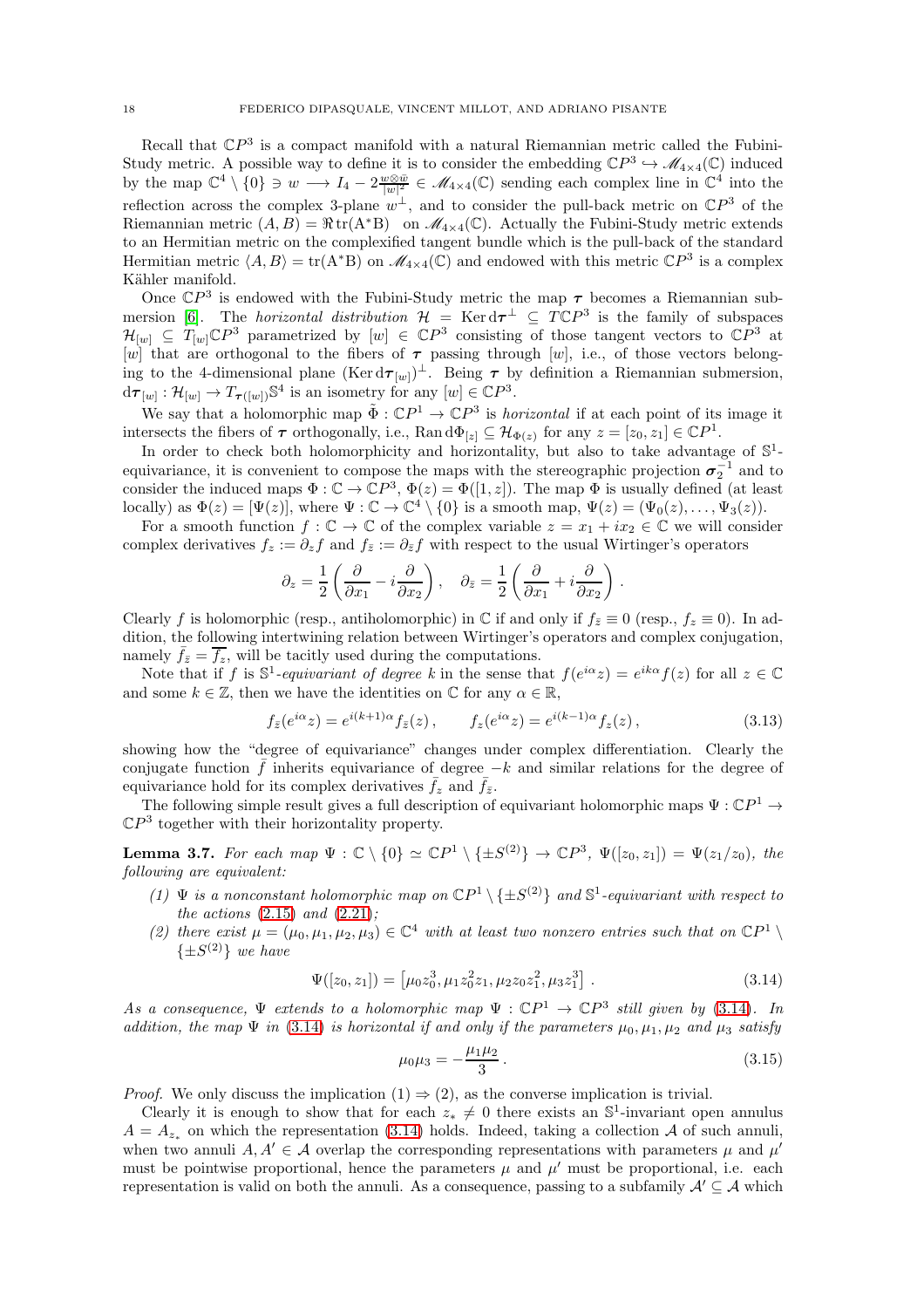Recall that $\mathbb{C}P^3$ is a compact manifold with a natural Riemannian metric called the Fubini-Study metric. A possible way to define it is to consider the embedding $\mathbb{C}P^3 \hookrightarrow \mathscr{M}_{4\times 4}(\mathbb{C})$ induced by the map $\mathbb{C}^4 \setminus \{0\} \ni w \longrightarrow I_4 - 2\frac{w\otimes \bar{w}}{|w|^2} \in \mathscr{M}_{4\times 4}(\mathbb{C})$ sending each complex line in $\mathbb{C}^4$ into the reflection across the complex 3-plane $w^\perp$, and to consider the pull-back metric on $\mathbb{C}P^3$ of the Riemannian metric $(A, B) = \Re\,\mathrm{tr}(A^*B)$ on $\mathscr{M}_{4\times 4}(\mathbb{C})$. Actually the Fubini-Study metric extends to an Hermitian metric on the complexified tangent bundle which is the pull-back of the standard Hermitian metric $\langle A, B\rangle = \mathrm{tr}(A^*B)$ on $\mathscr{M}_{4\times 4}(\mathbb{C})$ and endowed with this metric $\mathbb{C}P^3$ is a complex Kähler manifold.

Once $\mathbb{C}P^3$ is endowed with the Fubini-Study metric the map $\boldsymbol{\tau}$ becomes a Riemannian submersion [6]. The *horizontal distribution* $\mathcal{H} = \mathrm{Ker}\, d\boldsymbol{\tau}^\perp \subseteq T\mathbb{C}P^3$ is the family of subspaces $\mathcal{H}_{[w]} \subseteq T_{[w]}\mathbb{C}P^3$ parametrized by $[w] \in \mathbb{C}P^3$ consisting of those tangent vectors to $\mathbb{C}P^3$ at $[w]$ that are orthogonal to the fibers of $\boldsymbol{\tau}$ passing through $[w]$, i.e., of those vectors belonging to the 4-dimensional plane $(\mathrm{Ker}\, d\boldsymbol{\tau}_{[w]})^\perp$. Being $\boldsymbol{\tau}$ by definition a Riemannian submersion, $d\boldsymbol{\tau}_{[w]} : \mathcal{H}_{[w]} \to T_{\boldsymbol{\tau}([w])}\mathbb{S}^4$ is an isometry for any $[w] \in \mathbb{C}P^3$.

We say that a holomorphic map $\tilde{\Phi} : \mathbb{C}P^1 \to \mathbb{C}P^3$ is *horizontal* if at each point of its image it intersects the fibers of $\boldsymbol{\tau}$ orthogonally, i.e., $\mathrm{Ran}\, d\Phi_{[z]} \subseteq \mathcal{H}_{\Phi(z)}$ for any $z = [z_0, z_1] \in \mathbb{C}P^1$.

In order to check both holomorphicity and horizontality, but also to take advantage of $\mathbb{S}^1$-equivariance, it is convenient to compose the maps with the stereographic projection $\boldsymbol{\sigma}_2^{-1}$ and to consider the induced maps $\Phi : \mathbb{C} \to \mathbb{C}P^3$, $\Phi(z) = \Phi([1, z])$. The map $\Phi$ is usually defined (at least locally) as $\Phi(z) = [\Psi(z)]$, where $\Psi : \mathbb{C} \to \mathbb{C}^4 \setminus \{0\}$ is a smooth map, $\Psi(z) = (\Psi_0(z), \ldots, \Psi_3(z))$.

For a smooth function $f : \mathbb{C} \to \mathbb{C}$ of the complex variable $z = x_1 + ix_2 \in \mathbb{C}$ we will consider complex derivatives $f_z := \partial_z f$ and $f_{\bar{z}} := \partial_{\bar{z}} f$ with respect to the usual Wirtinger's operators

$$\partial_z = \frac{1}{2}\left(\frac{\partial}{\partial x_1} - i\frac{\partial}{\partial x_2}\right), \quad \partial_{\bar{z}} = \frac{1}{2}\left(\frac{\partial}{\partial x_1} + i\frac{\partial}{\partial x_2}\right).$$

Clearly $f$ is holomorphic (resp., antiholomorphic) in $\mathbb{C}$ if and only if $f_{\bar{z}} \equiv 0$ (resp., $f_z \equiv 0$). In addition, the following intertwining relation between Wirtinger's operators and complex conjugation, namely $\bar{f}_{\bar{z}} = \overline{f_z}$, will be tacitly used during the computations.

Note that if $f$ is $\mathbb{S}^1$-*equivariant of degree* $k$ in the sense that $f(e^{i\alpha}z) = e^{ik\alpha}f(z)$ for all $z \in \mathbb{C}$ and some $k \in \mathbb{Z}$, then we have the identities on $\mathbb{C}$ for any $\alpha \in \mathbb{R}$,

$$f_{\bar{z}}(e^{i\alpha}z) = e^{i(k+1)\alpha} f_{\bar{z}}(z), \qquad f_z(e^{i\alpha}z) = e^{i(k-1)\alpha} f_z(z), \tag{3.13}$$

showing how the "degree of equivariance" changes under complex differentiation. Clearly the conjugate function $\bar{f}$ inherits equivariance of degree $-k$ and similar relations for the degree of equivariance hold for its complex derivatives $\bar{f}_z$ and $\bar{f}_{\bar{z}}$.

The following simple result gives a full description of equivariant holomorphic maps $\Psi : \mathbb{C}P^1 \to \mathbb{C}P^3$ together with their horizontality property.

**Lemma 3.7.** *For each map $\Psi : \mathbb{C} \setminus \{0\} \simeq \mathbb{C}P^1 \setminus \{\pm S^{(2)}\} \to \mathbb{C}P^3$, $\Psi([z_0, z_1]) = \Psi(z_1/z_0)$, the following are equivalent:*

*(1) $\Psi$ is a nonconstant holomorphic map on $\mathbb{C}P^1 \setminus \{\pm S^{(2)}\}$ and $\mathbb{S}^1$-equivariant with respect to the actions (2.15) and (2.21);*

*(2) there exist $\mu = (\mu_0, \mu_1, \mu_2, \mu_3) \in \mathbb{C}^4$ with at least two nonzero entries such that on $\mathbb{C}P^1 \setminus \{\pm S^{(2)}\}$ we have*

$$\Psi([z_0, z_1]) = \left[\mu_0 z_0^3, \mu_1 z_0^2 z_1, \mu_2 z_0 z_1^2, \mu_3 z_1^3\right]. \tag{3.14}$$

*As a consequence, $\Psi$ extends to a holomorphic map $\Psi : \mathbb{C}P^1 \to \mathbb{C}P^3$ still given by (3.14). In addition, the map $\Psi$ in (3.14) is horizontal if and only if the parameters $\mu_0, \mu_1, \mu_2$ and $\mu_3$ satisfy*

$$\mu_0\mu_3 = -\frac{\mu_1\mu_2}{3}. \tag{3.15}$$

*Proof.* We only discuss the implication (1) $\Rightarrow$ (2), as the converse implication is trivial.

Clearly it is enough to show that for each $z_* \neq 0$ there exists an $\mathbb{S}^1$-invariant open annulus $A = A_{z_*}$ on which the representation (3.14) holds. Indeed, taking a collection $\mathcal{A}$ of such annuli, when two annuli $A, A' \in \mathcal{A}$ overlap the corresponding representations with parameters $\mu$ and $\mu'$ must be pointwise proportional, hence the parameters $\mu$ and $\mu'$ must be proportional, i.e. each representation is valid on both the annuli. As a consequence, passing to a subfamily $\mathcal{A}' \subseteq \mathcal{A}$ which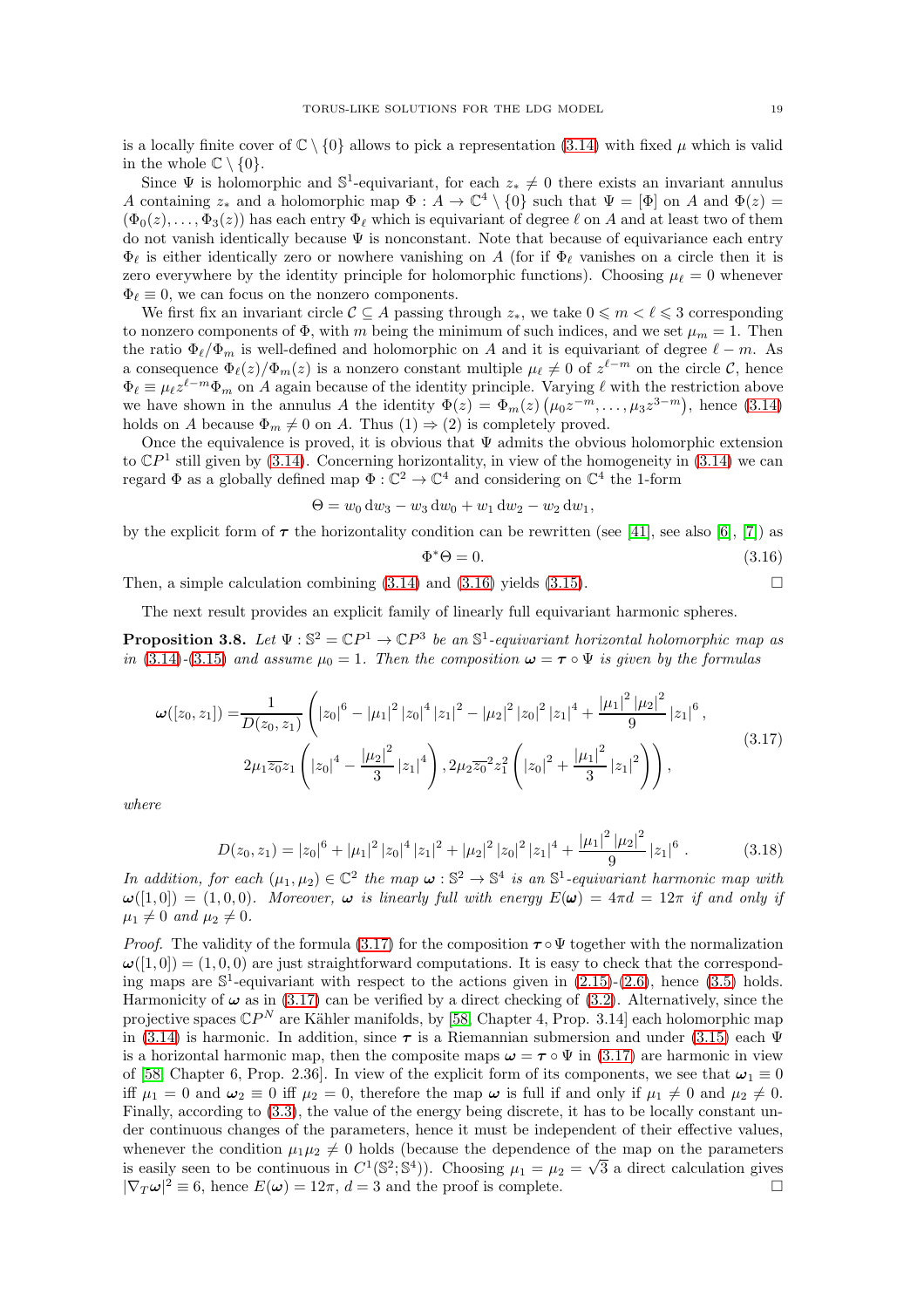is a locally finite cover of $\mathbb{C}\setminus\{0\}$ allows to pick a representation (3.14) with fixed $\mu$ which is valid in the whole $\mathbb{C}\setminus\{0\}$.

Since $\Psi$ is holomorphic and $\mathbb{S}^1$-equivariant, for each $z_*\neq 0$ there exists an invariant annulus $A$ containing $z_*$ and a holomorphic map $\Phi : A\to\mathbb{C}^4\setminus\{0\}$ such that $\Psi=[\Phi]$ on $A$ and $\Phi(z)=(\Phi_0(z),\dots,\Phi_3(z))$ has each entry $\Phi_\ell$ which is equivariant of degree $\ell$ on $A$ and at least two of them do not vanish identically because $\Psi$ is nonconstant. Note that because of equivariance each entry $\Phi_\ell$ is either identically zero or nowhere vanishing on $A$ (for if $\Phi_\ell$ vanishes on a circle then it is zero everywhere by the identity principle for holomorphic functions). Choosing $\mu_\ell=0$ whenever $\Phi_\ell\equiv 0$, we can focus on the nonzero components.

We first fix an invariant circle $\mathcal{C}\subseteq A$ passing through $z_*$, we take $0\leqslant m<\ell\leqslant 3$ corresponding to nonzero components of $\Phi$, with $m$ being the minimum of such indices, and we set $\mu_m=1$. Then the ratio $\Phi_\ell/\Phi_m$ is well-defined and holomorphic on $A$ and it is equivariant of degree $\ell-m$. As a consequence $\Phi_\ell(z)/\Phi_m(z)$ is a nonzero constant multiple $\mu_\ell\neq 0$ of $z^{\ell-m}$ on the circle $\mathcal{C}$, hence $\Phi_\ell\equiv\mu_\ell z^{\ell-m}\Phi_m$ on $A$ again because of the identity principle. Varying $\ell$ with the restriction above we have shown in the annulus $A$ the identity $\Phi(z)=\Phi_m(z)\left(\mu_0 z^{-m},\dots,\mu_3 z^{3-m}\right)$, hence (3.14) holds on $A$ because $\Phi_m\neq 0$ on $A$. Thus (1) $\Rightarrow$ (2) is completely proved.

Once the equivalence is proved, it is obvious that $\Psi$ admits the obvious holomorphic extension to $\mathbb{C}P^1$ still given by (3.14). Concerning horizontality, in view of the homogeneity in (3.14) we can regard $\Phi$ as a globally defined map $\Phi:\mathbb{C}^2\to\mathbb{C}^4$ and considering on $\mathbb{C}^4$ the 1-form

$$\Theta=w_0\,\mathrm{d}w_3-w_3\,\mathrm{d}w_0+w_1\,\mathrm{d}w_2-w_2\,\mathrm{d}w_1,$$

by the explicit form of $\boldsymbol{\tau}$ the horizontality condition can be rewritten (see [41], see also [6], [7]) as

$$\Phi^*\Theta=0. \tag{3.16}$$

Then, a simple calculation combining (3.14) and (3.16) yields (3.15). $\square$

The next result provides an explicit family of linearly full equivariant harmonic spheres.

**Proposition 3.8.** *Let $\Psi:\mathbb{S}^2=\mathbb{C}P^1\to\mathbb{C}P^3$ be an $\mathbb{S}^1$-equivariant horizontal holomorphic map as in (3.14)-(3.15) and assume $\mu_0=1$. Then the composition $\boldsymbol{\omega}=\boldsymbol{\tau}\circ\Psi$ is given by the formulas*

$$\begin{aligned}\boldsymbol{\omega}([z_0,z_1])=&\frac{1}{D(z_0,z_1)}\left(|z_0|^6-|\mu_1|^2|z_0|^4|z_1|^2-|\mu_2|^2|z_0|^2|z_1|^4+\frac{|\mu_1|^2|\mu_2|^2}{9}|z_1|^6,\right.\\&\left.2\mu_1\overline{z_0}z_1\left(|z_0|^4-\frac{|\mu_2|^2}{3}|z_1|^4\right),2\mu_2\overline{z_0}^2z_1^2\left(|z_0|^2+\frac{|\mu_1|^2}{3}|z_1|^2\right)\right),\end{aligned}\tag{3.17}$$

*where*

$$D(z_0,z_1)=|z_0|^6+|\mu_1|^2|z_0|^4|z_1|^2+|\mu_2|^2|z_0|^2|z_1|^4+\frac{|\mu_1|^2|\mu_2|^2}{9}|z_1|^6\,. \tag{3.18}$$

*In addition, for each $(\mu_1,\mu_2)\in\mathbb{C}^2$ the map $\boldsymbol{\omega}:\mathbb{S}^2\to\mathbb{S}^4$ is an $\mathbb{S}^1$-equivariant harmonic map with $\boldsymbol{\omega}([1,0])=(1,0,0)$. Moreover, $\boldsymbol{\omega}$ is linearly full with energy $E(\boldsymbol{\omega})=4\pi d=12\pi$ if and only if $\mu_1\neq 0$ and $\mu_2\neq 0$.*

*Proof.* The validity of the formula (3.17) for the composition $\boldsymbol{\tau}\circ\Psi$ together with the normalization $\boldsymbol{\omega}([1,0])=(1,0,0)$ are just straightforward computations. It is easy to check that the corresponding maps are $\mathbb{S}^1$-equivariant with respect to the actions given in (2.15)-(2.6), hence (3.5) holds. Harmonicity of $\boldsymbol{\omega}$ as in (3.17) can be verified by a direct checking of (3.2). Alternatively, since the projective spaces $\mathbb{C}P^N$ are Kähler manifolds, by [58, Chapter 4, Prop. 3.14] each holomorphic map in (3.14) is harmonic. In addition, since $\boldsymbol{\tau}$ is a Riemannian submersion and under (3.15) each $\Psi$ is a horizontal harmonic map, then the composite maps $\boldsymbol{\omega}=\boldsymbol{\tau}\circ\Psi$ in (3.17) are harmonic in view of [58, Chapter 6, Prop. 2.36]. In view of the explicit form of its components, we see that $\boldsymbol{\omega}_1\equiv 0$ iff $\mu_1=0$ and $\boldsymbol{\omega}_2\equiv 0$ iff $\mu_2=0$, therefore the map $\boldsymbol{\omega}$ is full if and only if $\mu_1\neq 0$ and $\mu_2\neq 0$. Finally, according to (3.3), the value of the energy being discrete, it has to be locally constant under continuous changes of the parameters, hence it must be independent of their effective values, whenever the condition $\mu_1\mu_2\neq 0$ holds (because the dependence of the map on the parameters is easily seen to be continuous in $C^1(\mathbb{S}^2;\mathbb{S}^4)$). Choosing $\mu_1=\mu_2=\sqrt{3}$ a direct calculation gives $|\nabla_T\boldsymbol{\omega}|^2\equiv 6$, hence $E(\boldsymbol{\omega})=12\pi$, $d=3$ and the proof is complete. $\square$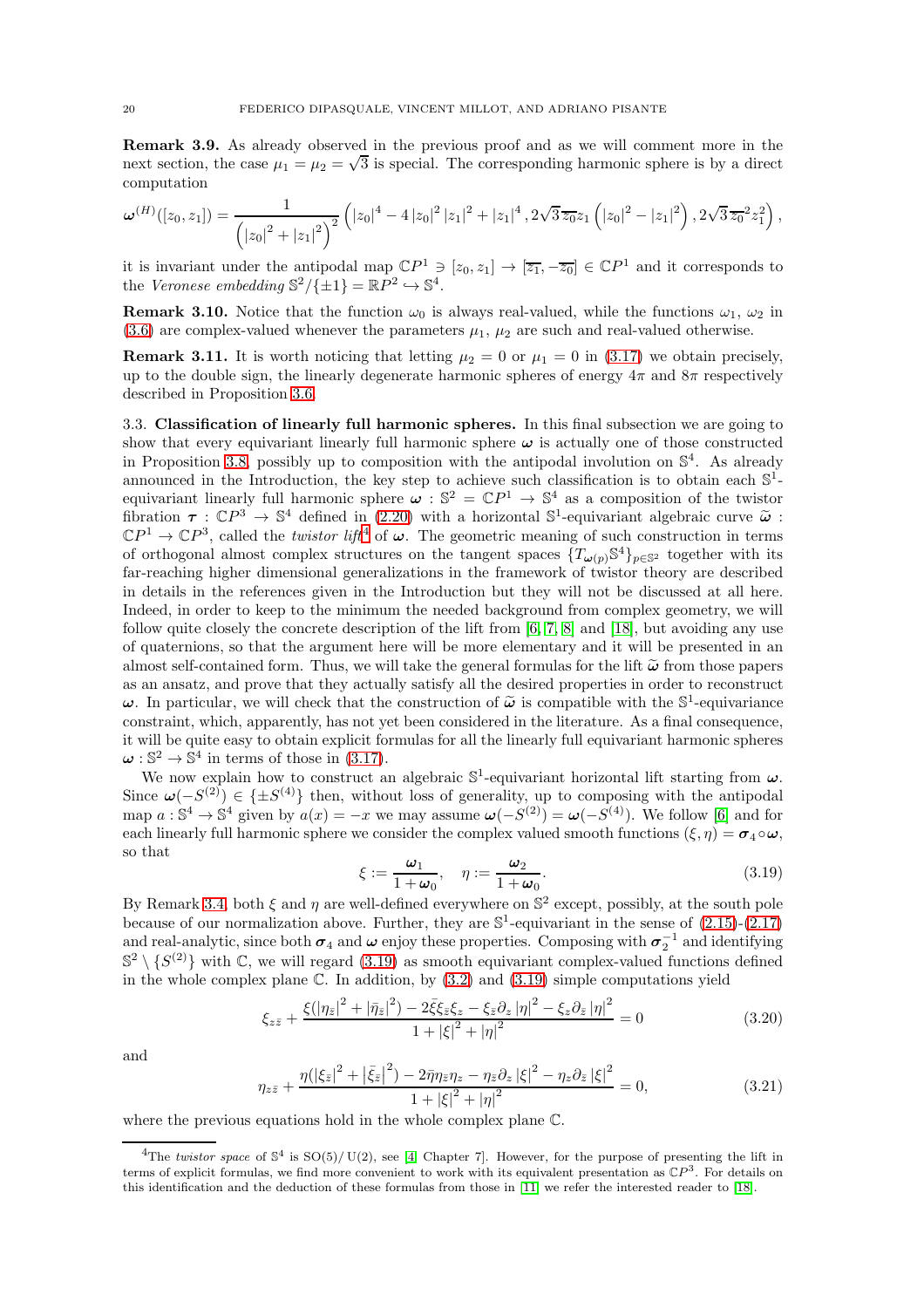**Remark 3.9.** As already observed in the previous proof and as we will comment more in the next section, the case $\mu_1 = \mu_2 = \sqrt{3}$ is special. The corresponding harmonic sphere is by a direct computation

$$\boldsymbol{\omega}^{(H)}([z_0, z_1]) = \frac{1}{\left(|z_0|^2 + |z_1|^2\right)^2} \left( |z_0|^4 - 4\,|z_0|^2\,|z_1|^2 + |z_1|^4 \,, 2\sqrt{3}\,\overline{z_0} z_1 \left(|z_0|^2 - |z_1|^2\right), 2\sqrt{3}\,\overline{z_0}^2 z_1^2 \right),$$

it is invariant under the antipodal map $\mathbb{C}P^1 \ni [z_0, z_1] \to [\overline{z_1}, -\overline{z_0}] \in \mathbb{C}P^1$ and it corresponds to the *Veronese embedding* $\mathbb{S}^2/\{\pm 1\} = \mathbb{R}P^2 \hookrightarrow \mathbb{S}^4$.

**Remark 3.10.** Notice that the function $\omega_0$ is always real-valued, while the functions $\omega_1$, $\omega_2$ in (3.6) are complex-valued whenever the parameters $\mu_1$, $\mu_2$ are such and real-valued otherwise.

**Remark 3.11.** It is worth noticing that letting $\mu_2 = 0$ or $\mu_1 = 0$ in (3.17) we obtain precisely, up to the double sign, the linearly degenerate harmonic spheres of energy $4\pi$ and $8\pi$ respectively described in Proposition 3.6.

3.3. **Classification of linearly full harmonic spheres.** In this final subsection we are going to show that every equivariant linearly full harmonic sphere $\boldsymbol{\omega}$ is actually one of those constructed in Proposition 3.8, possibly up to composition with the antipodal involution on $\mathbb{S}^4$. As already announced in the Introduction, the key step to achieve such classification is to obtain each $\mathbb{S}^1$-equivariant linearly full harmonic sphere $\boldsymbol{\omega} : \mathbb{S}^2 = \mathbb{C}P^1 \to \mathbb{S}^4$ as a composition of the twistor fibration $\boldsymbol{\tau} : \mathbb{C}P^3 \to \mathbb{S}^4$ defined in (2.20) with a horizontal $\mathbb{S}^1$-equivariant algebraic curve $\widetilde{\boldsymbol{\omega}} : \mathbb{C}P^1 \to \mathbb{C}P^3$, called the *twistor lift*[4] of $\boldsymbol{\omega}$. The geometric meaning of such construction in terms of orthogonal almost complex structures on the tangent spaces $\{T_{\boldsymbol{\omega}(p)}\mathbb{S}^4\}_{p\in\mathbb{S}^2}$ together with its far-reaching higher dimensional generalizations in the framework of twistor theory are described in details in the references given in the Introduction but they will not be discussed at all here. Indeed, in order to keep to the minimum the needed background from complex geometry, we will follow quite closely the concrete description of the lift from [6, 7, 8] and [18], but avoiding any use of quaternions, so that the argument here will be more elementary and it will be presented in an almost self-contained form. Thus, we will take the general formulas for the lift $\widetilde{\boldsymbol{\omega}}$ from those papers as an ansatz, and prove that they actually satisfy all the desired properties in order to reconstruct $\boldsymbol{\omega}$. In particular, we will check that the construction of $\widetilde{\boldsymbol{\omega}}$ is compatible with the $\mathbb{S}^1$-equivariance constraint, which, apparently, has not yet been considered in the literature. As a final consequence, it will be quite easy to obtain explicit formulas for all the linearly full equivariant harmonic spheres $\boldsymbol{\omega} : \mathbb{S}^2 \to \mathbb{S}^4$ in terms of those in (3.17).

We now explain how to construct an algebraic $\mathbb{S}^1$-equivariant horizontal lift starting from $\boldsymbol{\omega}$. Since $\boldsymbol{\omega}(-S^{(2)}) \in \{\pm S^{(4)}\}$ then, without loss of generality, up to composing with the antipodal map $a : \mathbb{S}^4 \to \mathbb{S}^4$ given by $a(x) = -x$ we may assume $\boldsymbol{\omega}(-S^{(2)}) = \boldsymbol{\omega}(-S^{(4)})$. We follow [6] and for each linearly full harmonic sphere we consider the complex valued smooth functions $(\xi, \eta) = \boldsymbol{\sigma}_4 \circ \boldsymbol{\omega}$, so that

$$\xi := \frac{\boldsymbol{\omega}_1}{1 + \boldsymbol{\omega}_0}, \quad \eta := \frac{\boldsymbol{\omega}_2}{1 + \boldsymbol{\omega}_0}. \tag{3.19}$$

By Remark 3.4, both $\xi$ and $\eta$ are well-defined everywhere on $\mathbb{S}^2$ except, possibly, at the south pole because of our normalization above. Further, they are $\mathbb{S}^1$-equivariant in the sense of (2.15)-(2.17) and real-analytic, since both $\boldsymbol{\sigma}_4$ and $\boldsymbol{\omega}$ enjoy these properties. Composing with $\boldsymbol{\sigma}_2^{-1}$ and identifying $\mathbb{S}^2 \setminus \{S^{(2)}\}$ with $\mathbb{C}$, we will regard (3.19) as smooth equivariant complex-valued functions defined in the whole complex plane $\mathbb{C}$. In addition, by (3.2) and (3.19) simple computations yield

$$\xi_{z\bar{z}} + \frac{\xi(|\eta_{\bar{z}}|^2 + |\bar{\eta}_{\bar{z}}|^2) - 2\bar{\xi}\xi_{\bar{z}}\xi_z - \xi_{\bar{z}}\partial_z\,|\eta|^2 - \xi_z\partial_{\bar{z}}\,|\eta|^2}{1 + |\xi|^2 + |\eta|^2} = 0 \tag{3.20}$$

and

$$\eta_{z\bar{z}} + \frac{\eta(|\xi_{\bar{z}}|^2 + |\bar{\xi}_{\bar{z}}|^2) - 2\bar{\eta}\eta_{\bar{z}}\eta_z - \eta_{\bar{z}}\partial_z\,|\xi|^2 - \eta_z\partial_{\bar{z}}\,|\xi|^2}{1 + |\xi|^2 + |\eta|^2} = 0, \tag{3.21}$$

where the previous equations hold in the whole complex plane $\mathbb{C}$.

[4] The *twistor space* of $\mathbb{S}^4$ is $\mathrm{SO}(5)/\,\mathrm{U}(2)$, see [4, Chapter 7]. However, for the purpose of presenting the lift in terms of explicit formulas, we find more convenient to work with its equivalent presentation as $\mathbb{C}P^3$. For details on this identification and the deduction of these formulas from those in [11] we refer the interested reader to [18].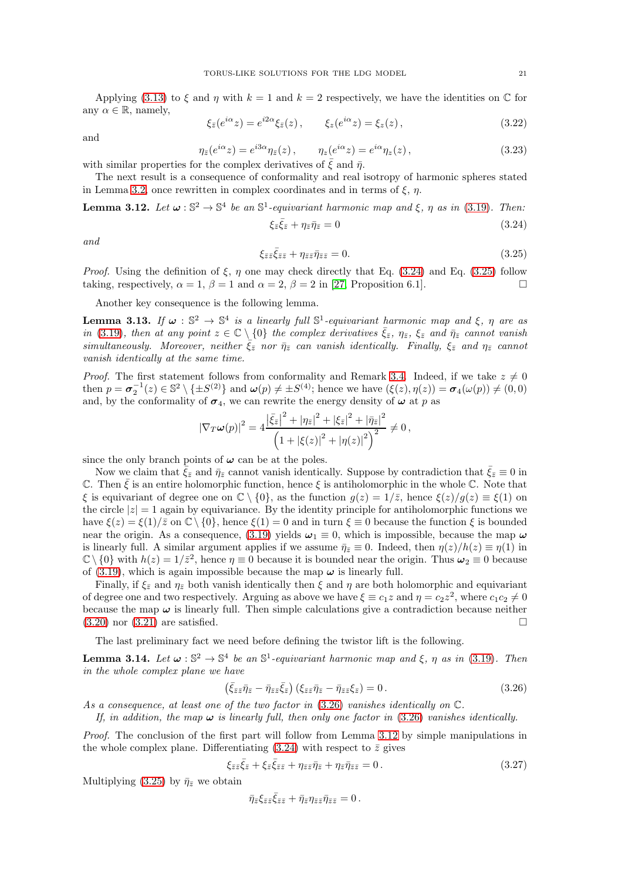Applying (3.13) to $\xi$ and $\eta$ with $k = 1$ and $k = 2$ respectively, we have the identities on $\mathbb{C}$ for any $\alpha \in \mathbb{R}$, namely,

$$\xi_{\bar{z}}(e^{i\alpha}z) = e^{i2\alpha}\xi_{\bar{z}}(z)\,, \qquad \xi_z(e^{i\alpha}z) = \xi_z(z)\,, \tag{3.22}$$

and

$$\eta_{\bar{z}}(e^{i\alpha}z) = e^{i3\alpha}\eta_{\bar{z}}(z)\,, \qquad \eta_z(e^{i\alpha}z) = e^{i\alpha}\eta_z(z)\,, \tag{3.23}$$

with similar properties for the complex derivatives of $\bar{\xi}$ and $\bar{\eta}$.

The next result is a consequence of conformality and real isotropy of harmonic spheres stated in Lemma 3.2, once rewritten in complex coordinates and in terms of $\xi$, $\eta$.

**Lemma 3.12.** *Let $\boldsymbol{\omega} : \mathbb{S}^2 \to \mathbb{S}^4$ be an $\mathbb{S}^1$-equivariant harmonic map and $\xi$, $\eta$ as in (3.19). Then:*

$$\xi_{\bar{z}}\bar{\xi}_{\bar{z}} + \eta_{\bar{z}}\bar{\eta}_{\bar{z}} = 0 \tag{3.24}$$

*and*

$$\xi_{\bar{z}\bar{z}}\bar{\xi}_{\bar{z}\bar{z}} + \eta_{\bar{z}\bar{z}}\bar{\eta}_{\bar{z}\bar{z}} = 0. \tag{3.25}$$

*Proof.* Using the definition of $\xi$, $\eta$ one may check directly that Eq. (3.24) and Eq. (3.25) follow taking, respectively, $\alpha = 1$, $\beta = 1$ and $\alpha = 2$, $\beta = 2$ in [27, Proposition 6.1]. $\square$

Another key consequence is the following lemma.

**Lemma 3.13.** *If $\boldsymbol{\omega} : \mathbb{S}^2 \to \mathbb{S}^4$ is a linearly full $\mathbb{S}^1$-equivariant harmonic map and $\xi$, $\eta$ are as in (3.19), then at any point $z \in \mathbb{C} \setminus \{0\}$ the complex derivatives $\bar{\xi}_{\bar{z}}$, $\eta_{\bar{z}}$, $\xi_{\bar{z}}$ and $\bar{\eta}_{\bar{z}}$ cannot vanish simultaneously. Moreover, neither $\bar{\xi}_{\bar{z}}$ nor $\bar{\eta}_{\bar{z}}$ can vanish identically. Finally, $\xi_{\bar{z}}$ and $\eta_{\bar{z}}$ cannot vanish identically at the same time.*

*Proof.* The first statement follows from conformality and Remark 3.4. Indeed, if we take $z \neq 0$ then $p = \boldsymbol{\sigma}_2^{-1}(z) \in \mathbb{S}^2 \setminus \{\pm S^{(2)}\}$ and $\boldsymbol{\omega}(p) \neq \pm S^{(4)}$; hence we have $(\xi(z), \eta(z)) = \boldsymbol{\sigma}_4(\omega(p)) \neq (0, 0)$ and, by the conformality of $\boldsymbol{\sigma}_4$, we can rewrite the energy density of $\boldsymbol{\omega}$ at $p$ as

$$|\nabla_T \boldsymbol{\omega}(p)|^2 = 4\frac{\left|\bar{\xi}_{\bar{z}}\right|^2 + |\eta_{\bar{z}}|^2 + |\xi_{\bar{z}}|^2 + |\bar{\eta}_{\bar{z}}|^2}{\left(1 + |\xi(z)|^2 + |\eta(z)|^2\right)^2} \neq 0\,,$$

since the only branch points of $\boldsymbol{\omega}$ can be at the poles.

Now we claim that $\bar{\xi}_{\bar{z}}$ and $\bar{\eta}_{\bar{z}}$ cannot vanish identically. Suppose by contradiction that $\bar{\xi}_{\bar{z}} \equiv 0$ in $\mathbb{C}$. Then $\bar{\xi}$ is an entire holomorphic function, hence $\xi$ is antiholomorphic in the whole $\mathbb{C}$. Note that $\xi$ is equivariant of degree one on $\mathbb{C} \setminus \{0\}$, as the function $g(z) = 1/\bar{z}$, hence $\xi(z)/g(z) \equiv \xi(1)$ on the circle $|z| = 1$ again by equivariance. By the identity principle for antiholomorphic functions we have $\xi(z) = \xi(1)/\bar{z}$ on $\mathbb{C} \setminus \{0\}$, hence $\xi(1) = 0$ and in turn $\xi \equiv 0$ because the function $\xi$ is bounded near the origin. As a consequence, (3.19) yields $\boldsymbol{\omega}_1 \equiv 0$, which is impossible, because the map $\boldsymbol{\omega}$ is linearly full. A similar argument applies if we assume $\bar{\eta}_{\bar{z}} \equiv 0$. Indeed, then $\eta(z)/h(z) \equiv \eta(1)$ in $\mathbb{C} \setminus \{0\}$ with $h(z) = 1/\bar{z}^2$, hence $\eta \equiv 0$ because it is bounded near the origin. Thus $\boldsymbol{\omega}_2 \equiv 0$ because of (3.19), which is again impossible because the map $\boldsymbol{\omega}$ is linearly full.

Finally, if $\xi_{\bar{z}}$ and $\eta_{\bar{z}}$ both vanish identically then $\xi$ and $\eta$ are both holomorphic and equivariant of degree one and two respectively. Arguing as above we have $\xi \equiv c_1 z$ and $\eta = c_2 z^2$, where $c_1 c_2 \neq 0$ because the map $\boldsymbol{\omega}$ is linearly full. Then simple calculations give a contradiction because neither (3.20) nor (3.21) are satisfied. $\square$

The last preliminary fact we need before defining the twistor lift is the following.

**Lemma 3.14.** *Let $\boldsymbol{\omega} : \mathbb{S}^2 \to \mathbb{S}^4$ be an $\mathbb{S}^1$-equivariant harmonic map and $\xi$, $\eta$ as in (3.19). Then in the whole complex plane we have*

$$\left(\bar{\xi}_{\bar{z}\bar{z}}\bar{\eta}_{\bar{z}} - \bar{\eta}_{\bar{z}\bar{z}}\bar{\xi}_{\bar{z}}\right)\left(\xi_{\bar{z}\bar{z}}\bar{\eta}_{\bar{z}} - \bar{\eta}_{\bar{z}\bar{z}}\xi_{\bar{z}}\right) = 0\,. \tag{3.26}$$

*As a consequence, at least one of the two factor in (3.26) vanishes identically on $\mathbb{C}$.*

*If, in addition, the map $\boldsymbol{\omega}$ is linearly full, then only one factor in (3.26) vanishes identically.*

*Proof.* The conclusion of the first part will follow from Lemma 3.12 by simple manipulations in the whole complex plane. Differentiating (3.24) with respect to $\bar{z}$ gives

$$\xi_{\bar{z}\bar{z}}\bar{\xi}_{\bar{z}} + \xi_{\bar{z}}\bar{\xi}_{\bar{z}\bar{z}} + \eta_{\bar{z}\bar{z}}\bar{\eta}_{\bar{z}} + \eta_{\bar{z}}\bar{\eta}_{\bar{z}\bar{z}} = 0\,. \tag{3.27}$$

Multiplying (3.25) by $\bar{\eta}_{\bar{z}}$ we obtain

$$\bar{\eta}_{\bar{z}}\xi_{\bar{z}\bar{z}}\bar{\xi}_{\bar{z}\bar{z}} + \bar{\eta}_{\bar{z}}\eta_{\bar{z}\bar{z}}\bar{\eta}_{\bar{z}\bar{z}} = 0\,.$$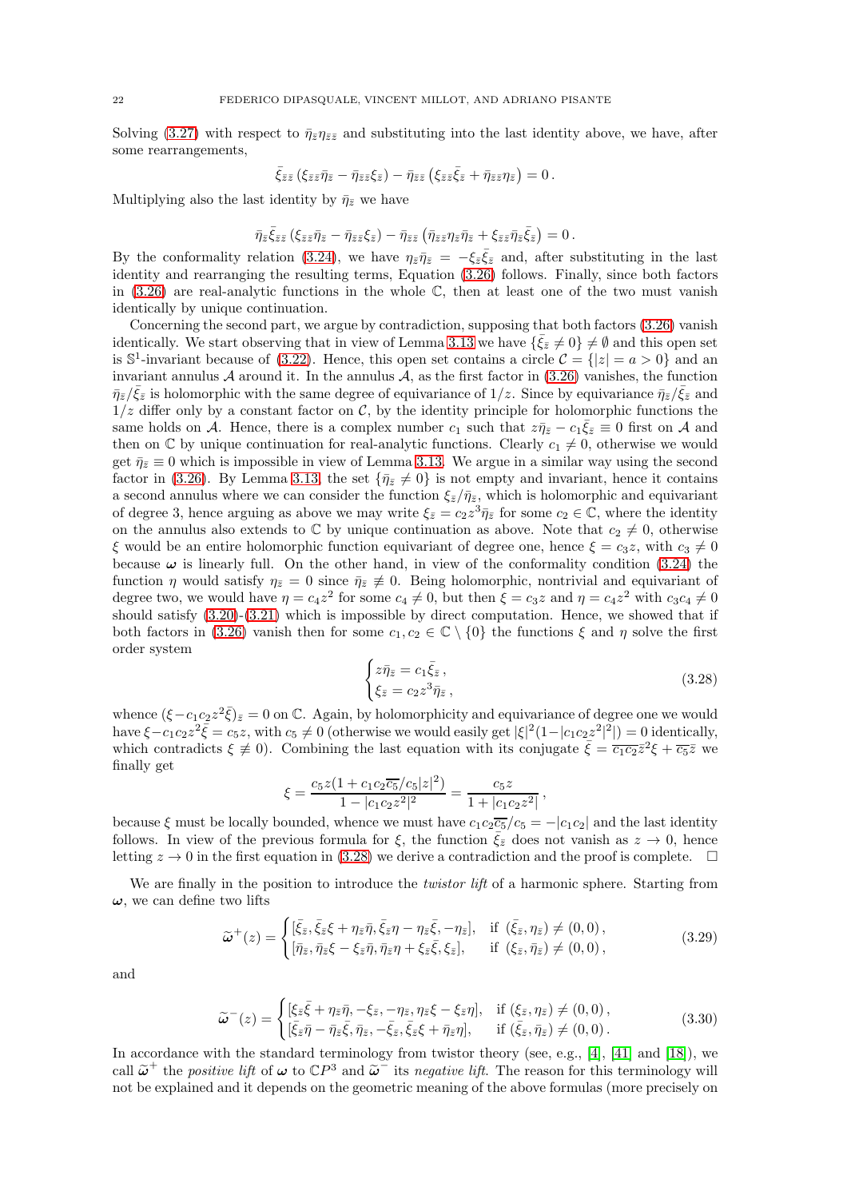Solving (3.27) with respect to $\bar{\eta}_{\bar{z}}\eta_{\bar{z}\bar{z}}$ and substituting into the last identity above, we have, after some rearrangements,

$$\bar{\xi}_{\bar{z}\bar{z}}\left(\xi_{\bar{z}\bar{z}}\bar{\eta}_{\bar{z}} - \bar{\eta}_{\bar{z}\bar{z}}\xi_{\bar{z}}\right) - \bar{\eta}_{\bar{z}\bar{z}}\left(\xi_{\bar{z}\bar{z}}\bar{\xi}_{\bar{z}} + \bar{\eta}_{\bar{z}\bar{z}}\eta_{\bar{z}}\right) = 0\,.$$

Multiplying also the last identity by $\bar{\eta}_{\bar{z}}$ we have

$$\bar{\eta}_{\bar{z}}\bar{\xi}_{\bar{z}\bar{z}}\left(\xi_{\bar{z}\bar{z}}\bar{\eta}_{\bar{z}} - \bar{\eta}_{\bar{z}\bar{z}}\xi_{\bar{z}}\right) - \bar{\eta}_{\bar{z}\bar{z}}\left(\bar{\eta}_{\bar{z}\bar{z}}\eta_{\bar{z}}\bar{\eta}_{\bar{z}} + \xi_{\bar{z}\bar{z}}\bar{\eta}_{\bar{z}}\bar{\xi}_{\bar{z}}\right) = 0\,.$$

By the conformality relation (3.24), we have $\eta_{\bar{z}}\bar{\eta}_{\bar{z}} = -\xi_{\bar{z}}\bar{\xi}_{\bar{z}}$ and, after substituting in the last identity and rearranging the resulting terms, Equation (3.26) follows. Finally, since both factors in (3.26) are real-analytic functions in the whole $\mathbb{C}$, then at least one of the two must vanish identically by unique continuation.

Concerning the second part, we argue by contradiction, supposing that both factors (3.26) vanish identically. We start observing that in view of Lemma 3.13 we have $\{\bar{\xi}_{\bar{z}} \neq 0\} \neq \emptyset$ and this open set is $\mathbb{S}^1$-invariant because of (3.22). Hence, this open set contains a circle $\mathcal{C} = \{|z| = a > 0\}$ and an invariant annulus $\mathcal{A}$ around it. In the annulus $\mathcal{A}$, as the first factor in (3.26) vanishes, the function $\bar{\eta}_{\bar{z}}/\bar{\xi}_{\bar{z}}$ is holomorphic with the same degree of equivariance of $1/z$. Since by equivariance $\bar{\eta}_{\bar{z}}/\bar{\xi}_{\bar{z}}$ and $1/z$ differ only by a constant factor on $\mathcal{C}$, by the identity principle for holomorphic functions the same holds on $\mathcal{A}$. Hence, there is a complex number $c_1$ such that $z\bar{\eta}_{\bar{z}} - c_1\bar{\xi}_{\bar{z}} \equiv 0$ first on $\mathcal{A}$ and then on $\mathbb{C}$ by unique continuation for real-analytic functions. Clearly $c_1 \neq 0$, otherwise we would get $\bar{\eta}_{\bar{z}} \equiv 0$ which is impossible in view of Lemma 3.13. We argue in a similar way using the second factor in (3.26). By Lemma 3.13, the set $\{\bar{\eta}_{\bar{z}} \neq 0\}$ is not empty and invariant, hence it contains a second annulus where we can consider the function $\xi_{\bar{z}}/\bar{\eta}_{\bar{z}}$, which is holomorphic and equivariant of degree 3, hence arguing as above we may write $\xi_{\bar{z}} = c_2 z^3\bar{\eta}_{\bar{z}}$ for some $c_2 \in \mathbb{C}$, where the identity on the annulus also extends to $\mathbb{C}$ by unique continuation as above. Note that $c_2 \neq 0$, otherwise $\xi$ would be an entire holomorphic function equivariant of degree one, hence $\xi = c_3 z$, with $c_3 \neq 0$ because $\boldsymbol{\omega}$ is linearly full. On the other hand, in view of the conformality condition (3.24) the function $\eta$ would satisfy $\eta_{\bar{z}} = 0$ since $\bar{\eta}_{\bar{z}} \not\equiv 0$. Being holomorphic, nontrivial and equivariant of degree two, we would have $\eta = c_4 z^2$ for some $c_4 \neq 0$, but then $\xi = c_3 z$ and $\eta = c_4 z^2$ with $c_3 c_4 \neq 0$ should satisfy (3.20)-(3.21) which is impossible by direct computation. Hence, we showed that if both factors in (3.26) vanish then for some $c_1, c_2 \in \mathbb{C}\setminus\{0\}$ the functions $\xi$ and $\eta$ solve the first order system

$$\begin{cases} z\bar{\eta}_{\bar{z}} = c_1\bar{\xi}_{\bar{z}}\,, \\ \xi_{\bar{z}} = c_2 z^3\bar{\eta}_{\bar{z}}\,, \end{cases} \tag{3.28}$$

whence $(\xi - c_1c_2z^2\bar{\xi})_{\bar{z}} = 0$ on $\mathbb{C}$. Again, by holomorphicity and equivariance of degree one we would have $\xi - c_1c_2z^2\bar{\xi} = c_5 z$, with $c_5 \neq 0$ (otherwise we would easily get $|\xi|^2(1 - |c_1c_2z^2|^2|) = 0$ identically, which contradicts $\xi \not\equiv 0$). Combining the last equation with its conjugate $\bar{\xi} = \overline{c_1c_2}\bar{z}^2\xi + \overline{c_5}\bar{z}$ we finally get

$$\xi = \frac{c_5 z(1 + c_1c_2\overline{c_5}/c_5|z|^2)}{1 - |c_1c_2z^2|^2} = \frac{c_5 z}{1 + |c_1c_2z^2|}\,,$$

because $\xi$ must be locally bounded, whence we must have $c_1c_2\overline{c_5}/c_5 = -|c_1c_2|$ and the last identity follows. In view of the previous formula for $\xi$, the function $\bar{\xi}_{\bar{z}}$ does not vanish as $z \to 0$, hence letting $z \to 0$ in the first equation in (3.28) we derive a contradiction and the proof is complete. $\square$

We are finally in the position to introduce the *twistor lift* of a harmonic sphere. Starting from $\boldsymbol{\omega}$, we can define two lifts

$$\widetilde{\boldsymbol{\omega}}^+(z) = \begin{cases} [\bar{\xi}_{\bar{z}}, \bar{\xi}_{\bar{z}}\xi + \eta_{\bar{z}}\bar{\eta}, \bar{\xi}_{\bar{z}}\eta - \eta_{\bar{z}}\bar{\xi}, -\eta_{\bar{z}}], & \text{if } (\bar{\xi}_{\bar{z}}, \eta_{\bar{z}}) \neq (0,0)\,, \\ [\bar{\eta}_{\bar{z}}, \bar{\eta}_{\bar{z}}\xi - \xi_{\bar{z}}\bar{\eta}, \bar{\eta}_{\bar{z}}\eta + \xi_{\bar{z}}\bar{\xi}, \xi_{\bar{z}}], & \text{if } (\xi_{\bar{z}}, \bar{\eta}_{\bar{z}}) \neq (0,0)\,, \end{cases} \tag{3.29}$$

and

$$\widetilde{\boldsymbol{\omega}}^-(z) = \begin{cases} [\xi_{\bar{z}}\bar{\xi} + \eta_{\bar{z}}\bar{\eta}, -\xi_{\bar{z}}, -\eta_{\bar{z}}, \eta_{\bar{z}}\xi - \xi_{\bar{z}}\eta], & \text{if } (\xi_{\bar{z}}, \eta_{\bar{z}}) \neq (0,0)\,, \\ [\bar{\xi}_{\bar{z}}\bar{\eta} - \bar{\eta}_{\bar{z}}\bar{\xi}, \bar{\eta}_{\bar{z}}, -\bar{\xi}_{\bar{z}}, \bar{\xi}_{\bar{z}}\xi + \bar{\eta}_{\bar{z}}\eta], & \text{if } (\bar{\xi}_{\bar{z}}, \bar{\eta}_{\bar{z}}) \neq (0,0)\,. \end{cases} \tag{3.30}$$

In accordance with the standard terminology from twistor theory (see, e.g., [4], [41] and [18]), we call $\widetilde{\boldsymbol{\omega}}^+$ the *positive lift* of $\boldsymbol{\omega}$ to $\mathbb{C}P^3$ and $\widetilde{\boldsymbol{\omega}}^-$ its *negative lift*. The reason for this terminology will not be explained and it depends on the geometric meaning of the above formulas (more precisely on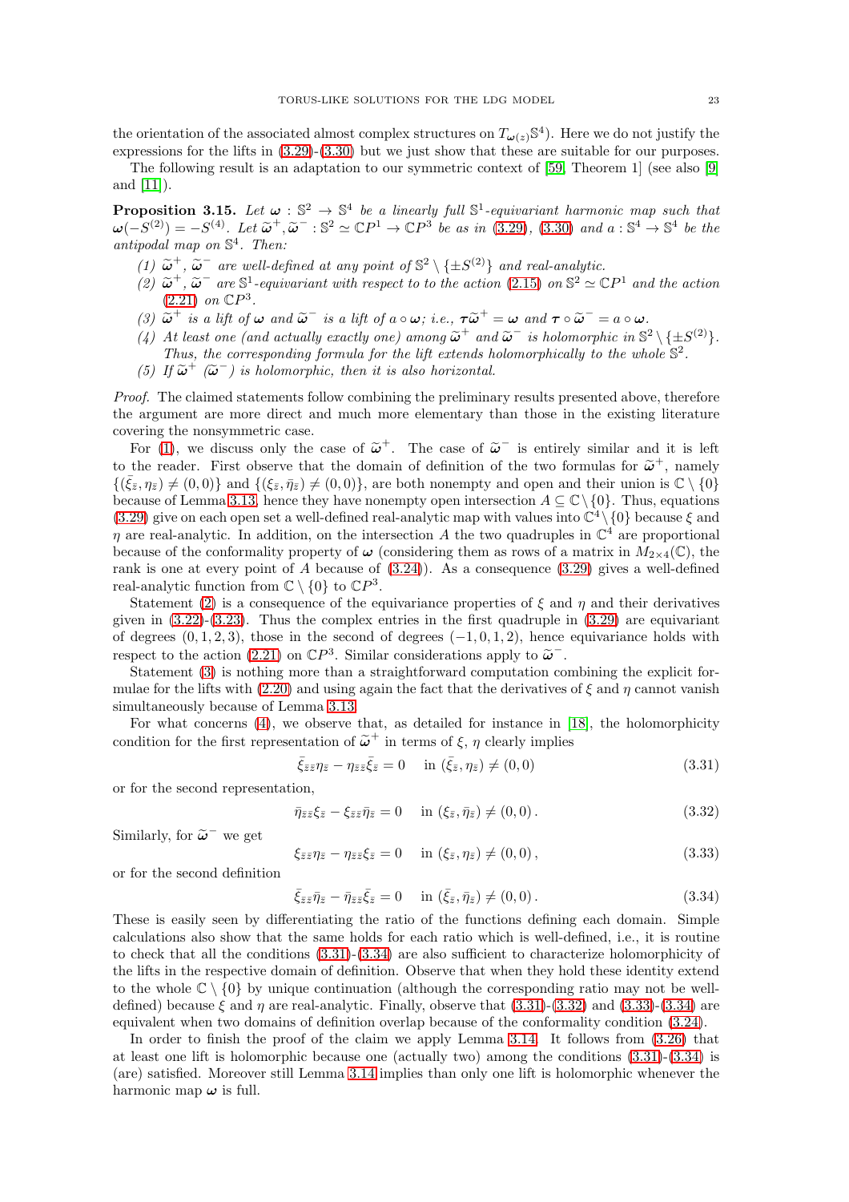the orientation of the associated almost complex structures on $T_{\boldsymbol{\omega}(z)}\mathbb{S}^4$). Here we do not justify the expressions for the lifts in (3.29)-(3.30) but we just show that these are suitable for our purposes.

The following result is an adaptation to our symmetric context of [59, Theorem 1] (see also [9] and [11]).

**Proposition 3.15.** *Let $\boldsymbol{\omega} : \mathbb{S}^2 \to \mathbb{S}^4$ be a linearly full $\mathbb{S}^1$-equivariant harmonic map such that $\boldsymbol{\omega}(-S^{(2)}) = -S^{(4)}$. Let $\widetilde{\boldsymbol{\omega}}^+, \widetilde{\boldsymbol{\omega}}^- : \mathbb{S}^2 \simeq \mathbb{C}P^1 \to \mathbb{C}P^3$ be as in (3.29), (3.30) and $a : \mathbb{S}^4 \to \mathbb{S}^4$ be the antipodal map on $\mathbb{S}^4$. Then:*

1. *$\widetilde{\boldsymbol{\omega}}^+$, $\widetilde{\boldsymbol{\omega}}^-$ are well-defined at any point of $\mathbb{S}^2 \setminus \{\pm S^{(2)}\}$ and real-analytic.*
2. *$\widetilde{\boldsymbol{\omega}}^+$, $\widetilde{\boldsymbol{\omega}}^-$ are $\mathbb{S}^1$-equivariant with respect to to the action (2.15) on $\mathbb{S}^2 \simeq \mathbb{C}P^1$ and the action (2.21) on $\mathbb{C}P^3$.*
3. *$\widetilde{\boldsymbol{\omega}}^+$ is a lift of $\boldsymbol{\omega}$ and $\widetilde{\boldsymbol{\omega}}^-$ is a lift of $a \circ \boldsymbol{\omega}$; i.e., $\boldsymbol{\tau}\widetilde{\boldsymbol{\omega}}^+ = \boldsymbol{\omega}$ and $\boldsymbol{\tau} \circ \widetilde{\boldsymbol{\omega}}^- = a \circ \boldsymbol{\omega}$.*
4. *At least one (and actually exactly one) among $\widetilde{\boldsymbol{\omega}}^+$ and $\widetilde{\boldsymbol{\omega}}^-$ is holomorphic in $\mathbb{S}^2 \setminus \{\pm S^{(2)}\}$. Thus, the corresponding formula for the lift extends holomorphically to the whole $\mathbb{S}^2$.*
5. *If $\widetilde{\boldsymbol{\omega}}^+$ ($\widetilde{\boldsymbol{\omega}}^-$) is holomorphic, then it is also horizontal.*

*Proof.* The claimed statements follow combining the preliminary results presented above, therefore the argument are more direct and much more elementary than those in the existing literature covering the nonsymmetric case.

For (1), we discuss only the case of $\widetilde{\boldsymbol{\omega}}^+$. The case of $\widetilde{\boldsymbol{\omega}}^-$ is entirely similar and it is left to the reader. First observe that the domain of definition of the two formulas for $\widetilde{\boldsymbol{\omega}}^+$, namely $\{(\bar{\xi}_{\bar{z}}, \eta_{\bar{z}}) \neq (0,0)\}$ and $\{(\xi_{\bar{z}}, \bar{\eta}_{\bar{z}}) \neq (0,0)\}$, are both nonempty and open and their union is $\mathbb{C} \setminus \{0\}$ because of Lemma 3.13, hence they have nonempty open intersection $A \subseteq \mathbb{C} \setminus \{0\}$. Thus, equations (3.29) give on each open set a well-defined real-analytic map with values into $\mathbb{C}^4 \setminus \{0\}$ because $\xi$ and $\eta$ are real-analytic. In addition, on the intersection $A$ the two quadruples in $\mathbb{C}^4$ are proportional because of the conformality property of $\boldsymbol{\omega}$ (considering them as rows of a matrix in $M_{2\times 4}(\mathbb{C})$, the rank is one at every point of $A$ because of (3.24)). As a consequence (3.29) gives a well-defined real-analytic function from $\mathbb{C} \setminus \{0\}$ to $\mathbb{C}P^3$.

Statement (2) is a consequence of the equivariance properties of $\xi$ and $\eta$ and their derivatives given in (3.22)-(3.23). Thus the complex entries in the first quadruple in (3.29) are equivariant of degrees $(0, 1, 2, 3)$, those in the second of degrees $(-1, 0, 1, 2)$, hence equivariance holds with respect to the action (2.21) on $\mathbb{C}P^3$. Similar considerations apply to $\widetilde{\boldsymbol{\omega}}^-$.

Statement (3) is nothing more than a straightforward computation combining the explicit formulae for the lifts with (2.20) and using again the fact that the derivatives of $\xi$ and $\eta$ cannot vanish simultaneously because of Lemma 3.13.

For what concerns (4), we observe that, as detailed for instance in [18], the holomorphicity condition for the first representation of $\widetilde{\boldsymbol{\omega}}^+$ in terms of $\xi$, $\eta$ clearly implies

$$\bar{\xi}_{\bar{z}\bar{z}}\eta_{\bar{z}} - \eta_{\bar{z}\bar{z}}\bar{\xi}_{\bar{z}} = 0 \quad \text{in } (\bar{\xi}_{\bar{z}}, \eta_{\bar{z}}) \neq (0,0) \tag{3.31}$$

or for the second representation,

$$\bar{\eta}_{\bar{z}\bar{z}}\xi_{\bar{z}} - \xi_{\bar{z}\bar{z}}\bar{\eta}_{\bar{z}} = 0 \quad \text{in } (\xi_{\bar{z}}, \bar{\eta}_{\bar{z}}) \neq (0,0)\,. \tag{3.32}$$

Similarly, for $\widetilde{\boldsymbol{\omega}}^-$ we get

$$\xi_{\bar{z}\bar{z}}\eta_{\bar{z}} - \eta_{\bar{z}\bar{z}}\xi_{\bar{z}} = 0 \quad \text{in } (\xi_{\bar{z}}, \eta_{\bar{z}}) \neq (0,0)\,, \tag{3.33}$$

or for the second definition

$$\bar{\xi}_{\bar{z}\bar{z}}\bar{\eta}_{\bar{z}} - \bar{\eta}_{\bar{z}\bar{z}}\bar{\xi}_{\bar{z}} = 0 \quad \text{in } (\bar{\xi}_{\bar{z}}, \bar{\eta}_{\bar{z}}) \neq (0,0)\,. \tag{3.34}$$

These is easily seen by differentiating the ratio of the functions defining each domain. Simple calculations also show that the same holds for each ratio which is well-defined, i.e., it is routine to check that all the conditions (3.31)-(3.34) are also sufficient to characterize holomorphicity of the lifts in the respective domain of definition. Observe that when they hold these identity extend to the whole $\mathbb{C} \setminus \{0\}$ by unique continuation (although the corresponding ratio may not be well-defined) because $\xi$ and $\eta$ are real-analytic. Finally, observe that (3.31)-(3.32) and (3.33)-(3.34) are equivalent when two domains of definition overlap because of the conformality condition (3.24).

In order to finish the proof of the claim we apply Lemma 3.14. It follows from (3.26) that at least one lift is holomorphic because one (actually two) among the conditions (3.31)-(3.34) is (are) satisfied. Moreover still Lemma 3.14 implies than only one lift is holomorphic whenever the harmonic map $\boldsymbol{\omega}$ is full.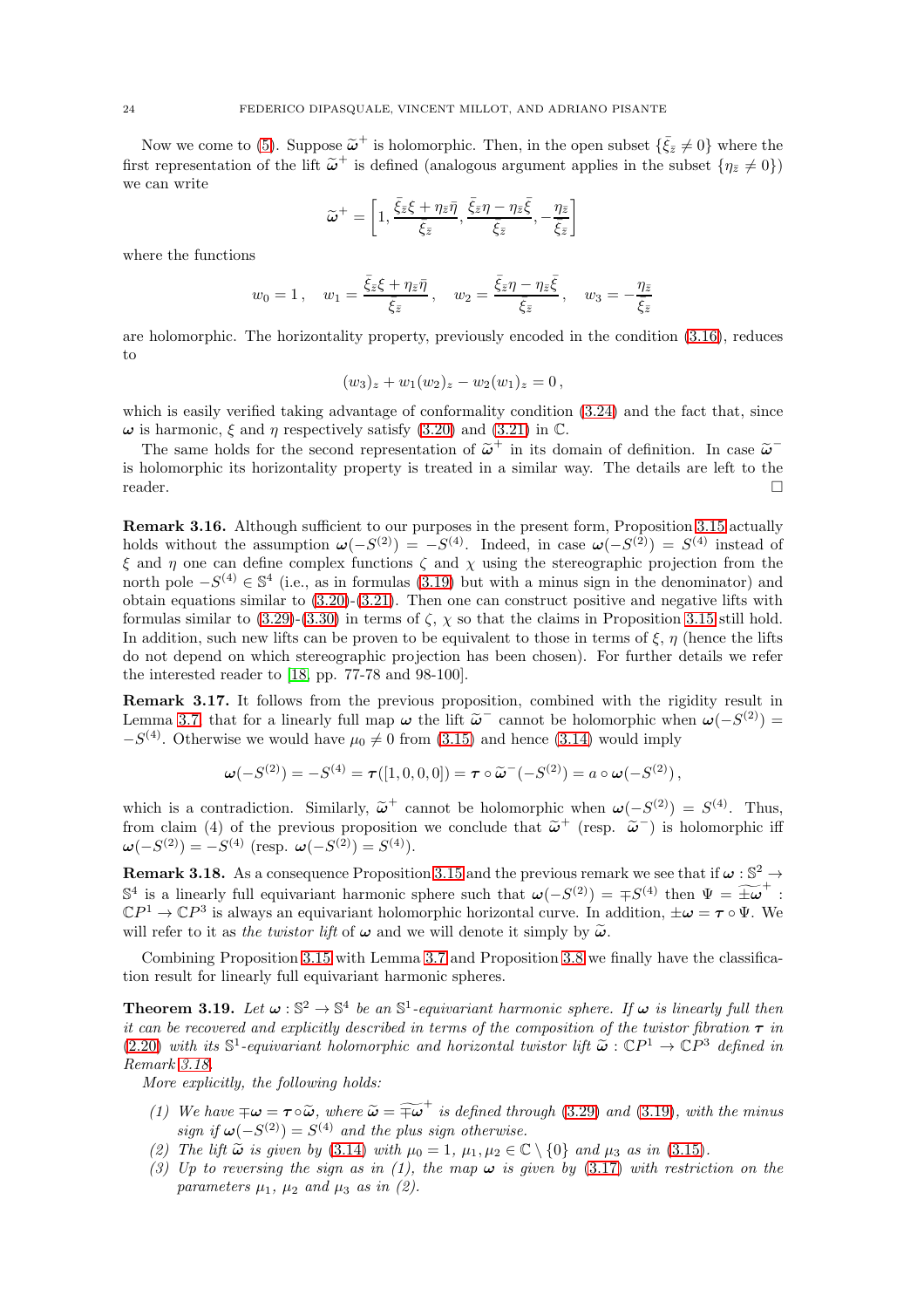Now we come to (5). Suppose $\widetilde{\boldsymbol{\omega}}^+$ is holomorphic. Then, in the open subset $\{\bar{\xi}_{\bar{z}} \neq 0\}$ where the first representation of the lift $\widetilde{\boldsymbol{\omega}}^+$ is defined (analogous argument applies in the subset $\{\eta_{\bar{z}} \neq 0\}$) we can write

$$\widetilde{\boldsymbol{\omega}}^+ = \left[1, \frac{\bar{\xi}_{\bar{z}}\xi + \eta_{\bar{z}}\bar{\eta}}{\bar{\xi}_{\bar{z}}}, \frac{\bar{\xi}_{\bar{z}}\eta - \eta_{\bar{z}}\bar{\xi}}{\bar{\xi}_{\bar{z}}}, -\frac{\eta_{\bar{z}}}{\bar{\xi}_{\bar{z}}}\right]$$

where the functions

$$w_0 = 1\,, \quad w_1 = \frac{\bar{\xi}_{\bar{z}}\xi + \eta_{\bar{z}}\bar{\eta}}{\bar{\xi}_{\bar{z}}}\,, \quad w_2 = \frac{\bar{\xi}_{\bar{z}}\eta - \eta_{\bar{z}}\bar{\xi}}{\bar{\xi}_{\bar{z}}}\,, \quad w_3 = -\frac{\eta_{\bar{z}}}{\bar{\xi}_{\bar{z}}}$$

are holomorphic. The horizontality property, previously encoded in the condition (3.16), reduces to

$$(w_3)_z + w_1 (w_2)_z - w_2 (w_1)_z = 0\,,$$

which is easily verified taking advantage of conformality condition (3.24) and the fact that, since $\boldsymbol{\omega}$ is harmonic, $\xi$ and $\eta$ respectively satisfy (3.20) and (3.21) in $\mathbb{C}$.

The same holds for the second representation of $\widetilde{\boldsymbol{\omega}}^+$ in its domain of definition. In case $\widetilde{\boldsymbol{\omega}}^-$ is holomorphic its horizontality property is treated in a similar way. The details are left to the reader. $\square$

**Remark 3.16.** Although sufficient to our purposes in the present form, Proposition 3.15 actually holds without the assumption $\boldsymbol{\omega}(-S^{(2)}) = -S^{(4)}$. Indeed, in case $\boldsymbol{\omega}(-S^{(2)}) = S^{(4)}$ instead of $\xi$ and $\eta$ one can define complex functions $\zeta$ and $\chi$ using the stereographic projection from the north pole $-S^{(4)} \in \mathbb{S}^4$ (i.e., as in formulas (3.19) but with a minus sign in the denominator) and obtain equations similar to (3.20)-(3.21). Then one can construct positive and negative lifts with formulas similar to (3.29)-(3.30) in terms of $\zeta$, $\chi$ so that the claims in Proposition 3.15 still hold. In addition, such new lifts can be proven to be equivalent to those in terms of $\xi$, $\eta$ (hence the lifts do not depend on which stereographic projection has been chosen). For further details we refer the interested reader to [18, pp. 77-78 and 98-100].

**Remark 3.17.** It follows from the previous proposition, combined with the rigidity result in Lemma 3.7, that for a linearly full map $\boldsymbol{\omega}$ the lift $\widetilde{\boldsymbol{\omega}}^-$ cannot be holomorphic when $\boldsymbol{\omega}(-S^{(2)}) = -S^{(4)}$. Otherwise we would have $\mu_0 \neq 0$ from (3.15) and hence (3.14) would imply

$$\boldsymbol{\omega}(-S^{(2)}) = -S^{(4)} = \boldsymbol{\tau}([1,0,0,0]) = \boldsymbol{\tau} \circ \widetilde{\boldsymbol{\omega}}^-(-S^{(2)}) = a \circ \boldsymbol{\omega}(-S^{(2)})\,,$$

which is a contradiction. Similarly, $\widetilde{\boldsymbol{\omega}}^+$ cannot be holomorphic when $\boldsymbol{\omega}(-S^{(2)}) = S^{(4)}$. Thus, from claim (4) of the previous proposition we conclude that $\widetilde{\boldsymbol{\omega}}^+$ (resp. $\widetilde{\boldsymbol{\omega}}^-$) is holomorphic iff $\boldsymbol{\omega}(-S^{(2)}) = -S^{(4)}$ (resp. $\boldsymbol{\omega}(-S^{(2)}) = S^{(4)}$).

**Remark 3.18.** As a consequence Proposition 3.15 and the previous remark we see that if $\boldsymbol{\omega} : \mathbb{S}^2 \to \mathbb{S}^4$ is a linearly full equivariant harmonic sphere such that $\boldsymbol{\omega}(-S^{(2)}) = \mp S^{(4)}$ then $\Psi = \widetilde{\pm\boldsymbol{\omega}}^+ : \mathbb{C}P^1 \to \mathbb{C}P^3$ is always an equivariant holomorphic horizontal curve. In addition, $\pm\boldsymbol{\omega} = \boldsymbol{\tau} \circ \Psi$. We will refer to it as *the twistor lift* of $\boldsymbol{\omega}$ and we will denote it simply by $\widetilde{\boldsymbol{\omega}}$.

Combining Proposition 3.15 with Lemma 3.7 and Proposition 3.8 we finally have the classification result for linearly full equivariant harmonic spheres.

**Theorem 3.19.** *Let $\boldsymbol{\omega} : \mathbb{S}^2 \to \mathbb{S}^4$ be an $\mathbb{S}^1$-equivariant harmonic sphere. If $\boldsymbol{\omega}$ is linearly full then it can be recovered and explicitly described in terms of the composition of the twistor fibration $\boldsymbol{\tau}$ in (2.20) with its $\mathbb{S}^1$-equivariant holomorphic and horizontal twistor lift $\widetilde{\boldsymbol{\omega}} : \mathbb{C}P^1 \to \mathbb{C}P^3$ defined in Remark 3.18.*

*More explicitly, the following holds:*

1. *We have $\mp\boldsymbol{\omega} = \boldsymbol{\tau} \circ \widetilde{\boldsymbol{\omega}}$, where $\widetilde{\boldsymbol{\omega}} = \widetilde{\mp\boldsymbol{\omega}}^+$ is defined through (3.29) and (3.19), with the minus sign if $\boldsymbol{\omega}(-S^{(2)}) = S^{(4)}$ and the plus sign otherwise.*
2. *The lift $\widetilde{\boldsymbol{\omega}}$ is given by (3.14) with $\mu_0 = 1$, $\mu_1, \mu_2 \in \mathbb{C} \setminus \{0\}$ and $\mu_3$ as in (3.15).*
3. *Up to reversing the sign as in (1), the map $\boldsymbol{\omega}$ is given by (3.17) with restriction on the parameters $\mu_1$, $\mu_2$ and $\mu_3$ as in (2).*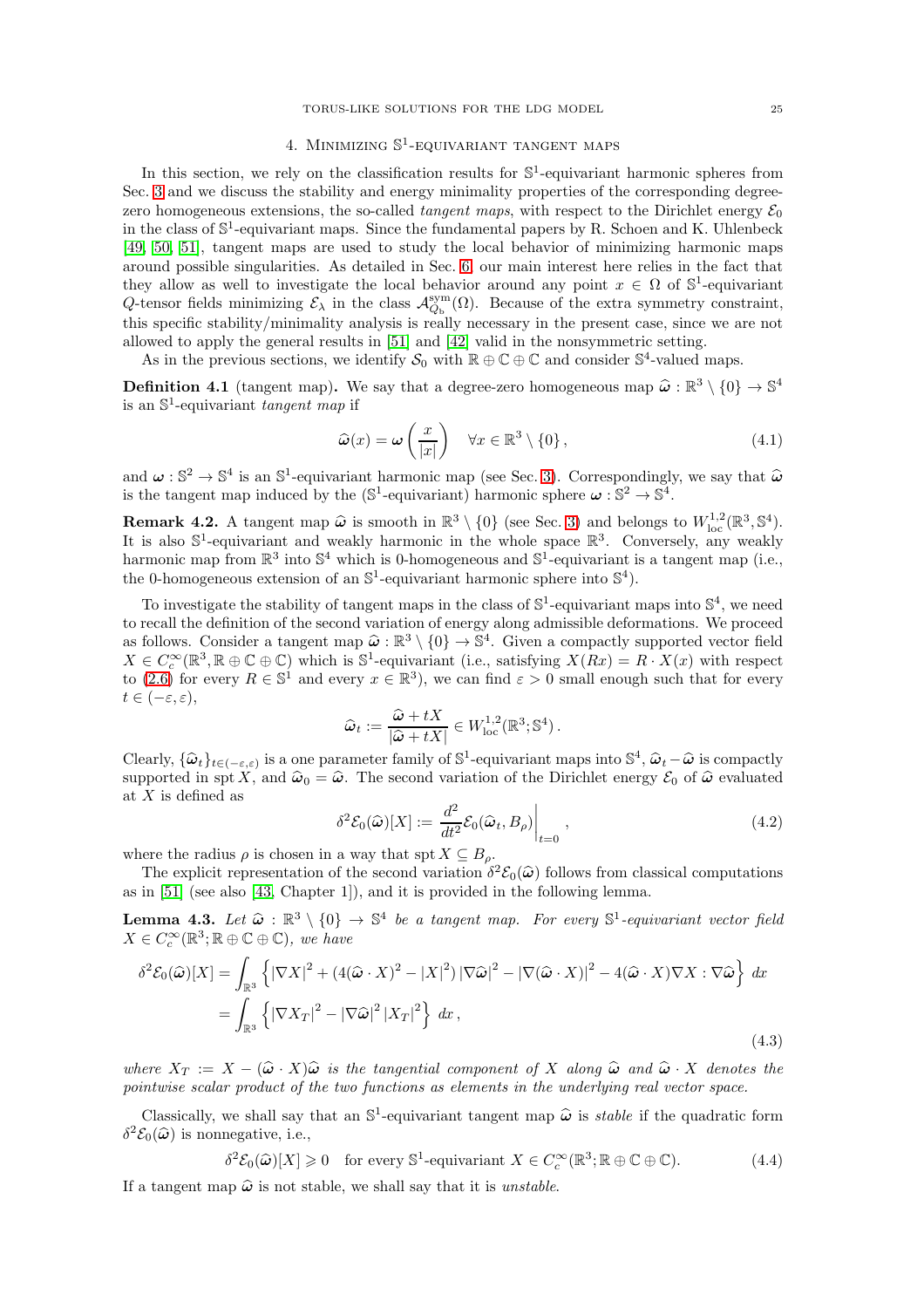## 4. Minimizing $\mathbb{S}^1$-equivariant tangent maps

In this section, we rely on the classification results for $\mathbb{S}^1$-equivariant harmonic spheres from Sec. 3 and we discuss the stability and energy minimality properties of the corresponding degree-zero homogeneous extensions, the so-called *tangent maps*, with respect to the Dirichlet energy $\mathcal{E}_0$ in the class of $\mathbb{S}^1$-equivariant maps. Since the fundamental papers by R. Schoen and K. Uhlenbeck [49, 50, 51], tangent maps are used to study the local behavior of minimizing harmonic maps around possible singularities. As detailed in Sec. 6, our main interest here relies in the fact that they allow as well to investigate the local behavior around any point $x \in \Omega$ of $\mathbb{S}^1$-equivariant $Q$-tensor fields minimizing $\mathcal{E}_\lambda$ in the class $\mathcal{A}^{\rm sym}_{Q_{\rm b}}(\Omega)$. Because of the extra symmetry constraint, this specific stability/minimality analysis is really necessary in the present case, since we are not allowed to apply the general results in [51] and [42] valid in the nonsymmetric setting.

As in the previous sections, we identify $\mathcal{S}_0$ with $\mathbb{R} \oplus \mathbb{C} \oplus \mathbb{C}$ and consider $\mathbb{S}^4$-valued maps.

**Definition 4.1** (tangent map)**.** We say that a degree-zero homogeneous map $\widehat{\boldsymbol{\omega}} : \mathbb{R}^3 \setminus \{0\} \to \mathbb{S}^4$ is an $\mathbb{S}^1$-equivariant *tangent map* if

$$\widehat{\boldsymbol{\omega}}(x) = \boldsymbol{\omega}\left(\frac{x}{|x|}\right) \quad \forall x \in \mathbb{R}^3 \setminus \{0\}\,, \tag{4.1}$$

and $\boldsymbol{\omega} : \mathbb{S}^2 \to \mathbb{S}^4$ is an $\mathbb{S}^1$-equivariant harmonic map (see Sec. 3). Correspondingly, we say that $\widehat{\boldsymbol{\omega}}$ is the tangent map induced by the ($\mathbb{S}^1$-equivariant) harmonic sphere $\boldsymbol{\omega} : \mathbb{S}^2 \to \mathbb{S}^4$.

**Remark 4.2.** A tangent map $\widehat{\boldsymbol{\omega}}$ is smooth in $\mathbb{R}^3 \setminus \{0\}$ (see Sec. 3) and belongs to $W^{1,2}_{\rm loc}(\mathbb{R}^3, \mathbb{S}^4)$. It is also $\mathbb{S}^1$-equivariant and weakly harmonic in the whole space $\mathbb{R}^3$. Conversely, any weakly harmonic map from $\mathbb{R}^3$ into $\mathbb{S}^4$ which is 0-homogeneous and $\mathbb{S}^1$-equivariant is a tangent map (i.e., the 0-homogeneous extension of an $\mathbb{S}^1$-equivariant harmonic sphere into $\mathbb{S}^4$).

To investigate the stability of tangent maps in the class of $\mathbb{S}^1$-equivariant maps into $\mathbb{S}^4$, we need to recall the definition of the second variation of energy along admissible deformations. We proceed as follows. Consider a tangent map $\widehat{\boldsymbol{\omega}} : \mathbb{R}^3 \setminus \{0\} \to \mathbb{S}^4$. Given a compactly supported vector field $X \in C^\infty_c(\mathbb{R}^3, \mathbb{R} \oplus \mathbb{C} \oplus \mathbb{C})$ which is $\mathbb{S}^1$-equivariant (i.e., satisfying $X(Rx) = R \cdot X(x)$ with respect to (2.6) for every $R \in \mathbb{S}^1$ and every $x \in \mathbb{R}^3$), we can find $\varepsilon > 0$ small enough such that for every $t \in (-\varepsilon, \varepsilon)$,

$$\widehat{\boldsymbol{\omega}}_t := \frac{\widehat{\boldsymbol{\omega}} + tX}{|\widehat{\boldsymbol{\omega}} + tX|} \in W^{1,2}_{\rm loc}(\mathbb{R}^3; \mathbb{S}^4)\,.$$

Clearly, $\{\widehat{\boldsymbol{\omega}}_t\}_{t \in (-\varepsilon,\varepsilon)}$ is a one parameter family of $\mathbb{S}^1$-equivariant maps into $\mathbb{S}^4$, $\widehat{\boldsymbol{\omega}}_t - \widehat{\boldsymbol{\omega}}$ is compactly supported in ${\rm spt}\, X$, and $\widehat{\boldsymbol{\omega}}_0 = \widehat{\boldsymbol{\omega}}$. The second variation of the Dirichlet energy $\mathcal{E}_0$ of $\widehat{\boldsymbol{\omega}}$ evaluated at $X$ is defined as

$$\delta^2 \mathcal{E}_0(\widehat{\boldsymbol{\omega}})[X] := \frac{d^2}{dt^2} \mathcal{E}_0(\widehat{\boldsymbol{\omega}}_t, B_\rho)\bigg|_{t=0}\,, \tag{4.2}$$

where the radius $\rho$ is chosen in a way that ${\rm spt}\, X \subseteq B_\rho$.

The explicit representation of the second variation $\delta^2 \mathcal{E}_0(\widehat{\boldsymbol{\omega}})$ follows from classical computations as in [51] (see also [43, Chapter 1]), and it is provided in the following lemma.

**Lemma 4.3.** *Let $\widehat{\boldsymbol{\omega}} : \mathbb{R}^3 \setminus \{0\} \to \mathbb{S}^4$ be a tangent map. For every $\mathbb{S}^1$-equivariant vector field $X \in C^\infty_c(\mathbb{R}^3; \mathbb{R} \oplus \mathbb{C} \oplus \mathbb{C})$, we have*

$$\begin{aligned}
\delta^2 \mathcal{E}_0(\widehat{\boldsymbol{\omega}})[X] &= \int_{\mathbb{R}^3} \left\{ |\nabla X|^2 + \left(4(\widehat{\boldsymbol{\omega}} \cdot X)^2 - |X|^2\right) |\nabla \widehat{\boldsymbol{\omega}}|^2 - |\nabla(\widehat{\boldsymbol{\omega}} \cdot X)|^2 - 4(\widehat{\boldsymbol{\omega}} \cdot X) \nabla X : \nabla \widehat{\boldsymbol{\omega}} \right\} dx \\
&= \int_{\mathbb{R}^3} \left\{ |\nabla X_T|^2 - |\nabla \widehat{\boldsymbol{\omega}}|^2 |X_T|^2 \right\} dx\,,
\end{aligned} \tag{4.3}$$

*where $X_T := X - (\widehat{\boldsymbol{\omega}} \cdot X)\widehat{\boldsymbol{\omega}}$ is the tangential component of $X$ along $\widehat{\boldsymbol{\omega}}$ and $\widehat{\boldsymbol{\omega}} \cdot X$ denotes the pointwise scalar product of the two functions as elements in the underlying real vector space.*

Classically, we shall say that an $\mathbb{S}^1$-equivariant tangent map $\widehat{\boldsymbol{\omega}}$ is *stable* if the quadratic form $\delta^2 \mathcal{E}_0(\widehat{\boldsymbol{\omega}})$ is nonnegative, i.e.,

$$\delta^2 \mathcal{E}_0(\widehat{\boldsymbol{\omega}})[X] \geqslant 0 \quad \text{for every } \mathbb{S}^1\text{-equivariant } X \in C^\infty_c(\mathbb{R}^3; \mathbb{R} \oplus \mathbb{C} \oplus \mathbb{C}). \tag{4.4}$$

If a tangent map $\widehat{\boldsymbol{\omega}}$ is not stable, we shall say that it is *unstable*.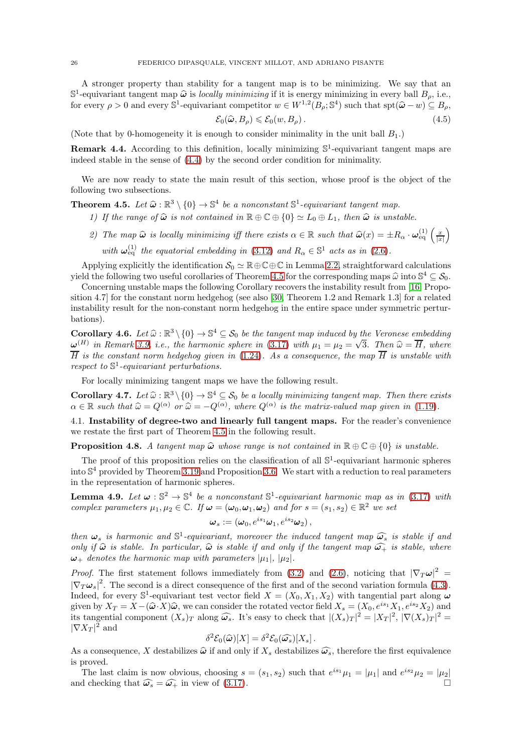A stronger property than stability for a tangent map is to be minimizing. We say that an $\mathbb{S}^1$-equivariant tangent map $\widehat{\boldsymbol{\omega}}$ is *locally minimizing* if it is energy minimizing in every ball $B_\rho$, i.e., for every $\rho > 0$ and every $\mathbb{S}^1$-equivariant competitor $w \in W^{1,2}(B_\rho;\mathbb{S}^4)$ such that $\operatorname{spt}(\widehat{\boldsymbol{\omega}} - w) \subseteq B_\rho$,

$$\mathcal{E}_0(\widehat{\boldsymbol{\omega}}, B_\rho) \leqslant \mathcal{E}_0(w, B_\rho)\,. \tag{4.5}$$

(Note that by 0-homogeneity it is enough to consider minimality in the unit ball $B_1$.)

**Remark 4.4.** According to this definition, locally minimizing $\mathbb{S}^1$-equivariant tangent maps are indeed stable in the sense of (4.4) by the second order condition for minimality.

We are now ready to state the main result of this section, whose proof is the object of the following two subsections.

**Theorem 4.5.** *Let $\widehat{\boldsymbol{\omega}} : \mathbb{R}^3 \setminus \{0\} \to \mathbb{S}^4$ be a nonconstant $\mathbb{S}^1$-equivariant tangent map.*

1) *If the range of $\widehat{\boldsymbol{\omega}}$ is not contained in $\mathbb{R} \oplus \mathbb{C} \oplus \{0\} \simeq L_0 \oplus L_1$, then $\widehat{\boldsymbol{\omega}}$ is unstable.*
2) *The map $\widehat{\boldsymbol{\omega}}$ is locally minimizing iff there exists $\alpha \in \mathbb{R}$ such that $\widehat{\boldsymbol{\omega}}(x) = \pm R_\alpha \cdot \boldsymbol{\omega}^{(1)}_{\rm eq}\left(\frac{x}{|x|}\right)$ with $\boldsymbol{\omega}^{(1)}_{\rm eq}$ the equatorial embedding in (3.12) and $R_\alpha \in \mathbb{S}^1$ acts as in (2.6).*

Applying explicitly the identification $\mathcal{S}_0 \simeq \mathbb{R} \oplus \mathbb{C} \oplus \mathbb{C}$ in Lemma 2.2, straightforward calculations yield the following two useful corollaries of Theorem 4.5 for the corresponding maps $\widehat{\omega}$ into $\mathbb{S}^4 \subseteq \mathcal{S}_0$.

Concerning unstable maps the following Corollary recovers the instability result from [16, Proposition 4.7] for the constant norm hedgehog (see also [30, Theorem 1.2 and Remark 1.3] for a related instability result for the non-constant norm hedgehog in the entire space under symmetric perturbations).

**Corollary 4.6.** *Let $\widehat{\omega} : \mathbb{R}^3 \setminus \{0\} \to \mathbb{S}^4 \subseteq \mathcal{S}_0$ be the tangent map induced by the Veronese embedding $\boldsymbol{\omega}^{(H)}$ in Remark 3.9, i.e., the harmonic sphere in (3.17) with $\mu_1 = \mu_2 = \sqrt{3}$. Then $\widehat{\omega} = \overline{H}$, where $\overline{H}$ is the constant norm hedgehog given in (1.24). As a consequence, the map $\overline{H}$ is unstable with respect to $\mathbb{S}^1$-equivariant perturbations.*

For locally minimizing tangent maps we have the following result.

**Corollary 4.7.** *Let $\widehat{\omega} : \mathbb{R}^3 \setminus \{0\} \to \mathbb{S}^4 \subseteq \mathcal{S}_0$ be a locally minimizing tangent map. Then there exists $\alpha \in \mathbb{R}$ such that $\widehat{\omega} = Q^{(\alpha)}$ or $\widehat{\omega} = -Q^{(\alpha)}$, where $Q^{(\alpha)}$ is the matrix-valued map given in (1.19).*

### 4.1. Instability of degree-two and linearly full tangent maps.

For the reader's convenience we restate the first part of Theorem 4.5 in the following result.

**Proposition 4.8.** *A tangent map $\widehat{\boldsymbol{\omega}}$ whose range is not contained in $\mathbb{R} \oplus \mathbb{C} \oplus \{0\}$ is unstable.*

The proof of this proposition relies on the classification of all $\mathbb{S}^1$-equivariant harmonic spheres into $\mathbb{S}^4$ provided by Theorem 3.19 and Proposition 3.6. We start with a reduction to real parameters in the representation of harmonic spheres.

**Lemma 4.9.** *Let $\boldsymbol{\omega} : \mathbb{S}^2 \to \mathbb{S}^4$ be a nonconstant $\mathbb{S}^1$-equivariant harmonic map as in (3.17) with complex parameters $\mu_1, \mu_2 \in \mathbb{C}$. If $\boldsymbol{\omega} = (\boldsymbol{\omega}_0, \boldsymbol{\omega}_1, \boldsymbol{\omega}_2)$ and for $s = (s_1, s_2) \in \mathbb{R}^2$ we set*

$$\boldsymbol{\omega}_s := (\boldsymbol{\omega}_0, e^{is_1}\boldsymbol{\omega}_1, e^{is_2}\boldsymbol{\omega}_2)\,,$$

*then $\boldsymbol{\omega}_s$ is harmonic and $\mathbb{S}^1$-equivariant, moreover the induced tangent map $\widehat{\boldsymbol{\omega}_s}$ is stable if and only if $\widehat{\omega}$ is stable. In particular, $\widehat{\omega}$ is stable if and only if the tangent map $\widehat{\boldsymbol{\omega}_+}$ is stable, where $\boldsymbol{\omega}_+$ denotes the harmonic map with parameters $|\mu_1|$, $|\mu_2|$.*

*Proof.* The first statement follows immediately from (3.2) and (2.6), noticing that $|\nabla_T \boldsymbol{\omega}|^2 = |\nabla_T \boldsymbol{\omega}_s|^2$. The second is a direct consequence of the first and of the second variation formula (4.3). Indeed, for every $\mathbb{S}^1$-equivariant test vector field $X = (X_0, X_1, X_2)$ with tangential part along $\boldsymbol{\omega}$ given by $X_T = X - (\widehat{\boldsymbol{\omega}} \cdot X)\widehat{\boldsymbol{\omega}}$, we can consider the rotated vector field $X_s = (X_0, e^{is_1}X_1, e^{is_2}X_2)$ and its tangential component $(X_s)_T$ along $\widehat{\boldsymbol{\omega}_s}$. It's easy to check that $|(X_s)_T|^2 = |X_T|^2$, $|\nabla (X_s)_T|^2 = |\nabla X_T|^2$ and

$$\delta^2 \mathcal{E}_0(\widehat{\boldsymbol{\omega}})[X] = \delta^2 \mathcal{E}_0(\widehat{\boldsymbol{\omega}_s})[X_s]\,.$$

As a consequence, $X$ destabilizes $\widehat{\boldsymbol{\omega}}$ if and only if $X_s$ destabilizes $\widehat{\boldsymbol{\omega}_s}$, therefore the first equivalence is proved.

The last claim is now obvious, choosing $s = (s_1, s_2)$ such that $e^{is_1}\mu_1 = |\mu_1|$ and $e^{is_2}\mu_2 = |\mu_2|$ and checking that $\widehat{\boldsymbol{\omega}_s} = \widehat{\boldsymbol{\omega}_+}$ in view of (3.17). $\square$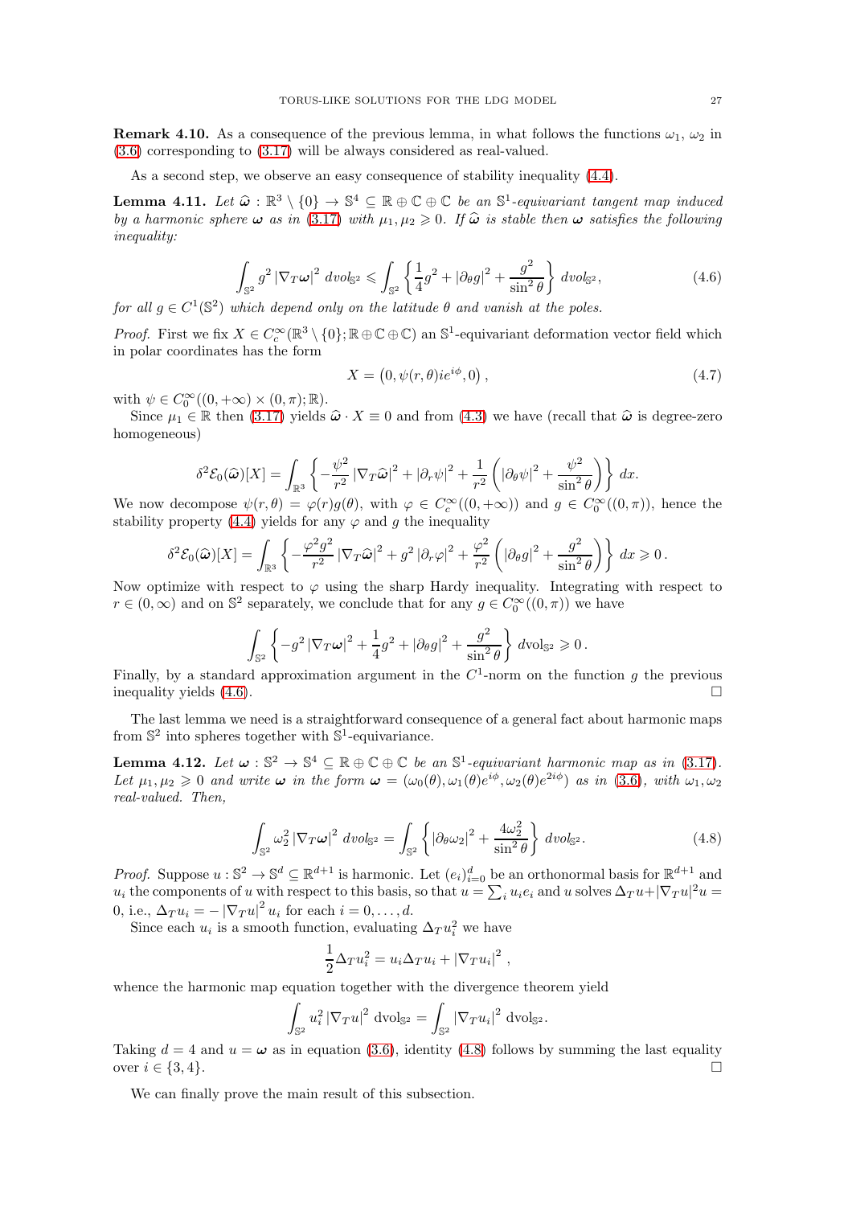**Remark 4.10.** As a consequence of the previous lemma, in what follows the functions $\omega_1$, $\omega_2$ in (3.6) corresponding to (3.17) will be always considered as real-valued.

As a second step, we observe an easy consequence of stability inequality (4.4).

**Lemma 4.11.** *Let $\widehat{\boldsymbol{\omega}} : \mathbb{R}^3 \setminus \{0\} \to \mathbb{S}^4 \subseteq \mathbb{R} \oplus \mathbb{C} \oplus \mathbb{C}$ be an $\mathbb{S}^1$-equivariant tangent map induced by a harmonic sphere $\boldsymbol{\omega}$ as in (3.17) with $\mu_1, \mu_2 \geqslant 0$. If $\widehat{\boldsymbol{\omega}}$ is stable then $\boldsymbol{\omega}$ satisfies the following inequality:*

$$\int_{\mathbb{S}^2} g^2 \left|\nabla_T \boldsymbol{\omega}\right|^2 \, dvol_{\mathbb{S}^2} \leqslant \int_{\mathbb{S}^2} \left\{ \frac{1}{4} g^2 + \left|\partial_\theta g\right|^2 + \frac{g^2}{\sin^2\theta} \right\} dvol_{\mathbb{S}^2}, \tag{4.6}$$

*for all $g \in C^1(\mathbb{S}^2)$ which depend only on the latitude $\theta$ and vanish at the poles.*

*Proof.* First we fix $X \in C^\infty_c(\mathbb{R}^3 \setminus \{0\}; \mathbb{R} \oplus \mathbb{C} \oplus \mathbb{C})$ an $\mathbb{S}^1$-equivariant deformation vector field which in polar coordinates has the form

$$X = \left(0, \psi(r,\theta) i e^{i\phi}, 0\right), \tag{4.7}$$

with $\psi \in C^\infty_0((0, +\infty) \times (0,\pi); \mathbb{R})$.

Since $\mu_1 \in \mathbb{R}$ then (3.17) yields $\widehat{\boldsymbol{\omega}} \cdot X \equiv 0$ and from (4.3) we have (recall that $\widehat{\boldsymbol{\omega}}$ is degree-zero homogeneous)

$$\delta^2 \mathcal{E}_0(\widehat{\boldsymbol{\omega}})[X] = \int_{\mathbb{R}^3} \left\{ -\frac{\psi^2}{r^2} \left|\nabla_T \widehat{\boldsymbol{\omega}}\right|^2 + \left|\partial_r \psi\right|^2 + \frac{1}{r^2}\left( \left|\partial_\theta \psi\right|^2 + \frac{\psi^2}{\sin^2\theta} \right) \right\} dx.$$

We now decompose $\psi(r,\theta) = \varphi(r) g(\theta)$, with $\varphi \in C^\infty_c((0,+\infty))$ and $g \in C^\infty_0((0,\pi))$, hence the stability property (4.4) yields for any $\varphi$ and $g$ the inequality

$$\delta^2 \mathcal{E}_0(\widehat{\boldsymbol{\omega}})[X] = \int_{\mathbb{R}^3} \left\{ -\frac{\varphi^2 g^2}{r^2} \left|\nabla_T \widehat{\boldsymbol{\omega}}\right|^2 + g^2 \left|\partial_r \varphi\right|^2 + \frac{\varphi^2}{r^2}\left( \left|\partial_\theta g\right|^2 + \frac{g^2}{\sin^2\theta} \right) \right\} dx \geqslant 0\,.$$

Now optimize with respect to $\varphi$ using the sharp Hardy inequality. Integrating with respect to $r \in (0,\infty)$ and on $\mathbb{S}^2$ separately, we conclude that for any $g \in C^\infty_0((0,\pi))$ we have

$$\int_{\mathbb{S}^2} \left\{ -g^2 \left|\nabla_T \boldsymbol{\omega}\right|^2 + \frac{1}{4} g^2 + \left|\partial_\theta g\right|^2 + \frac{g^2}{\sin^2\theta} \right\} \mathrm{dvol}_{\mathbb{S}^2} \geqslant 0\,.$$

Finally, by a standard approximation argument in the $C^1$-norm on the function $g$ the previous inequality yields (4.6). $\square$

The last lemma we need is a straightforward consequence of a general fact about harmonic maps from $\mathbb{S}^2$ into spheres together with $\mathbb{S}^1$-equivariance.

**Lemma 4.12.** *Let $\boldsymbol{\omega} : \mathbb{S}^2 \to \mathbb{S}^4 \subseteq \mathbb{R} \oplus \mathbb{C} \oplus \mathbb{C}$ be an $\mathbb{S}^1$-equivariant harmonic map as in (3.17). Let $\mu_1, \mu_2 \geqslant 0$ and write $\boldsymbol{\omega}$ in the form $\boldsymbol{\omega} = (\omega_0(\theta), \omega_1(\theta)e^{i\phi}, \omega_2(\theta)e^{2i\phi})$ as in (3.6), with $\omega_1, \omega_2$ real-valued. Then,*

$$\int_{\mathbb{S}^2} \omega_2^2 \left|\nabla_T \boldsymbol{\omega}\right|^2 \, dvol_{\mathbb{S}^2} = \int_{\mathbb{S}^2} \left\{ \left|\partial_\theta \omega_2\right|^2 + \frac{4\omega_2^2}{\sin^2\theta} \right\} dvol_{\mathbb{S}^2}. \tag{4.8}$$

*Proof.* Suppose $u : \mathbb{S}^2 \to \mathbb{S}^d \subseteq \mathbb{R}^{d+1}$ is harmonic. Let $(e_i)_{i=0}^d$ be an orthonormal basis for $\mathbb{R}^{d+1}$ and $u_i$ the components of $u$ with respect to this basis, so that $u = \sum_i u_i e_i$ and $u$ solves $\Delta_T u + |\nabla_T u|^2 u = 0$, i.e., $\Delta_T u_i = -\left|\nabla_T u\right|^2 u_i$ for each $i = 0, \dots, d$.

Since each $u_i$ is a smooth function, evaluating $\Delta_T u_i^2$ we have

$$\frac{1}{2}\Delta_T u_i^2 = u_i \Delta_T u_i + \left|\nabla_T u_i\right|^2 \,,$$

whence the harmonic map equation together with the divergence theorem yield

$$\int_{\mathbb{S}^2} u_i^2 \left|\nabla_T u\right|^2 \mathrm{dvol}_{\mathbb{S}^2} = \int_{\mathbb{S}^2} \left|\nabla_T u_i\right|^2 \mathrm{dvol}_{\mathbb{S}^2}.$$

Taking $d = 4$ and $u = \boldsymbol{\omega}$ as in equation (3.6), identity (4.8) follows by summing the last equality over $i \in \{3, 4\}$. $\square$

We can finally prove the main result of this subsection.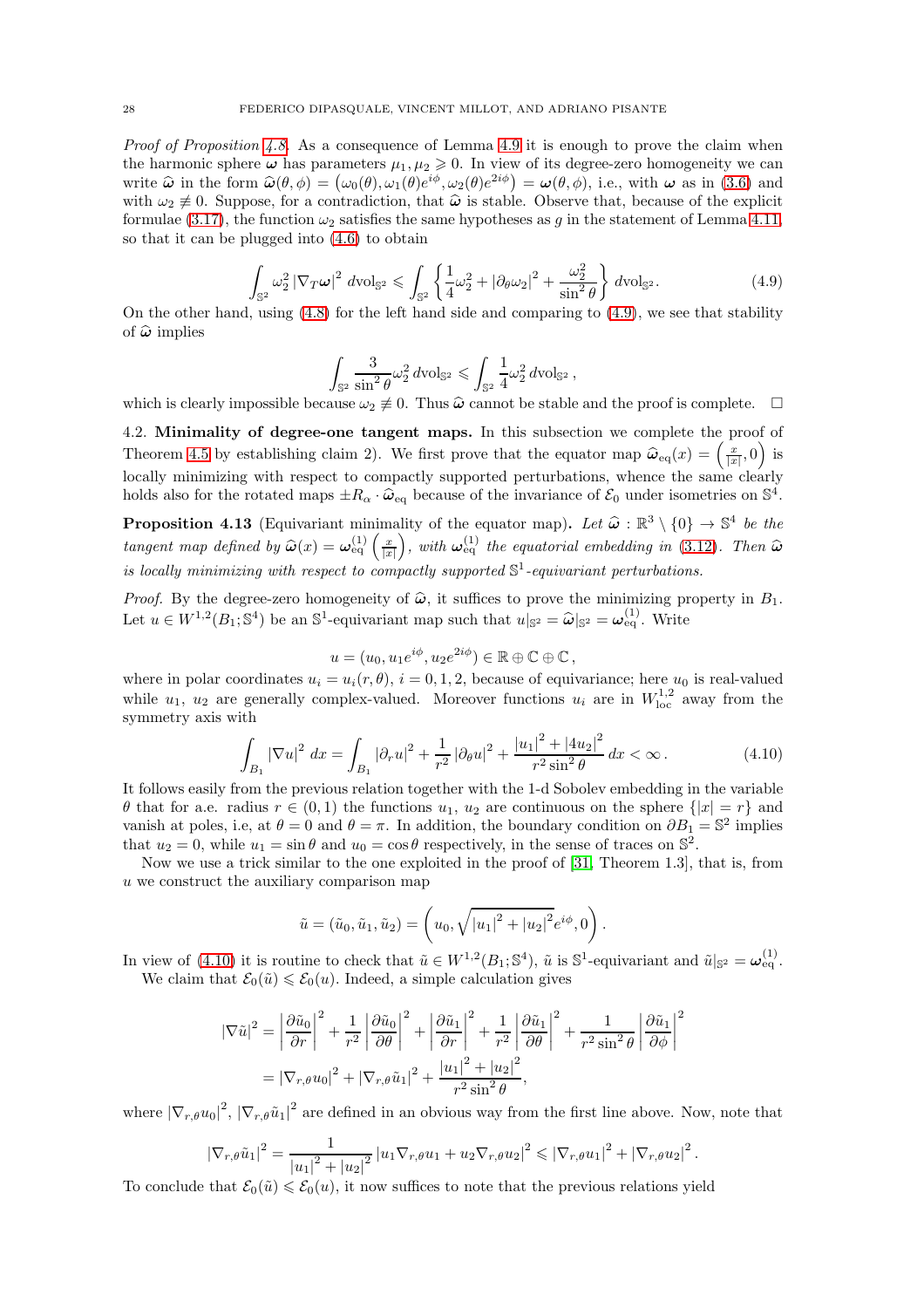*Proof of Proposition 4.8.* As a consequence of Lemma 4.9 it is enough to prove the claim when the harmonic sphere $\boldsymbol{\omega}$ has parameters $\mu_1, \mu_2 \geqslant 0$. In view of its degree-zero homogeneity we can write $\widehat{\boldsymbol{\omega}}$ in the form $\widehat{\boldsymbol{\omega}}(\theta,\phi) = \left(\omega_0(\theta), \omega_1(\theta)e^{i\phi}, \omega_2(\theta)e^{2i\phi}\right) = \boldsymbol{\omega}(\theta,\phi)$, i.e., with $\boldsymbol{\omega}$ as in (3.6) and with $\omega_2 \not\equiv 0$. Suppose, for a contradiction, that $\widehat{\boldsymbol{\omega}}$ is stable. Observe that, because of the explicit formulae (3.17), the function $\omega_2$ satisfies the same hypotheses as $g$ in the statement of Lemma 4.11, so that it can be plugged into (4.6) to obtain

$$\int_{\mathbb{S}^2} \omega_2^2 \left|\nabla_T \boldsymbol{\omega}\right|^2 \, d\mathrm{vol}_{\mathbb{S}^2} \leqslant \int_{\mathbb{S}^2} \left\{ \frac{1}{4}\omega_2^2 + \left|\partial_\theta \omega_2\right|^2 + \frac{\omega_2^2}{\sin^2\theta} \right\} d\mathrm{vol}_{\mathbb{S}^2}. \tag{4.9}$$

On the other hand, using (4.8) for the left hand side and comparing to (4.9), we see that stability of $\widehat{\boldsymbol{\omega}}$ implies

$$\int_{\mathbb{S}^2} \frac{3}{\sin^2\theta}\omega_2^2 \, d\mathrm{vol}_{\mathbb{S}^2} \leqslant \int_{\mathbb{S}^2} \frac{1}{4}\omega_2^2 \, d\mathrm{vol}_{\mathbb{S}^2} \, ,$$

which is clearly impossible because $\omega_2 \not\equiv 0$. Thus $\widehat{\boldsymbol{\omega}}$ cannot be stable and the proof is complete. $\square$

4.2. **Minimality of degree-one tangent maps.** In this subsection we complete the proof of Theorem 4.5 by establishing claim 2). We first prove that the equator map $\widehat{\boldsymbol{\omega}}_{\mathrm{eq}}(x) = \left(\frac{x}{|x|}, 0\right)$ is locally minimizing with respect to compactly supported perturbations, whence the same clearly holds also for the rotated maps $\pm R_\alpha \cdot \widehat{\boldsymbol{\omega}}_{\mathrm{eq}}$ because of the invariance of $\mathcal{E}_0$ under isometries on $\mathbb{S}^4$.

**Proposition 4.13** (Equivariant minimality of the equator map)**.** *Let $\widehat{\boldsymbol{\omega}} : \mathbb{R}^3 \setminus \{0\} \to \mathbb{S}^4$ be the tangent map defined by $\widehat{\boldsymbol{\omega}}(x) = \boldsymbol{\omega}^{(1)}_{\mathrm{eq}}\left(\frac{x}{|x|}\right)$, with $\boldsymbol{\omega}^{(1)}_{\mathrm{eq}}$ the equatorial embedding in (3.12). Then $\widehat{\boldsymbol{\omega}}$ is locally minimizing with respect to compactly supported $\mathbb{S}^1$-equivariant perturbations.*

*Proof.* By the degree-zero homogeneity of $\widehat{\boldsymbol{\omega}}$, it suffices to prove the minimizing property in $B_1$. Let $u \in W^{1,2}(B_1;\mathbb{S}^4)$ be an $\mathbb{S}^1$-equivariant map such that $u|_{\mathbb{S}^2} = \widehat{\boldsymbol{\omega}}|_{\mathbb{S}^2} = \boldsymbol{\omega}^{(1)}_{\mathrm{eq}}$. Write

$$u = (u_0, u_1 e^{i\phi}, u_2 e^{2i\phi}) \in \mathbb{R} \oplus \mathbb{C} \oplus \mathbb{C} \, ,$$

where in polar coordinates $u_i = u_i(r,\theta)$, $i = 0,1,2$, because of equivariance; here $u_0$ is real-valued while $u_1$, $u_2$ are generally complex-valued. Moreover functions $u_i$ are in $W^{1,2}_{\mathrm{loc}}$ away from the symmetry axis with

$$\int_{B_1} |\nabla u|^2 \, dx = \int_{B_1} \left|\partial_r u\right|^2 + \frac{1}{r^2}\left|\partial_\theta u\right|^2 + \frac{\left|u_1\right|^2 + \left|4u_2\right|^2}{r^2 \sin^2\theta} \, dx < \infty \, . \tag{4.10}$$

It follows easily from the previous relation together with the 1-d Sobolev embedding in the variable $\theta$ that for a.e. radius $r \in (0,1)$ the functions $u_1$, $u_2$ are continuous on the sphere $\{|x| = r\}$ and vanish at poles, i.e, at $\theta = 0$ and $\theta = \pi$. In addition, the boundary condition on $\partial B_1 = \mathbb{S}^2$ implies that $u_2 = 0$, while $u_1 = \sin\theta$ and $u_0 = \cos\theta$ respectively, in the sense of traces on $\mathbb{S}^2$.

Now we use a trick similar to the one exploited in the proof of [31, Theorem 1.3], that is, from $u$ we construct the auxiliary comparison map

$$\tilde{u} = (\tilde{u}_0, \tilde{u}_1, \tilde{u}_2) = \left(u_0, \sqrt{\left|u_1\right|^2 + \left|u_2\right|^2} e^{i\phi}, 0\right).$$

In view of (4.10) it is routine to check that $\tilde{u} \in W^{1,2}(B_1;\mathbb{S}^4)$, $\tilde{u}$ is $\mathbb{S}^1$-equivariant and $\tilde{u}|_{\mathbb{S}^2} = \boldsymbol{\omega}^{(1)}_{\mathrm{eq}}$.

We claim that $\mathcal{E}_0(\tilde{u}) \leqslant \mathcal{E}_0(u)$. Indeed, a simple calculation gives

$$\begin{aligned}
|\nabla \tilde{u}|^2 &= \left|\frac{\partial \tilde{u}_0}{\partial r}\right|^2 + \frac{1}{r^2}\left|\frac{\partial \tilde{u}_0}{\partial \theta}\right|^2 + \left|\frac{\partial \tilde{u}_1}{\partial r}\right|^2 + \frac{1}{r^2}\left|\frac{\partial \tilde{u}_1}{\partial \theta}\right|^2 + \frac{1}{r^2\sin^2\theta}\left|\frac{\partial \tilde{u}_1}{\partial \phi}\right|^2 \\
&= \left|\nabla_{r,\theta} u_0\right|^2 + \left|\nabla_{r,\theta} \tilde{u}_1\right|^2 + \frac{\left|u_1\right|^2 + \left|u_2\right|^2}{r^2 \sin^2\theta},
\end{aligned}$$

where $\left|\nabla_{r,\theta} u_0\right|^2$, $\left|\nabla_{r,\theta} \tilde{u}_1\right|^2$ are defined in an obvious way from the first line above. Now, note that

$$\left|\nabla_{r,\theta} \tilde{u}_1\right|^2 = \frac{1}{\left|u_1\right|^2 + \left|u_2\right|^2}\left|u_1 \nabla_{r,\theta} u_1 + u_2 \nabla_{r,\theta} u_2\right|^2 \leqslant \left|\nabla_{r,\theta} u_1\right|^2 + \left|\nabla_{r,\theta} u_2\right|^2.$$

To conclude that $\mathcal{E}_0(\tilde{u}) \leqslant \mathcal{E}_0(u)$, it now suffices to note that the previous relations yield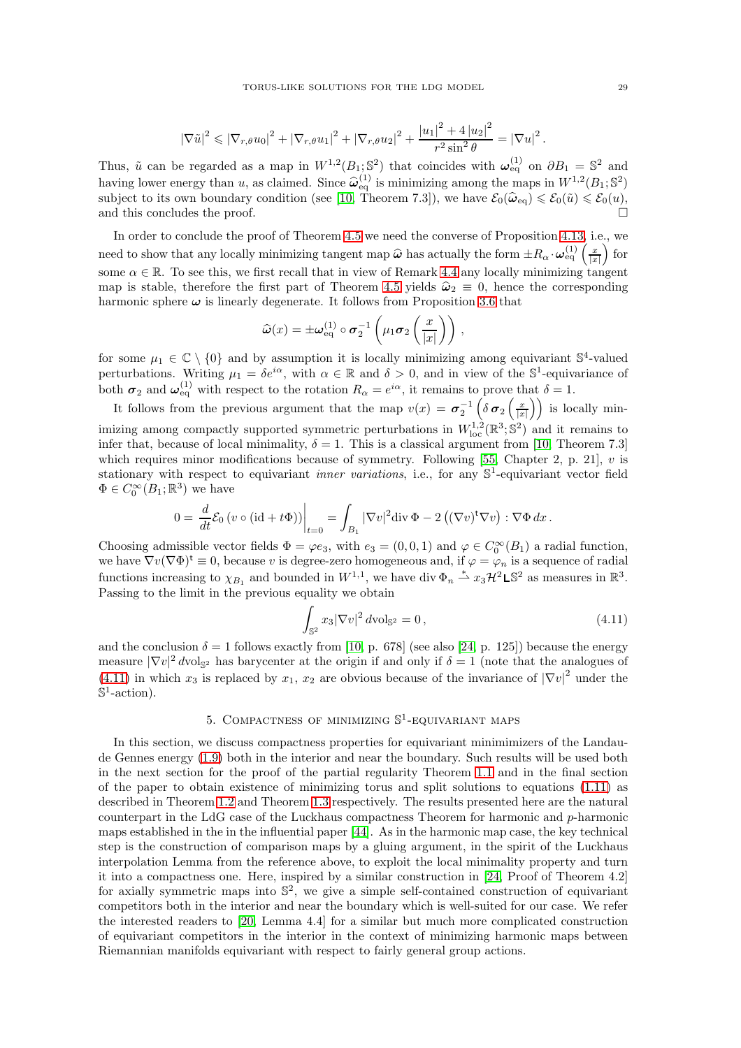$$|\nabla \tilde{u}|^2 \leqslant |\nabla_{r,\theta} u_0|^2 + |\nabla_{r,\theta} u_1|^2 + |\nabla_{r,\theta} u_2|^2 + \frac{|u_1|^2 + 4\,|u_2|^2}{r^2 \sin^2\theta} = |\nabla u|^2 .$$

Thus, $\tilde{u}$ can be regarded as a map in $W^{1,2}(B_1;\mathbb{S}^2)$ that coincides with $\boldsymbol{\omega}^{(1)}_{\rm eq}$ on $\partial B_1 = \mathbb{S}^2$ and having lower energy than $u$, as claimed. Since $\widehat{\boldsymbol{\omega}}^{(1)}_{\rm eq}$ is minimizing among the maps in $W^{1,2}(B_1;\mathbb{S}^2)$ subject to its own boundary condition (see [10, Theorem 7.3]), we have $\mathcal{E}_0(\widehat{\boldsymbol{\omega}}_{\rm eq}) \leqslant \mathcal{E}_0(\tilde{u}) \leqslant \mathcal{E}_0(u)$, and this concludes the proof. □

In order to conclude the proof of Theorem 4.5 we need the converse of Proposition 4.13, i.e., we need to show that any locally minimizing tangent map $\widehat{\boldsymbol{\omega}}$ has actually the form $\pm R_\alpha \cdot \boldsymbol{\omega}^{(1)}_{\rm eq}\left(\frac{x}{|x|}\right)$ for some $\alpha \in \mathbb{R}$. To see this, we first recall that in view of Remark 4.4 any locally minimizing tangent map is stable, therefore the first part of Theorem 4.5 yields $\widehat{\boldsymbol{\omega}}_2 \equiv 0$, hence the corresponding harmonic sphere $\boldsymbol{\omega}$ is linearly degenerate. It follows from Proposition 3.6 that

$$\widehat{\boldsymbol{\omega}}(x) = \pm \boldsymbol{\omega}^{(1)}_{\rm eq} \circ \boldsymbol{\sigma}_2^{-1}\left(\mu_1 \boldsymbol{\sigma}_2\left(\frac{x}{|x|}\right)\right),$$

for some $\mu_1 \in \mathbb{C}\setminus\{0\}$ and by assumption it is locally minimizing among equivariant $\mathbb{S}^4$-valued perturbations. Writing $\mu_1 = \delta e^{i\alpha}$, with $\alpha \in \mathbb{R}$ and $\delta > 0$, and in view of the $\mathbb{S}^1$-equivariance of both $\boldsymbol{\sigma}_2$ and $\boldsymbol{\omega}^{(1)}_{\rm eq}$ with respect to the rotation $R_\alpha = e^{i\alpha}$, it remains to prove that $\delta = 1$.

It follows from the previous argument that the map $v(x) = \boldsymbol{\sigma}_2^{-1}\left(\delta\, \boldsymbol{\sigma}_2\left(\frac{x}{|x|}\right)\right)$ is locally minimizing among compactly supported symmetric perturbations in $W^{1,2}_{\rm loc}(\mathbb{R}^3;\mathbb{S}^2)$ and it remains to infer that, because of local minimality, $\delta = 1$. This is a classical argument from [10, Theorem 7.3] which requires minor modifications because of symmetry. Following [55, Chapter 2, p. 21], $v$ is stationary with respect to equivariant *inner variations*, i.e., for any $\mathbb{S}^1$-equivariant vector field $\Phi \in C^\infty_0(B_1;\mathbb{R}^3)$ we have

$$0 = \frac{d}{dt}\mathcal{E}_0\left(v \circ ({\rm id} + t\Phi)\right)\Big|_{t=0} = \int_{B_1} |\nabla v|^2 {\rm div}\,\Phi - 2\left((\nabla v)^{\rm t} \nabla v\right) : \nabla \Phi \, dx .$$

Choosing admissible vector fields $\Phi = \varphi e_3$, with $e_3 = (0,0,1)$ and $\varphi \in C^\infty_0(B_1)$ a radial function, we have $\nabla v (\nabla \Phi)^{\rm t} \equiv 0$, because $v$ is degree-zero homogeneous and, if $\varphi = \varphi_n$ is a sequence of radial functions increasing to $\chi_{B_1}$ and bounded in $W^{1,1}$, we have ${\rm div}\,\Phi_n \overset{*}{\rightharpoonup} x_3 \mathcal{H}^2 \llcorner \mathbb{S}^2$ as measures in $\mathbb{R}^3$. Passing to the limit in the previous equality we obtain

$$\int_{\mathbb{S}^2} x_3 |\nabla v|^2 \, d{\rm vol}_{\mathbb{S}^2} = 0 , \tag{4.11}$$

and the conclusion $\delta = 1$ follows exactly from [10, p. 678] (see also [24, p. 125]) because the energy measure $|\nabla v|^2 \, d{\rm vol}_{\mathbb{S}^2}$ has barycenter at the origin if and only if $\delta = 1$ (note that the analogues of (4.11) in which $x_3$ is replaced by $x_1$, $x_2$ are obvious because of the invariance of $|\nabla v|^2$ under the $\mathbb{S}^1$-action).

## 5. Compactness of minimizing $\mathbb{S}^1$-equivariant maps

In this section, we discuss compactness properties for equivariant minimizers of the Landau-de Gennes energy (1.9) both in the interior and near the boundary. Such results will be used both in the next section for the proof of the partial regularity Theorem 1.1 and in the final section of the paper to obtain existence of minimizing torus and split solutions to equations (1.11) as described in Theorem 1.2 and Theorem 1.3 respectively. The results presented here are the natural counterpart in the LdG case of the Luckhaus compactness Theorem for harmonic and $p$-harmonic maps established in the in the influential paper [44]. As in the harmonic map case, the key technical step is the construction of comparison maps by a gluing argument, in the spirit of the Luckhaus interpolation Lemma from the reference above, to exploit the local minimality property and turn it into a compactness one. Here, inspired by a similar construction in [24, Proof of Theorem 4.2] for axially symmetric maps into $\mathbb{S}^2$, we give a simple self-contained construction of equivariant competitors both in the interior and near the boundary which is well-suited for our case. We refer the interested readers to [20, Lemma 4.4] for a similar but much more complicated construction of equivariant competitors in the interior in the context of minimizing harmonic maps between Riemannian manifolds equivariant with respect to fairly general group actions.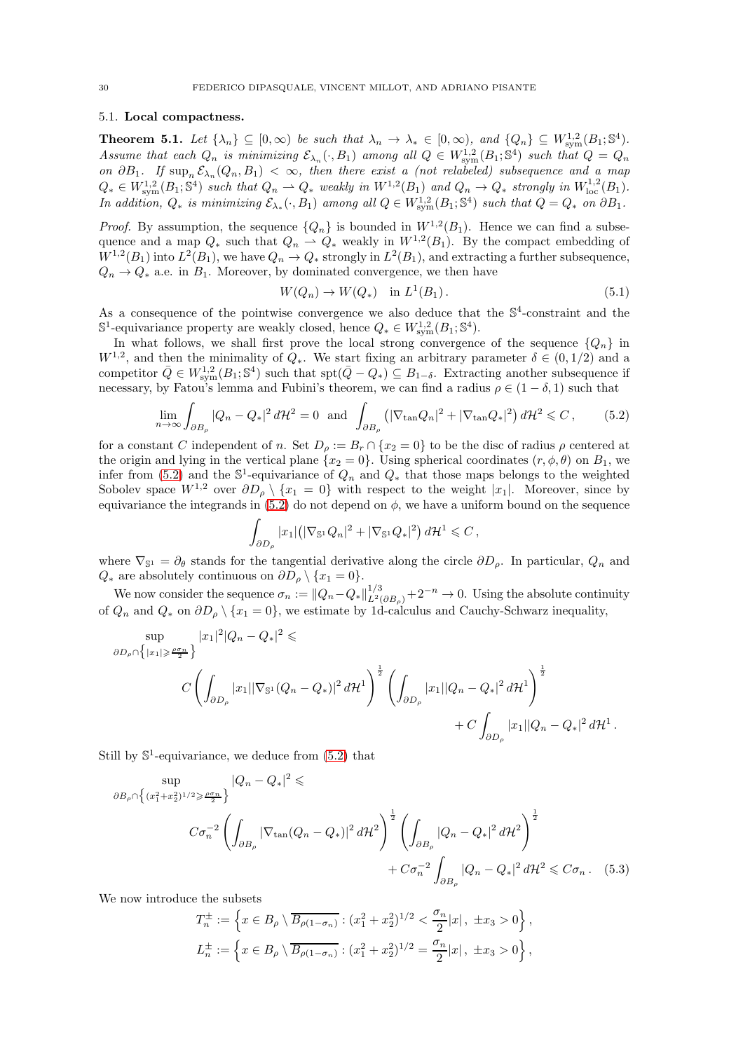### 5.1. **Local compactness.**

**Theorem 5.1.** *Let $\{\lambda_n\} \subseteq [0,\infty)$ be such that $\lambda_n \to \lambda_* \in [0,\infty)$, and $\{Q_n\} \subseteq W^{1,2}_{\rm sym}(B_1;\mathbb{S}^4)$. Assume that each $Q_n$ is minimizing $\mathcal{E}_{\lambda_n}(\cdot, B_1)$ among all $Q \in W^{1,2}_{\rm sym}(B_1;\mathbb{S}^4)$ such that $Q = Q_n$ on $\partial B_1$. If $\sup_n \mathcal{E}_{\lambda_n}(Q_n, B_1) < \infty$, then there exist a (not relabeled) subsequence and a map $Q_* \in W^{1,2}_{\rm sym}(B_1;\mathbb{S}^4)$ such that $Q_n \rightharpoonup Q_*$ weakly in $W^{1,2}(B_1)$ and $Q_n \to Q_*$ strongly in $W^{1,2}_{\rm loc}(B_1)$. In addition, $Q_*$ is minimizing $\mathcal{E}_{\lambda_*}(\cdot, B_1)$ among all $Q \in W^{1,2}_{\rm sym}(B_1;\mathbb{S}^4)$ such that $Q = Q_*$ on $\partial B_1$.*

*Proof.* By assumption, the sequence $\{Q_n\}$ is bounded in $W^{1,2}(B_1)$. Hence we can find a subsequence and a map $Q_*$ such that $Q_n \rightharpoonup Q_*$ weakly in $W^{1,2}(B_1)$. By the compact embedding of $W^{1,2}(B_1)$ into $L^2(B_1)$, we have $Q_n \to Q_*$ strongly in $L^2(B_1)$, and extracting a further subsequence, $Q_n \to Q_*$ a.e. in $B_1$. Moreover, by dominated convergence, we then have

$$W(Q_n) \to W(Q_*) \quad \text{in } L^1(B_1)\,. \tag{5.1}$$

As a consequence of the pointwise convergence we also deduce that the $\mathbb{S}^4$-constraint and the $\mathbb{S}^1$-equivariance property are weakly closed, hence $Q_* \in W^{1,2}_{\rm sym}(B_1;\mathbb{S}^4)$.

In what follows, we shall first prove the local strong convergence of the sequence $\{Q_n\}$ in $W^{1,2}$, and then the minimality of $Q_*$. We start fixing an arbitrary parameter $\delta \in (0,1/2)$ and a competitor $\bar{Q} \in W^{1,2}_{\rm sym}(B_1;\mathbb{S}^4)$ such that $\operatorname{spt}(\bar{Q} - Q_*) \subseteq B_{1-\delta}$. Extracting another subsequence if necessary, by Fatou's lemma and Fubini's theorem, we can find a radius $\rho \in (1-\delta, 1)$ such that

$$\lim_{n\to\infty} \int_{\partial B_\rho} |Q_n - Q_*|^2\, d\mathcal{H}^2 = 0 \;\text{ and }\; \int_{\partial B_\rho} \left(|\nabla_{\tan} Q_n|^2 + |\nabla_{\tan} Q_*|^2\right) d\mathcal{H}^2 \leqslant C\,, \tag{5.2}$$

for a constant $C$ independent of $n$. Set $D_\rho := B_r \cap \{x_2 = 0\}$ to be the disc of radius $\rho$ centered at the origin and lying in the vertical plane $\{x_2 = 0\}$. Using spherical coordinates $(r,\phi,\theta)$ on $B_1$, we infer from (5.2) and the $\mathbb{S}^1$-equivariance of $Q_n$ and $Q_*$ that those maps belongs to the weighted Sobolev space $W^{1,2}$ over $\partial D_\rho \setminus \{x_1 = 0\}$ with respect to the weight $|x_1|$. Moreover, since by equivariance the integrands in (5.2) do not depend on $\phi$, we have a uniform bound on the sequence

$$\int_{\partial D_\rho} |x_1| \left(|\nabla_{\mathbb{S}^1} Q_n|^2 + |\nabla_{\mathbb{S}^1} Q_*|^2\right) d\mathcal{H}^1 \leqslant C\,,$$

where $\nabla_{\mathbb{S}^1} = \partial_\theta$ stands for the tangential derivative along the circle $\partial D_\rho$. In particular, $Q_n$ and $Q_*$ are absolutely continuous on $\partial D_\rho \setminus \{x_1 = 0\}$.

We now consider the sequence $\sigma_n := \|Q_n - Q_*\|^{1/3}_{L^2(\partial B_\rho)} + 2^{-n} \to 0$. Using the absolute continuity of $Q_n$ and $Q_*$ on $\partial D_\rho \setminus \{x_1 = 0\}$, we estimate by 1d-calculus and Cauchy-Schwarz inequality,

$$\begin{aligned}
\sup_{\partial D_\rho \cap \left\{|x_1| \geqslant \frac{\rho\sigma_n}{2}\right\}} |x_1|^2 |Q_n - Q_*|^2 \leqslant\;& C\left(\int_{\partial D_\rho} |x_1| |\nabla_{\mathbb{S}^1}(Q_n - Q_*)|^2\, d\mathcal{H}^1\right)^{\frac{1}{2}} \left(\int_{\partial D_\rho} |x_1| |Q_n - Q_*|^2\, d\mathcal{H}^1\right)^{\frac{1}{2}} \\
&+ C\int_{\partial D_\rho} |x_1| |Q_n - Q_*|^2\, d\mathcal{H}^1\,.
\end{aligned}$$

Still by $\mathbb{S}^1$-equivariance, we deduce from (5.2) that

$$\begin{aligned}
\sup_{\partial B_\rho \cap \left\{(x_1^2+x_2^2)^{1/2} \geqslant \frac{\rho\sigma_n}{2}\right\}} |Q_n - Q_*|^2 \leqslant\;& C\sigma_n^{-2} \left(\int_{\partial B_\rho} |\nabla_{\tan}(Q_n - Q_*)|^2\, d\mathcal{H}^2\right)^{\frac{1}{2}} \left(\int_{\partial B_\rho} |Q_n - Q_*|^2\, d\mathcal{H}^2\right)^{\frac{1}{2}} \\
&+ C\sigma_n^{-2} \int_{\partial B_\rho} |Q_n - Q_*|^2\, d\mathcal{H}^2 \leqslant C\sigma_n\,. 
\end{aligned} \tag{5.3}$$

We now introduce the subsets

$$T_n^\pm := \left\{x \in B_\rho \setminus \overline{B_{\rho(1-\sigma_n)}} : (x_1^2 + x_2^2)^{1/2} < \frac{\sigma_n}{2}|x|\,,\; \pm x_3 > 0\right\},$$

$$L_n^\pm := \left\{x \in B_\rho \setminus \overline{B_{\rho(1-\sigma_n)}} : (x_1^2 + x_2^2)^{1/2} = \frac{\sigma_n}{2}|x|\,,\; \pm x_3 > 0\right\},$$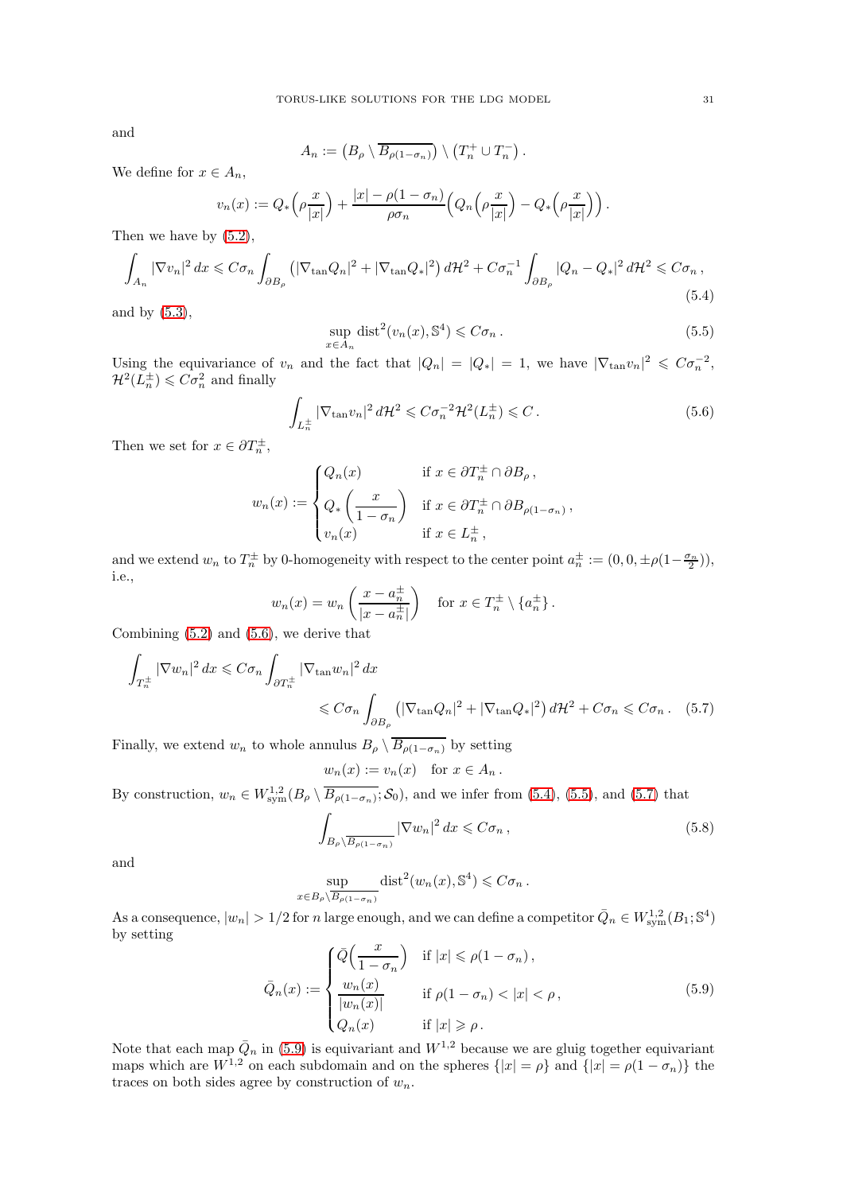and

$$A_n := \left(B_\rho \setminus \overline{B_{\rho(1-\sigma_n)}}\right) \setminus \left(T_n^+ \cup T_n^-\right).$$

We define for $x \in A_n$,

$$v_n(x) := Q_*\Big(\rho\frac{x}{|x|}\Big) + \frac{|x| - \rho(1-\sigma_n)}{\rho\sigma_n}\Big(Q_n\Big(\rho\frac{x}{|x|}\Big) - Q_*\Big(\rho\frac{x}{|x|}\Big)\Big)\,.$$

Then we have by (5.2),

$$\int_{A_n} |\nabla v_n|^2\,dx \leqslant C\sigma_n \int_{\partial B_\rho} \left(|\nabla_{\tan} Q_n|^2 + |\nabla_{\tan} Q_*|^2\right) d\mathcal{H}^2 + C\sigma_n^{-1}\int_{\partial B_\rho} |Q_n - Q_*|^2\,d\mathcal{H}^2 \leqslant C\sigma_n\,, \tag{5.4}$$

and by (5.3),

$$\sup_{x\in A_n} \operatorname{dist}^2(v_n(x), \mathbb{S}^4) \leqslant C\sigma_n\,. \tag{5.5}$$

Using the equivariance of $v_n$ and the fact that $|Q_n| = |Q_*| = 1$, we have $|\nabla_{\tan} v_n|^2 \leqslant C\sigma_n^{-2}$, $\mathcal{H}^2(L_n^\pm) \leqslant C\sigma_n^2$ and finally

$$\int_{L_n^\pm} |\nabla_{\tan} v_n|^2\,d\mathcal{H}^2 \leqslant C\sigma_n^{-2}\mathcal{H}^2(L_n^\pm) \leqslant C\,. \tag{5.6}$$

Then we set for $x \in \partial T_n^\pm$,

$$w_n(x) := \begin{cases} Q_n(x) & \text{if } x \in \partial T_n^\pm \cap \partial B_\rho\,,\\ Q_*\left(\dfrac{x}{1-\sigma_n}\right) & \text{if } x \in \partial T_n^\pm \cap \partial B_{\rho(1-\sigma_n)}\,,\\ v_n(x) & \text{if } x \in L_n^\pm\,, \end{cases}$$

and we extend $w_n$ to $T_n^\pm$ by 0-homogeneity with respect to the center point $a_n^\pm := (0,0,\pm\rho(1-\frac{\sigma_n}{2}))$, i.e.,

$$w_n(x) = w_n\left(\frac{x - a_n^\pm}{|x - a_n^\pm|}\right) \quad \text{for } x \in T_n^\pm \setminus \{a_n^\pm\}\,.$$

Combining (5.2) and (5.6), we derive that

$$\begin{aligned}\int_{T_n^\pm} |\nabla w_n|^2\,dx &\leqslant C\sigma_n \int_{\partial T_n^\pm} |\nabla_{\tan} w_n|^2\,dx\\ &\leqslant C\sigma_n \int_{\partial B_\rho} \left(|\nabla_{\tan} Q_n|^2 + |\nabla_{\tan} Q_*|^2\right) d\mathcal{H}^2 + C\sigma_n \leqslant C\sigma_n\,. \end{aligned}\tag{5.7}$$

Finally, we extend $w_n$ to whole annulus $B_\rho \setminus \overline{B_{\rho(1-\sigma_n)}}$ by setting

$$w_n(x) := v_n(x) \quad \text{for } x \in A_n\,.$$

By construction, $w_n \in W^{1,2}_{\rm sym}(B_\rho \setminus \overline{B_{\rho(1-\sigma_n)}}; \mathcal{S}_0)$, and we infer from (5.4), (5.5), and (5.7) that

$$\int_{B_\rho \setminus \overline{B_{\rho(1-\sigma_n)}}} |\nabla w_n|^2\,dx \leqslant C\sigma_n\,, \tag{5.8}$$

and

$$\sup_{x \in B_\rho \setminus \overline{B_{\rho(1-\sigma_n)}}} \operatorname{dist}^2(w_n(x), \mathbb{S}^4) \leqslant C\sigma_n\,.$$

As a consequence, $|w_n| > 1/2$ for $n$ large enough, and we can define a competitor $\bar{Q}_n \in W^{1,2}_{\rm sym}(B_1; \mathbb{S}^4)$ by setting

$$\bar{Q}_n(x) := \begin{cases} \bar{Q}\Big(\dfrac{x}{1-\sigma_n}\Big) & \text{if } |x| \leqslant \rho(1-\sigma_n)\,,\\ \dfrac{w_n(x)}{|w_n(x)|} & \text{if } \rho(1-\sigma_n) < |x| < \rho\,,\\ Q_n(x) & \text{if } |x| \geqslant \rho\,. \end{cases} \tag{5.9}$$

Note that each map $\bar{Q}_n$ in (5.9) is equivariant and $W^{1,2}$ because we are gluig together equivariant maps which are $W^{1,2}$ on each subdomain and on the spheres $\{|x| = \rho\}$ and $\{|x| = \rho(1-\sigma_n)\}$ the traces on both sides agree by construction of $w_n$.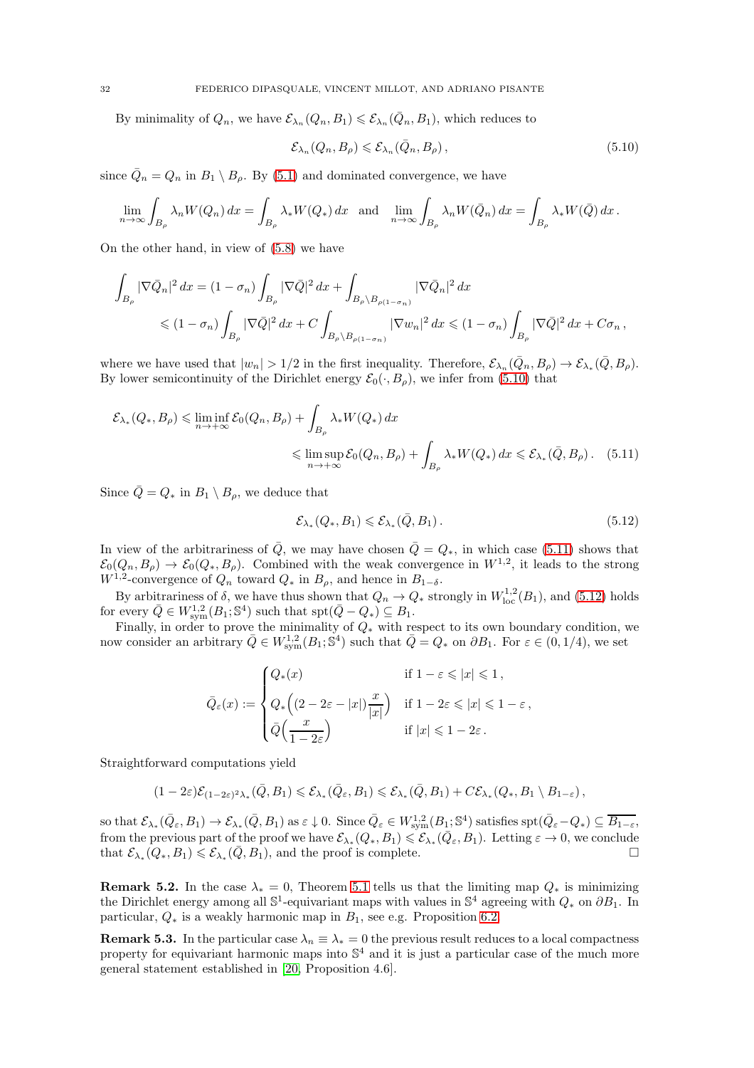By minimality of $Q_n$, we have $\mathcal{E}_{\lambda_n}(Q_n, B_1) \leqslant \mathcal{E}_{\lambda_n}(\bar{Q}_n, B_1)$, which reduces to

$$\mathcal{E}_{\lambda_n}(Q_n, B_\rho) \leqslant \mathcal{E}_{\lambda_n}(\bar{Q}_n, B_\rho)\,, \tag{5.10}$$

since $\bar{Q}_n = Q_n$ in $B_1 \setminus B_\rho$. By (5.1) and dominated convergence, we have

$$\lim_{n\to\infty} \int_{B_\rho} \lambda_n W(Q_n)\, dx = \int_{B_\rho} \lambda_* W(Q_*)\, dx \quad \text{and} \quad \lim_{n\to\infty} \int_{B_\rho} \lambda_n W(\bar{Q}_n)\, dx = \int_{B_\rho} \lambda_* W(\bar{Q})\, dx\,.$$

On the other hand, in view of (5.8) we have

$$\begin{aligned}
\int_{B_\rho} |\nabla \bar{Q}_n|^2\, dx &= (1-\sigma_n) \int_{B_\rho} |\nabla \bar{Q}|^2\, dx + \int_{B_\rho \setminus B_{\rho(1-\sigma_n)}} |\nabla \bar{Q}_n|^2\, dx \\
&\leqslant (1-\sigma_n) \int_{B_\rho} |\nabla \bar{Q}|^2\, dx + C \int_{B_\rho \setminus B_{\rho(1-\sigma_n)}} |\nabla w_n|^2\, dx \leqslant (1-\sigma_n) \int_{B_\rho} |\nabla \bar{Q}|^2\, dx + C\sigma_n\,,
\end{aligned}$$

where we have used that $|w_n| > 1/2$ in the first inequality. Therefore, $\mathcal{E}_{\lambda_n}(\bar{Q}_n, B_\rho) \to \mathcal{E}_{\lambda_*}(\bar{Q}, B_\rho)$. By lower semicontinuity of the Dirichlet energy $\mathcal{E}_0(\cdot, B_\rho)$, we infer from (5.10) that

$$\begin{aligned}
\mathcal{E}_{\lambda_*}(Q_*, B_\rho) &\leqslant \liminf_{n\to+\infty} \mathcal{E}_0(Q_n, B_\rho) + \int_{B_\rho} \lambda_* W(Q_*)\, dx \\
&\leqslant \limsup_{n\to+\infty} \mathcal{E}_0(Q_n, B_\rho) + \int_{B_\rho} \lambda_* W(Q_*)\, dx \leqslant \mathcal{E}_{\lambda_*}(\bar{Q}, B_\rho)\,.
\end{aligned} \tag{5.11}$$

Since $\bar{Q} = Q_*$ in $B_1 \setminus B_\rho$, we deduce that

$$\mathcal{E}_{\lambda_*}(Q_*, B_1) \leqslant \mathcal{E}_{\lambda_*}(\bar{Q}, B_1)\,. \tag{5.12}$$

In view of the arbitrariness of $\bar{Q}$, we may have chosen $\bar{Q} = Q_*$, in which case (5.11) shows that $\mathcal{E}_0(Q_n, B_\rho) \to \mathcal{E}_0(Q_*, B_\rho)$. Combined with the weak convergence in $W^{1,2}$, it leads to the strong $W^{1,2}$-convergence of $Q_n$ toward $Q_*$ in $B_\rho$, and hence in $B_{1-\delta}$.

By arbitrariness of $\delta$, we have thus shown that $Q_n \to Q_*$ strongly in $W^{1,2}_{\rm loc}(B_1)$, and (5.12) holds for every $\bar{Q} \in W^{1,2}_{\rm sym}(B_1; \mathbb{S}^4)$ such that $\operatorname{spt}(\bar{Q} - Q_*) \subseteq B_1$.

Finally, in order to prove the minimality of $Q_*$ with respect to its own boundary condition, we now consider an arbitrary $\bar{Q} \in W^{1,2}_{\rm sym}(B_1; \mathbb{S}^4)$ such that $\bar{Q} = Q_*$ on $\partial B_1$. For $\varepsilon \in (0, 1/4)$, we set

$$\bar{Q}_\varepsilon(x) := \begin{cases} Q_*(x) & \text{if } 1-\varepsilon \leqslant |x| \leqslant 1\,, \\[4pt] Q_*\Big((2-2\varepsilon-|x|)\dfrac{x}{|x|}\Big) & \text{if } 1-2\varepsilon \leqslant |x| \leqslant 1-\varepsilon\,, \\[4pt] \bar{Q}\Big(\dfrac{x}{1-2\varepsilon}\Big) & \text{if } |x| \leqslant 1-2\varepsilon\,. \end{cases}$$

Straightforward computations yield

$$(1-2\varepsilon)\mathcal{E}_{(1-2\varepsilon)^2\lambda_*}(\bar{Q}, B_1) \leqslant \mathcal{E}_{\lambda_*}(\bar{Q}_\varepsilon, B_1) \leqslant \mathcal{E}_{\lambda_*}(\bar{Q}, B_1) + C\mathcal{E}_{\lambda_*}(Q_*, B_1 \setminus B_{1-\varepsilon})\,,$$

so that $\mathcal{E}_{\lambda_*}(\bar{Q}_\varepsilon, B_1) \to \mathcal{E}_{\lambda_*}(\bar{Q}, B_1)$ as $\varepsilon \downarrow 0$. Since $\bar{Q}_\varepsilon \in W^{1,2}_{\rm sym}(B_1; \mathbb{S}^4)$ satisfies $\operatorname{spt}(\bar{Q}_\varepsilon - Q_*) \subseteq \overline{B_{1-\varepsilon}}$, from the previous part of the proof we have $\mathcal{E}_{\lambda_*}(Q_*, B_1) \leqslant \mathcal{E}_{\lambda_*}(\bar{Q}_\varepsilon, B_1)$. Letting $\varepsilon \to 0$, we conclude that $\mathcal{E}_{\lambda_*}(Q_*, B_1) \leqslant \mathcal{E}_{\lambda_*}(\bar{Q}, B_1)$, and the proof is complete. □

**Remark 5.2.** In the case $\lambda_* = 0$, Theorem 5.1 tells us that the limiting map $Q_*$ is minimizing the Dirichlet energy among all $\mathbb{S}^1$-equivariant maps with values in $\mathbb{S}^4$ agreeing with $Q_*$ on $\partial B_1$. In particular, $Q_*$ is a weakly harmonic map in $B_1$, see e.g. Proposition 6.2.

**Remark 5.3.** In the particular case $\lambda_n \equiv \lambda_* = 0$ the previous result reduces to a local compactness property for equivariant harmonic maps into $\mathbb{S}^4$ and it is just a particular case of the much more general statement established in [20, Proposition 4.6].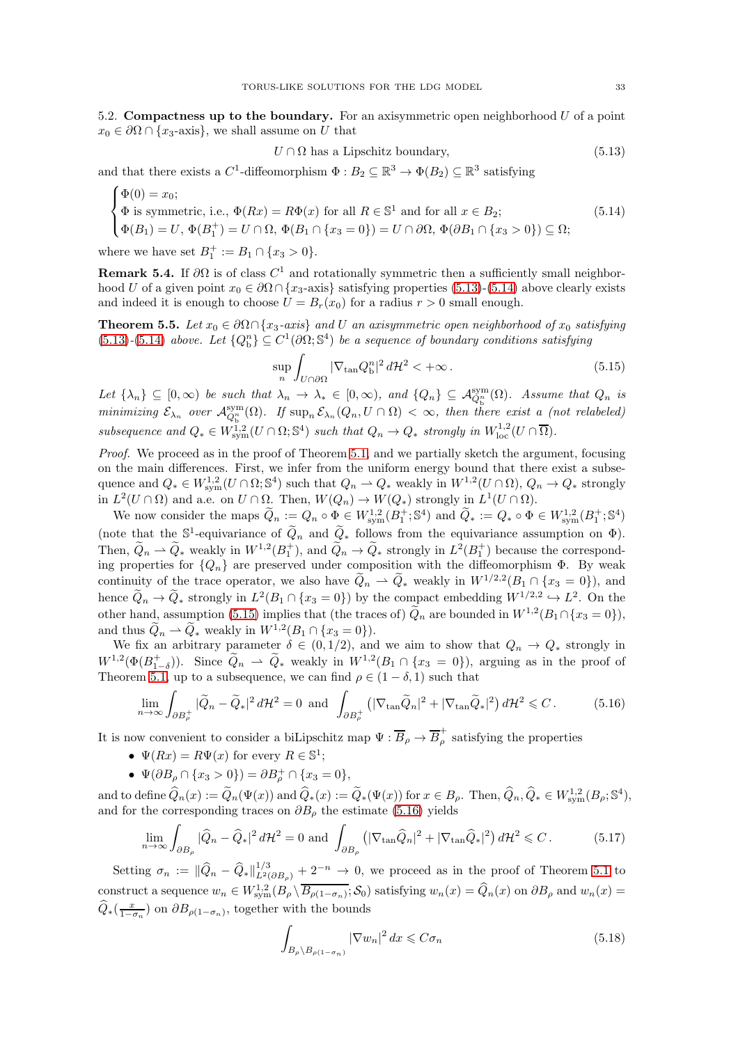5.2. **Compactness up to the boundary.** For an axisymmetric open neighborhood $U$ of a point $x_0 \in \partial\Omega \cap \{x_3\text{-axis}\}$, we shall assume on $U$ that

$$U \cap \Omega \text{ has a Lipschitz boundary,} \tag{5.13}$$

and that there exists a $C^1$-diffeomorphism $\Phi : B_2 \subseteq \mathbb{R}^3 \to \Phi(B_2) \subseteq \mathbb{R}^3$ satisfying

$$\begin{cases} \Phi(0) = x_0; \\ \Phi \text{ is symmetric, i.e., } \Phi(Rx) = R\Phi(x) \text{ for all } R \in \mathbb{S}^1 \text{ and for all } x \in B_2; \\ \Phi(B_1) = U,\ \Phi(B_1^+) = U \cap \Omega,\ \Phi(B_1 \cap \{x_3 = 0\}) = U \cap \partial\Omega,\ \Phi(\partial B_1 \cap \{x_3 > 0\}) \subseteq \Omega; \end{cases} \tag{5.14}$$

where we have set $B_1^+ := B_1 \cap \{x_3 > 0\}$.

**Remark 5.4.** If $\partial\Omega$ is of class $C^1$ and rotationally symmetric then a sufficiently small neighborhood $U$ of a given point $x_0 \in \partial\Omega \cap \{x_3\text{-axis}\}$ satisfying properties (5.13)-(5.14) above clearly exists and indeed it is enough to choose $U = B_r(x_0)$ for a radius $r > 0$ small enough.

**Theorem 5.5.** *Let $x_0 \in \partial\Omega \cap \{x_3\text{-axis}\}$ and $U$ an axisymmetric open neighborhood of $x_0$ satisfying (5.13)-(5.14) above. Let $\{Q_{\rm b}^n\} \subseteq C^1(\partial\Omega; \mathbb{S}^4)$ be a sequence of boundary conditions satisfying*

$$\sup_n \int_{U \cap \partial\Omega} |\nabla_{\tan} Q_{\rm b}^n|^2 \, d\mathcal{H}^2 < +\infty\,. \tag{5.15}$$

*Let $\{\lambda_n\} \subseteq [0, \infty)$ be such that $\lambda_n \to \lambda_* \in [0, \infty)$, and $\{Q_n\} \subseteq \mathcal{A}^{\rm sym}_{Q_{\rm b}^n}(\Omega)$. Assume that $Q_n$ is minimizing $\mathcal{E}_{\lambda_n}$ over $\mathcal{A}^{\rm sym}_{Q_{\rm b}^n}(\Omega)$. If $\sup_n \mathcal{E}_{\lambda_n}(Q_n, U \cap \Omega) < \infty$, then there exist a (not relabeled) subsequence and $Q_* \in W^{1,2}_{\rm sym}(U \cap \Omega; \mathbb{S}^4)$ such that $Q_n \to Q_*$ strongly in $W^{1,2}_{\rm loc}(U \cap \overline{\Omega})$.*

*Proof.* We proceed as in the proof of Theorem 5.1, and we partially sketch the argument, focusing on the main differences. First, we infer from the uniform energy bound that there exist a subsequence and $Q_* \in W^{1,2}_{\rm sym}(U \cap \Omega; \mathbb{S}^4)$ such that $Q_n \rightharpoonup Q_*$ weakly in $W^{1,2}(U \cap \Omega)$, $Q_n \to Q_*$ strongly in $L^2(U \cap \Omega)$ and a.e. on $U \cap \Omega$. Then, $W(Q_n) \to W(Q_*)$ strongly in $L^1(U \cap \Omega)$.

We now consider the maps $\widetilde{Q}_n := Q_n \circ \Phi \in W^{1,2}_{\rm sym}(B_1^+; \mathbb{S}^4)$ and $\widetilde{Q}_* := Q_* \circ \Phi \in W^{1,2}_{\rm sym}(B_1^+; \mathbb{S}^4)$ (note that the $\mathbb{S}^1$-equivariance of $\widetilde{Q}_n$ and $\widetilde{Q}_*$ follows from the equivariance assumption on $\Phi$). Then, $\widetilde{Q}_n \rightharpoonup \widetilde{Q}_*$ weakly in $W^{1,2}(B_1^+)$, and $\widetilde{Q}_n \to \widetilde{Q}_*$ strongly in $L^2(B_1^+)$ because the corresponding properties for $\{Q_n\}$ are preserved under composition with the diffeomorphism $\Phi$. By weak continuity of the trace operator, we also have $\widetilde{Q}_n \rightharpoonup \widetilde{Q}_*$ weakly in $W^{1/2,2}(B_1 \cap \{x_3 = 0\})$, and hence $\widetilde{Q}_n \to \widetilde{Q}_*$ strongly in $L^2(B_1 \cap \{x_3 = 0\})$ by the compact embedding $W^{1/2,2} \hookrightarrow L^2$. On the other hand, assumption (5.15) implies that (the traces of) $\widetilde{Q}_n$ are bounded in $W^{1,2}(B_1 \cap \{x_3 = 0\})$, and thus $\widetilde{Q}_n \rightharpoonup \widetilde{Q}_*$ weakly in $W^{1,2}(B_1 \cap \{x_3 = 0\})$.

We fix an arbitrary parameter $\delta \in (0, 1/2)$, and we aim to show that $Q_n \to Q_*$ strongly in $W^{1,2}(\Phi(B^+_{1-\delta}))$. Since $\widetilde{Q}_n \rightharpoonup \widetilde{Q}_*$ weakly in $W^{1,2}(B_1 \cap \{x_3 = 0\})$, arguing as in the proof of Theorem 5.1, up to a subsequence, we can find $\rho \in (1-\delta, 1)$ such that

$$\lim_{n\to\infty} \int_{\partial B_\rho^+} |\widetilde{Q}_n - \widetilde{Q}_*|^2 \, d\mathcal{H}^2 = 0 \text{ and } \int_{\partial B_\rho^+} \left( |\nabla_{\tan} \widetilde{Q}_n|^2 + |\nabla_{\tan} \widetilde{Q}_*|^2 \right) d\mathcal{H}^2 \leqslant C\,. \tag{5.16}$$

It is now convenient to consider a biLipschitz map $\Psi : \overline{B}_\rho \to \overline{B}_\rho^+$ satisfying the properties

- $\Psi(Rx) = R\Psi(x)$ for every $R \in \mathbb{S}^1$;
- $\Psi(\partial B_\rho \cap \{x_3 > 0\}) = \partial B_\rho^+ \cap \{x_3 = 0\}$,

and to define $\widehat{Q}_n(x) := \widetilde{Q}_n(\Psi(x))$ and $\widehat{Q}_*(x) := \widetilde{Q}_*(\Psi(x))$ for $x \in B_\rho$. Then, $\widehat{Q}_n, \widehat{Q}_* \in W^{1,2}_{\rm sym}(B_\rho; \mathbb{S}^4)$, and for the corresponding traces on $\partial B_\rho$ the estimate (5.16) yields

$$\lim_{n\to\infty} \int_{\partial B_\rho} |\widehat{Q}_n - \widehat{Q}_*|^2 \, d\mathcal{H}^2 = 0 \text{ and } \int_{\partial B_\rho} \left( |\nabla_{\tan} \widehat{Q}_n|^2 + |\nabla_{\tan} \widehat{Q}_*|^2 \right) d\mathcal{H}^2 \leqslant C\,. \tag{5.17}$$

Setting $\sigma_n := \|\widehat{Q}_n - \widehat{Q}_*\|^{1/3}_{L^2(\partial B_\rho)} + 2^{-n} \to 0$, we proceed as in the proof of Theorem 5.1 to construct a sequence $w_n \in W^{1,2}_{\rm sym}(B_\rho \setminus \overline{B_{\rho(1-\sigma_n)}}; \mathcal{S}_0)$ satisfying $w_n(x) = \widehat{Q}_n(x)$ on $\partial B_\rho$ and $w_n(x) = \widehat{Q}_*(\frac{x}{1-\sigma_n})$ on $\partial B_{\rho(1-\sigma_n)}$, together with the bounds

$$\int_{B_\rho \setminus B_{\rho(1-\sigma_n)}} |\nabla w_n|^2 \, dx \leqslant C\sigma_n \tag{5.18}$$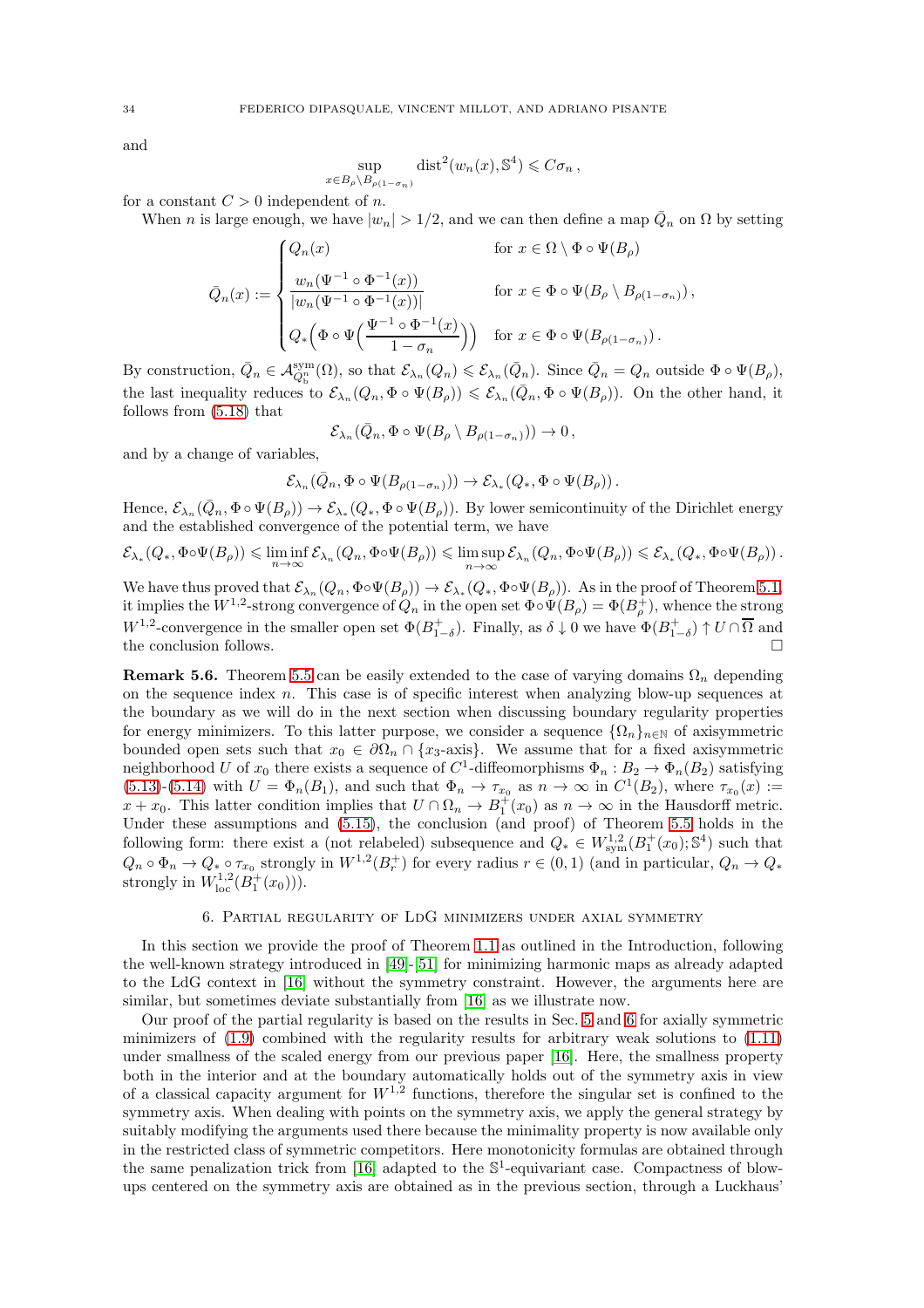and

$$\sup_{x\in B_\rho\setminus B_{\rho(1-\sigma_n)}} \operatorname{dist}^2(w_n(x),\mathbb{S}^4)\leqslant C\sigma_n\,,$$

for a constant $C>0$ independent of $n$.

When $n$ is large enough, we have $|w_n|>1/2$, and we can then define a map $\bar{Q}_n$ on $\Omega$ by setting

$$\bar{Q}_n(x):=\begin{cases} Q_n(x) & \text{for } x\in\Omega\setminus\Phi\circ\Psi(B_\rho)\\[2mm] \dfrac{w_n(\Psi^{-1}\circ\Phi^{-1}(x))}{|w_n(\Psi^{-1}\circ\Phi^{-1}(x))|} & \text{for } x\in\Phi\circ\Psi(B_\rho\setminus B_{\rho(1-\sigma_n)})\,,\\[2mm] Q_*\Big(\Phi\circ\Psi\Big(\dfrac{\Psi^{-1}\circ\Phi^{-1}(x)}{1-\sigma_n}\Big)\Big) & \text{for } x\in\Phi\circ\Psi(B_{\rho(1-\sigma_n)})\,.\end{cases}$$

By construction, $\bar{Q}_n\in\mathcal{A}^{\rm sym}_{Q_{\rm b}^n}(\Omega)$, so that $\mathcal{E}_{\lambda_n}(Q_n)\leqslant\mathcal{E}_{\lambda_n}(\bar{Q}_n)$. Since $\bar{Q}_n=Q_n$ outside $\Phi\circ\Psi(B_\rho)$, the last inequality reduces to $\mathcal{E}_{\lambda_n}(Q_n,\Phi\circ\Psi(B_\rho))\leqslant\mathcal{E}_{\lambda_n}(\bar{Q}_n,\Phi\circ\Psi(B_\rho))$. On the other hand, it follows from (5.18) that

$$\mathcal{E}_{\lambda_n}(\bar{Q}_n,\Phi\circ\Psi(B_\rho\setminus B_{\rho(1-\sigma_n)}))\to 0\,,$$

and by a change of variables,

$$\mathcal{E}_{\lambda_n}(\bar{Q}_n,\Phi\circ\Psi(B_{\rho(1-\sigma_n)}))\to\mathcal{E}_{\lambda_*}(Q_*,\Phi\circ\Psi(B_\rho))\,.$$

Hence, $\mathcal{E}_{\lambda_n}(\bar{Q}_n,\Phi\circ\Psi(B_\rho))\to\mathcal{E}_{\lambda_*}(Q_*,\Phi\circ\Psi(B_\rho))$. By lower semicontinuity of the Dirichlet energy and the established convergence of the potential term, we have

$$\mathcal{E}_{\lambda_*}(Q_*,\Phi\circ\Psi(B_\rho))\leqslant\liminf_{n\to\infty}\mathcal{E}_{\lambda_n}(Q_n,\Phi\circ\Psi(B_\rho))\leqslant\limsup_{n\to\infty}\mathcal{E}_{\lambda_n}(Q_n,\Phi\circ\Psi(B_\rho))\leqslant\mathcal{E}_{\lambda_*}(Q_*,\Phi\circ\Psi(B_\rho))\,.$$

We have thus proved that $\mathcal{E}_{\lambda_n}(Q_n,\Phi\circ\Psi(B_\rho))\to\mathcal{E}_{\lambda_*}(Q_*,\Phi\circ\Psi(B_\rho))$. As in the proof of Theorem 5.1, it implies the $W^{1,2}$-strong convergence of $Q_n$ in the open set $\Phi\circ\Psi(B_\rho)=\Phi(B^+_\rho)$, whence the strong $W^{1,2}$-convergence in the smaller open set $\Phi(B^+_{1-\delta})$. Finally, as $\delta\downarrow 0$ we have $\Phi(B^+_{1-\delta})\uparrow U\cap\overline{\Omega}$ and the conclusion follows. □

**Remark 5.6.** Theorem 5.5 can be easily extended to the case of varying domains $\Omega_n$ depending on the sequence index $n$. This case is of specific interest when analyzing blow-up sequences at the boundary as we will do in the next section when discussing boundary regularity properties for energy minimizers. To this latter purpose, we consider a sequence $\{\Omega_n\}_{n\in\mathbb{N}}$ of axisymmetric bounded open sets such that $x_0\in\partial\Omega_n\cap\{x_3\text{-axis}\}$. We assume that for a fixed axisymmetric neighborhood $U$ of $x_0$ there exists a sequence of $C^1$-diffeomorphisms $\Phi_n:B_2\to\Phi_n(B_2)$ satisfying (5.13)-(5.14) with $U=\Phi_n(B_1)$, and such that $\Phi_n\to\tau_{x_0}$ as $n\to\infty$ in $C^1(B_2)$, where $\tau_{x_0}(x):=x+x_0$. This latter condition implies that $U\cap\Omega_n\to B^+_1(x_0)$ as $n\to\infty$ in the Hausdorff metric. Under these assumptions and (5.15), the conclusion (and proof) of Theorem 5.5 holds in the following form: there exist a (not relabeled) subsequence and $Q_*\in W^{1,2}_{\rm sym}(B^+_1(x_0);\mathbb{S}^4)$ such that $Q_n\circ\Phi_n\to Q_*\circ\tau_{x_0}$ strongly in $W^{1,2}(B^+_r)$ for every radius $r\in(0,1)$ (and in particular, $Q_n\to Q_*$ strongly in $W^{1,2}_{\rm loc}(B^+_1(x_0))$).

## 6. Partial regularity of LdG minimizers under axial symmetry

In this section we provide the proof of Theorem 1.1 as outlined in the Introduction, following the well-known strategy introduced in [49]-[51] for minimizing harmonic maps as already adapted to the LdG context in [16] without the symmetry constraint. However, the arguments here are similar, but sometimes deviate substantially from [16] as we illustrate now.

Our proof of the partial regularity is based on the results in Sec. 5 and 6 for axially symmetric minimizers of (1.9) combined with the regularity results for arbitrary weak solutions to (1.11) under smallness of the scaled energy from our previous paper [16]. Here, the smallness property both in the interior and at the boundary automatically holds out of the symmetry axis in view of a classical capacity argument for $W^{1,2}$ functions, therefore the singular set is confined to the symmetry axis. When dealing with points on the symmetry axis, we apply the general strategy by suitably modifying the arguments used there because the minimality property is now available only in the restricted class of symmetric competitors. Here monotonicity formulas are obtained through the same penalization trick from [16] adapted to the $\mathbb{S}^1$-equivariant case. Compactness of blow-ups centered on the symmetry axis are obtained as in the previous section, through a Luckhaus'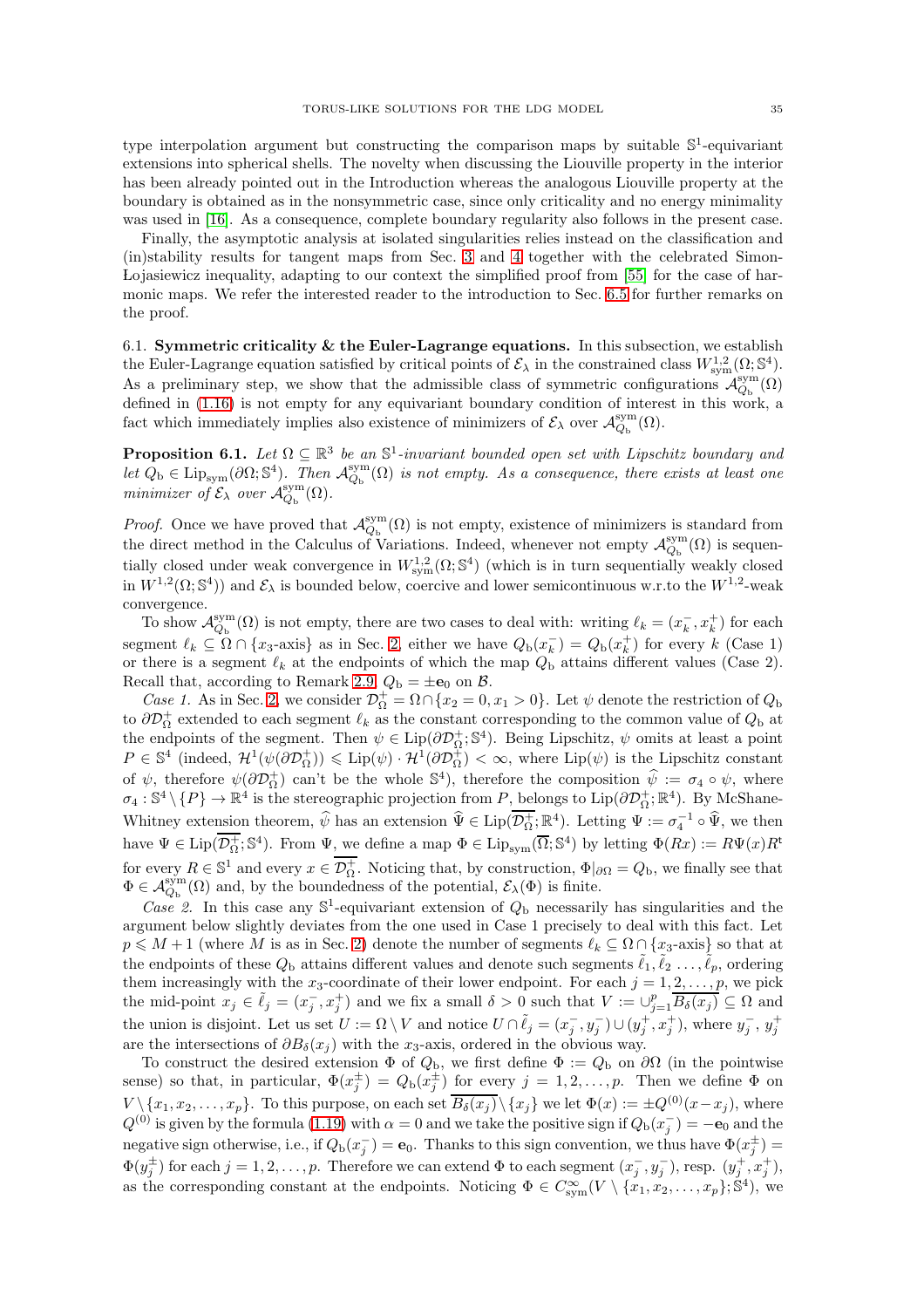type interpolation argument but constructing the comparison maps by suitable $\mathbb{S}^1$-equivariant extensions into spherical shells. The novelty when discussing the Liouville property in the interior has been already pointed out in the Introduction whereas the analogous Liouville property at the boundary is obtained as in the nonsymmetric case, since only criticality and no energy minimality was used in [16]. As a consequence, complete boundary regularity also follows in the present case.

Finally, the asymptotic analysis at isolated singularities relies instead on the classification and (in)stability results for tangent maps from Sec. 3 and 4 together with the celebrated Simon-Łojasiewicz inequality, adapting to our context the simplified proof from [55] for the case of harmonic maps. We refer the interested reader to the introduction to Sec. 6.5 for further remarks on the proof.

### 6.1. Symmetric criticality & the Euler-Lagrange equations.

In this subsection, we establish the Euler-Lagrange equation satisfied by critical points of $\mathcal{E}_\lambda$ in the constrained class $W^{1,2}_{\rm sym}(\Omega;\mathbb{S}^4)$. As a preliminary step, we show that the admissible class of symmetric configurations $\mathcal{A}^{\rm sym}_{Q_{\rm b}}(\Omega)$ defined in (1.16) is not empty for any equivariant boundary condition of interest in this work, a fact which immediately implies also existence of minimizers of $\mathcal{E}_\lambda$ over $\mathcal{A}^{\rm sym}_{Q_{\rm b}}(\Omega)$.

**Proposition 6.1.** *Let $\Omega \subseteq \mathbb{R}^3$ be an $\mathbb{S}^1$-invariant bounded open set with Lipschitz boundary and let $Q_{\rm b} \in {\rm Lip}_{\rm sym}(\partial\Omega;\mathbb{S}^4)$. Then $\mathcal{A}^{\rm sym}_{Q_{\rm b}}(\Omega)$ is not empty. As a consequence, there exists at least one minimizer of $\mathcal{E}_\lambda$ over $\mathcal{A}^{\rm sym}_{Q_{\rm b}}(\Omega)$.*

*Proof.* Once we have proved that $\mathcal{A}^{\rm sym}_{Q_{\rm b}}(\Omega)$ is not empty, existence of minimizers is standard from the direct method in the Calculus of Variations. Indeed, whenever not empty $\mathcal{A}^{\rm sym}_{Q_{\rm b}}(\Omega)$ is sequentially closed under weak convergence in $W^{1,2}_{\rm sym}(\Omega;\mathbb{S}^4)$ (which is in turn sequentially weakly closed in $W^{1,2}(\Omega;\mathbb{S}^4)$) and $\mathcal{E}_\lambda$ is bounded below, coercive and lower semicontinuous w.r.to the $W^{1,2}$-weak convergence.

To show $\mathcal{A}^{\rm sym}_{Q_{\rm b}}(\Omega)$ is not empty, there are two cases to deal with: writing $\ell_k = (x_k^-, x_k^+)$ for each segment $\ell_k \subseteq \Omega \cap \{x_3\text{-axis}\}$ as in Sec. 2, either we have $Q_{\rm b}(x_k^-) = Q_{\rm b}(x_k^+)$ for every $k$ (Case 1) or there is a segment $\ell_k$ at the endpoints of which the map $Q_{\rm b}$ attains different values (Case 2). Recall that, according to Remark 2.9, $Q_{\rm b} = \pm\mathbf{e}_0$ on $\mathcal{B}$.

*Case 1.* As in Sec. 2, we consider $\mathcal{D}^+_\Omega = \Omega \cap \{x_2 = 0, x_1 > 0\}$. Let $\psi$ denote the restriction of $Q_{\rm b}$ to $\partial\mathcal{D}^+_\Omega$ extended to each segment $\ell_k$ as the constant corresponding to the common value of $Q_{\rm b}$ at the endpoints of the segment. Then $\psi \in {\rm Lip}(\partial\mathcal{D}^+_\Omega;\mathbb{S}^4)$. Being Lipschitz, $\psi$ omits at least a point $P \in \mathbb{S}^4$ (indeed, $\mathcal{H}^1(\psi(\partial\mathcal{D}^+_\Omega)) \leqslant {\rm Lip}(\psi)\cdot\mathcal{H}^1(\partial\mathcal{D}^+_\Omega) < \infty$, where ${\rm Lip}(\psi)$ is the Lipschitz constant of $\psi$, therefore $\psi(\partial\mathcal{D}^+_\Omega)$ can't be the whole $\mathbb{S}^4$), therefore the composition $\widehat{\psi} := \sigma_4 \circ \psi$, where $\sigma_4 : \mathbb{S}^4 \setminus \{P\} \to \mathbb{R}^4$ is the stereographic projection from $P$, belongs to ${\rm Lip}(\partial\mathcal{D}^+_\Omega;\mathbb{R}^4)$. By McShane-Whitney extension theorem, $\widehat{\psi}$ has an extension $\widehat{\Psi} \in {\rm Lip}(\overline{\mathcal{D}^+_\Omega};\mathbb{R}^4)$. Letting $\Psi := \sigma_4^{-1} \circ \widehat{\Psi}$, we then have $\Psi \in {\rm Lip}(\overline{\mathcal{D}^+_\Omega};\mathbb{S}^4)$. From $\Psi$, we define a map $\Phi \in {\rm Lip}_{\rm sym}(\overline{\Omega};\mathbb{S}^4)$ by letting $\Phi(Rx) := R\Psi(x)R^{\rm t}$ for every $R \in \mathbb{S}^1$ and every $x \in \overline{\mathcal{D}^+_\Omega}$. Noticing that, by construction, $\Phi_{|\partial\Omega} = Q_{\rm b}$, we finally see that $\Phi \in \mathcal{A}^{\rm sym}_{Q_{\rm b}}(\Omega)$ and, by the boundedness of the potential, $\mathcal{E}_\lambda(\Phi)$ is finite.

*Case 2.* In this case any $\mathbb{S}^1$-equivariant extension of $Q_{\rm b}$ necessarily has singularities and the argument below slightly deviates from the one used in Case 1 precisely to deal with this fact. Let $p \leqslant M+1$ (where $M$ is as in Sec. 2) denote the number of segments $\ell_k \subseteq \Omega \cap \{x_3\text{-axis}\}$ so that at the endpoints of these $Q_{\rm b}$ attains different values and denote such segments $\tilde{\ell}_1, \tilde{\ell}_2, \ldots, \tilde{\ell}_p$, ordering them increasingly with the $x_3$-coordinate of their lower endpoint. For each $j = 1, 2, \ldots, p$, we pick the mid-point $x_j \in \tilde{\ell}_j = (x_j^-, x_j^+)$ and we fix a small $\delta > 0$ such that $V := \cup_{j=1}^p \overline{B_\delta(x_j)} \subseteq \Omega$ and the union is disjoint. Let us set $U := \Omega \setminus V$ and notice $U \cap \tilde{\ell}_j = (x_j^-, y_j^-) \cup (y_j^+, x_j^+)$, where $y_j^-$, $y_j^+$ are the intersections of $\partial B_\delta(x_j)$ with the $x_3$-axis, ordered in the obvious way.

To construct the desired extension $\Phi$ of $Q_{\rm b}$, we first define $\Phi := Q_{\rm b}$ on $\partial\Omega$ (in the pointwise sense) so that, in particular, $\Phi(x_j^\pm) = Q_{\rm b}(x_j^\pm)$ for every $j = 1, 2, \ldots, p$. Then we define $\Phi$ on $V \setminus \{x_1, x_2, \ldots, x_p\}$. To this purpose, on each set $\overline{B_\delta(x_j)} \setminus \{x_j\}$ we let $\Phi(x) := \pm Q^{(0)}(x - x_j)$, where $Q^{(0)}$ is given by the formula (1.19) with $\alpha = 0$ and we take the positive sign if $Q_{\rm b}(x_j^-) = -\mathbf{e}_0$ and the negative sign otherwise, i.e., if $Q_{\rm b}(x_j^-) = \mathbf{e}_0$. Thanks to this sign convention, we thus have $\Phi(x_j^\pm) = \Phi(y_j^\pm)$ for each $j = 1, 2, \ldots, p$. Therefore we can extend $\Phi$ to each segment $(x_j^-, y_j^-)$, resp. $(y_j^+, x_j^+)$, as the corresponding constant at the endpoints. Noticing $\Phi \in C^\infty_{\rm sym}(V \setminus \{x_1, x_2, \ldots, x_p\};\mathbb{S}^4)$, we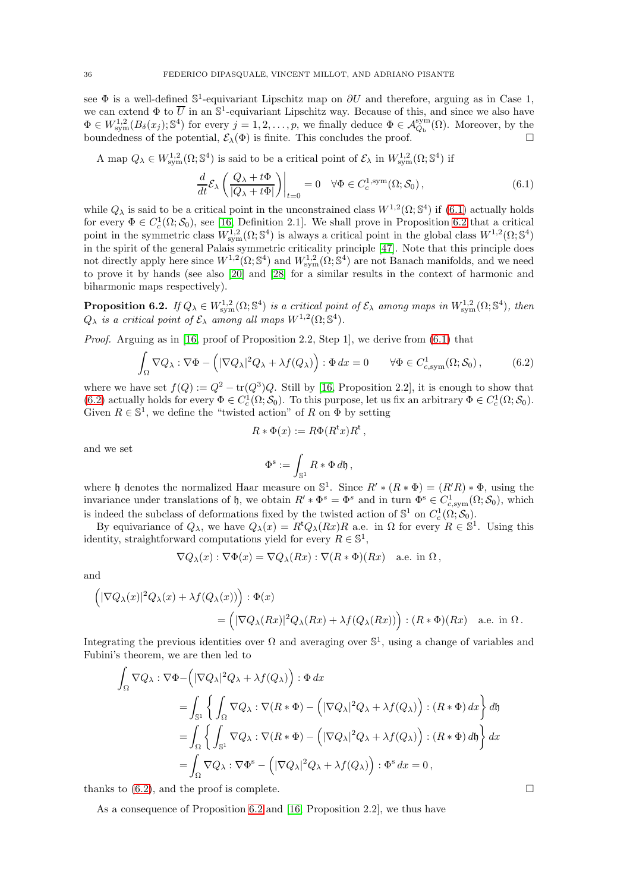see $\Phi$ is a well-defined $\mathbb{S}^1$-equivariant Lipschitz map on $\partial U$ and therefore, arguing as in Case 1, we can extend $\Phi$ to $\overline{U}$ in an $\mathbb{S}^1$-equivariant Lipschitz way. Because of this, and since we also have $\Phi \in W^{1,2}_{\rm sym}(B_\delta(x_j);\mathbb{S}^4)$ for every $j = 1, 2, \ldots, p$, we finally deduce $\Phi \in \mathcal{A}^{\rm sym}_{Q_{\rm b}}(\Omega)$. Moreover, by the boundedness of the potential, $\mathcal{E}_\lambda(\Phi)$ is finite. This concludes the proof. □

A map $Q_\lambda \in W^{1,2}_{\rm sym}(\Omega;\mathbb{S}^4)$ is said to be a critical point of $\mathcal{E}_\lambda$ in $W^{1,2}_{\rm sym}(\Omega;\mathbb{S}^4)$ if

$$\frac{d}{dt}\mathcal{E}_\lambda\left(\frac{Q_\lambda + t\Phi}{|Q_\lambda + t\Phi|}\right)\bigg|_{t=0} = 0 \quad \forall \Phi \in C^{1,{\rm sym}}_c(\Omega;\mathcal{S}_0)\,, \tag{6.1}$$

while $Q_\lambda$ is said to be a critical point in the unconstrained class $W^{1,2}(\Omega;\mathbb{S}^4)$ if (6.1) actually holds for every $\Phi \in C^1_c(\Omega;\mathcal{S}_0)$, see [16, Definition 2.1]. We shall prove in Proposition 6.2 that a critical point in the symmetric class $W^{1,2}_{\rm sym}(\Omega;\mathbb{S}^4)$ is always a critical point in the global class $W^{1,2}(\Omega;\mathbb{S}^4)$ in the spirit of the general Palais symmetric criticality principle [47]. Note that this principle does not directly apply here since $W^{1,2}(\Omega;\mathbb{S}^4)$ and $W^{1,2}_{\rm sym}(\Omega;\mathbb{S}^4)$ are not Banach manifolds, and we need to prove it by hands (see also [20] and [28] for a similar results in the context of harmonic and biharmonic maps respectively).

**Proposition 6.2.** *If $Q_\lambda \in W^{1,2}_{\rm sym}(\Omega;\mathbb{S}^4)$ is a critical point of $\mathcal{E}_\lambda$ among maps in $W^{1,2}_{\rm sym}(\Omega;\mathbb{S}^4)$, then $Q_\lambda$ is a critical point of $\mathcal{E}_\lambda$ among all maps $W^{1,2}(\Omega;\mathbb{S}^4)$.*

*Proof.* Arguing as in [16, proof of Proposition 2.2, Step 1], we derive from (6.1) that

$$\int_\Omega \nabla Q_\lambda : \nabla\Phi - \Big(|\nabla Q_\lambda|^2 Q_\lambda + \lambda f(Q_\lambda)\Big) : \Phi\, dx = 0 \qquad \forall \Phi \in C^1_{c,{\rm sym}}(\Omega;\mathcal{S}_0)\,, \tag{6.2}$$

where we have set $f(Q) := Q^2 - {\rm tr}(Q^3)Q$. Still by [16, Proposition 2.2], it is enough to show that (6.2) actually holds for every $\Phi \in C^1_c(\Omega;\mathcal{S}_0)$. To this purpose, let us fix an arbitrary $\Phi \in C^1_c(\Omega;\mathcal{S}_0)$. Given $R \in \mathbb{S}^1$, we define the "twisted action" of $R$ on $\Phi$ by setting

$$R * \Phi(x) := R\Phi(R^{\rm t}x)R^{\rm t}\,,$$

and we set

$$\Phi^{\rm s} := \int_{\mathbb{S}^1} R * \Phi\, d\mathfrak{h}\,,$$

where $\mathfrak{h}$ denotes the normalized Haar measure on $\mathbb{S}^1$. Since $R' * (R * \Phi) = (R'R) * \Phi$, using the invariance under translations of $\mathfrak{h}$, we obtain $R' * \Phi^s = \Phi^s$ and in turn $\Phi^s \in C^1_{c,{\rm sym}}(\Omega;\mathcal{S}_0)$, which is indeed the subclass of deformations fixed by the twisted action of $\mathbb{S}^1$ on $C^1_c(\Omega;\mathcal{S}_0)$.

By equivariance of $Q_\lambda$, we have $Q_\lambda(x) = R^{\rm t}Q_\lambda(Rx)R$ a.e. in $\Omega$ for every $R \in \mathbb{S}^1$. Using this identity, straightforward computations yield for every $R \in \mathbb{S}^1$,

$$\nabla Q_\lambda(x) : \nabla\Phi(x) = \nabla Q_\lambda(Rx) : \nabla(R * \Phi)(Rx) \quad \text{a.e. in } \Omega\,,$$

and

$$\begin{aligned}\Big(|\nabla Q_\lambda(x)|^2 Q_\lambda(x) &+ \lambda f(Q_\lambda(x))\Big) : \Phi(x) \\ &= \Big(|\nabla Q_\lambda(Rx)|^2 Q_\lambda(Rx) + \lambda f(Q_\lambda(Rx))\Big) : (R * \Phi)(Rx) \quad \text{a.e. in } \Omega\,.\end{aligned}$$

Integrating the previous identities over $\Omega$ and averaging over $\mathbb{S}^1$, using a change of variables and Fubini's theorem, we are then led to

$$\begin{aligned}\int_\Omega \nabla Q_\lambda : \nabla\Phi - &\Big(|\nabla Q_\lambda|^2 Q_\lambda + \lambda f(Q_\lambda)\Big) : \Phi\, dx \\ &= \int_{\mathbb{S}^1}\left\{\int_\Omega \nabla Q_\lambda : \nabla(R * \Phi) - \Big(|\nabla Q_\lambda|^2 Q_\lambda + \lambda f(Q_\lambda)\Big) : (R * \Phi)\, dx\right\} d\mathfrak{h} \\ &= \int_\Omega\left\{\int_{\mathbb{S}^1} \nabla Q_\lambda : \nabla(R * \Phi) - \Big(|\nabla Q_\lambda|^2 Q_\lambda + \lambda f(Q_\lambda)\Big) : (R * \Phi)\, d\mathfrak{h}\right\} dx \\ &= \int_\Omega \nabla Q_\lambda : \nabla\Phi^{\rm s} - \Big(|\nabla Q_\lambda|^2 Q_\lambda + \lambda f(Q_\lambda)\Big) : \Phi^{\rm s}\, dx = 0\,,\end{aligned}$$

thanks to (6.2), and the proof is complete. □

As a consequence of Proposition 6.2 and [16, Proposition 2.2], we thus have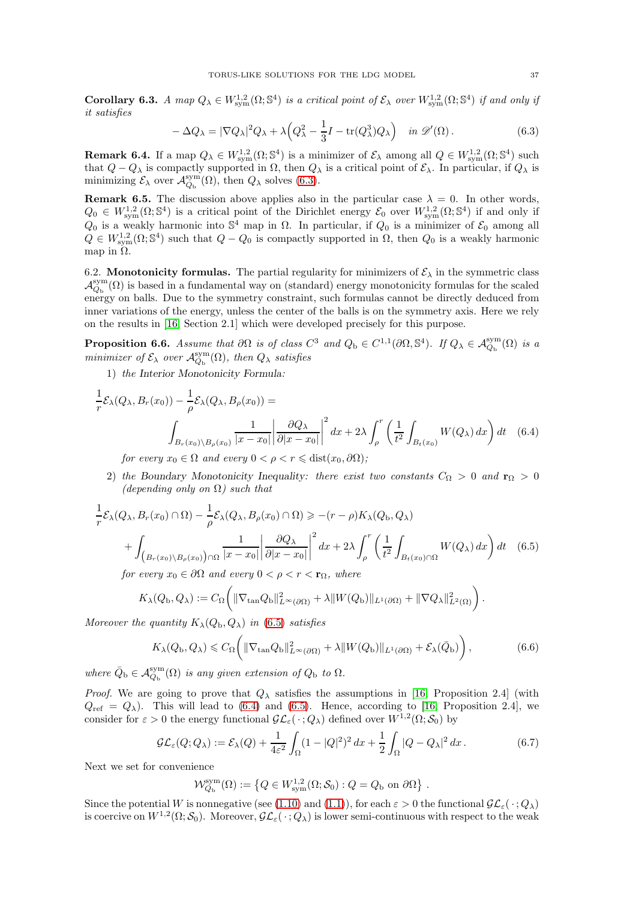**Corollary 6.3.** *A map $Q_\lambda \in W^{1,2}_{\rm sym}(\Omega;\mathbb{S}^4)$ is a critical point of $\mathcal{E}_\lambda$ over $W^{1,2}_{\rm sym}(\Omega;\mathbb{S}^4)$ if and only if it satisfies*

$$-\Delta Q_\lambda = |\nabla Q_\lambda|^2 Q_\lambda + \lambda\Big(Q_\lambda^2 - \frac{1}{3}I - \mathrm{tr}(Q_\lambda^3)Q_\lambda\Big) \quad \text{in } \mathscr{D}'(\Omega)\,. \tag{6.3}$$

**Remark 6.4.** If a map $Q_\lambda \in W^{1,2}_{\rm sym}(\Omega;\mathbb{S}^4)$ is a minimizer of $\mathcal{E}_\lambda$ among all $Q \in W^{1,2}_{\rm sym}(\Omega;\mathbb{S}^4)$ such that $Q - Q_\lambda$ is compactly supported in $\Omega$, then $Q_\lambda$ is a critical point of $\mathcal{E}_\lambda$. In particular, if $Q_\lambda$ is minimizing $\mathcal{E}_\lambda$ over $\mathcal{A}^{\rm sym}_{Q_{\rm b}}(\Omega)$, then $Q_\lambda$ solves (6.3).

**Remark 6.5.** The discussion above applies also in the particular case $\lambda = 0$. In other words, $Q_0 \in W^{1,2}_{\rm sym}(\Omega;\mathbb{S}^4)$ is a critical point of the Dirichlet energy $\mathcal{E}_0$ over $W^{1,2}_{\rm sym}(\Omega;\mathbb{S}^4)$ if and only if $Q_0$ is a weakly harmonic into $\mathbb{S}^4$ map in $\Omega$. In particular, if $Q_0$ is a minimizer of $\mathcal{E}_0$ among all $Q \in W^{1,2}_{\rm sym}(\Omega;\mathbb{S}^4)$ such that $Q - Q_0$ is compactly supported in $\Omega$, then $Q_0$ is a weakly harmonic map in $\Omega$.

6.2. **Monotonicity formulas.** The partial regularity for minimizers of $\mathcal{E}_\lambda$ in the symmetric class $\mathcal{A}^{\rm sym}_{Q_{\rm b}}(\Omega)$ is based in a fundamental way on (standard) energy monotonicity formulas for the scaled energy on balls. Due to the symmetry constraint, such formulas cannot be directly deduced from inner variations of the energy, unless the center of the balls is on the symmetry axis. Here we rely on the results in [16, Section 2.1] which were developed precisely for this purpose.

**Proposition 6.6.** *Assume that $\partial\Omega$ is of class $C^3$ and $Q_{\rm b} \in C^{1,1}(\partial\Omega,\mathbb{S}^4)$. If $Q_\lambda \in \mathcal{A}^{\rm sym}_{Q_{\rm b}}(\Omega)$ is a minimizer of $\mathcal{E}_\lambda$ over $\mathcal{A}^{\rm sym}_{Q_{\rm b}}(\Omega)$, then $Q_\lambda$ satisfies*

1) *the Interior Monotonicity Formula:*

$$\frac{1}{r}\mathcal{E}_\lambda(Q_\lambda, B_r(x_0)) - \frac{1}{\rho}\mathcal{E}_\lambda(Q_\lambda, B_\rho(x_0)) = \\ \int_{B_r(x_0)\setminus B_\rho(x_0)} \frac{1}{|x-x_0|}\left|\frac{\partial Q_\lambda}{\partial |x-x_0|}\right|^2 dx + 2\lambda\int_\rho^r \left(\frac{1}{t^2}\int_{B_t(x_0)} W(Q_\lambda)\,dx\right)dt \tag{6.4}$$

*for every $x_0 \in \Omega$ and every $0 < \rho < r \leqslant \mathrm{dist}(x_0,\partial\Omega)$;*

2) *the Boundary Monotonicity Inequality: there exist two constants $C_\Omega > 0$ and $\mathbf{r}_\Omega > 0$ (depending only on $\Omega$) such that*

$$\frac{1}{r}\mathcal{E}_\lambda(Q_\lambda, B_r(x_0)\cap\Omega) - \frac{1}{\rho}\mathcal{E}_\lambda(Q_\lambda, B_\rho(x_0)\cap\Omega) \geqslant -(r-\rho)K_\lambda(Q_{\rm b},Q_\lambda) \\ + \int_{\left(B_r(x_0)\setminus B_\rho(x_0)\right)\cap\Omega} \frac{1}{|x-x_0|}\left|\frac{\partial Q_\lambda}{\partial |x-x_0|}\right|^2 dx + 2\lambda\int_\rho^r \left(\frac{1}{t^2}\int_{B_t(x_0)\cap\Omega} W(Q_\lambda)\,dx\right)dt \tag{6.5}$$

*for every $x_0 \in \partial\Omega$ and every $0 < \rho < r < \mathbf{r}_\Omega$, where*

$$K_\lambda(Q_{\rm b},Q_\lambda) := C_\Omega\bigg(\|\nabla_{\tan}Q_{\rm b}\|^2_{L^\infty(\partial\Omega)} + \lambda\|W(Q_{\rm b})\|_{L^1(\partial\Omega)} + \|\nabla Q_\lambda\|^2_{L^2(\Omega)}\bigg)\,.$$

*Moreover the quantity $K_\lambda(Q_{\rm b},Q_\lambda)$ in (6.5) satisfies*

$$K_\lambda(Q_{\rm b},Q_\lambda) \leqslant C_\Omega\bigg(\|\nabla_{\tan}Q_{\rm b}\|^2_{L^\infty(\partial\Omega)} + \lambda\|W(Q_{\rm b})\|_{L^1(\partial\Omega)} + \mathcal{E}_\lambda(\bar{Q}_{\rm b})\bigg)\,, \tag{6.6}$$

*where $\bar{Q}_{\rm b} \in \mathcal{A}^{\rm sym}_{Q_{\rm b}}(\Omega)$ is any given extension of $Q_{\rm b}$ to $\Omega$.*

*Proof.* We are going to prove that $Q_\lambda$ satisfies the assumptions in [16, Proposition 2.4] (with $Q_{\rm ref} = Q_\lambda$). This will lead to (6.4) and (6.5). Hence, according to [16, Proposition 2.4], we consider for $\varepsilon > 0$ the energy functional $\mathcal{GL}_\varepsilon(\,\cdot\,;Q_\lambda)$ defined over $W^{1,2}(\Omega;\mathcal{S}_0)$ by

$$\mathcal{GL}_\varepsilon(Q;Q_\lambda) := \mathcal{E}_\lambda(Q) + \frac{1}{4\varepsilon^2}\int_\Omega (1-|Q|^2)^2\,dx + \frac{1}{2}\int_\Omega |Q-Q_\lambda|^2\,dx\,. \tag{6.7}$$

Next we set for convenience

$$\mathcal{W}^{\rm sym}_{Q_{\rm b}}(\Omega) := \left\{Q \in W^{1,2}_{\rm sym}(\Omega;\mathcal{S}_0) : Q = Q_{\rm b} \text{ on } \partial\Omega\right\}\,.$$

Since the potential $W$ is nonnegative (see (1.10) and (1.1)), for each $\varepsilon > 0$ the functional $\mathcal{GL}_\varepsilon(\,\cdot\,;Q_\lambda)$ is coercive on $W^{1,2}(\Omega;\mathcal{S}_0)$. Moreover, $\mathcal{GL}_\varepsilon(\,\cdot\,;Q_\lambda)$ is lower semi-continuous with respect to the weak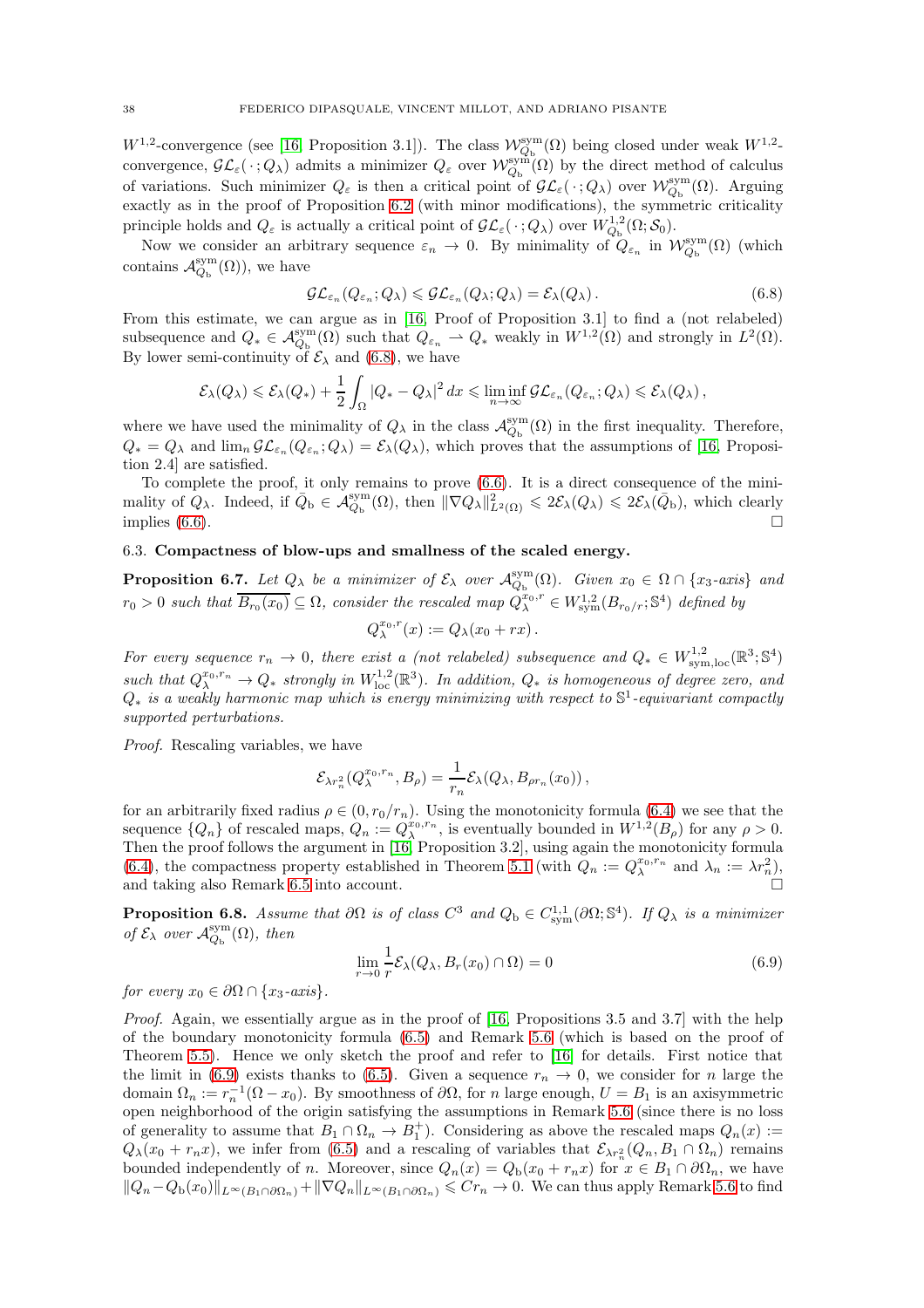$W^{1,2}$-convergence (see [16, Proposition 3.1]). The class $\mathcal{W}^{\rm sym}_{Q_{\rm b}}(\Omega)$ being closed under weak $W^{1,2}$-convergence, $\mathcal{GL}_\varepsilon(\,\cdot\,;Q_\lambda)$ admits a minimizer $Q_\varepsilon$ over $\mathcal{W}^{\rm sym}_{Q_{\rm b}}(\Omega)$ by the direct method of calculus of variations. Such minimizer $Q_\varepsilon$ is then a critical point of $\mathcal{GL}_\varepsilon(\,\cdot\,;Q_\lambda)$ over $\mathcal{W}^{\rm sym}_{Q_{\rm b}}(\Omega)$. Arguing exactly as in the proof of Proposition 6.2 (with minor modifications), the symmetric criticality principle holds and $Q_\varepsilon$ is actually a critical point of $\mathcal{GL}_\varepsilon(\,\cdot\,;Q_\lambda)$ over $W^{1,2}_{Q_{\rm b}}(\Omega;\mathcal{S}_0)$.

Now we consider an arbitrary sequence $\varepsilon_n \to 0$. By minimality of $Q_{\varepsilon_n}$ in $\mathcal{W}^{\rm sym}_{Q_{\rm b}}(\Omega)$ (which contains $\mathcal{A}^{\rm sym}_{Q_{\rm b}}(\Omega)$), we have

$$
\mathcal{GL}_{\varepsilon_n}(Q_{\varepsilon_n};Q_\lambda) \leqslant \mathcal{GL}_{\varepsilon_n}(Q_\lambda;Q_\lambda) = \mathcal{E}_\lambda(Q_\lambda)\,. \tag{6.8}
$$

From this estimate, we can argue as in [16, Proof of Proposition 3.1] to find a (not relabeled) subsequence and $Q_* \in \mathcal{A}^{\rm sym}_{Q_{\rm b}}(\Omega)$ such that $Q_{\varepsilon_n} \rightharpoonup Q_*$ weakly in $W^{1,2}(\Omega)$ and strongly in $L^2(\Omega)$. By lower semi-continuity of $\mathcal{E}_\lambda$ and (6.8), we have

$$
\mathcal{E}_\lambda(Q_\lambda) \leqslant \mathcal{E}_\lambda(Q_*) + \frac{1}{2}\int_\Omega |Q_* - Q_\lambda|^2\,dx \leqslant \liminf_{n\to\infty} \mathcal{GL}_{\varepsilon_n}(Q_{\varepsilon_n};Q_\lambda) \leqslant \mathcal{E}_\lambda(Q_\lambda)\,,
$$

where we have used the minimality of $Q_\lambda$ in the class $\mathcal{A}^{\rm sym}_{Q_{\rm b}}(\Omega)$ in the first inequality. Therefore, $Q_* = Q_\lambda$ and $\lim_n \mathcal{GL}_{\varepsilon_n}(Q_{\varepsilon_n};Q_\lambda) = \mathcal{E}_\lambda(Q_\lambda)$, which proves that the assumptions of [16, Proposition 2.4] are satisfied.

To complete the proof, it only remains to prove (6.6). It is a direct consequence of the minimality of $Q_\lambda$. Indeed, if $\bar{Q}_{\rm b} \in \mathcal{A}^{\rm sym}_{Q_{\rm b}}(\Omega)$, then $\|\nabla Q_\lambda\|^2_{L^2(\Omega)} \leqslant 2\mathcal{E}_\lambda(Q_\lambda) \leqslant 2\mathcal{E}_\lambda(\bar{Q}_{\rm b})$, which clearly implies (6.6). $\square$

### 6.3. Compactness of blow-ups and smallness of the scaled energy.

**Proposition 6.7.** *Let $Q_\lambda$ be a minimizer of $\mathcal{E}_\lambda$ over $\mathcal{A}^{\rm sym}_{Q_{\rm b}}(\Omega)$. Given $x_0 \in \Omega \cap \{x_3\text{-axis}\}$ and $r_0 > 0$ such that $\overline{B_{r_0}(x_0)} \subseteq \Omega$, consider the rescaled map $Q^{x_0,r}_\lambda \in W^{1,2}_{\rm sym}(B_{r_0/r};\mathbb{S}^4)$ defined by*

$$
Q^{x_0,r}_\lambda(x) := Q_\lambda(x_0 + rx)\,.
$$

*For every sequence $r_n \to 0$, there exist a (not relabeled) subsequence and $Q_* \in W^{1,2}_{\rm sym,loc}(\mathbb{R}^3;\mathbb{S}^4)$ such that $Q^{x_0,r_n}_\lambda \to Q_*$ strongly in $W^{1,2}_{\rm loc}(\mathbb{R}^3)$. In addition, $Q_*$ is homogeneous of degree zero, and $Q_*$ is a weakly harmonic map which is energy minimizing with respect to $\mathbb{S}^1$-equivariant compactly supported perturbations.*

*Proof.* Rescaling variables, we have

$$
\mathcal{E}_{\lambda r_n^2}(Q^{x_0,r_n}_\lambda, B_\rho) = \frac{1}{r_n}\mathcal{E}_\lambda(Q_\lambda, B_{\rho r_n}(x_0))\,,
$$

for an arbitrarily fixed radius $\rho \in (0, r_0/r_n)$. Using the monotonicity formula (6.4) we see that the sequence $\{Q_n\}$ of rescaled maps, $Q_n := Q^{x_0,r_n}_\lambda$, is eventually bounded in $W^{1,2}(B_\rho)$ for any $\rho > 0$. Then the proof follows the argument in [16, Proposition 3.2], using again the monotonicity formula (6.4), the compactness property established in Theorem 5.1 (with $Q_n := Q^{x_0,r_n}_\lambda$ and $\lambda_n := \lambda r_n^2$), and taking also Remark 6.5 into account. $\square$

**Proposition 6.8.** *Assume that $\partial\Omega$ is of class $C^3$ and $Q_{\rm b} \in C^{1,1}_{\rm sym}(\partial\Omega;\mathbb{S}^4)$. If $Q_\lambda$ is a minimizer of $\mathcal{E}_\lambda$ over $\mathcal{A}^{\rm sym}_{Q_{\rm b}}(\Omega)$, then*

$$
\lim_{r\to 0} \frac{1}{r}\mathcal{E}_\lambda(Q_\lambda, B_r(x_0)\cap\Omega) = 0 \tag{6.9}
$$

*for every $x_0 \in \partial\Omega \cap \{x_3\text{-axis}\}$.*

*Proof.* Again, we essentially argue as in the proof of [16, Propositions 3.5 and 3.7] with the help of the boundary monotonicity formula (6.5) and Remark 5.6 (which is based on the proof of Theorem 5.5). Hence we only sketch the proof and refer to [16] for details. First notice that the limit in (6.9) exists thanks to (6.5). Given a sequence $r_n \to 0$, we consider for $n$ large the domain $\Omega_n := r_n^{-1}(\Omega - x_0)$. By smoothness of $\partial\Omega$, for $n$ large enough, $U = B_1$ is an axisymmetric open neighborhood of the origin satisfying the assumptions in Remark 5.6 (since there is no loss of generality to assume that $B_1 \cap \Omega_n \to B_1^+$). Considering as above the rescaled maps $Q_n(x) := Q_\lambda(x_0 + r_n x)$, we infer from (6.5) and a rescaling of variables that $\mathcal{E}_{\lambda r_n^2}(Q_n, B_1 \cap \Omega_n)$ remains bounded independently of $n$. Moreover, since $Q_n(x) = Q_{\rm b}(x_0 + r_n x)$ for $x \in B_1 \cap \partial\Omega_n$, we have $\|Q_n - Q_{\rm b}(x_0)\|_{L^\infty(B_1\cap\partial\Omega_n)} + \|\nabla Q_n\|_{L^\infty(B_1\cap\partial\Omega_n)} \leqslant C r_n \to 0$. We can thus apply Remark 5.6 to find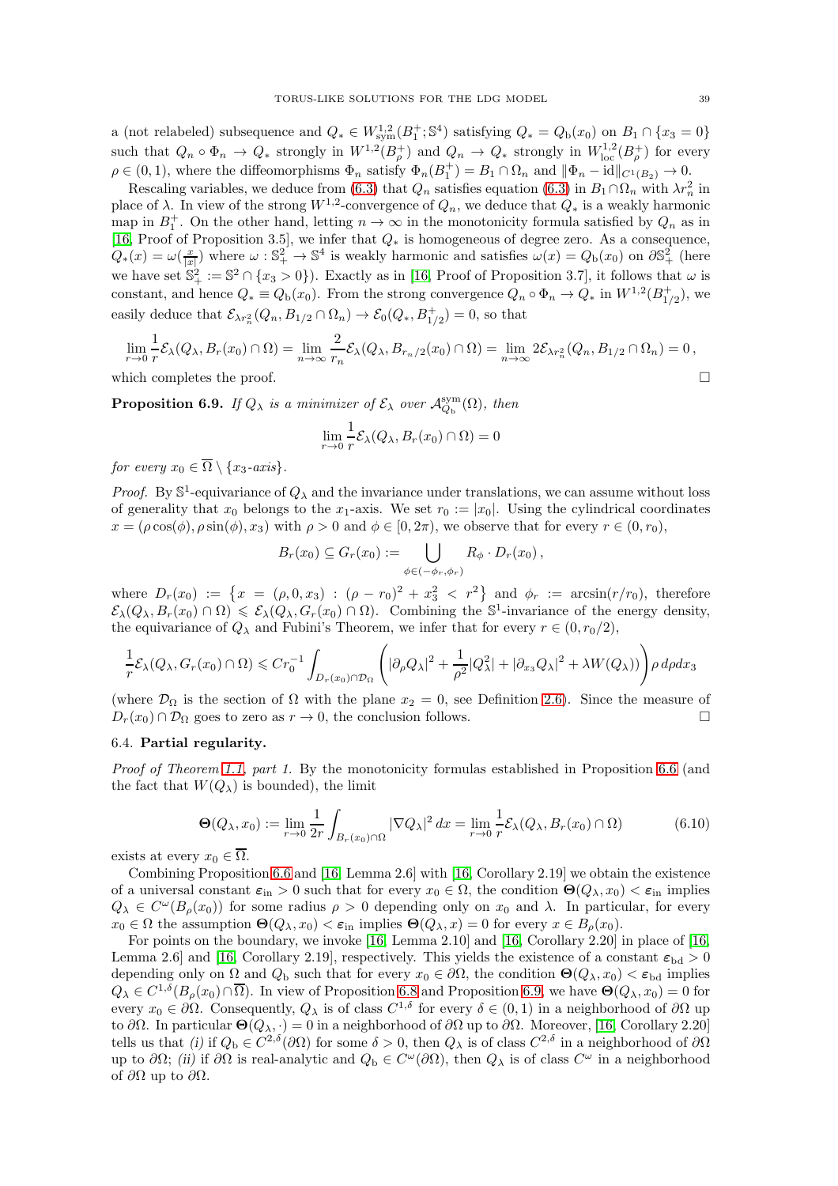a (not relabeled) subsequence and $Q_* \in W^{1,2}_{\rm sym}(B_1^+;\mathbb{S}^4)$ satisfying $Q_* = Q_{\rm b}(x_0)$ on $B_1 \cap \{x_3 = 0\}$ such that $Q_n \circ \Phi_n \to Q_*$ strongly in $W^{1,2}(B_\rho^+)$ and $Q_n \to Q_*$ strongly in $W^{1,2}_{\rm loc}(B_\rho^+)$ for every $\rho \in (0,1)$, where the diffeomorphisms $\Phi_n$ satisfy $\Phi_n(B_1^+) = B_1 \cap \Omega_n$ and $\|\Phi_n - {\rm id}\|_{C^1(B_2)} \to 0$.

Rescaling variables, we deduce from (6.3) that $Q_n$ satisfies equation (6.3) in $B_1 \cap \Omega_n$ with $\lambda r_n^2$ in place of $\lambda$. In view of the strong $W^{1,2}$-convergence of $Q_n$, we deduce that $Q_*$ is a weakly harmonic map in $B_1^+$. On the other hand, letting $n \to \infty$ in the monotonicity formula satisfied by $Q_n$ as in [16, Proof of Proposition 3.5], we infer that $Q_*$ is homogeneous of degree zero. As a consequence, $Q_*(x) = \omega(\frac{x}{|x|})$ where $\omega : \mathbb{S}^2_+ \to \mathbb{S}^4$ is weakly harmonic and satisfies $\omega(x) = Q_{\rm b}(x_0)$ on $\partial\mathbb{S}^2_+$ (here we have set $\mathbb{S}^2_+ := \mathbb{S}^2 \cap \{x_3 > 0\}$). Exactly as in [16, Proof of Proposition 3.7], it follows that $\omega$ is constant, and hence $Q_* \equiv Q_{\rm b}(x_0)$. From the strong convergence $Q_n \circ \Phi_n \to Q_*$ in $W^{1,2}(B^+_{1/2})$, we easily deduce that $\mathcal{E}_{\lambda r_n^2}(Q_n, B_{1/2} \cap \Omega_n) \to \mathcal{E}_0(Q_*, B^+_{1/2}) = 0$, so that

$$\lim_{r\to 0} \frac{1}{r}\mathcal{E}_\lambda(Q_\lambda, B_r(x_0)\cap\Omega) = \lim_{n\to\infty} \frac{2}{r_n}\mathcal{E}_\lambda(Q_\lambda, B_{r_n/2}(x_0)\cap\Omega) = \lim_{n\to\infty} 2\mathcal{E}_{\lambda r_n^2}(Q_n, B_{1/2}\cap\Omega_n) = 0\,,$$

which completes the proof. $\square$

**Proposition 6.9.** *If $Q_\lambda$ is a minimizer of $\mathcal{E}_\lambda$ over $\mathcal{A}^{\rm sym}_{Q_{\rm b}}(\Omega)$, then*

$$\lim_{r\to 0} \frac{1}{r}\mathcal{E}_\lambda(Q_\lambda, B_r(x_0)\cap\Omega) = 0$$

*for every $x_0 \in \overline{\Omega} \setminus \{x_3\text{-axis}\}$.*

*Proof.* By $\mathbb{S}^1$-equivariance of $Q_\lambda$ and the invariance under translations, we can assume without loss of generality that $x_0$ belongs to the $x_1$-axis. We set $r_0 := |x_0|$. Using the cylindrical coordinates $x = (\rho\cos(\phi), \rho\sin(\phi), x_3)$ with $\rho > 0$ and $\phi \in [0, 2\pi)$, we observe that for every $r \in (0, r_0)$,

$$B_r(x_0) \subseteq G_r(x_0) := \bigcup_{\phi\in(-\phi_r,\phi_r)} R_\phi \cdot D_r(x_0)\,,$$

where $D_r(x_0) := \{x = (\rho, 0, x_3) : (\rho - r_0)^2 + x_3^2 < r^2\}$ and $\phi_r := \arcsin(r/r_0)$, therefore $\mathcal{E}_\lambda(Q_\lambda, B_r(x_0)\cap\Omega) \leqslant \mathcal{E}_\lambda(Q_\lambda, G_r(x_0)\cap\Omega)$. Combining the $\mathbb{S}^1$-invariance of the energy density, the equivariance of $Q_\lambda$ and Fubini's Theorem, we infer that for every $r \in (0, r_0/2)$,

$$\frac{1}{r}\mathcal{E}_\lambda(Q_\lambda, G_r(x_0)\cap\Omega) \leqslant C r_0^{-1} \int_{D_r(x_0)\cap\mathcal{D}_\Omega} \left( |\partial_\rho Q_\lambda|^2 + \frac{1}{\rho^2}|Q_\lambda^2| + |\partial_{x_3} Q_\lambda|^2 + \lambda W(Q_\lambda) \right) \rho\, d\rho dx_3$$

(where $\mathcal{D}_\Omega$ is the section of $\Omega$ with the plane $x_2 = 0$, see Definition 2.6). Since the measure of $D_r(x_0) \cap \mathcal{D}_\Omega$ goes to zero as $r \to 0$, the conclusion follows. $\square$

### 6.4. Partial regularity.

*Proof of Theorem 1.1, part 1.* By the monotonicity formulas established in Proposition 6.6 (and the fact that $W(Q_\lambda)$ is bounded), the limit

$$\mathbf{\Theta}(Q_\lambda, x_0) := \lim_{r\to 0} \frac{1}{2r}\int_{B_r(x_0)\cap\Omega} |\nabla Q_\lambda|^2\,dx = \lim_{r\to 0}\frac{1}{r}\mathcal{E}_\lambda(Q_\lambda, B_r(x_0)\cap\Omega) \tag{6.10}$$

exists at every $x_0 \in \overline{\Omega}$.

Combining Proposition 6.6 and [16, Lemma 2.6] with [16, Corollary 2.19] we obtain the existence of a universal constant $\varepsilon_{\rm in} > 0$ such that for every $x_0 \in \Omega$, the condition $\mathbf{\Theta}(Q_\lambda, x_0) < \varepsilon_{\rm in}$ implies $Q_\lambda \in C^\omega(B_\rho(x_0))$ for some radius $\rho > 0$ depending only on $x_0$ and $\lambda$. In particular, for every $x_0 \in \Omega$ the assumption $\mathbf{\Theta}(Q_\lambda, x_0) < \varepsilon_{\rm in}$ implies $\mathbf{\Theta}(Q_\lambda, x) = 0$ for every $x \in B_\rho(x_0)$.

For points on the boundary, we invoke [16, Lemma 2.10] and [16, Corollary 2.20] in place of [16, Lemma 2.6] and [16, Corollary 2.19], respectively. This yields the existence of a constant $\varepsilon_{\rm bd} > 0$ depending only on $\Omega$ and $Q_{\rm b}$ such that for every $x_0 \in \partial\Omega$, the condition $\mathbf{\Theta}(Q_\lambda, x_0) < \varepsilon_{\rm bd}$ implies $Q_\lambda \in C^{1,\delta}(B_\rho(x_0)\cap\overline{\Omega})$. In view of Proposition 6.8 and Proposition 6.9, we have $\mathbf{\Theta}(Q_\lambda, x_0) = 0$ for every $x_0 \in \partial\Omega$. Consequently, $Q_\lambda$ is of class $C^{1,\delta}$ for every $\delta \in (0,1)$ in a neighborhood of $\partial\Omega$ up to $\partial\Omega$. In particular $\mathbf{\Theta}(Q_\lambda, \cdot) = 0$ in a neighborhood of $\partial\Omega$ up to $\partial\Omega$. Moreover, [16, Corollary 2.20] tells us that *(i)* if $Q_{\rm b} \in C^{2,\delta}(\partial\Omega)$ for some $\delta > 0$, then $Q_\lambda$ is of class $C^{2,\delta}$ in a neighborhood of $\partial\Omega$ up to $\partial\Omega$; *(ii)* if $\partial\Omega$ is real-analytic and $Q_{\rm b} \in C^\omega(\partial\Omega)$, then $Q_\lambda$ is of class $C^\omega$ in a neighborhood of $\partial\Omega$ up to $\partial\Omega$.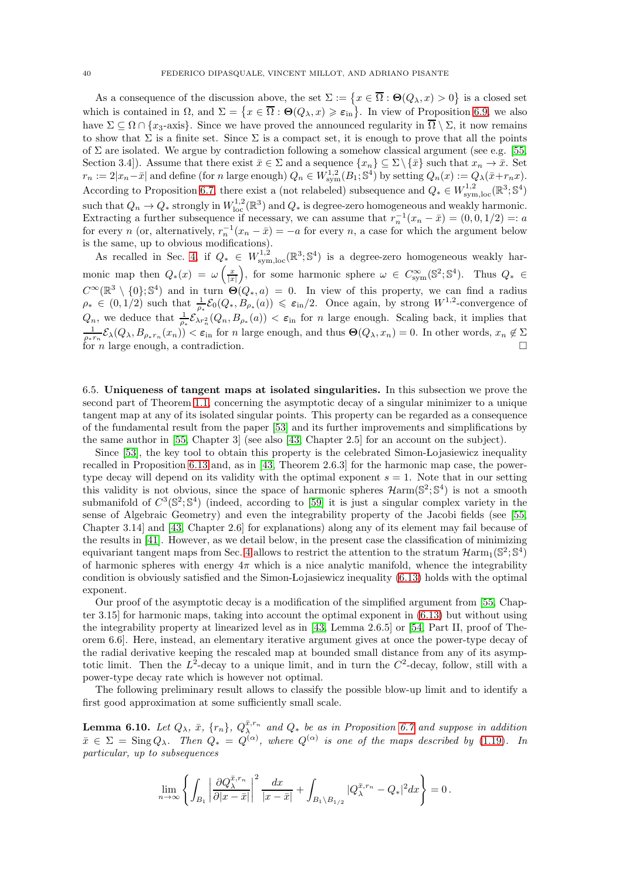As a consequence of the discussion above, the set $\Sigma := \{x \in \overline{\Omega} : \boldsymbol{\Theta}(Q_\lambda, x) > 0\}$ is a closed set which is contained in $\Omega$, and $\Sigma = \{x \in \overline{\Omega} : \boldsymbol{\Theta}(Q_\lambda, x) \geqslant \boldsymbol{\varepsilon}_{\rm in}\}$. In view of Proposition 6.9, we also have $\Sigma \subseteq \Omega \cap \{x_3\text{-axis}\}$. Since we have proved the announced regularity in $\overline{\Omega} \setminus \Sigma$, it now remains to show that $\Sigma$ is a finite set. Since $\Sigma$ is a compact set, it is enough to prove that all the points of $\Sigma$ are isolated. We argue by contradiction following a somehow classical argument (see e.g. [55, Section 3.4]). Assume that there exist $\bar{x} \in \Sigma$ and a sequence $\{x_n\} \subseteq \Sigma \setminus \{\bar{x}\}$ such that $x_n \to \bar{x}$. Set $r_n := 2|x_n - \bar{x}|$ and define (for $n$ large enough) $Q_n \in W^{1,2}_{\rm sym}(B_1; \mathbb{S}^4)$ by setting $Q_n(x) := Q_\lambda(\bar{x} + r_n x)$. According to Proposition 6.7, there exist a (not relabeled) subsequence and $Q_* \in W^{1,2}_{\rm sym, loc}(\mathbb{R}^3; \mathbb{S}^4)$ such that $Q_n \to Q_*$ strongly in $W^{1,2}_{\rm loc}(\mathbb{R}^3)$ and $Q_*$ is degree-zero homogeneous and weakly harmonic. Extracting a further subsequence if necessary, we can assume that $r_n^{-1}(x_n - \bar{x}) = (0, 0, 1/2) =: a$ for every $n$ (or, alternatively, $r_n^{-1}(x_n - \bar{x}) = -a$ for every $n$, a case for which the argument below is the same, up to obvious modifications).

As recalled in Sec. 4, if $Q_* \in W^{1,2}_{\rm sym, loc}(\mathbb{R}^3; \mathbb{S}^4)$ is a degree-zero homogeneous weakly harmonic map then $Q_*(x) = \omega\left(\frac{x}{|x|}\right)$, for some harmonic sphere $\omega \in C^\infty_{\rm sym}(\mathbb{S}^2; \mathbb{S}^4)$. Thus $Q_* \in C^\infty(\mathbb{R}^3 \setminus \{0\}; \mathbb{S}^4)$ and in turn $\boldsymbol{\Theta}(Q_*, a) = 0$. In view of this property, we can find a radius $\rho_* \in (0, 1/2)$ such that $\frac{1}{\rho_*}\mathcal{E}_0(Q_*, B_{\rho_*}(a)) \leqslant \boldsymbol{\varepsilon}_{\rm in}/2$. Once again, by strong $W^{1,2}$-convergence of $Q_n$, we deduce that $\frac{1}{\rho_*}\mathcal{E}_{\lambda r_n^2}(Q_n, B_{\rho_*}(a)) < \boldsymbol{\varepsilon}_{\rm in}$ for $n$ large enough. Scaling back, it implies that $\frac{1}{\rho_* r_n}\mathcal{E}_\lambda(Q_\lambda, B_{\rho_* r_n}(x_n)) < \boldsymbol{\varepsilon}_{\rm in}$ for $n$ large enough, and thus $\boldsymbol{\Theta}(Q_\lambda, x_n) = 0$. In other words, $x_n \notin \Sigma$ for $n$ large enough, a contradiction. $\square$

### 6.5. Uniqueness of tangent maps at isolated singularities.

In this subsection we prove the second part of Theorem 1.1, concerning the asymptotic decay of a singular minimizer to a unique tangent map at any of its isolated singular points. This property can be regarded as a consequence of the fundamental result from the paper [53] and its further improvements and simplifications by the same author in [55, Chapter 3] (see also [43, Chapter 2.5] for an account on the subject).

Since [53], the key tool to obtain this property is the celebrated Simon-Łojasiewicz inequality recalled in Proposition 6.13 and, as in [43, Theorem 2.6.3] for the harmonic map case, the power-type decay will depend on its validity with the optimal exponent $s = 1$. Note that in our setting this validity is not obvious, since the space of harmonic spheres $\mathcal{H}\mathrm{arm}(\mathbb{S}^2; \mathbb{S}^4)$ is not a smooth submanifold of $C^3(\mathbb{S}^2; \mathbb{S}^4)$ (indeed, according to [59] it is just a singular complex variety in the sense of Algebraic Geometry) and even the integrability property of the Jacobi fields (see [55, Chapter 3.14] and [43, Chapter 2.6] for explanations) along any of its element may fail because of the results in [41]. However, as we detail below, in the present case the classification of minimizing equivariant tangent maps from Sec. 4 allows to restrict the attention to the stratum $\mathcal{H}\mathrm{arm}_1(\mathbb{S}^2; \mathbb{S}^4)$ of harmonic spheres with energy $4\pi$ which is a nice analytic manifold, whence the integrability condition is obviously satisfied and the Simon-Łojasiewicz inequality (6.13) holds with the optimal exponent.

Our proof of the asymptotic decay is a modification of the simplified argument from [55, Chapter 3.15] for harmonic maps, taking into account the optimal exponent in (6.13) but without using the integrability property at linearized level as in [43, Lemma 2.6.5] or [54, Part II, proof of Theorem 6.6]. Here, instead, an elementary iterative argument gives at once the power-type decay of the radial derivative keeping the rescaled map at bounded small distance from any of its asymptotic limit. Then the $L^2$-decay to a unique limit, and in turn the $C^2$-decay, follow, still with a power-type decay rate which is however not optimal.

The following preliminary result allows to classify the possible blow-up limit and to identify a first good approximation at some sufficiently small scale.

**Lemma 6.10.** *Let $Q_\lambda$, $\bar{x}$, $\{r_n\}$, $Q_\lambda^{\bar{x}, r_n}$ and $Q_*$ be as in Proposition 6.7 and suppose in addition $\bar{x} \in \Sigma = \operatorname{Sing} Q_\lambda$. Then $Q_* = Q^{(\alpha)}$, where $Q^{(\alpha)}$ is one of the maps described by (1.19). In particular, up to subsequences*

$$
\lim_{n \to \infty} \left\{ \int_{B_1} \left| \frac{\partial Q_\lambda^{\bar{x}, r_n}}{\partial |x - \bar{x}|} \right|^2 \frac{dx}{|x - \bar{x}|} + \int_{B_1 \setminus B_{1/2}} |Q_\lambda^{\bar{x}, r_n} - Q_*|^2 dx \right\} = 0 \,.
$$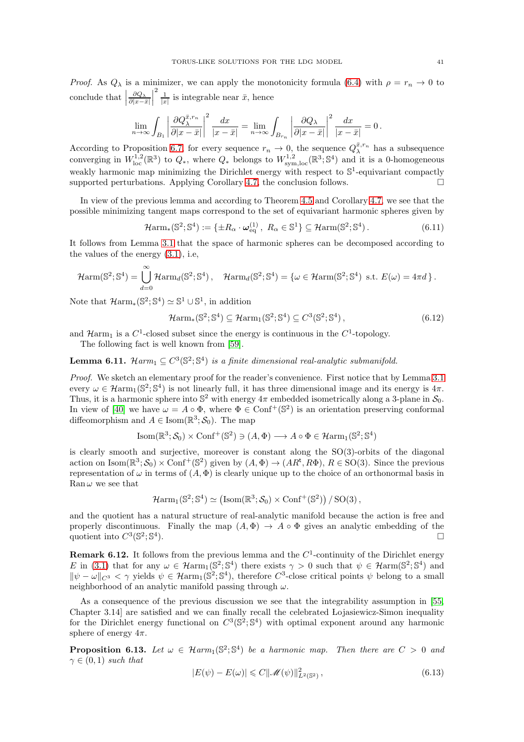*Proof.* As $Q_\lambda$ is a minimizer, we can apply the monotonicity formula (6.4) with $\rho = r_n \to 0$ to conclude that $\left|\frac{\partial Q_\lambda}{\partial |x-\bar{x}|}\right|^2 \frac{1}{|x|}$ is integrable near $\bar{x}$, hence

$$\lim_{n\to\infty} \int_{B_1} \left|\frac{\partial Q_\lambda^{\bar{x},r_n}}{\partial |x-\bar{x}|}\right|^2 \frac{dx}{|x-\bar{x}|} = \lim_{n\to\infty} \int_{B_{r_n}} \left|\frac{\partial Q_\lambda}{\partial |x-\bar{x}|}\right|^2 \frac{dx}{|x-\bar{x}|} = 0\,.$$

According to Proposition 6.7, for every sequence $r_n \to 0$, the sequence $Q_\lambda^{\bar{x},r_n}$ has a subsequence converging in $W^{1,2}_{\rm loc}(\mathbb{R}^3)$ to $Q_*$, where $Q_*$ belongs to $W^{1,2}_{\rm sym,loc}(\mathbb{R}^3;\mathbb{S}^4)$ and it is a 0-homogeneous weakly harmonic map minimizing the Dirichlet energy with respect to $\mathbb{S}^1$-equivariant compactly supported perturbations. Applying Corollary 4.7, the conclusion follows. $\square$

In view of the previous lemma and according to Theorem 4.5 and Corollary 4.7, we see that the possible minimizing tangent maps correspond to the set of equivariant harmonic spheres given by

$$\mathcal{H}{\rm arm}_*(\mathbb{S}^2;\mathbb{S}^4) := \{\pm R_\alpha \cdot \boldsymbol{\omega}^{(1)}_{\rm eq}\,,\ R_\alpha \in \mathbb{S}^1\} \subseteq \mathcal{H}{\rm arm}(\mathbb{S}^2;\mathbb{S}^4)\,. \tag{6.11}$$

It follows from Lemma 3.1 that the space of harmonic spheres can be decomposed according to the values of the energy (3.1), i.e,

$$\mathcal{H}{\rm arm}(\mathbb{S}^2;\mathbb{S}^4) = \bigcup_{d=0}^{\infty} \mathcal{H}{\rm arm}_d(\mathbb{S}^2;\mathbb{S}^4)\,, \quad \mathcal{H}{\rm arm}_d(\mathbb{S}^2;\mathbb{S}^4) = \{\omega \in \mathcal{H}{\rm arm}(\mathbb{S}^2;\mathbb{S}^4) \text{ s.t. } E(\omega) = 4\pi d\,\}\,.$$

Note that $\mathcal{H}{\rm arm}_*(\mathbb{S}^2;\mathbb{S}^4) \simeq \mathbb{S}^1 \cup \mathbb{S}^1$, in addition

$$\mathcal{H}{\rm arm}_*(\mathbb{S}^2;\mathbb{S}^4) \subseteq \mathcal{H}{\rm arm}_1(\mathbb{S}^2;\mathbb{S}^4) \subseteq C^3(\mathbb{S}^2;\mathbb{S}^4)\,, \tag{6.12}$$

and $\mathcal{H}{\rm arm}_1$ is a $C^1$-closed subset since the energy is continuous in the $C^1$-topology.

The following fact is well known from [59].

**Lemma 6.11.** *$\mathcal{H}arm_1 \subseteq C^3(\mathbb{S}^2;\mathbb{S}^4)$ is a finite dimensional real-analytic submanifold.*

*Proof.* We sketch an elementary proof for the reader's convenience. First notice that by Lemma 3.1 every $\omega \in \mathcal{H}{\rm arm}_1(\mathbb{S}^2;\mathbb{S}^4)$ is not linearly full, it has three dimensional image and its energy is $4\pi$. Thus, it is a harmonic sphere into $\mathbb{S}^2$ with energy $4\pi$ embedded isometrically along a 3-plane in $\mathcal{S}_0$. In view of [40] we have $\omega = A \circ \Phi$, where $\Phi \in {\rm Conf}^+(\mathbb{S}^2)$ is an orientation preserving conformal diffeomorphism and $A \in {\rm Isom}(\mathbb{R}^3;\mathcal{S}_0)$. The map

$${\rm Isom}(\mathbb{R}^3;\mathcal{S}_0) \times {\rm Conf}^+(\mathbb{S}^2) \ni (A,\Phi) \longrightarrow A\circ\Phi \in \mathcal{H}{\rm arm}_1(\mathbb{S}^2;\mathbb{S}^4)$$

is clearly smooth and surjective, moreover is constant along the SO(3)-orbits of the diagonal action on ${\rm Isom}(\mathbb{R}^3;\mathcal{S}_0) \times {\rm Conf}^+(\mathbb{S}^2)$ given by $(A,\Phi) \to (AR^{\rm t}, R\Phi)$, $R \in {\rm SO}(3)$. Since the previous representation of $\omega$ in terms of $(A,\Phi)$ is clearly unique up to the choice of an orthonormal basis in ${\rm Ran}\,\omega$ we see that

$$\mathcal{H}{\rm arm}_1(\mathbb{S}^2;\mathbb{S}^4) \simeq \left({\rm Isom}(\mathbb{R}^3;\mathcal{S}_0) \times {\rm Conf}^+(\mathbb{S}^2)\right)/\,{\rm SO}(3)\,,$$

and the quotient has a natural structure of real-analytic manifold because the action is free and properly discontinuous. Finally the map $(A,\Phi) \to A\circ\Phi$ gives an analytic embedding of the quotient into $C^3(\mathbb{S}^2;\mathbb{S}^4)$. $\square$

**Remark 6.12.** It follows from the previous lemma and the $C^1$-continuity of the Dirichlet energy $E$ in (3.1) that for any $\omega \in \mathcal{H}{\rm arm}_1(\mathbb{S}^2;\mathbb{S}^4)$ there exists $\gamma > 0$ such that $\psi \in \mathcal{H}{\rm arm}(\mathbb{S}^2;\mathbb{S}^4)$ and $\|\psi - \omega\|_{C^3} < \gamma$ yields $\psi \in \mathcal{H}{\rm arm}_1(\mathbb{S}^2;\mathbb{S}^4)$, therefore $C^3$-close critical points $\psi$ belong to a small neighborhood of an analytic manifold passing through $\omega$.

As a consequence of the previous discussion we see that the integrability assumption in [55, Chapter 3.14] are satisfied and we can finally recall the celebrated Łojasiewicz-Simon inequality for the Dirichlet energy functional on $C^3(\mathbb{S}^2;\mathbb{S}^4)$ with optimal exponent around any harmonic sphere of energy $4\pi$.

**Proposition 6.13.** *Let $\omega \in \mathcal{H}arm_1(\mathbb{S}^2;\mathbb{S}^4)$ be a harmonic map. Then there are $C > 0$ and $\gamma \in (0,1)$ such that*

$$|E(\psi) - E(\omega)| \leqslant C\|\mathscr{M}(\psi)\|^2_{L^2(\mathbb{S}^2)}\,, \tag{6.13}$$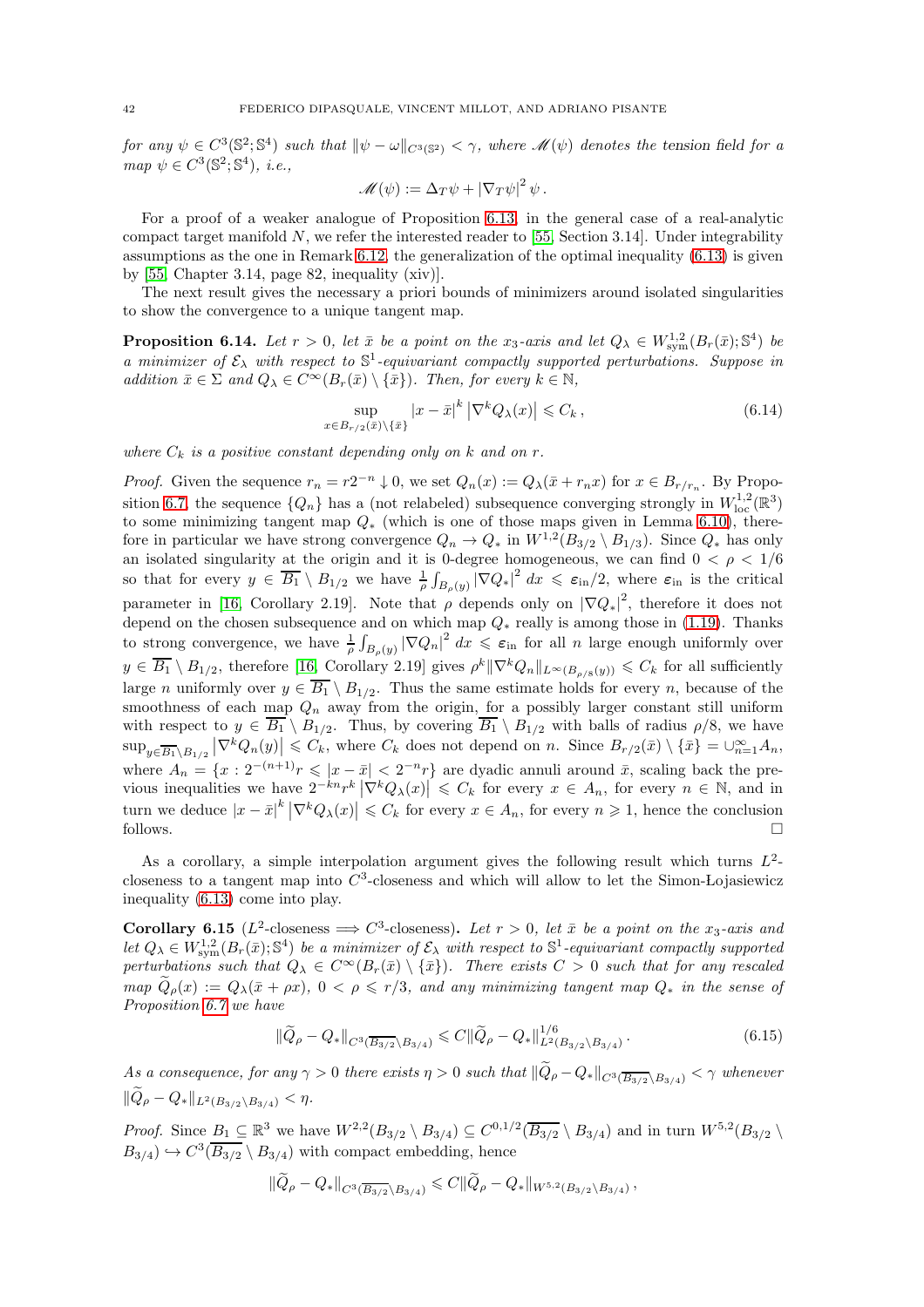*for any* $\psi \in C^3(\mathbb{S}^2;\mathbb{S}^4)$ *such that* $\|\psi - \omega\|_{C^3(\mathbb{S}^2)} < \gamma$*, where* $\mathscr{M}(\psi)$ *denotes the tension field for a map* $\psi \in C^3(\mathbb{S}^2;\mathbb{S}^4)$*, i.e.,*

$$\mathscr{M}(\psi) := \Delta_T \psi + |\nabla_T \psi|^2 \, \psi \, .$$

For a proof of a weaker analogue of Proposition 6.13, in the general case of a real-analytic compact target manifold $N$, we refer the interested reader to [55, Section 3.14]. Under integrability assumptions as the one in Remark 6.12, the generalization of the optimal inequality (6.13) is given by [55, Chapter 3.14, page 82, inequality (xiv)].

The next result gives the necessary a priori bounds of minimizers around isolated singularities to show the convergence to a unique tangent map.

**Proposition 6.14.** *Let* $r > 0$*, let* $\bar{x}$ *be a point on the* $x_3$*-axis and let* $Q_\lambda \in W^{1,2}_{\rm sym}(B_r(\bar{x});\mathbb{S}^4)$ *be a minimizer of* $\mathcal{E}_\lambda$ *with respect to* $\mathbb{S}^1$*-equivariant compactly supported perturbations. Suppose in addition* $\bar{x} \in \Sigma$ *and* $Q_\lambda \in C^\infty(B_r(\bar{x}) \setminus \{\bar{x}\})$*. Then, for every* $k \in \mathbb{N}$*,*

$$\sup_{x \in B_{r/2}(\bar{x}) \setminus \{\bar{x}\}} |x - \bar{x}|^k \left|\nabla^k Q_\lambda(x)\right| \leqslant C_k \, , \tag{6.14}$$

*where* $C_k$ *is a positive constant depending only on* $k$ *and on* $r$*.*

*Proof.* Given the sequence $r_n = r2^{-n} \downarrow 0$, we set $Q_n(x) := Q_\lambda(\bar{x} + r_n x)$ for $x \in B_{r/r_n}$. By Proposition 6.7, the sequence $\{Q_n\}$ has a (not relabeled) subsequence converging strongly in $W^{1,2}_{\rm loc}(\mathbb{R}^3)$ to some minimizing tangent map $Q_*$ (which is one of those maps given in Lemma 6.10), therefore in particular we have strong convergence $Q_n \to Q_*$ in $W^{1,2}(B_{3/2} \setminus B_{1/3})$. Since $Q_*$ has only an isolated singularity at the origin and it is 0-degree homogeneous, we can find $0 < \rho < 1/6$ so that for every $y \in \overline{B_1} \setminus B_{1/2}$ we have $\frac{1}{\rho}\int_{B_\rho(y)} |\nabla Q_*|^2 \, dx \leqslant \varepsilon_{\rm in}/2$, where $\varepsilon_{\rm in}$ is the critical parameter in [16, Corollary 2.19]. Note that $\rho$ depends only on $|\nabla Q_*|^2$, therefore it does not depend on the chosen subsequence and on which map $Q_*$ really is among those in (1.19). Thanks to strong convergence, we have $\frac{1}{\rho}\int_{B_\rho(y)} |\nabla Q_n|^2 \, dx \leqslant \varepsilon_{\rm in}$ for all $n$ large enough uniformly over $y \in \overline{B_1} \setminus B_{1/2}$, therefore [16, Corollary 2.19] gives $\rho^k \|\nabla^k Q_n\|_{L^\infty(B_{\rho/8}(y))} \leqslant C_k$ for all sufficiently large $n$ uniformly over $y \in \overline{B_1} \setminus B_{1/2}$. Thus the same estimate holds for every $n$, because of the smoothness of each map $Q_n$ away from the origin, for a possibly larger constant still uniform with respect to $y \in \overline{B_1} \setminus B_{1/2}$. Thus, by covering $\overline{B_1} \setminus B_{1/2}$ with balls of radius $\rho/8$, we have $\sup_{y \in \overline{B_1} \setminus B_{1/2}} \left|\nabla^k Q_n(y)\right| \leqslant C_k$, where $C_k$ does not depend on $n$. Since $B_{r/2}(\bar{x}) \setminus \{\bar{x}\} = \cup_{n=1}^\infty A_n$, where $A_n = \{x : 2^{-(n+1)} r \leqslant |x - \bar{x}| < 2^{-n} r\}$ are dyadic annuli around $\bar{x}$, scaling back the previous inequalities we have $2^{-kn} r^k \left|\nabla^k Q_\lambda(x)\right| \leqslant C_k$ for every $x \in A_n$, for every $n \in \mathbb{N}$, and in turn we deduce $|x - \bar{x}|^k \left|\nabla^k Q_\lambda(x)\right| \leqslant C_k$ for every $x \in A_n$, for every $n \geqslant 1$, hence the conclusion follows. $\square$

As a corollary, a simple interpolation argument gives the following result which turns $L^2$-closeness to a tangent map into $C^3$-closeness and which will allow to let the Simon-Lojasiewicz inequality (6.13) come into play.

**Corollary 6.15** ($L^2$-closeness $\Longrightarrow$ $C^3$-closeness)**.** *Let* $r > 0$*, let* $\bar{x}$ *be a point on the* $x_3$*-axis and let* $Q_\lambda \in W^{1,2}_{\rm sym}(B_r(\bar{x});\mathbb{S}^4)$ *be a minimizer of* $\mathcal{E}_\lambda$ *with respect to* $\mathbb{S}^1$*-equivariant compactly supported perturbations such that* $Q_\lambda \in C^\infty(B_r(\bar{x}) \setminus \{\bar{x}\})$*. There exists* $C > 0$ *such that for any rescaled map* $\widetilde{Q}_\rho(x) := Q_\lambda(\bar{x} + \rho x)$*,* $0 < \rho \leqslant r/3$*, and any minimizing tangent map* $Q_*$ *in the sense of Proposition 6.7 we have*

$$\|\widetilde{Q}_\rho - Q_*\|_{C^3(\overline{B_{3/2}} \setminus B_{3/4})} \leqslant C \|\widetilde{Q}_\rho - Q_*\|^{1/6}_{L^2(B_{3/2} \setminus B_{3/4})} \, . \tag{6.15}$$

*As a consequence, for any* $\gamma > 0$ *there exists* $\eta > 0$ *such that* $\|\widetilde{Q}_\rho - Q_*\|_{C^3(\overline{B_{3/2}} \setminus B_{3/4})} < \gamma$ *whenever* $\|\widetilde{Q}_\rho - Q_*\|_{L^2(B_{3/2} \setminus B_{3/4})} < \eta$*.*

*Proof.* Since $B_1 \subseteq \mathbb{R}^3$ we have $W^{2,2}(B_{3/2} \setminus B_{3/4}) \subseteq C^{0,1/2}(\overline{B_{3/2}} \setminus B_{3/4})$ and in turn $W^{5,2}(B_{3/2} \setminus B_{3/4}) \hookrightarrow C^3(\overline{B_{3/2}} \setminus B_{3/4})$ with compact embedding, hence

$$\|\widetilde{Q}_\rho - Q_*\|_{C^3(\overline{B_{3/2}} \setminus B_{3/4})} \leqslant C \|\widetilde{Q}_\rho - Q_*\|_{W^{5,2}(B_{3/2} \setminus B_{3/4})} \, ,$$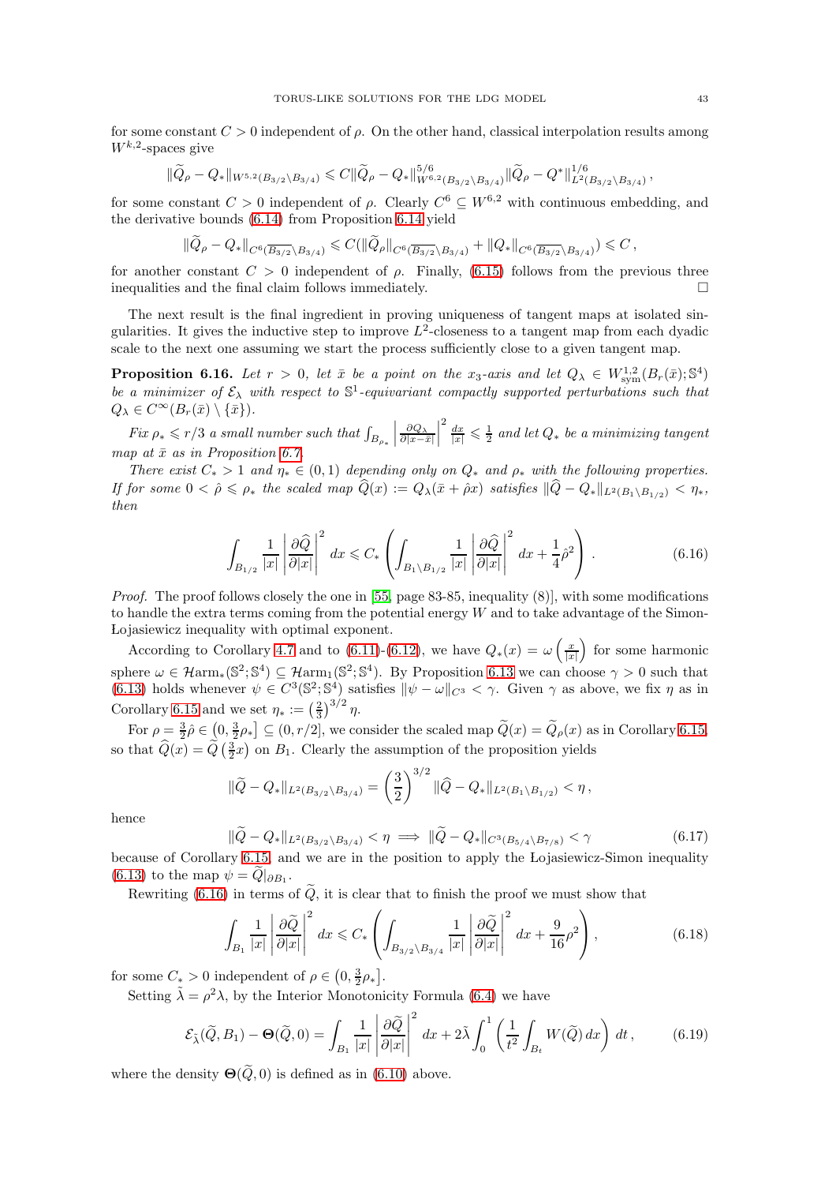for some constant $C > 0$ independent of $\rho$. On the other hand, classical interpolation results among $W^{k,2}$-spaces give

$$\|\widetilde{Q}_\rho - Q_*\|_{W^{5,2}(B_{3/2}\setminus B_{3/4})} \leqslant C\|\widetilde{Q}_\rho - Q_*\|^{5/6}_{W^{6,2}(B_{3/2}\setminus B_{3/4})}\|\widetilde{Q}_\rho - Q^*\|^{1/6}_{L^2(B_{3/2}\setminus B_{3/4})}\,,$$

for some constant $C > 0$ independent of $\rho$. Clearly $C^6 \subseteq W^{6,2}$ with continuous embedding, and the derivative bounds (6.14) from Proposition 6.14 yield

$$\|\widetilde{Q}_\rho - Q_*\|_{C^6(\overline{B_{3/2}}\setminus B_{3/4})} \leqslant C(\|\widetilde{Q}_\rho\|_{C^6(\overline{B_{3/2}}\setminus B_{3/4})} + \|Q_*\|_{C^6(\overline{B_{3/2}}\setminus B_{3/4})}) \leqslant C\,,$$

for another constant $C > 0$ independent of $\rho$. Finally, (6.15) follows from the previous three inequalities and the final claim follows immediately. $\square$

The next result is the final ingredient in proving uniqueness of tangent maps at isolated singularities. It gives the inductive step to improve $L^2$-closeness to a tangent map from each dyadic scale to the next one assuming we start the process sufficiently close to a given tangent map.

**Proposition 6.16.** *Let $r > 0$, let $\bar{x}$ be a point on the $x_3$-axis and let $Q_\lambda \in W^{1,2}_{\rm sym}(B_r(\bar{x}); \mathbb{S}^4)$ be a minimizer of $\mathcal{E}_\lambda$ with respect to $\mathbb{S}^1$-equivariant compactly supported perturbations such that $Q_\lambda \in C^\infty(B_r(\bar{x}) \setminus \{\bar{x}\})$.*

*Fix $\rho_* \leqslant r/3$ a small number such that $\int_{B_{\rho_*}} \left|\frac{\partial Q_\lambda}{\partial|x-\bar{x}|}\right|^2 \frac{dx}{|x|} \leqslant \frac{1}{2}$ and let $Q_*$ be a minimizing tangent map at $\bar{x}$ as in Proposition 6.7.*

*There exist $C_* > 1$ and $\eta_* \in (0, 1)$ depending only on $Q_*$ and $\rho_*$ with the following properties. If for some $0 < \hat{\rho} \leqslant \rho_*$ the scaled map $\widehat{Q}(x) := Q_\lambda(\bar{x} + \hat{\rho}x)$ satisfies $\|\widehat{Q} - Q_*\|_{L^2(B_1\setminus B_{1/2})} < \eta_*$, then*

$$\int_{B_{1/2}} \frac{1}{|x|}\left|\frac{\partial \widehat{Q}}{\partial|x|}\right|^2 dx \leqslant C_*\left(\int_{B_1\setminus B_{1/2}} \frac{1}{|x|}\left|\frac{\partial \widehat{Q}}{\partial|x|}\right|^2 dx + \frac{1}{4}\hat{\rho}^2\right). \tag{6.16}$$

*Proof.* The proof follows closely the one in [55, page 83-85, inequality (8)], with some modifications to handle the extra terms coming from the potential energy $W$ and to take advantage of the Simon-Łojasiewicz inequality with optimal exponent.

According to Corollary 4.7 and to (6.11)-(6.12), we have $Q_*(x) = \omega\left(\frac{x}{|x|}\right)$ for some harmonic sphere $\omega \in \mathcal{H}\mathrm{arm}_*(\mathbb{S}^2; \mathbb{S}^4) \subseteq \mathcal{H}\mathrm{arm}_1(\mathbb{S}^2; \mathbb{S}^4)$. By Proposition 6.13 we can choose $\gamma > 0$ such that (6.13) holds whenever $\psi \in C^3(\mathbb{S}^2; \mathbb{S}^4)$ satisfies $\|\psi - \omega\|_{C^3} < \gamma$. Given $\gamma$ as above, we fix $\eta$ as in Corollary 6.15 and we set $\eta_* := \left(\frac{2}{3}\right)^{3/2}\eta$.

For $\rho = \frac{3}{2}\hat{\rho} \in \left(0, \frac{3}{2}\rho_*\right] \subseteq (0, r/2]$, we consider the scaled map $\widetilde{Q}(x) = \widetilde{Q}_\rho(x)$ as in Corollary 6.15, so that $\widehat{Q}(x) = \widetilde{Q}\left(\frac{3}{2}x\right)$ on $B_1$. Clearly the assumption of the proposition yields

$$\|\widetilde{Q} - Q_*\|_{L^2(B_{3/2}\setminus B_{3/4})} = \left(\frac{3}{2}\right)^{3/2}\|\widehat{Q} - Q_*\|_{L^2(B_1\setminus B_{1/2})} < \eta\,,$$

hence

$$\|\widetilde{Q} - Q_*\|_{L^2(B_{3/2}\setminus B_{3/4})} < \eta \implies \|\widetilde{Q} - Q_*\|_{C^3(B_{5/4}\setminus B_{7/8})} < \gamma \tag{6.17}$$

because of Corollary 6.15, and we are in the position to apply the Łojasiewicz-Simon inequality (6.13) to the map $\psi = \widetilde{Q}_{|\partial B_1}$.

Rewriting (6.16) in terms of $\widetilde{Q}$, it is clear that to finish the proof we must show that

$$\int_{B_1} \frac{1}{|x|}\left|\frac{\partial \widetilde{Q}}{\partial|x|}\right|^2 dx \leqslant C_*\left(\int_{B_{3/2}\setminus B_{3/4}} \frac{1}{|x|}\left|\frac{\partial \widetilde{Q}}{\partial|x|}\right|^2 dx + \frac{9}{16}\rho^2\right), \tag{6.18}$$

for some $C_* > 0$ independent of $\rho \in \left(0, \frac{3}{2}\rho_*\right]$.

Setting $\tilde{\lambda} = \rho^2\lambda$, by the Interior Monotonicity Formula (6.4) we have

$$\mathcal{E}_{\tilde{\lambda}}(\widetilde{Q}, B_1) - \mathbf{\Theta}(\widetilde{Q}, 0) = \int_{B_1} \frac{1}{|x|}\left|\frac{\partial \widetilde{Q}}{\partial|x|}\right|^2 dx + 2\tilde{\lambda}\int_0^1 \left(\frac{1}{t^2}\int_{B_t} W(\widetilde{Q})\, dx\right) dt\,, \tag{6.19}$$

where the density $\mathbf{\Theta}(\widetilde{Q}, 0)$ is defined as in (6.10) above.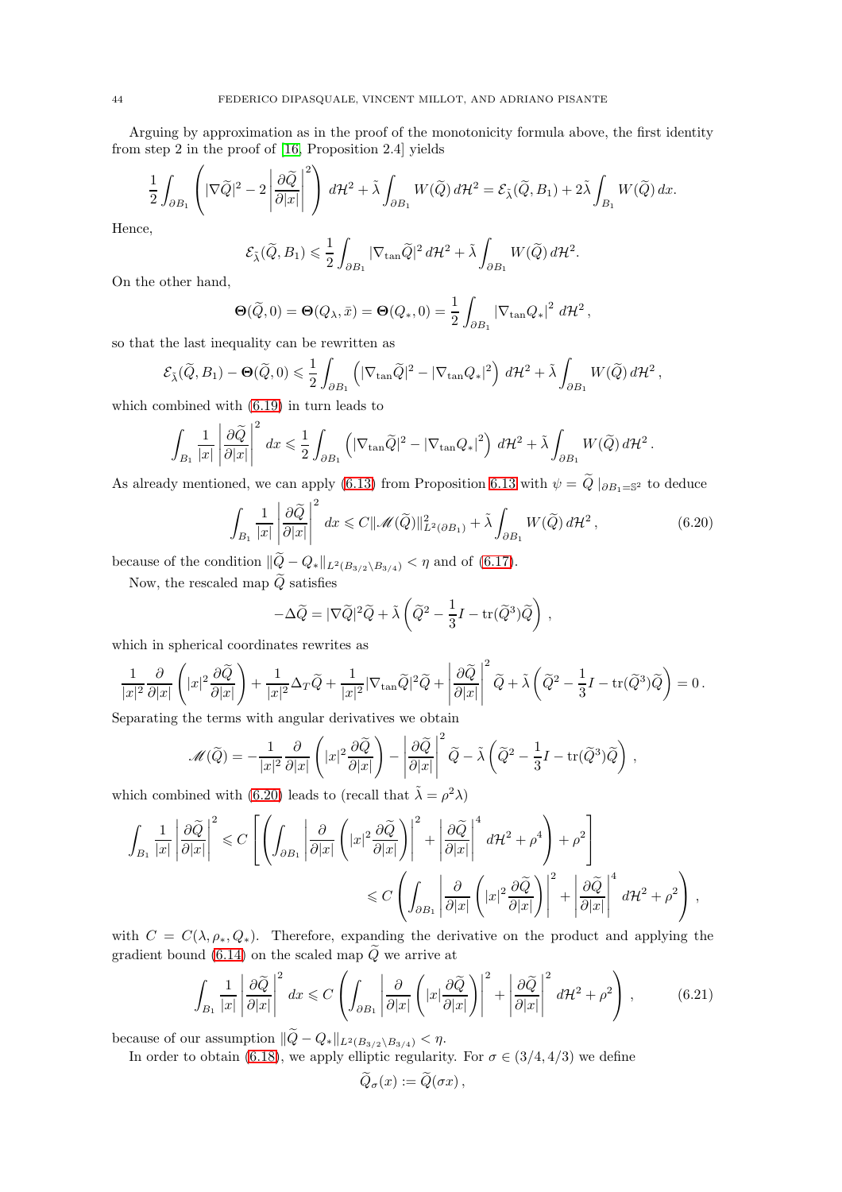Arguing by approximation as in the proof of the monotonicity formula above, the first identity from step 2 in the proof of [16, Proposition 2.4] yields

$$\frac{1}{2}\int_{\partial B_1}\left(|\nabla\widetilde{Q}|^2 - 2\left|\frac{\partial\widetilde{Q}}{\partial|x|}\right|^2\right)\,d\mathcal{H}^2 + \tilde{\lambda}\int_{\partial B_1} W(\widetilde{Q})\,d\mathcal{H}^2 = \mathcal{E}_{\tilde{\lambda}}(\widetilde{Q},B_1) + 2\tilde{\lambda}\int_{B_1} W(\widetilde{Q})\,dx.$$

Hence,

$$\mathcal{E}_{\tilde{\lambda}}(\widetilde{Q},B_1) \leqslant \frac{1}{2}\int_{\partial B_1}|\nabla_{\tan}\widetilde{Q}|^2\,d\mathcal{H}^2 + \tilde{\lambda}\int_{\partial B_1} W(\widetilde{Q})\,d\mathcal{H}^2.$$

On the other hand,

$$\mathbf{\Theta}(\widetilde{Q},0) = \mathbf{\Theta}(Q_\lambda,\bar{x}) = \mathbf{\Theta}(Q_*,0) = \frac{1}{2}\int_{\partial B_1}|\nabla_{\tan}Q_*|^2\,d\mathcal{H}^2\,,$$

so that the last inequality can be rewritten as

$$\mathcal{E}_{\tilde{\lambda}}(\widetilde{Q},B_1) - \mathbf{\Theta}(\widetilde{Q},0) \leqslant \frac{1}{2}\int_{\partial B_1}\left(|\nabla_{\tan}\widetilde{Q}|^2 - |\nabla_{\tan}Q_*|^2\right)\,d\mathcal{H}^2 + \tilde{\lambda}\int_{\partial B_1} W(\widetilde{Q})\,d\mathcal{H}^2\,,$$

which combined with (6.19) in turn leads to

$$\int_{B_1}\frac{1}{|x|}\left|\frac{\partial\widetilde{Q}}{\partial|x|}\right|^2\,dx \leqslant \frac{1}{2}\int_{\partial B_1}\left(|\nabla_{\tan}\widetilde{Q}|^2 - |\nabla_{\tan}Q_*|^2\right)\,d\mathcal{H}^2 + \tilde{\lambda}\int_{\partial B_1} W(\widetilde{Q})\,d\mathcal{H}^2\,.$$

As already mentioned, we can apply (6.13) from Proposition 6.13 with $\psi = \widetilde{Q}\,|_{\partial B_1 = \mathbb{S}^2}$ to deduce

$$\int_{B_1}\frac{1}{|x|}\left|\frac{\partial\widetilde{Q}}{\partial|x|}\right|^2\,dx \leqslant C\|\mathscr{M}(\widetilde{Q})\|^2_{L^2(\partial B_1)} + \tilde{\lambda}\int_{\partial B_1} W(\widetilde{Q})\,d\mathcal{H}^2\,, \tag{6.20}$$

because of the condition $\|\widetilde{Q} - Q_*\|_{L^2(B_{3/2}\setminus B_{3/4})} < \eta$ and of (6.17).

Now, the rescaled map $\widetilde{Q}$ satisfies

$$-\Delta\widetilde{Q} = |\nabla\widetilde{Q}|^2\widetilde{Q} + \tilde{\lambda}\left(\widetilde{Q}^2 - \frac{1}{3}I - \operatorname{tr}(\widetilde{Q}^3)\widetilde{Q}\right)\,,$$

which in spherical coordinates rewrites as

$$\frac{1}{|x|^2}\frac{\partial}{\partial|x|}\left(|x|^2\frac{\partial\widetilde{Q}}{\partial|x|}\right) + \frac{1}{|x|^2}\Delta_T\widetilde{Q} + \frac{1}{|x|^2}|\nabla_{\tan}\widetilde{Q}|^2\widetilde{Q} + \left|\frac{\partial\widetilde{Q}}{\partial|x|}\right|^2\widetilde{Q} + \tilde{\lambda}\left(\widetilde{Q}^2 - \frac{1}{3}I - \operatorname{tr}(\widetilde{Q}^3)\widetilde{Q}\right) = 0\,.$$

Separating the terms with angular derivatives we obtain

$$\mathscr{M}(\widetilde{Q}) = -\frac{1}{|x|^2}\frac{\partial}{\partial|x|}\left(|x|^2\frac{\partial\widetilde{Q}}{\partial|x|}\right) - \left|\frac{\partial\widetilde{Q}}{\partial|x|}\right|^2\widetilde{Q} - \tilde{\lambda}\left(\widetilde{Q}^2 - \frac{1}{3}I - \operatorname{tr}(\widetilde{Q}^3)\widetilde{Q}\right)\,,$$

which combined with (6.20) leads to (recall that $\tilde{\lambda} = \rho^2\lambda$)

$$\begin{aligned}\int_{B_1}\frac{1}{|x|}\left|\frac{\partial\widetilde{Q}}{\partial|x|}\right|^2 &\leqslant C\left[\left(\int_{\partial B_1}\left|\frac{\partial}{\partial|x|}\left(|x|^2\frac{\partial\widetilde{Q}}{\partial|x|}\right)\right|^2 + \left|\frac{\partial\widetilde{Q}}{\partial|x|}\right|^4\,d\mathcal{H}^2 + \rho^4\right) + \rho^2\right]\\ &\leqslant C\left(\int_{\partial B_1}\left|\frac{\partial}{\partial|x|}\left(|x|^2\frac{\partial\widetilde{Q}}{\partial|x|}\right)\right|^2 + \left|\frac{\partial\widetilde{Q}}{\partial|x|}\right|^4\,d\mathcal{H}^2 + \rho^2\right)\,,\end{aligned}$$

with $C = C(\lambda,\rho_*,Q_*)$. Therefore, expanding the derivative on the product and applying the gradient bound (6.14) on the scaled map $\widetilde{Q}$ we arrive at

$$\int_{B_1}\frac{1}{|x|}\left|\frac{\partial\widetilde{Q}}{\partial|x|}\right|^2\,dx \leqslant C\left(\int_{\partial B_1}\left|\frac{\partial}{\partial|x|}\left(|x|\frac{\partial\widetilde{Q}}{\partial|x|}\right)\right|^2 + \left|\frac{\partial\widetilde{Q}}{\partial|x|}\right|^2\,d\mathcal{H}^2 + \rho^2\right)\,, \tag{6.21}$$

because of our assumption $\|\widetilde{Q} - Q_*\|_{L^2(B_{3/2}\setminus B_{3/4})} < \eta$.

In order to obtain (6.18), we apply elliptic regularity. For $\sigma \in (3/4, 4/3)$ we define

$$\widetilde{Q}_\sigma(x) := \widetilde{Q}(\sigma x)\,,$$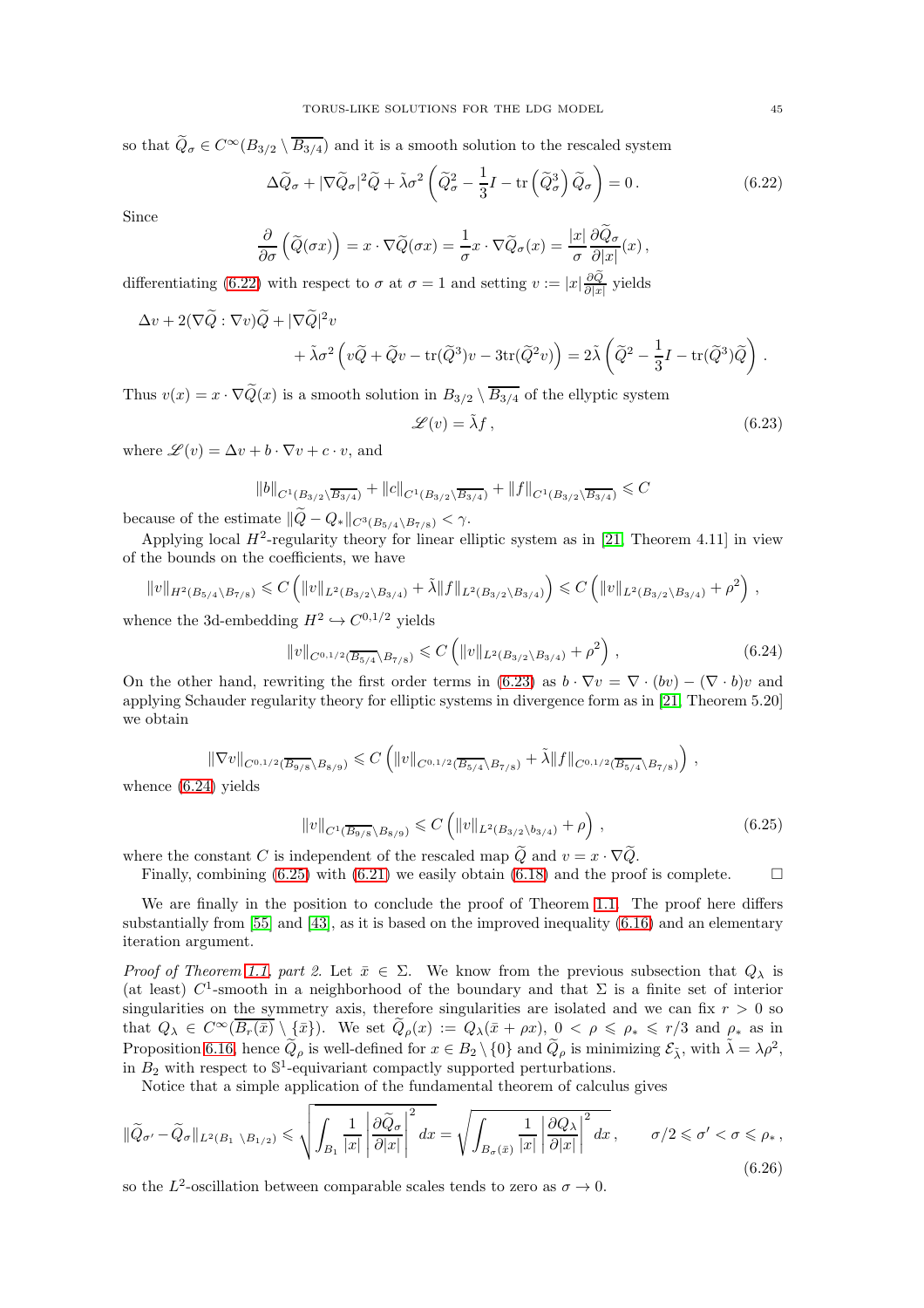so that $\widetilde{Q}_\sigma \in C^\infty(B_{3/2} \setminus \overline{B_{3/4}})$ and it is a smooth solution to the rescaled system

$$\Delta \widetilde{Q}_\sigma + |\nabla \widetilde{Q}_\sigma|^2 \widetilde{Q} + \tilde{\lambda}\sigma^2 \left( \widetilde{Q}_\sigma^2 - \frac{1}{3} I - \operatorname{tr}\left(\widetilde{Q}_\sigma^3\right) \widetilde{Q}_\sigma \right) = 0 \,. \tag{6.22}$$

Since

$$\frac{\partial}{\partial \sigma}\left(\widetilde{Q}(\sigma x)\right) = x \cdot \nabla \widetilde{Q}(\sigma x) = \frac{1}{\sigma} x \cdot \nabla \widetilde{Q}_\sigma(x) = \frac{|x|}{\sigma} \frac{\partial \widetilde{Q}_\sigma}{\partial |x|}(x) \,,$$

differentiating (6.22) with respect to $\sigma$ at $\sigma = 1$ and setting $v := |x| \frac{\partial \widetilde{Q}}{\partial |x|}$ yields

$$\begin{aligned} \Delta v + 2(\nabla \widetilde{Q} : \nabla v)\widetilde{Q} + |\nabla \widetilde{Q}|^2 v & \\ + \tilde{\lambda}\sigma^2 \left( v\widetilde{Q} + \widetilde{Q} v - \operatorname{tr}(\widetilde{Q}^3) v - 3\operatorname{tr}(\widetilde{Q}^2 v)\right) &= 2\tilde{\lambda}\left( \widetilde{Q}^2 - \frac{1}{3} I - \operatorname{tr}(\widetilde{Q}^3)\widetilde{Q} \right) . \end{aligned}$$

Thus $v(x) = x \cdot \nabla \widetilde{Q}(x)$ is a smooth solution in $B_{3/2} \setminus \overline{B_{3/4}}$ of the ellyptic system

$$\mathscr{L}(v) = \tilde{\lambda} f \,, \tag{6.23}$$

where $\mathscr{L}(v) = \Delta v + b \cdot \nabla v + c \cdot v$, and

$$\|b\|_{C^1(B_{3/2} \setminus \overline{B_{3/4}})} + \|c\|_{C^1(B_{3/2} \setminus \overline{B_{3/4}})} + \|f\|_{C^1(B_{3/2} \setminus \overline{B_{3/4}})} \leqslant C$$

because of the estimate $\|\widetilde{Q} - Q_*\|_{C^3(B_{5/4} \setminus B_{7/8})} < \gamma$.

Applying local $H^2$-regularity theory for linear elliptic system as in [21, Theorem 4.11] in view of the bounds on the coefficients, we have

$$\|v\|_{H^2(B_{5/4} \setminus B_{7/8})} \leqslant C\left( \|v\|_{L^2(B_{3/2} \setminus B_{3/4})} + \tilde{\lambda}\|f\|_{L^2(B_{3/2} \setminus B_{3/4})}\right) \leqslant C\left( \|v\|_{L^2(B_{3/2} \setminus B_{3/4})} + \rho^2\right) ,$$

whence the 3d-embedding $H^2 \hookrightarrow C^{0,1/2}$ yields

$$\|v\|_{C^{0,1/2}(\overline{B_{5/4}} \setminus B_{7/8})} \leqslant C\left( \|v\|_{L^2(B_{3/2} \setminus B_{3/4})} + \rho^2\right) , \tag{6.24}$$

On the other hand, rewriting the first order terms in (6.23) as $b \cdot \nabla v = \nabla \cdot (bv) - (\nabla \cdot b) v$ and applying Schauder regularity theory for elliptic systems in divergence form as in [21, Theorem 5.20] we obtain

$$\|\nabla v\|_{C^{0,1/2}(\overline{B_{9/8}} \setminus B_{8/9})} \leqslant C\left( \|v\|_{C^{0,1/2}(\overline{B_{5/4}} \setminus B_{7/8})} + \tilde{\lambda}\|f\|_{C^{0,1/2}(\overline{B_{5/4}} \setminus B_{7/8})}\right) ,$$

whence (6.24) yields

$$\|v\|_{C^1(\overline{B_{9/8}} \setminus B_{8/9})} \leqslant C\left( \|v\|_{L^2(B_{3/2} \setminus b_{3/4})} + \rho\right) , \tag{6.25}$$

where the constant $C$ is independent of the rescaled map $\widetilde{Q}$ and $v = x \cdot \nabla \widetilde{Q}$.

Finally, combining (6.25) with (6.21) we easily obtain (6.18) and the proof is complete. $\square$

We are finally in the position to conclude the proof of Theorem 1.1. The proof here differs substantially from [55] and [43], as it is based on the improved inequality (6.16) and an elementary iteration argument.

*Proof of Theorem 1.1, part 2.* Let $\bar{x} \in \Sigma$. We know from the previous subsection that $Q_\lambda$ is (at least) $C^1$-smooth in a neighborhood of the boundary and that $\Sigma$ is a finite set of interior singularities on the symmetry axis, therefore singularities are isolated and we can fix $r > 0$ so that $Q_\lambda \in C^\infty(\overline{B_r(\bar{x})} \setminus \{\bar{x}\})$. We set $\widetilde{Q}_\rho(x) := Q_\lambda(\bar{x} + \rho x)$, $0 < \rho \leqslant \rho_* \leqslant r/3$ and $\rho_*$ as in Proposition 6.16, hence $\widetilde{Q}_\rho$ is well-defined for $x \in B_2 \setminus \{0\}$ and $\widetilde{Q}_\rho$ is minimizing $\mathcal{E}_{\tilde{\lambda}}$, with $\tilde{\lambda} = \lambda\rho^2$, in $B_2$ with respect to $\mathbb{S}^1$-equivariant compactly supported perturbations.

Notice that a simple application of the fundamental theorem of calculus gives

$$\|\widetilde{Q}_{\sigma'} - \widetilde{Q}_\sigma\|_{L^2(B_1 \setminus B_{1/2})} \leqslant \sqrt{\int_{B_1} \frac{1}{|x|}\left|\frac{\partial \widetilde{Q}_\sigma}{\partial |x|}\right|^2 dx} = \sqrt{\int_{B_\sigma(\bar{x})} \frac{1}{|x|}\left|\frac{\partial Q_\lambda}{\partial |x|}\right|^2 dx} \,, \qquad \sigma/2 \leqslant \sigma' < \sigma \leqslant \rho_* \,, \tag{6.26}$$

so the $L^2$-oscillation between comparable scales tends to zero as $\sigma \to 0$.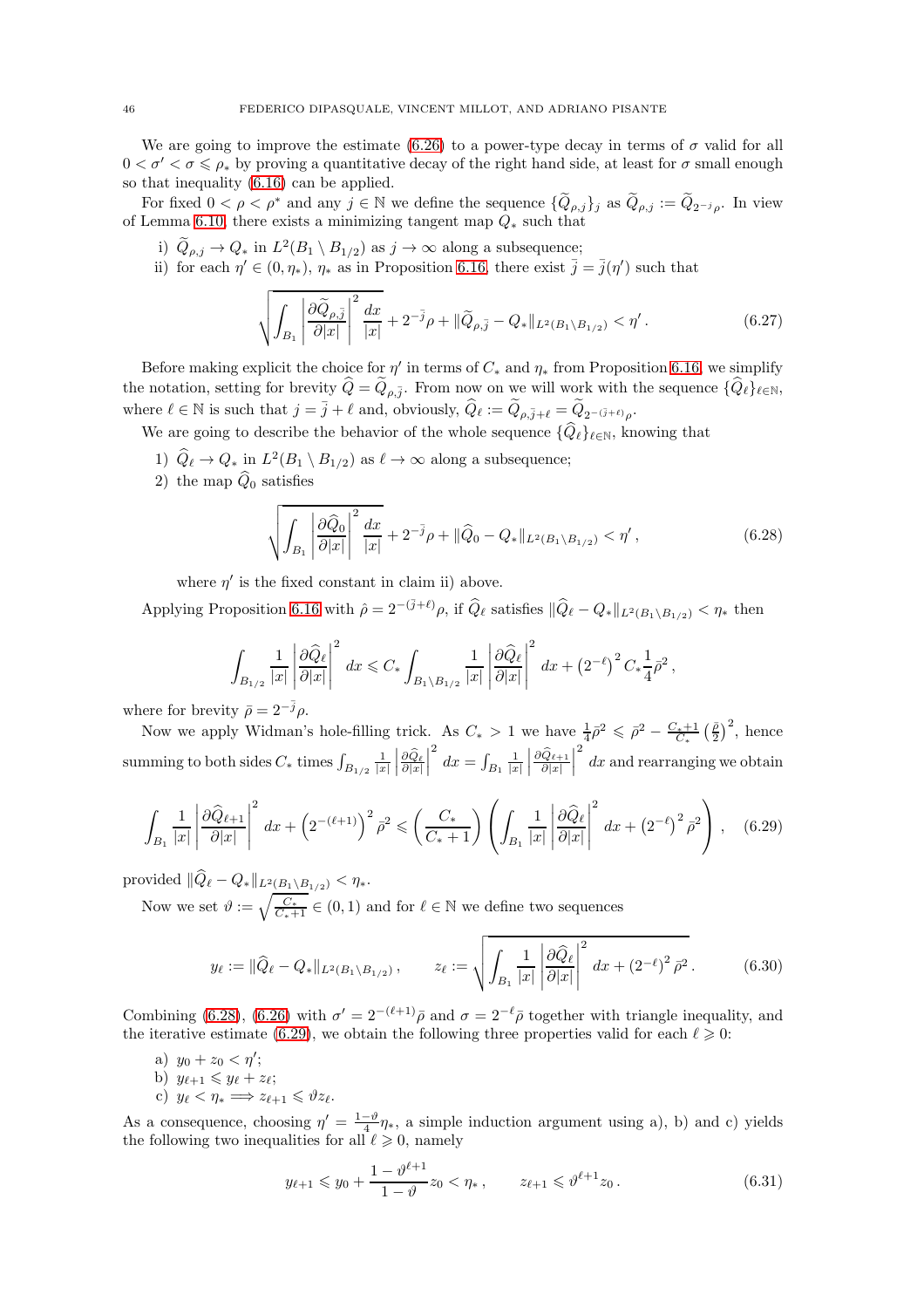We are going to improve the estimate (6.26) to a power-type decay in terms of $\sigma$ valid for all $0 < \sigma' < \sigma \leqslant \rho_*$ by proving a quantitative decay of the right hand side, at least for $\sigma$ small enough so that inequality (6.16) can be applied.

For fixed $0 < \rho < \rho^*$ and any $j \in \mathbb{N}$ we define the sequence $\{\widetilde{Q}_{\rho,j}\}_j$ as $\widetilde{Q}_{\rho,j} := \widetilde{Q}_{2^{-j}\rho}$. In view of Lemma 6.10, there exists a minimizing tangent map $Q_*$ such that

i) $\widetilde{Q}_{\rho,j} \to Q_*$ in $L^2(B_1 \setminus B_{1/2})$ as $j \to \infty$ along a subsequence;

ii) for each $\eta' \in (0, \eta_*)$, $\eta_*$ as in Proposition 6.16, there exist $\bar{j} = \bar{j}(\eta')$ such that

$$
\sqrt{\int_{B_1} \left| \frac{\partial \widetilde{Q}_{\rho,\bar{j}}}{\partial |x|} \right|^2 \frac{dx}{|x|}} + 2^{-\bar{j}}\rho + \|\widetilde{Q}_{\rho,\bar{j}} - Q_*\|_{L^2(B_1 \setminus B_{1/2})} < \eta' \,. \tag{6.27}
$$

Before making explicit the choice for $\eta'$ in terms of $C_*$ and $\eta_*$ from Proposition 6.16, we simplify the notation, setting for brevity $\widehat{Q} = \widetilde{Q}_{\rho,\bar{j}}$. From now on we will work with the sequence $\{\widehat{Q}_\ell\}_{\ell \in \mathbb{N}}$, where $\ell \in \mathbb{N}$ is such that $j = \bar{j} + \ell$ and, obviously, $\widehat{Q}_\ell := \widetilde{Q}_{\rho,\bar{j}+\ell} = \widetilde{Q}_{2^{-(\bar{j}+\ell)}\rho}$.

We are going to describe the behavior of the whole sequence $\{\widehat{Q}_\ell\}_{\ell \in \mathbb{N}}$, knowing that

1) $\widehat{Q}_\ell \to Q_*$ in $L^2(B_1 \setminus B_{1/2})$ as $\ell \to \infty$ along a subsequence;

2) the map $\widehat{Q}_0$ satisfies

$$
\sqrt{\int_{B_1} \left| \frac{\partial \widehat{Q}_0}{\partial |x|} \right|^2 \frac{dx}{|x|}} + 2^{-\bar{j}}\rho + \|\widehat{Q}_0 - Q_*\|_{L^2(B_1 \setminus B_{1/2})} < \eta' \,, \tag{6.28}
$$

where $\eta'$ is the fixed constant in claim ii) above.

Applying Proposition 6.16 with $\hat{\rho} = 2^{-(\bar{j}+\ell)}\rho$, if $\widehat{Q}_\ell$ satisfies $\|\widehat{Q}_\ell - Q_*\|_{L^2(B_1 \setminus B_{1/2})} < \eta_*$ then

$$
\int_{B_{1/2}} \frac{1}{|x|} \left| \frac{\partial \widehat{Q}_\ell}{\partial |x|} \right|^2 dx \leqslant C_* \int_{B_1 \setminus B_{1/2}} \frac{1}{|x|} \left| \frac{\partial \widehat{Q}_\ell}{\partial |x|} \right|^2 dx + \left(2^{-\ell}\right)^2 C_* \frac{1}{4} \bar{\rho}^2 \,,
$$

where for brevity $\bar{\rho} = 2^{-\bar{j}}\rho$.

Now we apply Widman's hole-filling trick. As $C_* > 1$ we have $\frac{1}{4}\bar{\rho}^2 \leqslant \bar{\rho}^2 - \frac{C_*+1}{C_*}\left(\frac{\bar{\rho}}{2}\right)^2$, hence summing to both sides $C_*$ times $\int_{B_{1/2}} \frac{1}{|x|} \left| \frac{\partial \widehat{Q}_\ell}{\partial |x|} \right|^2 dx = \int_{B_1} \frac{1}{|x|} \left| \frac{\partial \widehat{Q}_{\ell+1}}{\partial |x|} \right|^2 dx$ and rearranging we obtain

$$
\int_{B_1} \frac{1}{|x|} \left| \frac{\partial \widehat{Q}_{\ell+1}}{\partial |x|} \right|^2 dx + \left(2^{-(\ell+1)}\right)^2 \bar{\rho}^2 \leqslant \left( \frac{C_*}{C_*+1} \right) \left( \int_{B_1} \frac{1}{|x|} \left| \frac{\partial \widehat{Q}_\ell}{\partial |x|} \right|^2 dx + \left(2^{-\ell}\right)^2 \bar{\rho}^2 \right) \,, \tag{6.29}
$$

provided $\|\widehat{Q}_\ell - Q_*\|_{L^2(B_1 \setminus B_{1/2})} < \eta_*$.

Now we set $\vartheta := \sqrt{\frac{C_*}{C_*+1}} \in (0,1)$ and for $\ell \in \mathbb{N}$ we define two sequences

$$
y_\ell := \|\widehat{Q}_\ell - Q_*\|_{L^2(B_1 \setminus B_{1/2})} \,, \qquad z_\ell := \sqrt{\int_{B_1} \frac{1}{|x|} \left| \frac{\partial \widehat{Q}_\ell}{\partial |x|} \right|^2 dx + \left(2^{-\ell}\right)^2 \bar{\rho}^2} \,. \tag{6.30}
$$

Combining (6.28), (6.26) with $\sigma' = 2^{-(\ell+1)}\bar{\rho}$ and $\sigma = 2^{-\ell}\bar{\rho}$ together with triangle inequality, and the iterative estimate (6.29), we obtain the following three properties valid for each $\ell \geqslant 0$:

a) $y_0 + z_0 < \eta'$;

b) $y_{\ell+1} \leqslant y_\ell + z_\ell$;

c) $y_\ell < \eta_* \Longrightarrow z_{\ell+1} \leqslant \vartheta z_\ell$.

As a consequence, choosing $\eta' = \frac{1-\vartheta}{4}\eta_*$, a simple induction argument using a), b) and c) yields the following two inequalities for all $\ell \geqslant 0$, namely

$$
y_{\ell+1} \leqslant y_0 + \frac{1-\vartheta^{\ell+1}}{1-\vartheta} z_0 < \eta_* \,, \qquad z_{\ell+1} \leqslant \vartheta^{\ell+1} z_0 \,. \tag{6.31}
$$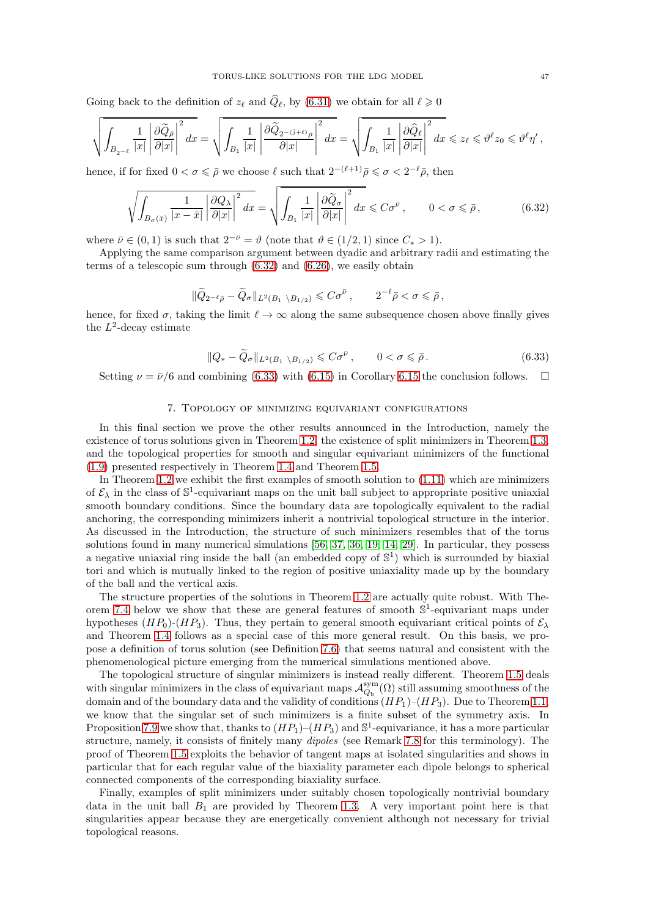Going back to the definition of $z_\ell$ and $\widehat{Q}_\ell$, by (6.31) we obtain for all $\ell \geqslant 0$

$$\sqrt{\int_{B_{2^{-\ell}}} \frac{1}{|x|} \left| \frac{\partial \widetilde{Q}_{\bar\rho}}{\partial |x|} \right|^2 dx} = \sqrt{\int_{B_1} \frac{1}{|x|} \left| \frac{\partial \widetilde{Q}_{2^{-(\bar\jmath+\ell)}\rho}}{\partial |x|} \right|^2 dx} = \sqrt{\int_{B_1} \frac{1}{|x|} \left| \frac{\partial \widehat{Q}_\ell}{\partial |x|} \right|^2 dx} \leqslant z_\ell \leqslant \vartheta^\ell z_0 \leqslant \vartheta^\ell \eta' ,$$

hence, if for fixed $0 < \sigma \leqslant \bar\rho$ we choose $\ell$ such that $2^{-(\ell+1)}\bar\rho \leqslant \sigma < 2^{-\ell}\bar\rho$, then

$$\sqrt{\int_{B_\sigma(\bar x)} \frac{1}{|x-\bar x|} \left| \frac{\partial Q_\lambda}{\partial |x|} \right|^2 dx} = \sqrt{\int_{B_1} \frac{1}{|x|} \left| \frac{\partial \widetilde{Q}_\sigma}{\partial |x|} \right|^2 dx} \leqslant C\sigma^{\bar\nu} , \qquad 0 < \sigma \leqslant \bar\rho , \tag{6.32}$$

where $\bar\nu \in (0,1)$ is such that $2^{-\bar\nu} = \vartheta$ (note that $\vartheta \in (1/2, 1)$ since $C_* > 1$).

Applying the same comparison argument between dyadic and arbitrary radii and estimating the terms of a telescopic sum through (6.32) and (6.26), we easily obtain

$$\|\widetilde{Q}_{2^{-\ell}\bar\rho} - \widetilde{Q}_\sigma\|_{L^2(B_1 \setminus B_{1/2})} \leqslant C\sigma^{\bar\nu} , \qquad 2^{-\ell}\bar\rho < \sigma \leqslant \bar\rho ,$$

hence, for fixed $\sigma$, taking the limit $\ell \to \infty$ along the same subsequence chosen above finally gives the $L^2$-decay estimate

$$\|Q_* - \widetilde{Q}_\sigma\|_{L^2(B_1 \setminus B_{1/2})} \leqslant C\sigma^{\bar\nu} , \qquad 0 < \sigma \leqslant \bar\rho . \tag{6.33}$$

Setting $\nu = \bar\nu/6$ and combining (6.33) with (6.15) in Corollary 6.15 the conclusion follows. $\square$

## 7. Topology of minimizing equivariant configurations

In this final section we prove the other results announced in the Introduction, namely the existence of torus solutions given in Theorem 1.2, the existence of split minimizers in Theorem 1.3, and the topological properties for smooth and singular equivariant minimizers of the functional (1.9) presented respectively in Theorem 1.4 and Theorem 1.5.

In Theorem 1.2 we exhibit the first examples of smooth solution to (1.11) which are minimizers of $\mathcal{E}_\lambda$ in the class of $\mathbb{S}^1$-equivariant maps on the unit ball subject to appropriate positive uniaxial smooth boundary conditions. Since the boundary data are topologically equivalent to the radial anchoring, the corresponding minimizers inherit a nontrivial topological structure in the interior. As discussed in the Introduction, the structure of such minimizers resembles that of the torus solutions found in many numerical simulations [56, 37, 36, 19, 14, 29]. In particular, they possess a negative uniaxial ring inside the ball (an embedded copy of $\mathbb{S}^1$) which is surrounded by biaxial tori and which is mutually linked to the region of positive uniaxiality made up by the boundary of the ball and the vertical axis.

The structure properties of the solutions in Theorem 1.2 are actually quite robust. With Theorem 7.4 below we show that these are general features of smooth $\mathbb{S}^1$-equivariant maps under hypotheses $(HP_0)$-$(HP_3)$. Thus, they pertain to general smooth equivariant critical points of $\mathcal{E}_\lambda$ and Theorem 1.4 follows as a special case of this more general result. On this basis, we propose a definition of torus solution (see Definition 7.6) that seems natural and consistent with the phenomenological picture emerging from the numerical simulations mentioned above.

The topological structure of singular minimizers is instead really different. Theorem 1.5 deals with singular minimizers in the class of equivariant maps $\mathcal{A}^{\rm sym}_{Q_{\rm b}}(\Omega)$ still assuming smoothness of the domain and of the boundary data and the validity of conditions $(HP_1)$–$(HP_3)$. Due to Theorem 1.1, we know that the singular set of such minimizers is a finite subset of the symmetry axis. In Proposition 7.9 we show that, thanks to $(HP_1)$–$(HP_3)$ and $\mathbb{S}^1$-equivariance, it has a more particular structure, namely, it consists of finitely many *dipoles* (see Remark 7.8 for this terminology). The proof of Theorem 1.5 exploits the behavior of tangent maps at isolated singularities and shows in particular that for each regular value of the biaxiality parameter each dipole belongs to spherical connected components of the corresponding biaxiality surface.

Finally, examples of split minimizers under suitably chosen topologically nontrivial boundary data in the unit ball $B_1$ are provided by Theorem 1.3. A very important point here is that singularities appear because they are energetically convenient although not necessary for trivial topological reasons.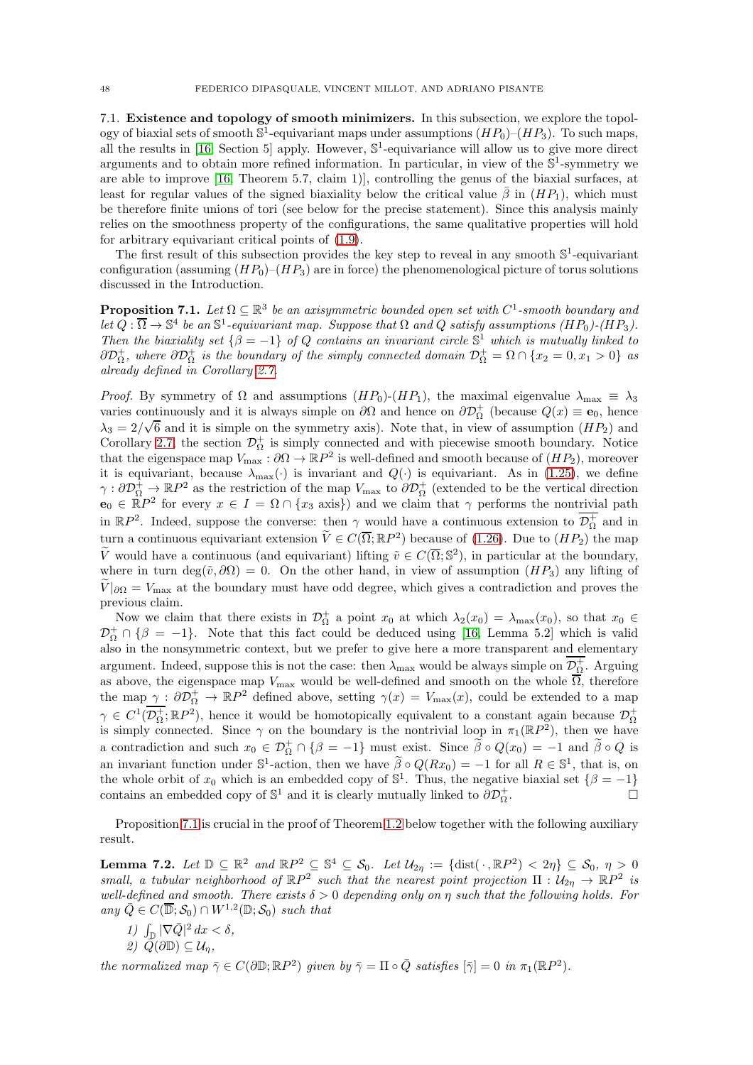### 7.1. Existence and topology of smooth minimizers.

In this subsection, we explore the topology of biaxial sets of smooth $\mathbb{S}^1$-equivariant maps under assumptions $(HP_0)$–$(HP_3)$. To such maps, all the results in [16, Section 5] apply. However, $\mathbb{S}^1$-equivariance will allow us to give more direct arguments and to obtain more refined information. In particular, in view of the $\mathbb{S}^1$-symmetry we are able to improve [16, Theorem 5.7, claim 1)], controlling the genus of the biaxial surfaces, at least for regular values of the signed biaxiality below the critical value $\bar{\beta}$ in $(HP_1)$, which must be therefore finite unions of tori (see below for the precise statement). Since this analysis mainly relies on the smoothness property of the configurations, the same qualitative properties will hold for arbitrary equivariant critical points of (1.9).

The first result of this subsection provides the key step to reveal in any smooth $\mathbb{S}^1$-equivariant configuration (assuming $(HP_0)$–$(HP_3)$ are in force) the phenomenological picture of torus solutions discussed in the Introduction.

**Proposition 7.1.** *Let $\Omega \subseteq \mathbb{R}^3$ be an axisymmetric bounded open set with $C^1$-smooth boundary and let $Q : \overline{\Omega} \to \mathbb{S}^4$ be an $\mathbb{S}^1$-equivariant map. Suppose that $\Omega$ and $Q$ satisfy assumptions $(HP_0)$-$(HP_3)$. Then the biaxiality set $\{\beta = -1\}$ of $Q$ contains an invariant circle $\mathbb{S}^1$ which is mutually linked to $\partial\mathcal{D}^+_\Omega$, where $\partial\mathcal{D}^+_\Omega$ is the boundary of the simply connected domain $\mathcal{D}^+_\Omega = \Omega \cap \{x_2 = 0, x_1 > 0\}$ as already defined in Corollary 2.7.*

*Proof.* By symmetry of $\Omega$ and assumptions $(HP_0)$-$(HP_1)$, the maximal eigenvalue $\lambda_{\max} \equiv \lambda_3$ varies continuously and it is always simple on $\partial\Omega$ and hence on $\partial\mathcal{D}^+_\Omega$ (because $Q(x) \equiv \mathbf{e}_0$, hence $\lambda_3 = 2/\sqrt{6}$ and it is simple on the symmetry axis). Note that, in view of assumption $(HP_2)$ and Corollary 2.7, the section $\mathcal{D}^+_\Omega$ is simply connected and with piecewise smooth boundary. Notice that the eigenspace map $V_{\max} : \partial\Omega \to \mathbb{R}P^2$ is well-defined and smooth because of $(HP_2)$, moreover it is equivariant, because $\lambda_{\max}(\cdot)$ is invariant and $Q(\cdot)$ is equivariant. As in (1.25), we define $\gamma : \partial\mathcal{D}^+_\Omega \to \mathbb{R}P^2$ as the restriction of the map $V_{\max}$ to $\partial\mathcal{D}^+_\Omega$ (extended to be the vertical direction $\mathbf{e}_0 \in \mathbb{R}P^2$ for every $x \in I = \Omega \cap \{x_3 \text{ axis}\}$) and we claim that $\gamma$ performs the nontrivial path in $\mathbb{R}P^2$. Indeed, suppose the converse: then $\gamma$ would have a continuous extension to $\overline{\mathcal{D}^+_\Omega}$ and in turn a continuous equivariant extension $\widetilde{V} \in C(\overline{\Omega}; \mathbb{R}P^2)$ because of (1.26). Due to $(HP_2)$ the map $\widetilde{V}$ would have a continuous (and equivariant) lifting $\tilde{v} \in C(\overline{\Omega}; \mathbb{S}^2)$, in particular at the boundary, where in turn $\deg(\tilde{v}, \partial\Omega) = 0$. On the other hand, in view of assumption $(HP_3)$ any lifting of $\widetilde{V}|_{\partial\Omega} = V_{\max}$ at the boundary must have odd degree, which gives a contradiction and proves the previous claim.

Now we claim that there exists in $\mathcal{D}^+_\Omega$ a point $x_0$ at which $\lambda_2(x_0) = \lambda_{\max}(x_0)$, so that $x_0 \in \mathcal{D}^+_\Omega \cap \{\beta = -1\}$. Note that this fact could be deduced using [16, Lemma 5.2] which is valid also in the nonsymmetric context, but we prefer to give here a more transparent and elementary argument. Indeed, suppose this is not the case: then $\lambda_{\max}$ would be always simple on $\overline{\mathcal{D}^+_\Omega}$. Arguing as above, the eigenspace map $V_{\max}$ would be well-defined and smooth on the whole $\overline{\Omega}$, therefore the map $\gamma : \partial\mathcal{D}^+_\Omega \to \mathbb{R}P^2$ defined above, setting $\gamma(x) = V_{\max}(x)$, could be extended to a map $\gamma \in C^1(\overline{\mathcal{D}^+_\Omega}; \mathbb{R}P^2)$, hence it would be homotopically equivalent to a constant again because $\mathcal{D}^+_\Omega$ is simply connected. Since $\gamma$ on the boundary is the nontrivial loop in $\pi_1(\mathbb{R}P^2)$, then we have a contradiction and such $x_0 \in \mathcal{D}^+_\Omega \cap \{\beta = -1\}$ must exist. Since $\widetilde{\beta} \circ Q(x_0) = -1$ and $\widetilde{\beta} \circ Q$ is an invariant function under $\mathbb{S}^1$-action, then we have $\widetilde{\beta} \circ Q(Rx_0) = -1$ for all $R \in \mathbb{S}^1$, that is, on the whole orbit of $x_0$ which is an embedded copy of $\mathbb{S}^1$. Thus, the negative biaxial set $\{\beta = -1\}$ contains an embedded copy of $\mathbb{S}^1$ and it is clearly mutually linked to $\partial\mathcal{D}^+_\Omega$. $\square$

Proposition 7.1 is crucial in the proof of Theorem 1.2 below together with the following auxiliary result.

**Lemma 7.2.** *Let $\mathbb{D} \subseteq \mathbb{R}^2$ and $\mathbb{R}P^2 \subseteq \mathbb{S}^4 \subseteq \mathcal{S}_0$. Let $\mathcal{U}_{2\eta} := \{\mathrm{dist}(\cdot, \mathbb{R}P^2) < 2\eta\} \subseteq \mathcal{S}_0$, $\eta > 0$ small, a tubular neighborhood of $\mathbb{R}P^2$ such that the nearest point projection $\Pi : \mathcal{U}_{2\eta} \to \mathbb{R}P^2$ is well-defined and smooth. There exists $\delta > 0$ depending only on $\eta$ such that the following holds. For any $\bar{Q} \in C(\overline{\mathbb{D}}; \mathcal{S}_0) \cap W^{1,2}(\mathbb{D}; \mathcal{S}_0)$ such that*

1) $\int_{\mathbb{D}} |\nabla \bar{Q}|^2 \, dx < \delta$,
2) $\bar{Q}(\partial\mathbb{D}) \subseteq \mathcal{U}_\eta$,

*the normalized map $\bar{\gamma} \in C(\partial\mathbb{D}; \mathbb{R}P^2)$ given by $\bar{\gamma} = \Pi \circ \bar{Q}$ satisfies $[\bar{\gamma}] = 0$ in $\pi_1(\mathbb{R}P^2)$.*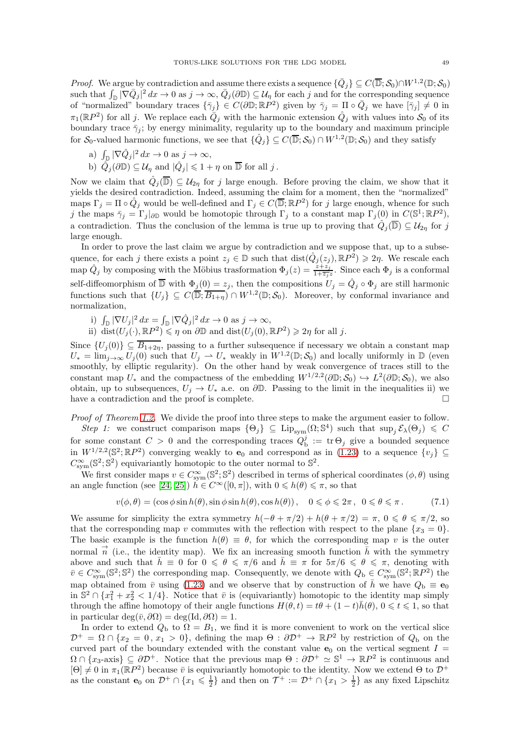*Proof.* We argue by contradiction and assume there exists a sequence $\{\bar{Q}_j\} \subseteq C(\overline{\mathbb{D}}; \mathcal{S}_0) \cap W^{1,2}(\mathbb{D}; \mathcal{S}_0)$ such that $\int_{\mathbb{D}} |\nabla \bar{Q}_j|^2 \, dx \to 0$ as $j \to \infty$, $\bar{Q}_j(\partial \mathbb{D}) \subseteq \mathcal{U}_\eta$ for each $j$ and for the corresponding sequence of "normalized" boundary traces $\{\bar{\gamma}_j\} \in C(\partial\mathbb{D}; \mathbb{R}P^2)$ given by $\bar{\gamma}_j = \Pi \circ \bar{Q}_j$ we have $[\bar{\gamma}_j] \neq 0$ in $\pi_1(\mathbb{R}P^2)$ for all $j$. We replace each $\bar{Q}_j$ with the harmonic extension $\hat{Q}_j$ with values into $\mathcal{S}_0$ of its boundary trace $\bar{\gamma}_j$; by energy minimality, regularity up to the boundary and maximum principle for $\mathcal{S}_0$-valued harmonic functions, we see that $\{\hat{Q}_j\} \subseteq C(\overline{\mathbb{D}}; \mathcal{S}_0) \cap W^{1,2}(\mathbb{D}; \mathcal{S}_0)$ and they satisfy

a) $\int_{\mathbb{D}} |\nabla \hat{Q}_j|^2 \, dx \to 0$ as $j \to \infty$,

b) $\hat{Q}_j(\partial\mathbb{D}) \subseteq \mathcal{U}_\eta$ and $|\hat{Q}_j| \leqslant 1 + \eta$ on $\overline{\mathbb{D}}$ for all $j$.

Now we claim that $\hat{Q}_j(\overline{\mathbb{D}}) \subseteq \mathcal{U}_{2\eta}$ for $j$ large enough. Before proving the claim, we show that it yields the desired contradiction. Indeed, assuming the claim for a moment, then the "normalized" maps $\Gamma_j = \Pi \circ \hat{Q}_j$ would be well-defined and $\Gamma_j \in C(\overline{\mathbb{D}}; \mathbb{R}P^2)$ for $j$ large enough, whence for such $j$ the maps $\bar{\gamma}_j = \Gamma_j|_{\partial\mathbb{D}}$ would be homotopic through $\Gamma_j$ to a constant map $\Gamma_j(0)$ in $C(\mathbb{S}^1; \mathbb{R}P^2)$, a contradiction. Thus the conclusion of the lemma is true up to proving that $\hat{Q}_j(\overline{\mathbb{D}}) \subseteq \mathcal{U}_{2\eta}$ for $j$ large enough.

In order to prove the last claim we argue by contradiction and we suppose that, up to a subsequence, for each $j$ there exists a point $z_j \in \mathbb{D}$ such that $\mathrm{dist}(\hat{Q}_j(z_j), \mathbb{R}P^2) \geqslant 2\eta$. We rescale each map $\hat{Q}_j$ by composing with the Möbius trasformation $\Phi_j(z) = \frac{z + z_j}{1 + \bar{z}_j z}$. Since each $\Phi_j$ is a conformal self-diffeomorphism of $\overline{\mathbb{D}}$ with $\Phi_j(0) = z_j$, then the compositions $U_j = \hat{Q}_j \circ \Phi_j$ are still harmonic functions such that $\{U_j\} \subseteq C(\overline{\mathbb{D}}; \overline{B_{1+\eta}}) \cap W^{1,2}(\mathbb{D}; \mathcal{S}_0)$. Moreover, by conformal invariance and normalization,

i) $\int_{\mathbb{D}} |\nabla U_j|^2 \, dx = \int_{\mathbb{D}} |\nabla \hat{Q}_j|^2 \, dx \to 0$ as $j \to \infty$,

ii) $\mathrm{dist}(U_j(\cdot), \mathbb{R}P^2) \leqslant \eta$ on $\partial\mathbb{D}$ and $\mathrm{dist}(U_j(0), \mathbb{R}P^2) \geqslant 2\eta$ for all $j$.

Since $\{U_j(0)\} \subseteq \overline{B_{1+2\eta}}$, passing to a further subsequence if necessary we obtain a constant map $U_* = \lim_{j\to\infty} U_j(0)$ such that $U_j \rightharpoonup U_*$ weakly in $W^{1,2}(\mathbb{D}; \mathcal{S}_0)$ and locally uniformly in $\mathbb{D}$ (even smoothly, by elliptic regularity). On the other hand by weak convergence of traces still to the constant map $U_*$ and the compactness of the embedding $W^{1/2,2}(\partial\mathbb{D}; \mathcal{S}_0) \hookrightarrow L^2(\partial\mathbb{D}; \mathcal{S}_0)$, we also obtain, up to subsequences, $U_j \to U_*$ a.e. on $\partial\mathbb{D}$. Passing to the limit in the inequalities ii) we have a contradiction and the proof is complete. $\square$

*Proof of Theorem 1.2.* We divide the proof into three steps to make the argument easier to follow.

*Step 1:* we construct comparison maps $\{\Theta_j\} \subseteq \mathrm{Lip}_{\mathrm{sym}}(\Omega; \mathbb{S}^4)$ such that $\sup_j \mathcal{E}_\lambda(\Theta_j) \leqslant C$ for some constant $C > 0$ and the corresponding traces $Q_{\mathrm{b}}^j := \mathrm{tr}\, \Theta_j$ give a bounded sequence in $W^{1/2,2}(\mathbb{S}^2; \mathbb{R}P^2)$ converging weakly to $\mathbf{e}_0$ and correspond as in (1.23) to a sequence $\{v_j\} \subseteq C^\infty_{\mathrm{sym}}(\mathbb{S}^2; \mathbb{S}^2)$ equivariantly homotopic to the outer normal to $\mathbb{S}^2$.

We first consider maps $v \in C^\infty_{\mathrm{sym}}(\mathbb{S}^2; \mathbb{S}^2)$ described in terms of spherical coordinates $(\phi, \theta)$ using an angle function (see [24, 25]) $h \in C^\infty([0, \pi])$, with $0 \leqslant h(\theta) \leqslant \pi$, so that

$$v(\phi, \theta) = (\cos\phi \sin h(\theta), \sin\phi \sin h(\theta), \cos h(\theta)), \quad 0 \leqslant \phi \leqslant 2\pi, \ \ 0 \leqslant \theta \leqslant \pi. \tag{7.1}$$

We assume for simplicity the extra symmetry $h(-\theta + \pi/2) + h(\theta + \pi/2) = \pi$, $0 \leqslant \theta \leqslant \pi/2$, so that the corresponding map $v$ commutes with the reflection with respect to the plane $\{x_3 = 0\}$. The basic example is the function $h(\theta) \equiv \theta$, for which the corresponding map $v$ is the outer normal $\vec{n}$ (i.e., the identity map). We fix an increasing smooth function $\bar{h}$ with the symmetry above and such that $\bar{h} \equiv 0$ for $0 \leqslant \theta \leqslant \pi/6$ and $\bar{h} \equiv \pi$ for $5\pi/6 \leqslant \theta \leqslant \pi$, denoting with $\bar{v} \in C^\infty_{\mathrm{sym}}(\mathbb{S}^2; \mathbb{S}^2)$ the corresponding map. Consequently, we denote with $Q_{\mathrm{b}} \in C^\infty_{\mathrm{sym}}(\mathbb{S}^2; \mathbb{R}P^2)$ the map obtained from $\bar{v}$ using (1.23) and we observe that by construction of $\bar{h}$ we have $Q_{\mathrm{b}} \equiv \mathbf{e}_0$ in $\mathbb{S}^2 \cap \{x_1^2 + x_2^2 < 1/4\}$. Notice that $\bar{v}$ is (equivariantly) homotopic to the identity map simply through the affine homotopy of their angle functions $H(\theta, t) = t\theta + (1-t)\bar{h}(\theta)$, $0 \leqslant t \leqslant 1$, so that in particular $\deg(\bar{v}, \partial\Omega) = \deg(\mathrm{Id}, \partial\Omega) = 1$.

In order to extend $Q_{\mathrm{b}}$ to $\Omega = B_1$, we find it is more convenient to work on the vertical slice $\mathcal{D}^+ = \Omega \cap \{x_2 = 0, x_1 > 0\}$, defining the map $\Theta : \partial\mathcal{D}^+ \to \mathbb{R}P^2$ by restriction of $Q_{\mathrm{b}}$ on the curved part of the boundary extended with the constant value $\mathbf{e}_0$ on the vertical segment $I = \Omega \cap \{x_3\text{-axis}\} \subseteq \partial\mathcal{D}^+$. Notice that the previous map $\Theta : \partial\mathcal{D}^+ \simeq \mathbb{S}^1 \to \mathbb{R}P^2$ is continuous and $[\Theta] \neq 0$ in $\pi_1(\mathbb{R}P^2)$ because $\bar{v}$ is equivariantly homotopic to the identity. Now we extend $\Theta$ to $\mathcal{D}^+$ as the constant $\mathbf{e}_0$ on $\mathcal{D}^+ \cap \{x_1 \leqslant \frac{1}{2}\}$ and then on $\mathcal{T}^+ := \mathcal{D}^+ \cap \{x_1 > \frac{1}{2}\}$ as any fixed Lipschitz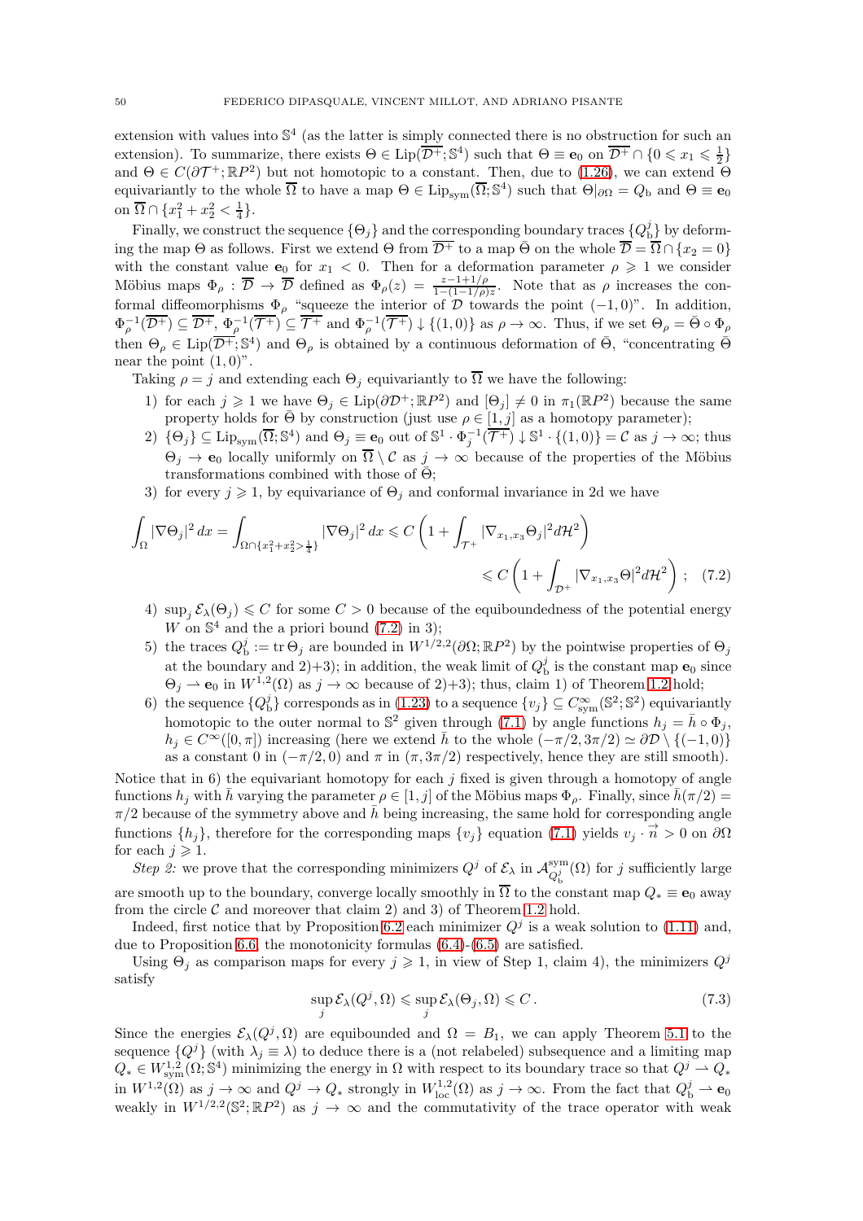extension with values into $\mathbb{S}^4$ (as the latter is simply connected there is no obstruction for such an extension). To summarize, there exists $\Theta \in \mathrm{Lip}(\overline{\mathcal{D}^+};\mathbb{S}^4)$ such that $\Theta \equiv \mathbf{e}_0$ on $\overline{\mathcal{D}^+} \cap \{0 \leqslant x_1 \leqslant \frac{1}{2}\}$ and $\Theta \in C(\partial \mathcal{T}^+;\mathbb{R}P^2)$ but not homotopic to a constant. Then, due to (1.26), we can extend $\Theta$ equivariantly to the whole $\overline{\Omega}$ to have a map $\Theta \in \mathrm{Lip}_{\mathrm{sym}}(\overline{\Omega};\mathbb{S}^4)$ such that $\Theta_{|\partial\Omega} = Q_{\mathrm{b}}$ and $\Theta \equiv \mathbf{e}_0$ on $\overline{\Omega} \cap \{x_1^2 + x_2^2 < \frac{1}{4}\}$.

Finally, we construct the sequence $\{\Theta_j\}$ and the corresponding boundary traces $\{Q_{\mathrm{b}}^j\}$ by deforming the map $\Theta$ as follows. First we extend $\Theta$ from $\overline{\mathcal{D}^+}$ to a map $\bar{\Theta}$ on the whole $\overline{\mathcal{D}} = \overline{\Omega} \cap \{x_2 = 0\}$ with the constant value $\mathbf{e}_0$ for $x_1 < 0$. Then for a deformation parameter $\rho \geqslant 1$ we consider Möbius maps $\Phi_\rho : \overline{\mathcal{D}} \to \overline{\mathcal{D}}$ defined as $\Phi_\rho(z) = \frac{z-1+1/\rho}{1-(1-1/\rho)z}$. Note that as $\rho$ increases the conformal diffeomorphisms $\Phi_\rho$ "squeeze the interior of $\mathcal{D}$ towards the point $(-1,0)$". In addition, $\Phi_\rho^{-1}(\overline{\mathcal{D}^+}) \subseteq \overline{\mathcal{D}^+}$, $\Phi_\rho^{-1}(\overline{\mathcal{T}^+}) \subseteq \overline{\mathcal{T}^+}$ and $\Phi_\rho^{-1}(\overline{\mathcal{T}^+}) \downarrow \{(1,0)\}$ as $\rho \to \infty$. Thus, if we set $\Theta_\rho = \bar{\Theta} \circ \Phi_\rho$ then $\Theta_\rho \in \mathrm{Lip}(\overline{\mathcal{D}^+};\mathbb{S}^4)$ and $\Theta_\rho$ is obtained by a continuous deformation of $\bar{\Theta}$, "concentrating $\bar{\Theta}$ near the point $(1,0)$".

Taking $\rho = j$ and extending each $\Theta_j$ equivariantly to $\overline{\Omega}$ we have the following:

1) for each $j \geqslant 1$ we have $\Theta_j \in \mathrm{Lip}(\partial\mathcal{D}^+;\mathbb{R}P^2)$ and $[\Theta_j] \neq 0$ in $\pi_1(\mathbb{R}P^2)$ because the same property holds for $\bar{\Theta}$ by construction (just use $\rho \in [1,j]$ as a homotopy parameter);
2) $\{\Theta_j\} \subseteq \mathrm{Lip}_{\mathrm{sym}}(\overline{\Omega};\mathbb{S}^4)$ and $\Theta_j \equiv \mathbf{e}_0$ out of $\mathbb{S}^1 \cdot \Phi_j^{-1}(\overline{\mathcal{T}^+}) \downarrow \mathbb{S}^1 \cdot \{(1,0)\} = \mathcal{C}$ as $j \to \infty$; thus $\Theta_j \to \mathbf{e}_0$ locally uniformly on $\overline{\Omega} \setminus \mathcal{C}$ as $j \to \infty$ because of the properties of the Möbius transformations combined with those of $\bar{\Theta}$;
3) for every $j \geqslant 1$, by equivariance of $\Theta_j$ and conformal invariance in 2d we have

$$\int_\Omega |\nabla \Theta_j|^2\,dx = \int_{\Omega\cap\{x_1^2+x_2^2>\frac{1}{4}\}} |\nabla \Theta_j|^2\,dx \leqslant C\left(1 + \int_{\mathcal{T}^+} |\nabla_{x_1,x_3}\Theta_j|^2 d\mathcal{H}^2\right)$$
$$\leqslant C\left(1 + \int_{\mathcal{D}^+} |\nabla_{x_1,x_3}\Theta|^2 d\mathcal{H}^2\right)\,; \quad (7.2)$$

4) $\sup_j \mathcal{E}_\lambda(\Theta_j) \leqslant C$ for some $C > 0$ because of the equiboundedness of the potential energy $W$ on $\mathbb{S}^4$ and the a priori bound (7.2) in 3);
5) the traces $Q_{\mathrm{b}}^j := \mathrm{tr}\,\Theta_j$ are bounded in $W^{1/2,2}(\partial\Omega;\mathbb{R}P^2)$ by the pointwise properties of $\Theta_j$ at the boundary and 2)+3); in addition, the weak limit of $Q_{\mathrm{b}}^j$ is the constant map $\mathbf{e}_0$ since $\Theta_j \rightharpoonup \mathbf{e}_0$ in $W^{1,2}(\Omega)$ as $j \to \infty$ because of 2)+3); thus, claim 1) of Theorem 1.2 hold;
6) the sequence $\{Q_{\mathrm{b}}^j\}$ corresponds as in (1.23) to a sequence $\{v_j\} \subseteq C^\infty_{\mathrm{sym}}(\mathbb{S}^2;\mathbb{S}^2)$ equivariantly homotopic to the outer normal to $\mathbb{S}^2$ given through (7.1) by angle functions $h_j = \bar{h} \circ \Phi_j$, $h_j \in C^\infty([0,\pi])$ increasing (here we extend $\bar{h}$ to the whole $(-\pi/2, 3\pi/2) \simeq \partial\mathcal{D} \setminus \{(-1,0)\}$ as a constant $0$ in $(-\pi/2, 0)$ and $\pi$ in $(\pi, 3\pi/2)$ respectively, hence they are still smooth).

Notice that in 6) the equivariant homotopy for each $j$ fixed is given through a homotopy of angle functions $h_j$ with $\bar{h}$ varying the parameter $\rho \in [1,j]$ of the Möbius maps $\Phi_\rho$. Finally, since $\bar{h}(\pi/2) = \pi/2$ because of the symmetry above and $\bar{h}$ being increasing, the same hold for corresponding angle functions $\{h_j\}$, therefore for the corresponding maps $\{v_j\}$ equation (7.1) yields $v_j \cdot \vec{n} > 0$ on $\partial\Omega$ for each $j \geqslant 1$.

*Step 2:* we prove that the corresponding minimizers $Q^j$ of $\mathcal{E}_\lambda$ in $\mathcal{A}^{\mathrm{sym}}_{Q_{\mathrm{b}}^j}(\Omega)$ for $j$ sufficiently large are smooth up to the boundary, converge locally smoothly in $\overline{\Omega}$ to the constant map $Q_* \equiv \mathbf{e}_0$ away from the circle $\mathcal{C}$ and moreover that claim 2) and 3) of Theorem 1.2 hold.

Indeed, first notice that by Proposition 6.2 each minimizer $Q^j$ is a weak solution to (1.11) and, due to Proposition 6.6, the monotonicity formulas (6.4)-(6.5) are satisfied.

Using $\Theta_j$ as comparison maps for every $j \geqslant 1$, in view of Step 1, claim 4), the minimizers $Q^j$ satisfy

$$\sup_j \mathcal{E}_\lambda(Q^j,\Omega) \leqslant \sup_j \mathcal{E}_\lambda(\Theta_j,\Omega) \leqslant C\,. \quad (7.3)$$

Since the energies $\mathcal{E}_\lambda(Q^j,\Omega)$ are equibounded and $\Omega = B_1$, we can apply Theorem 5.1 to the sequence $\{Q^j\}$ (with $\lambda_j \equiv \lambda$) to deduce there is a (not relabeled) subsequence and a limiting map $Q_* \in W^{1,2}_{\mathrm{sym}}(\Omega;\mathbb{S}^4)$ minimizing the energy in $\Omega$ with respect to its boundary trace so that $Q^j \rightharpoonup Q_*$ in $W^{1,2}(\Omega)$ as $j \to \infty$ and $Q^j \to Q_*$ strongly in $W^{1,2}_{\mathrm{loc}}(\Omega)$ as $j \to \infty$. From the fact that $Q_{\mathrm{b}}^j \rightharpoonup \mathbf{e}_0$ weakly in $W^{1/2,2}(\mathbb{S}^2;\mathbb{R}P^2)$ as $j \to \infty$ and the commutativity of the trace operator with weak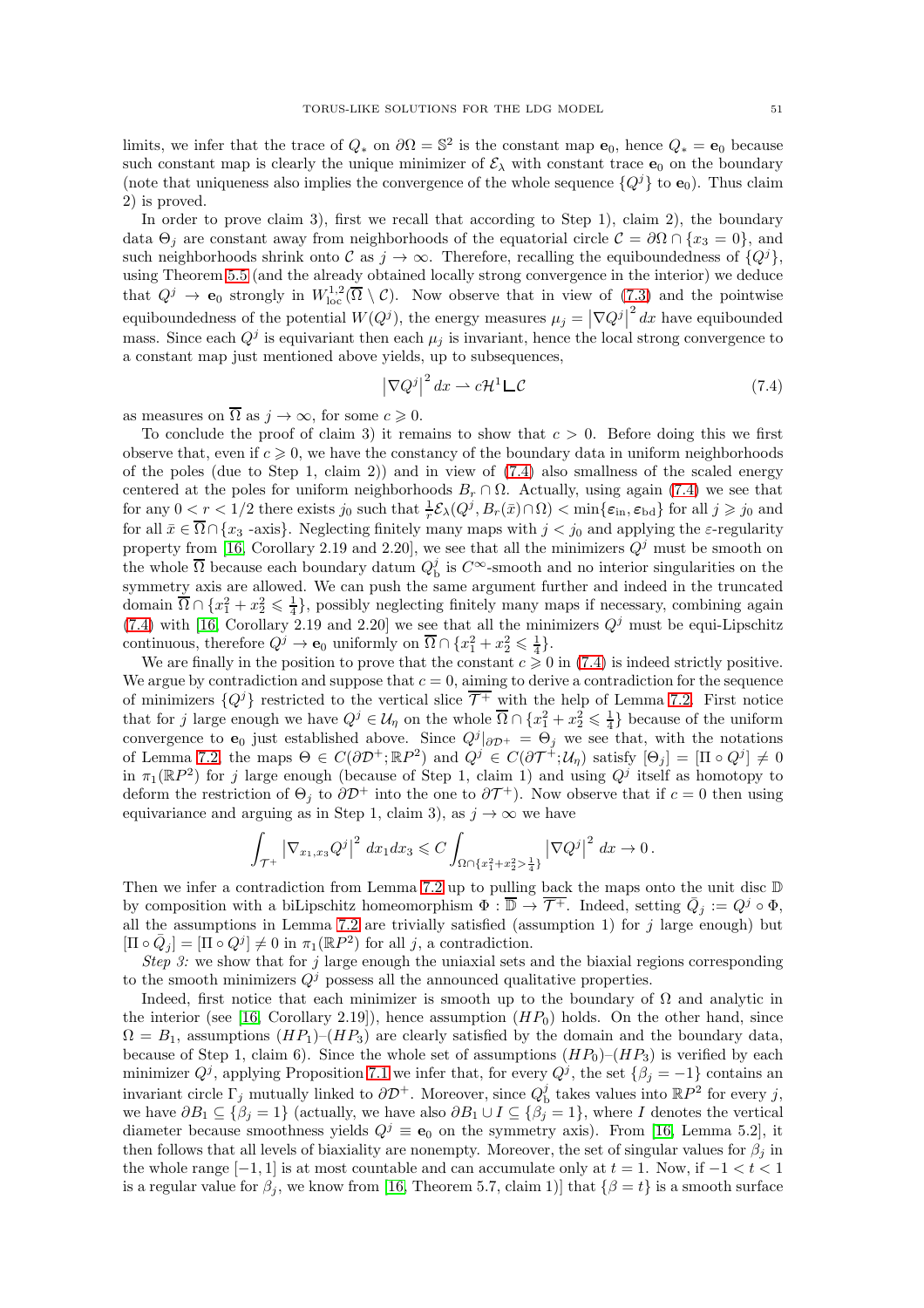limits, we infer that the trace of $Q_*$ on $\partial\Omega = \mathbb{S}^2$ is the constant map $\mathbf{e}_0$, hence $Q_* = \mathbf{e}_0$ because such constant map is clearly the unique minimizer of $\mathcal{E}_\lambda$ with constant trace $\mathbf{e}_0$ on the boundary (note that uniqueness also implies the convergence of the whole sequence $\{Q^j\}$ to $\mathbf{e}_0$). Thus claim 2) is proved.

In order to prove claim 3), first we recall that according to Step 1), claim 2), the boundary data $\Theta_j$ are constant away from neighborhoods of the equatorial circle $\mathcal{C} = \partial\Omega \cap \{x_3 = 0\}$, and such neighborhoods shrink onto $\mathcal{C}$ as $j \to \infty$. Therefore, recalling the equiboundedness of $\{Q^j\}$, using Theorem 5.5 (and the already obtained locally strong convergence in the interior) we deduce that $Q^j \to \mathbf{e}_0$ strongly in $W^{1,2}_{\rm loc}(\overline{\Omega} \setminus \mathcal{C})$. Now observe that in view of (7.3) and the pointwise equiboundedness of the potential $W(Q^j)$, the energy measures $\mu_j = \left|\nabla Q^j\right|^2 dx$ have equibounded mass. Since each $Q^j$ is equivariant then each $\mu_j$ is invariant, hence the local strong convergence to a constant map just mentioned above yields, up to subsequences,

$$\left|\nabla Q^j\right|^2 dx \rightharpoonup c\mathcal{H}^1 \llcorner \mathcal{C} \tag{7.4}$$

as measures on $\overline{\Omega}$ as $j \to \infty$, for some $c \geqslant 0$.

To conclude the proof of claim 3) it remains to show that $c > 0$. Before doing this we first observe that, even if $c \geqslant 0$, we have the constancy of the boundary data in uniform neighborhoods of the poles (due to Step 1, claim 2)) and in view of (7.4) also smallness of the scaled energy centered at the poles for uniform neighborhoods $B_r \cap \Omega$. Actually, using again (7.4) we see that for any $0 < r < 1/2$ there exists $j_0$ such that $\frac{1}{r}\mathcal{E}_\lambda(Q^j, B_r(\bar{x}) \cap \Omega) < \min\{\varepsilon_{\rm in}, \varepsilon_{\rm bd}\}$ for all $j \geqslant j_0$ and for all $\bar{x} \in \overline{\Omega} \cap \{x_3\text{ -axis}\}$. Neglecting finitely many maps with $j < j_0$ and applying the $\varepsilon$-regularity property from [16, Corollary 2.19 and 2.20], we see that all the minimizers $Q^j$ must be smooth on the whole $\overline{\Omega}$ because each boundary datum $Q^j_{\rm b}$ is $C^\infty$-smooth and no interior singularities on the symmetry axis are allowed. We can push the same argument further and indeed in the truncated domain $\overline{\Omega} \cap \{x_1^2 + x_2^2 \leqslant \frac{1}{4}\}$, possibly neglecting finitely many maps if necessary, combining again (7.4) with [16, Corollary 2.19 and 2.20] we see that all the minimizers $Q^j$ must be equi-Lipschitz continuous, therefore $Q^j \to \mathbf{e}_0$ uniformly on $\overline{\Omega} \cap \{x_1^2 + x_2^2 \leqslant \frac{1}{4}\}$.

We are finally in the position to prove that the constant $c \geqslant 0$ in (7.4) is indeed strictly positive. We argue by contradiction and suppose that $c = 0$, aiming to derive a contradiction for the sequence of minimizers $\{Q^j\}$ restricted to the vertical slice $\overline{\mathcal{T}^+}$ with the help of Lemma 7.2. First notice that for $j$ large enough we have $Q^j \in \mathcal{U}_\eta$ on the whole $\overline{\Omega} \cap \{x_1^2 + x_2^2 \leqslant \frac{1}{4}\}$ because of the uniform convergence to $\mathbf{e}_0$ just established above. Since $Q^j|_{\partial\mathcal{D}^+} = \Theta_j$ we see that, with the notations of Lemma 7.2, the maps $\Theta \in C(\partial\mathcal{D}^+; \mathbb{R}P^2)$ and $Q^j \in C(\partial\mathcal{T}^+; \mathcal{U}_\eta)$ satisfy $[\Theta_j] = [\Pi \circ Q^j] \neq 0$ in $\pi_1(\mathbb{R}P^2)$ for $j$ large enough (because of Step 1, claim 1) and using $Q^j$ itself as homotopy to deform the restriction of $\Theta_j$ to $\partial\mathcal{D}^+$ into the one to $\partial\mathcal{T}^+$). Now observe that if $c = 0$ then using equivariance and arguing as in Step 1, claim 3), as $j \to \infty$ we have

$$\int_{\mathcal{T}^+} \left|\nabla_{x_1,x_3} Q^j\right|^2 dx_1 dx_3 \leqslant C \int_{\Omega \cap \{x_1^2 + x_2^2 > \frac{1}{4}\}} \left|\nabla Q^j\right|^2 dx \to 0\,.$$

Then we infer a contradiction from Lemma 7.2 up to pulling back the maps onto the unit disc $\mathbb{D}$ by composition with a biLipschitz homeomorphism $\Phi : \overline{\mathbb{D}} \to \overline{\mathcal{T}^+}$. Indeed, setting $\bar{Q}_j := Q^j \circ \Phi$, all the assumptions in Lemma 7.2 are trivially satisfied (assumption 1) for $j$ large enough) but $[\Pi \circ \bar{Q}_j] = [\Pi \circ Q^j] \neq 0$ in $\pi_1(\mathbb{R}P^2)$ for all $j$, a contradiction.

*Step 3:* we show that for $j$ large enough the uniaxial sets and the biaxial regions corresponding to the smooth minimizers $Q^j$ possess all the announced qualitative properties.

Indeed, first notice that each minimizer is smooth up to the boundary of $\Omega$ and analytic in the interior (see [16, Corollary 2.19]), hence assumption $(HP_0)$ holds. On the other hand, since $\Omega = B_1$, assumptions $(HP_1)$–$(HP_3)$ are clearly satisfied by the domain and the boundary data, because of Step 1, claim 6). Since the whole set of assumptions $(HP_0)$–$(HP_3)$ is verified by each minimizer $Q^j$, applying Proposition 7.1 we infer that, for every $Q^j$, the set $\{\beta_j = -1\}$ contains an invariant circle $\Gamma_j$ mutually linked to $\partial\mathcal{D}^+$. Moreover, since $Q^j_{\rm b}$ takes values into $\mathbb{R}P^2$ for every $j$, we have $\partial B_1 \subseteq \{\beta_j = 1\}$ (actually, we have also $\partial B_1 \cup I \subseteq \{\beta_j = 1\}$, where $I$ denotes the vertical diameter because smoothness yields $Q^j \equiv \mathbf{e}_0$ on the symmetry axis). From [16, Lemma 5.2], it then follows that all levels of biaxiality are nonempty. Moreover, the set of singular values for $\beta_j$ in the whole range $[-1, 1]$ is at most countable and can accumulate only at $t = 1$. Now, if $-1 < t < 1$ is a regular value for $\beta_j$, we know from [16, Theorem 5.7, claim 1)] that $\{\beta = t\}$ is a smooth surface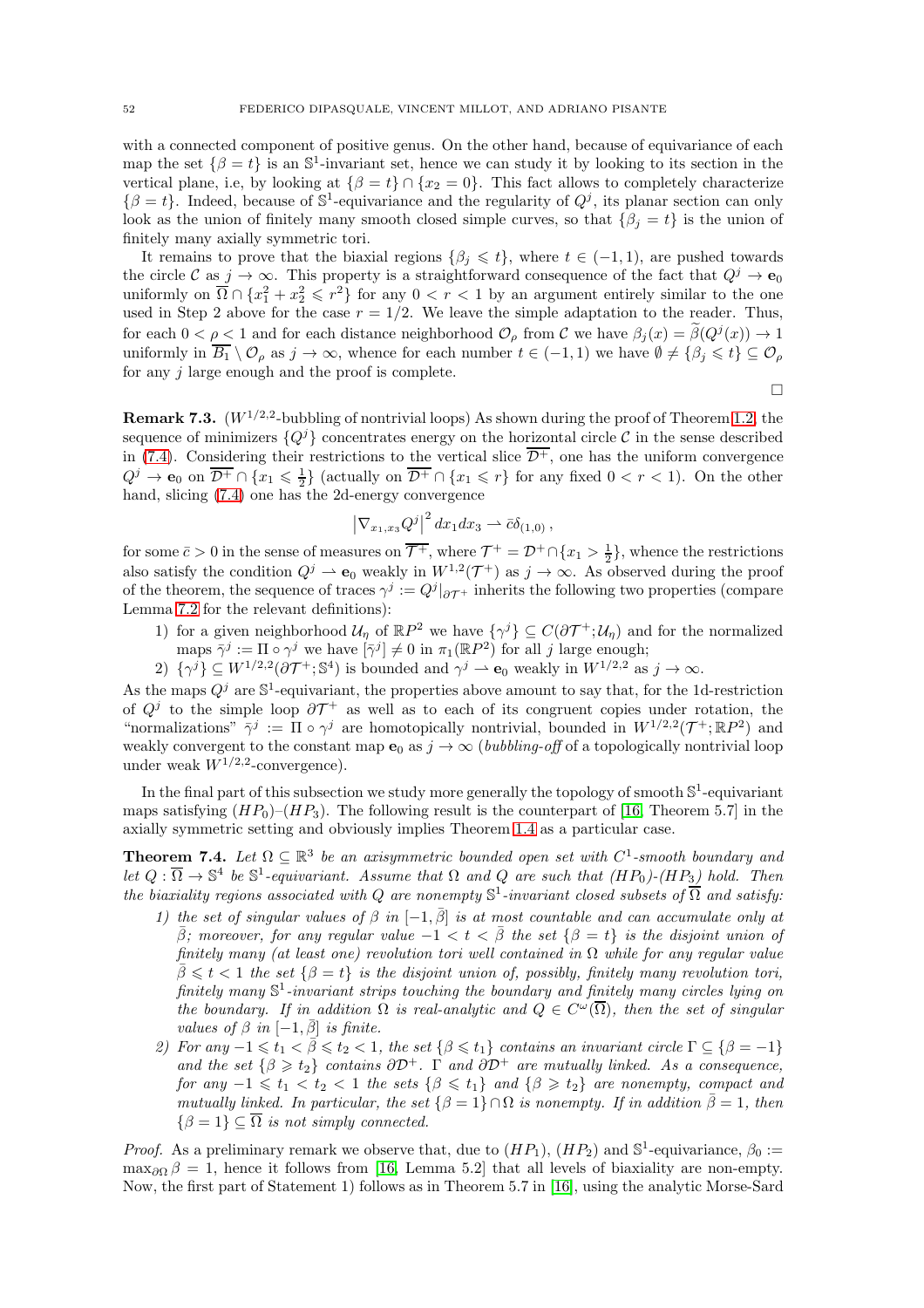with a connected component of positive genus. On the other hand, because of equivariance of each map the set $\{\beta = t\}$ is an $\mathbb{S}^1$-invariant set, hence we can study it by looking to its section in the vertical plane, i.e, by looking at $\{\beta = t\} \cap \{x_2 = 0\}$. This fact allows to completely characterize $\{\beta = t\}$. Indeed, because of $\mathbb{S}^1$-equivariance and the regularity of $Q^j$, its planar section can only look as the union of finitely many smooth closed simple curves, so that $\{\beta_j = t\}$ is the union of finitely many axially symmetric tori.

It remains to prove that the biaxial regions $\{\beta_j \leqslant t\}$, where $t \in (-1, 1)$, are pushed towards the circle $\mathcal{C}$ as $j \to \infty$. This property is a straightforward consequence of the fact that $Q^j \to \mathbf{e}_0$ uniformly on $\overline{\Omega} \cap \{x_1^2 + x_2^2 \leqslant r^2\}$ for any $0 < r < 1$ by an argument entirely similar to the one used in Step 2 above for the case $r = 1/2$. We leave the simple adaptation to the reader. Thus, for each $0 < \rho < 1$ and for each distance neighborhood $\mathcal{O}_\rho$ from $\mathcal{C}$ we have $\beta_j(x) = \widetilde{\beta}(Q^j(x)) \to 1$ uniformly in $\overline{B_1} \setminus \mathcal{O}_\rho$ as $j \to \infty$, whence for each number $t \in (-1, 1)$ we have $\emptyset \neq \{\beta_j \leqslant t\} \subseteq \mathcal{O}_\rho$ for any $j$ large enough and the proof is complete.

□

**Remark 7.3.** ($W^{1/2,2}$-bubbling of nontrivial loops) As shown during the proof of Theorem 1.2, the sequence of minimizers $\{Q^j\}$ concentrates energy on the horizontal circle $\mathcal{C}$ in the sense described in (7.4). Considering their restrictions to the vertical slice $\overline{\mathcal{D}^+}$, one has the uniform convergence $Q^j \to \mathbf{e}_0$ on $\overline{\mathcal{D}^+} \cap \{x_1 \leqslant \frac{1}{2}\}$ (actually on $\overline{\mathcal{D}^+} \cap \{x_1 \leqslant r\}$ for any fixed $0 < r < 1$). On the other hand, slicing (7.4) one has the 2d-energy convergence

$$\left|\nabla_{x_1,x_3} Q^j\right|^2 dx_1 dx_3 \rightharpoonup \bar{c}\delta_{(1,0)}\,,$$

for some $\bar{c} > 0$ in the sense of measures on $\overline{\mathcal{T}^+}$, where $\mathcal{T}^+ = \mathcal{D}^+ \cap \{x_1 > \frac{1}{2}\}$, whence the restrictions also satisfy the condition $Q^j \rightharpoonup \mathbf{e}_0$ weakly in $W^{1,2}(\mathcal{T}^+)$ as $j \to \infty$. As observed during the proof of the theorem, the sequence of traces $\gamma^j := Q^j|_{\partial \mathcal{T}^+}$ inherits the following two properties (compare Lemma 7.2 for the relevant definitions):

1) for a given neighborhood $\mathcal{U}_\eta$ of $\mathbb{R}P^2$ we have $\{\gamma^j\} \subseteq C(\partial \mathcal{T}^+; \mathcal{U}_\eta)$ and for the normalized maps $\bar{\gamma}^j := \Pi \circ \gamma^j$ we have $[\bar{\gamma}^j] \neq 0$ in $\pi_1(\mathbb{R}P^2)$ for all $j$ large enough;
2) $\{\gamma^j\} \subseteq W^{1/2,2}(\partial \mathcal{T}^+; \mathbb{S}^4)$ is bounded and $\gamma^j \rightharpoonup \mathbf{e}_0$ weakly in $W^{1/2,2}$ as $j \to \infty$.

As the maps $Q^j$ are $\mathbb{S}^1$-equivariant, the properties above amount to say that, for the 1d-restriction of $Q^j$ to the simple loop $\partial \mathcal{T}^+$ as well as to each of its congruent copies under rotation, the "normalizations" $\bar{\gamma}^j := \Pi \circ \gamma^j$ are homotopically nontrivial, bounded in $W^{1/2,2}(\mathcal{T}^+; \mathbb{R}P^2)$ and weakly convergent to the constant map $\mathbf{e}_0$ as $j \to \infty$ (*bubbling-off* of a topologically nontrivial loop under weak $W^{1/2,2}$-convergence).

In the final part of this subsection we study more generally the topology of smooth $\mathbb{S}^1$-equivariant maps satisfying $(HP_0)$–$(HP_3)$. The following result is the counterpart of [16, Theorem 5.7] in the axially symmetric setting and obviously implies Theorem 1.4 as a particular case.

**Theorem 7.4.** *Let $\Omega \subseteq \mathbb{R}^3$ be an axisymmetric bounded open set with $C^1$-smooth boundary and let $Q : \overline{\Omega} \to \mathbb{S}^4$ be $\mathbb{S}^1$-equivariant. Assume that $\Omega$ and $Q$ are such that $(HP_0)$-$(HP_3)$ hold. Then the biaxiality regions associated with $Q$ are nonempty $\mathbb{S}^1$-invariant closed subsets of $\overline{\Omega}$ and satisfy:*

1) *the set of singular values of $\beta$ in $[-1, \bar{\beta}]$ is at most countable and can accumulate only at $\bar{\beta}$; moreover, for any regular value $-1 < t < \bar{\beta}$ the set $\{\beta = t\}$ is the disjoint union of finitely many (at least one) revolution tori well contained in $\Omega$ while for any regular value $\bar{\beta} \leqslant t < 1$ the set $\{\beta = t\}$ is the disjoint union of, possibly, finitely many revolution tori, finitely many $\mathbb{S}^1$-invariant strips touching the boundary and finitely many circles lying on the boundary. If in addition $\Omega$ is real-analytic and $Q \in C^\omega(\overline{\Omega})$, then the set of singular values of $\beta$ in $[-1, \bar{\beta}]$ is finite.*
2) *For any $-1 \leqslant t_1 < \bar{\beta} \leqslant t_2 < 1$, the set $\{\beta \leqslant t_1\}$ contains an invariant circle $\Gamma \subseteq \{\beta = -1\}$ and the set $\{\beta \geqslant t_2\}$ contains $\partial \mathcal{D}^+$. $\Gamma$ and $\partial \mathcal{D}^+$ are mutually linked. As a consequence, for any $-1 \leqslant t_1 < t_2 < 1$ the sets $\{\beta \leqslant t_1\}$ and $\{\beta \geqslant t_2\}$ are nonempty, compact and mutually linked. In particular, the set $\{\beta = 1\} \cap \Omega$ is nonempty. If in addition $\bar{\beta} = 1$, then $\{\beta = 1\} \subseteq \overline{\Omega}$ is not simply connected.*

*Proof.* As a preliminary remark we observe that, due to $(HP_1)$, $(HP_2)$ and $\mathbb{S}^1$-equivariance, $\beta_0 := \max_{\partial\Omega} \beta = 1$, hence it follows from [16, Lemma 5.2] that all levels of biaxiality are non-empty. Now, the first part of Statement 1) follows as in Theorem 5.7 in [16], using the analytic Morse-Sard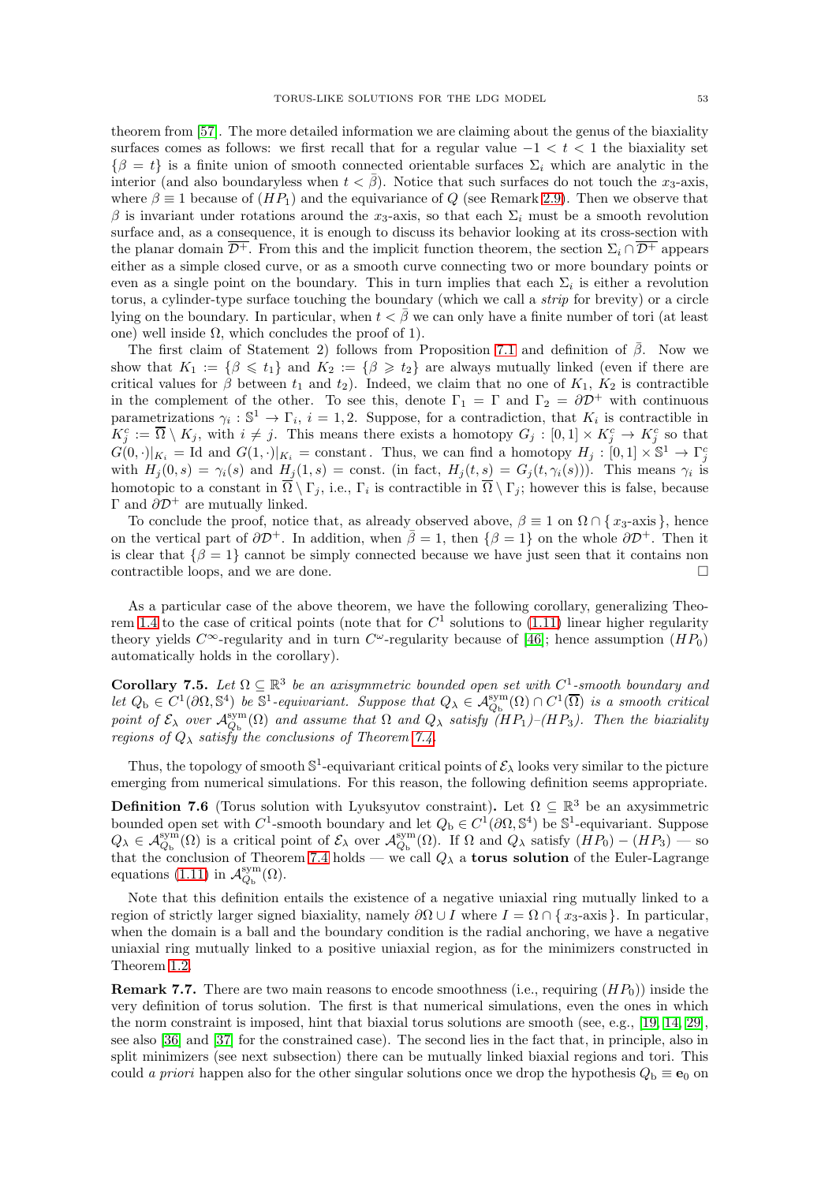theorem from [57]. The more detailed information we are claiming about the genus of the biaxiality surfaces comes as follows: we first recall that for a regular value $-1 < t < 1$ the biaxiality set $\{\beta = t\}$ is a finite union of smooth connected orientable surfaces $\Sigma_i$ which are analytic in the interior (and also boundaryless when $t < \bar{\beta}$). Notice that such surfaces do not touch the $x_3$-axis, where $\beta \equiv 1$ because of $(HP_1)$ and the equivariance of $Q$ (see Remark 2.9). Then we observe that $\beta$ is invariant under rotations around the $x_3$-axis, so that each $\Sigma_i$ must be a smooth revolution surface and, as a consequence, it is enough to discuss its behavior looking at its cross-section with the planar domain $\overline{\mathcal{D}^+}$. From this and the implicit function theorem, the section $\Sigma_i \cap \overline{\mathcal{D}^+}$ appears either as a simple closed curve, or as a smooth curve connecting two or more boundary points or even as a single point on the boundary. This in turn implies that each $\Sigma_i$ is either a revolution torus, a cylinder-type surface touching the boundary (which we call a *strip* for brevity) or a circle lying on the boundary. In particular, when $t < \bar{\beta}$ we can only have a finite number of tori (at least one) well inside $\Omega$, which concludes the proof of 1).

The first claim of Statement 2) follows from Proposition 7.1 and definition of $\bar{\beta}$. Now we show that $K_1 := \{\beta \leqslant t_1\}$ and $K_2 := \{\beta \geqslant t_2\}$ are always mutually linked (even if there are critical values for $\beta$ between $t_1$ and $t_2$). Indeed, we claim that no one of $K_1$, $K_2$ is contractible in the complement of the other. To see this, denote $\Gamma_1 = \Gamma$ and $\Gamma_2 = \partial\mathcal{D}^+$ with continuous parametrizations $\gamma_i : \mathbb{S}^1 \to \Gamma_i$, $i = 1, 2$. Suppose, for a contradiction, that $K_i$ is contractible in $K_j^c := \overline{\Omega} \setminus K_j$, with $i \neq j$. This means there exists a homotopy $G_j : [0,1] \times K_j^c \to K_j^c$ so that $G(0, \cdot)|_{K_i} = \mathrm{Id}$ and $G(1, \cdot)|_{K_i} = \text{constant}$. Thus, we can find a homotopy $H_j : [0,1] \times \mathbb{S}^1 \to \Gamma_j^c$ with $H_j(0, s) = \gamma_i(s)$ and $H_j(1, s) = \text{const.}$ (in fact, $H_j(t, s) = G_j(t, \gamma_i(s))$). This means $\gamma_i$ is homotopic to a constant in $\overline{\Omega} \setminus \Gamma_j$, i.e., $\Gamma_i$ is contractible in $\overline{\Omega} \setminus \Gamma_j$; however this is false, because $\Gamma$ and $\partial\mathcal{D}^+$ are mutually linked.

To conclude the proof, notice that, as already observed above, $\beta \equiv 1$ on $\Omega \cap \{\, x_3\text{-axis} \,\}$, hence on the vertical part of $\partial\mathcal{D}^+$. In addition, when $\bar{\beta} = 1$, then $\{\beta = 1\}$ on the whole $\partial\mathcal{D}^+$. Then it is clear that $\{\beta = 1\}$ cannot be simply connected because we have just seen that it contains non contractible loops, and we are done. $\square$

As a particular case of the above theorem, we have the following corollary, generalizing Theorem 1.4 to the case of critical points (note that for $C^1$ solutions to (1.11) linear higher regularity theory yields $C^\infty$-regularity and in turn $C^\omega$-regularity because of [46]; hence assumption $(HP_0)$ automatically holds in the corollary).

**Corollary 7.5.** *Let $\Omega \subseteq \mathbb{R}^3$ be an axisymmetric bounded open set with $C^1$-smooth boundary and let $Q_{\rm b} \in C^1(\partial\Omega, \mathbb{S}^4)$ be $\mathbb{S}^1$-equivariant. Suppose that $Q_\lambda \in \mathcal{A}^{\rm sym}_{Q_{\rm b}}(\Omega) \cap C^1(\overline{\Omega})$ is a smooth critical point of $\mathcal{E}_\lambda$ over $\mathcal{A}^{\rm sym}_{Q_{\rm b}}(\Omega)$ and assume that $\Omega$ and $Q_\lambda$ satisfy $(HP_1)$–$(HP_3)$. Then the biaxiality regions of $Q_\lambda$ satisfy the conclusions of Theorem 7.4.*

Thus, the topology of smooth $\mathbb{S}^1$-equivariant critical points of $\mathcal{E}_\lambda$ looks very similar to the picture emerging from numerical simulations. For this reason, the following definition seems appropriate.

**Definition 7.6** (Torus solution with Lyuksyutov constraint)**.** Let $\Omega \subseteq \mathbb{R}^3$ be an axysimmetric bounded open set with $C^1$-smooth boundary and let $Q_{\rm b} \in C^1(\partial\Omega, \mathbb{S}^4)$ be $\mathbb{S}^1$-equivariant. Suppose $Q_\lambda \in \mathcal{A}^{\rm sym}_{Q_{\rm b}}(\Omega)$ is a critical point of $\mathcal{E}_\lambda$ over $\mathcal{A}^{\rm sym}_{Q_{\rm b}}(\Omega)$. If $\Omega$ and $Q_\lambda$ satisfy $(HP_0) - (HP_3)$ — so that the conclusion of Theorem 7.4 holds — we call $Q_\lambda$ a **torus solution** of the Euler-Lagrange equations (1.11) in $\mathcal{A}^{\rm sym}_{Q_{\rm b}}(\Omega)$.

Note that this definition entails the existence of a negative uniaxial ring mutually linked to a region of strictly larger signed biaxiality, namely $\partial\Omega \cup I$ where $I = \Omega \cap \{\, x_3\text{-axis} \,\}$. In particular, when the domain is a ball and the boundary condition is the radial anchoring, we have a negative uniaxial ring mutually linked to a positive uniaxial region, as for the minimizers constructed in Theorem 1.2.

**Remark 7.7.** There are two main reasons to encode smoothness (i.e., requiring $(HP_0)$) inside the very definition of torus solution. The first is that numerical simulations, even the ones in which the norm constraint is imposed, hint that biaxial torus solutions are smooth (see, e.g., [19, 14, 29], see also [36] and [37] for the constrained case). The second lies in the fact that, in principle, also in split minimizers (see next subsection) there can be mutually linked biaxial regions and tori. This could *a priori* happen also for the other singular solutions once we drop the hypothesis $Q_{\rm b} \equiv \mathbf{e}_0$ on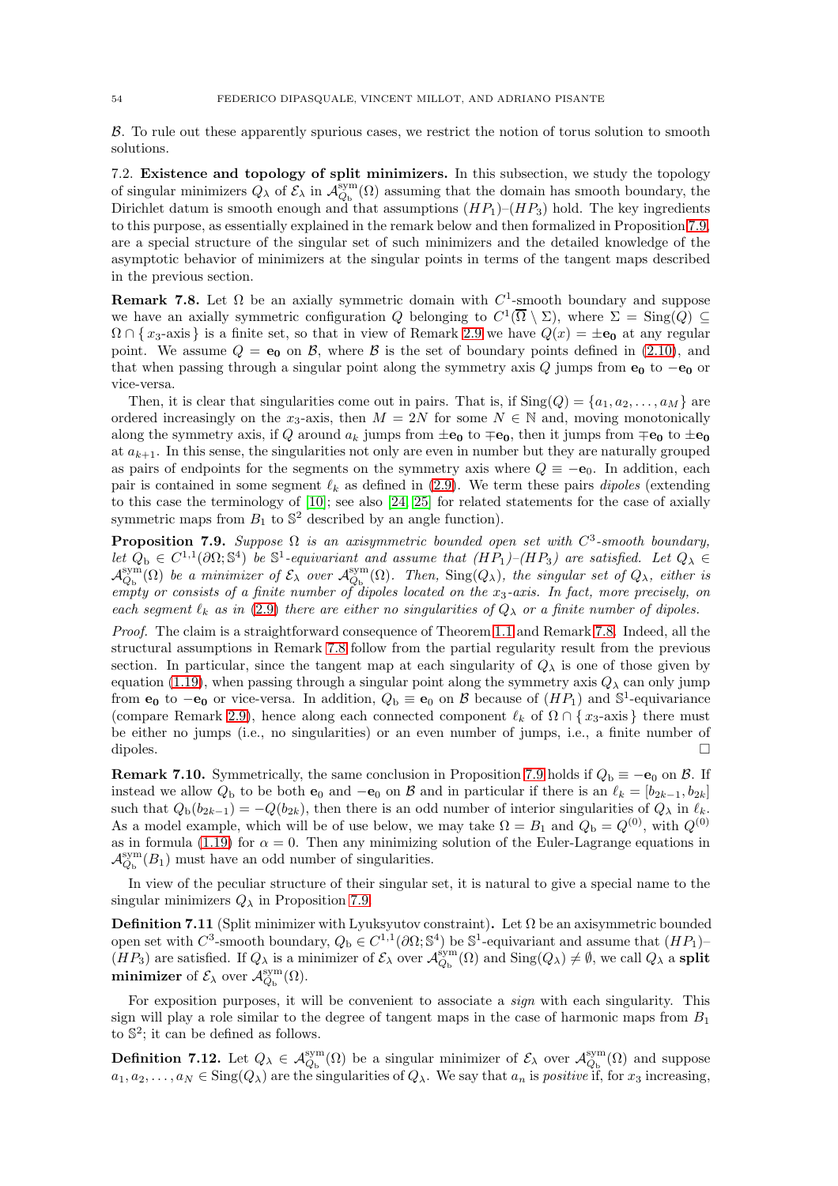$\mathcal{B}$. To rule out these apparently spurious cases, we restrict the notion of torus solution to smooth solutions.

### 7.2. Existence and topology of split minimizers.

In this subsection, we study the topology of singular minimizers $Q_\lambda$ of $\mathcal{E}_\lambda$ in $\mathcal{A}^{\mathrm{sym}}_{Q_{\mathrm{b}}}(\Omega)$ assuming that the domain has smooth boundary, the Dirichlet datum is smooth enough and that assumptions $(HP_1)$–$(HP_3)$ hold. The key ingredients to this purpose, as essentially explained in the remark below and then formalized in Proposition 7.9, are a special structure of the singular set of such minimizers and the detailed knowledge of the asymptotic behavior of minimizers at the singular points in terms of the tangent maps described in the previous section.

**Remark 7.8.** Let $\Omega$ be an axially symmetric domain with $C^1$-smooth boundary and suppose we have an axially symmetric configuration $Q$ belonging to $C^1(\overline{\Omega} \setminus \Sigma)$, where $\Sigma = \mathrm{Sing}(Q) \subseteq \Omega \cap \{\, x_3\text{-axis} \,\}$ is a finite set, so that in view of Remark 2.9 we have $Q(x) = \pm\mathbf{e_0}$ at any regular point. We assume $Q = \mathbf{e_0}$ on $\mathcal{B}$, where $\mathcal{B}$ is the set of boundary points defined in (2.10), and that when passing through a singular point along the symmetry axis $Q$ jumps from $\mathbf{e_0}$ to $-\mathbf{e_0}$ or vice-versa.

Then, it is clear that singularities come out in pairs. That is, if $\mathrm{Sing}(Q) = \{a_1, a_2, \ldots, a_M\}$ are ordered increasingly on the $x_3$-axis, then $M = 2N$ for some $N \in \mathbb{N}$ and, moving monotonically along the symmetry axis, if $Q$ around $a_k$ jumps from $\pm\mathbf{e_0}$ to $\mp\mathbf{e_0}$, then it jumps from $\mp\mathbf{e_0}$ to $\pm\mathbf{e_0}$ at $a_{k+1}$. In this sense, the singularities not only are even in number but they are naturally grouped as pairs of endpoints for the segments on the symmetry axis where $Q \equiv -\mathbf{e_0}$. In addition, each pair is contained in some segment $\ell_k$ as defined in (2.9). We term these pairs *dipoles* (extending to this case the terminology of [10]; see also [24, 25] for related statements for the case of axially symmetric maps from $B_1$ to $\mathbb{S}^2$ described by an angle function).

**Proposition 7.9.** *Suppose $\Omega$ is an axisymmetric bounded open set with $C^3$-smooth boundary, let $Q_{\mathrm{b}} \in C^{1,1}(\partial\Omega; \mathbb{S}^4)$ be $\mathbb{S}^1$-equivariant and assume that $(HP_1)$–$(HP_3)$ are satisfied. Let $Q_\lambda \in \mathcal{A}^{\mathrm{sym}}_{Q_{\mathrm{b}}}(\Omega)$ be a minimizer of $\mathcal{E}_\lambda$ over $\mathcal{A}^{\mathrm{sym}}_{Q_{\mathrm{b}}}(\Omega)$. Then, $\mathrm{Sing}(Q_\lambda)$, the singular set of $Q_\lambda$, either is empty or consists of a finite number of dipoles located on the $x_3$-axis. In fact, more precisely, on each segment $\ell_k$ as in (2.9) there are either no singularities of $Q_\lambda$ or a finite number of dipoles.*

*Proof.* The claim is a straightforward consequence of Theorem 1.1 and Remark 7.8. Indeed, all the structural assumptions in Remark 7.8 follow from the partial regularity result from the previous section. In particular, since the tangent map at each singularity of $Q_\lambda$ is one of those given by equation (1.19), when passing through a singular point along the symmetry axis $Q_\lambda$ can only jump from $\mathbf{e_0}$ to $-\mathbf{e_0}$ or vice-versa. In addition, $Q_{\mathrm{b}} \equiv \mathbf{e_0}$ on $\mathcal{B}$ because of $(HP_1)$ and $\mathbb{S}^1$-equivariance (compare Remark 2.9), hence along each connected component $\ell_k$ of $\Omega \cap \{\, x_3\text{-axis} \,\}$ there must be either no jumps (i.e., no singularities) or an even number of jumps, i.e., a finite number of dipoles. $\square$

**Remark 7.10.** Symmetrically, the same conclusion in Proposition 7.9 holds if $Q_{\mathrm{b}} \equiv -\mathbf{e}_0$ on $\mathcal{B}$. If instead we allow $Q_{\mathrm{b}}$ to be both $\mathbf{e}_0$ and $-\mathbf{e}_0$ on $\mathcal{B}$ and in particular if there is an $\ell_k = [b_{2k-1}, b_{2k}]$ such that $Q_{\mathrm{b}}(b_{2k-1}) = -Q(b_{2k})$, then there is an odd number of interior singularities of $Q_\lambda$ in $\ell_k$. As a model example, which will be of use below, we may take $\Omega = B_1$ and $Q_{\mathrm{b}} = Q^{(0)}$, with $Q^{(0)}$ as in formula (1.19) for $\alpha = 0$. Then any minimizing solution of the Euler-Lagrange equations in $\mathcal{A}^{\mathrm{sym}}_{Q_{\mathrm{b}}}(B_1)$ must have an odd number of singularities.

In view of the peculiar structure of their singular set, it is natural to give a special name to the singular minimizers $Q_\lambda$ in Proposition 7.9.

**Definition 7.11** (Split minimizer with Lyuksyutov constraint)**.** Let $\Omega$ be an axisymmetric bounded open set with $C^3$-smooth boundary, $Q_{\mathrm{b}} \in C^{1,1}(\partial\Omega; \mathbb{S}^4)$ be $\mathbb{S}^1$-equivariant and assume that $(HP_1)$–$(HP_3)$ are satisfied. If $Q_\lambda$ is a minimizer of $\mathcal{E}_\lambda$ over $\mathcal{A}^{\mathrm{sym}}_{Q_{\mathrm{b}}}(\Omega)$ and $\mathrm{Sing}(Q_\lambda) \neq \emptyset$, we call $Q_\lambda$ a **split minimizer** of $\mathcal{E}_\lambda$ over $\mathcal{A}^{\mathrm{sym}}_{Q_{\mathrm{b}}}(\Omega)$.

For exposition purposes, it will be convenient to associate a *sign* with each singularity. This sign will play a role similar to the degree of tangent maps in the case of harmonic maps from $B_1$ to $\mathbb{S}^2$; it can be defined as follows.

**Definition 7.12.** Let $Q_\lambda \in \mathcal{A}^{\mathrm{sym}}_{Q_{\mathrm{b}}}(\Omega)$ be a singular minimizer of $\mathcal{E}_\lambda$ over $\mathcal{A}^{\mathrm{sym}}_{Q_{\mathrm{b}}}(\Omega)$ and suppose $a_1, a_2, \ldots, a_N \in \mathrm{Sing}(Q_\lambda)$ are the singularities of $Q_\lambda$. We say that $a_n$ is *positive* if, for $x_3$ increasing,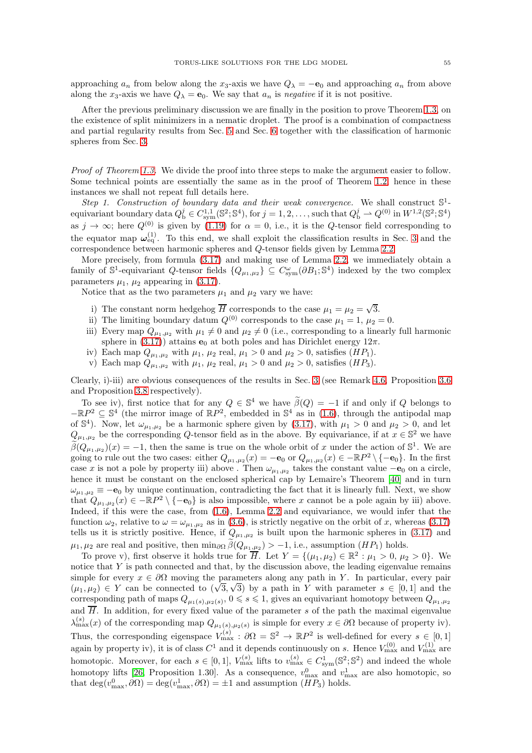approaching $a_n$ from below along the $x_3$-axis we have $Q_\lambda = -\mathbf{e}_0$ and approaching $a_n$ from above along the $x_3$-axis we have $Q_\lambda = \mathbf{e}_0$. We say that $a_n$ is *negative* if it is not positive.

After the previous preliminary discussion we are finally in the position to prove Theorem 1.3, on the existence of split minimizers in a nematic droplet. The proof is a combination of compactness and partial regularity results from Sec. 5 and Sec. 6 together with the classification of harmonic spheres from Sec. 3.

*Proof of Theorem 1.3.* We divide the proof into three steps to make the argument easier to follow. Some technical points are essentially the same as in the proof of Theorem 1.2, hence in these instances we shall not repeat full details here.

*Step 1. Construction of boundary data and their weak convergence.* We shall construct $\mathbb{S}^1$-equivariant boundary data $Q_{\rm b}^j \in C^{1,1}_{\rm sym}(\mathbb{S}^2;\mathbb{S}^4)$, for $j = 1, 2, \ldots$, such that $Q_{\rm b}^j \rightharpoonup Q^{(0)}$ in $W^{1,2}(\mathbb{S}^2;\mathbb{S}^4)$ as $j \to \infty$; here $Q^{(0)}$ is given by (1.19) for $\alpha = 0$, i.e., it is the $Q$-tensor field corresponding to the equator map $\boldsymbol{\omega}^{(1)}_{\rm eq}$. To this end, we shall exploit the classification results in Sec. 3 and the correspondence between harmonic spheres and $Q$-tensor fields given by Lemma 2.2.

More precisely, from formula (3.17) and making use of Lemma 2.2, we immediately obtain a family of $\mathbb{S}^1$-equivariant $Q$-tensor fields $\{Q_{\mu_1,\mu_2}\} \subseteq C^\omega_{\rm sym}(\partial B_1;\mathbb{S}^4)$ indexed by the two complex parameters $\mu_1$, $\mu_2$ appearing in (3.17).

Notice that as the two parameters $\mu_1$ and $\mu_2$ vary we have:

i) The constant norm hedgehog $\overline{H}$ corresponds to the case $\mu_1 = \mu_2 = \sqrt{3}$.
ii) The limiting boundary datum $Q^{(0)}$ corresponds to the case $\mu_1 = 1$, $\mu_2 = 0$.
iii) Every map $Q_{\mu_1,\mu_2}$ with $\mu_1 \neq 0$ and $\mu_2 \neq 0$ (i.e., corresponding to a linearly full harmonic sphere in (3.17)) attains $\mathbf{e}_0$ at both poles and has Dirichlet energy $12\pi$.
iv) Each map $Q_{\mu_1,\mu_2}$ with $\mu_1$, $\mu_2$ real, $\mu_1 > 0$ and $\mu_2 > 0$, satisfies $(HP_1)$.
v) Each map $Q_{\mu_1,\mu_2}$ with $\mu_1$, $\mu_2$ real, $\mu_1 > 0$ and $\mu_2 > 0$, satisfies $(HP_3)$.

Clearly, i)-iii) are obvious consequences of the results in Sec. 3 (see Remark 4.6, Proposition 3.6 and Proposition 3.8 respectively).

To see iv), first notice that for any $Q \in \mathbb{S}^4$ we have $\widetilde{\beta}(Q) = -1$ if and only if $Q$ belongs to $-\mathbb{R}P^2 \subseteq \mathbb{S}^4$ (the mirror image of $\mathbb{R}P^2$, embedded in $\mathbb{S}^4$ as in (1.6), through the antipodal map of $\mathbb{S}^4$). Now, let $\omega_{\mu_1,\mu_2}$ be a harmonic sphere given by (3.17), with $\mu_1 > 0$ and $\mu_2 > 0$, and let $Q_{\mu_1,\mu_2}$ be the corresponding $Q$-tensor field as in the above. By equivariance, if at $x \in \mathbb{S}^2$ we have $\widetilde{\beta}(Q_{\mu_1,\mu_2})(x) = -1$, then the same is true on the whole orbit of $x$ under the action of $\mathbb{S}^1$. We are going to rule out the two cases: either $Q_{\mu_1,\mu_2}(x) = -\mathbf{e}_0$ or $Q_{\mu_1,\mu_2}(x) \in -\mathbb{R}P^2 \setminus \{-\mathbf{e}_0\}$. In the first case $x$ is not a pole by property iii) above . Then $\omega_{\mu_1,\mu_2}$ takes the constant value $-\mathbf{e}_0$ on a circle, hence it must be constant on the enclosed spherical cap by Lemaire's Theorem [40] and in turn $\omega_{\mu_1,\mu_2} \equiv -\mathbf{e}_0$ by unique continuation, contradicting the fact that it is linearly full. Next, we show that $Q_{\mu_1,\mu_2}(x) \in -\mathbb{R}P^2 \setminus \{-\mathbf{e}_0\}$ is also impossible, where $x$ cannot be a pole again by iii) above. Indeed, if this were the case, from (1.6), Lemma 2.2 and equivariance, we would infer that the function $\omega_2$, relative to $\omega = \omega_{\mu_1,\mu_2}$ as in (3.6), is strictly negative on the orbit of $x$, whereas (3.17) tells us it is strictly positive. Hence, if $Q_{\mu_1,\mu_2}$ is built upon the harmonic spheres in (3.17) and $\mu_1, \mu_2$ are real and positive, then $\min_{\partial\Omega} \widetilde{\beta}(Q_{\mu_1,\mu_2}) > -1$, i.e., assumption $(HP_1)$ holds.

To prove v), first observe it holds true for $\overline{H}$. Let $Y = \{(\mu_1,\mu_2) \in \mathbb{R}^2 : \mu_1 > 0,\, \mu_2 > 0\}$. We notice that $Y$ is path connected and that, by the discussion above, the leading eigenvalue remains simple for every $x \in \partial\Omega$ moving the parameters along any path in $Y$. In particular, every pair $(\mu_1,\mu_2) \in Y$ can be connected to $(\sqrt{3},\sqrt{3})$ by a path in $Y$ with parameter $s \in [0,1]$ and the corresponding path of maps $Q_{\mu_1(s),\mu_2(s)}$, $0 \leqslant s \leqslant 1$, gives an equivariant homotopy between $Q_{\mu_1,\mu_2}$ and $\overline{H}$. In addition, for every fixed value of the parameter $s$ of the path the maximal eigenvalue $\lambda^{(s)}_{\max}(x)$ of the corresponding map $Q_{\mu_1(s),\mu_2(s)}$ is simple for every $x \in \partial\Omega$ because of property iv). Thus, the corresponding eigenspace $V^{(s)}_{\max} : \partial\Omega = \mathbb{S}^2 \to \mathbb{R}P^2$ is well-defined for every $s \in [0,1]$ again by property iv), it is of class $C^1$ and it depends continuously on $s$. Hence $V^{(0)}_{\max}$ and $V^{(1)}_{\max}$ are homotopic. Moreover, for each $s \in [0,1]$, $V^{(s)}_{\max}$ lifts to $v^{(s)}_{\max} \in C^1_{\rm sym}(\mathbb{S}^2;\mathbb{S}^2)$ and indeed the whole homotopy lifts [26, Proposition 1.30]. As a consequence, $v^0_{\max}$ and $v^1_{\max}$ are also homotopic, so that $\deg(v^0_{\max},\partial\Omega) = \deg(v^1_{\max},\partial\Omega) = \pm 1$ and assumption $(HP_3)$ holds.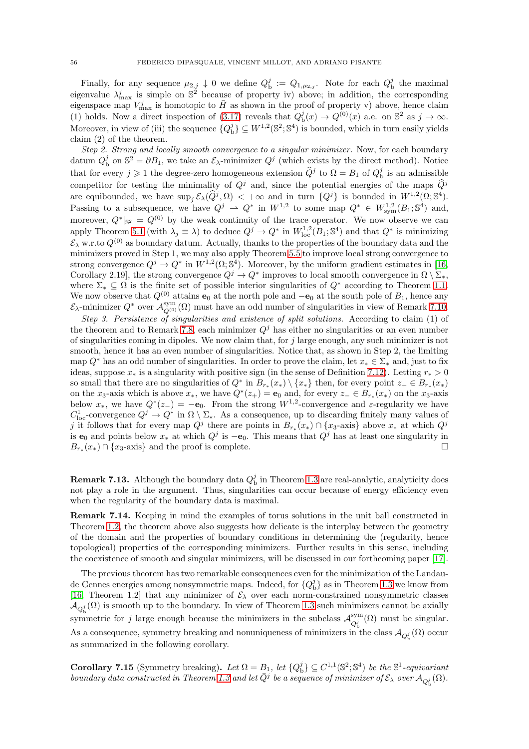Finally, for any sequence $\mu_{2,j} \downarrow 0$ we define $Q^j_{\rm b} := Q_{1,\mu_{2,j}}$. Note for each $Q^j_{\rm b}$ the maximal eigenvalue $\lambda^j_{\max}$ is simple on $\mathbb{S}^2$ because of property iv) above; in addition, the corresponding eigenspace map $V^j_{\max}$ is homotopic to $\bar{H}$ as shown in the proof of property v) above, hence claim (1) holds. Now a direct inspection of (3.17) reveals that $Q^j_{\rm b}(x) \to Q^{(0)}(x)$ a.e. on $\mathbb{S}^2$ as $j \to \infty$. Moreover, in view of (iii) the sequence $\{Q^j_{\rm b}\} \subseteq W^{1,2}(\mathbb{S}^2; \mathbb{S}^4)$ is bounded, which in turn easily yields claim (2) of the theorem.

*Step 2. Strong and locally smooth convergence to a singular minimizer.* Now, for each boundary datum $Q^j_{\rm b}$ on $\mathbb{S}^2 = \partial B_1$, we take an $\mathcal{E}_\lambda$-minimizer $Q^j$ (which exists by the direct method). Notice that for every $j \geqslant 1$ the degree-zero homogeneous extension $\widehat{Q}^j$ to $\Omega = B_1$ of $Q^j_{\rm b}$ is an admissible competitor for testing the minimality of $Q^j$ and, since the potential energies of the maps $\widehat{Q}^j$ are equibounded, we have $\sup_j \mathcal{E}_\lambda(\widehat{Q}^j, \Omega) < +\infty$ and in turn $\{Q^j\}$ is bounded in $W^{1,2}(\Omega; \mathbb{S}^4)$. Passing to a subsequence, we have $Q^j \rightharpoonup Q^*$ in $W^{1,2}$ to some map $Q^* \in W^{1,2}_{\rm sym}(B_1; \mathbb{S}^4)$ and, moreover, $Q^*|_{\mathbb{S}^2} = Q^{(0)}$ by the weak continuity of the trace operator. We now observe we can apply Theorem 5.1 (with $\lambda_j \equiv \lambda$) to deduce $Q^j \to Q^*$ in $W^{1,2}_{\rm loc}(B_1; \mathbb{S}^4)$ and that $Q^*$ is minimizing $\mathcal{E}_\lambda$ w.r.to $Q^{(0)}$ as boundary datum. Actually, thanks to the properties of the boundary data and the minimizers proved in Step 1, we may also apply Theorem 5.5 to improve local strong convergence to strong convergence $Q^j \to Q^*$ in $W^{1,2}(\Omega; \mathbb{S}^4)$. Moreover, by the uniform gradient estimates in [16, Corollary 2.19], the strong convergence $Q^j \to Q^*$ improves to local smooth convergence in $\Omega \setminus \Sigma_*$, where $\Sigma_* \subseteq \Omega$ is the finite set of possible interior singularities of $Q^*$ according to Theorem 1.1. We now observe that $Q^{(0)}$ attains $\mathbf{e}_0$ at the north pole and $-\mathbf{e}_0$ at the south pole of $B_1$, hence any $\mathcal{E}_\lambda$-minimizer $Q^*$ over $\mathcal{A}^{\rm sym}_{Q^{(0)}}(\Omega)$ must have an odd number of singularities in view of Remark 7.10.

*Step 3. Persistence of singularities and existence of split solutions.* According to claim (1) of the theorem and to Remark 7.8, each minimizer $Q^j$ has either no singularities or an even number of singularities coming in dipoles. We now claim that, for $j$ large enough, any such minimizer is not smooth, hence it has an even number of singularities. Notice that, as shown in Step 2, the limiting map $Q^*$ has an odd number of singularities. In order to prove the claim, let $x_* \in \Sigma_*$ and, just to fix ideas, suppose $x_*$ is a singularity with positive sign (in the sense of Definition 7.12). Letting $r_* > 0$ so small that there are no singularities of $Q^*$ in $B_{r_*}(x_*) \setminus \{x_*\}$ then, for every point $z_+ \in B_{r_*}(x_*)$ on the $x_3$-axis which is above $x_*$, we have $Q^*(z_+) = \mathbf{e}_0$ and, for every $z_- \in B_{r_*}(x_*)$ on the $x_3$-axis below $x_*$, we have $Q^*(z_-) = -\mathbf{e}_0$. From the strong $W^{1,2}$-convergence and $\varepsilon$-regularity we have $C^1_{\rm loc}$-convergence $Q^j \to Q^*$ in $\Omega \setminus \Sigma_*$. As a consequence, up to discarding finitely many values of $j$ it follows that for every map $Q^j$ there are points in $B_{r_*}(x_*) \cap \{x_3\text{-axis}\}$ above $x_*$ at which $Q^j$ is $\mathbf{e}_0$ and points below $x_*$ at which $Q^j$ is $-\mathbf{e}_0$. This means that $Q^j$ has at least one singularity in $B_{r_*}(x_*) \cap \{x_3\text{-axis}\}$ and the proof is complete. □

**Remark 7.13.** Although the boundary data $Q^j_{\rm b}$ in Theorem 1.3 are real-analytic, analyticity does not play a role in the argument. Thus, singularities can occur because of energy efficiency even when the regularity of the boundary data is maximal.

**Remark 7.14.** Keeping in mind the examples of torus solutions in the unit ball constructed in Theorem 1.2, the theorem above also suggests how delicate is the interplay between the geometry of the domain and the properties of boundary conditions in determining the (regularity, hence topological) properties of the corresponding minimizers. Further results in this sense, including the coexistence of smooth and singular minimizers, will be discussed in our forthcoming paper [17].

The previous theorem has two remarkable consequences even for the minimization of the Landau-de Gennes energies among nonsymmetric maps. Indeed, for $\{Q^j_{\rm b}\}$ as in Theorem 1.3 we know from [16, Theorem 1.2] that any minimizer of $\mathcal{E}_\lambda$ over each norm-constrained nonsymmetric classes $\mathcal{A}_{Q^j_{\rm b}}(\Omega)$ is smooth up to the boundary. In view of Theorem 1.3 such minimizers cannot be axially symmetric for $j$ large enough because the minimizers in the subclass $\mathcal{A}^{\rm sym}_{Q^j_{\rm b}}(\Omega)$ must be singular. As a consequence, symmetry breaking and nonuniqueness of minimizers in the class $\mathcal{A}_{Q^j_{\rm b}}(\Omega)$ occur as summarized in the following corollary.

**Corollary 7.15** (Symmetry breaking)**.** *Let $\Omega = B_1$, let $\{Q^j_{\rm b}\} \subseteq C^{1,1}(\mathbb{S}^2; \mathbb{S}^4)$ be the $\mathbb{S}^1$-equivariant boundary data constructed in Theorem 1.3 and let $\bar{Q}^j$ be a sequence of minimizer of $\mathcal{E}_\lambda$ over $\mathcal{A}_{Q^j_{\rm b}}(\Omega)$.*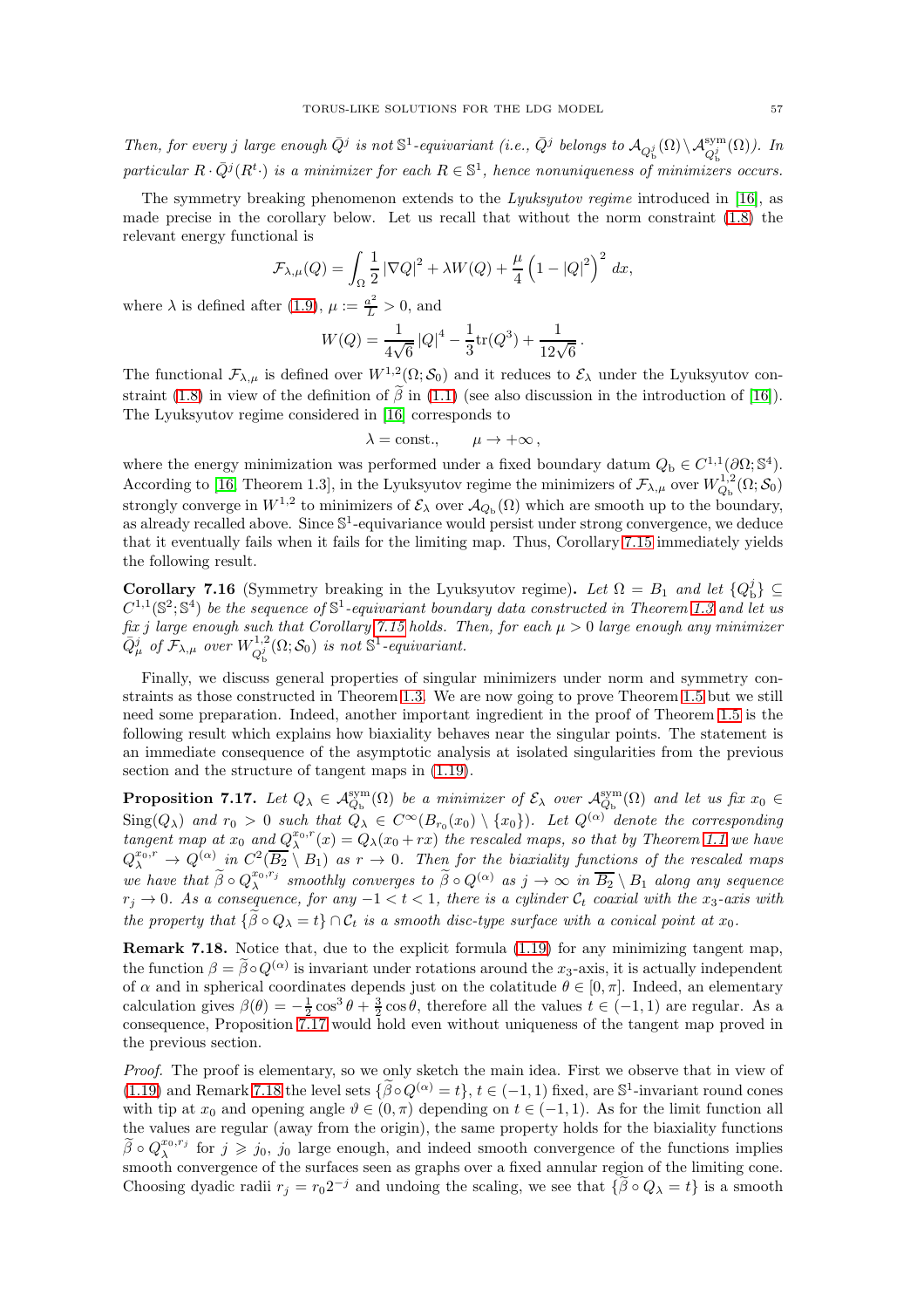*Then, for every $j$ large enough $\bar{Q}^j$ is not $\mathbb{S}^1$-equivariant (i.e., $\bar{Q}^j$ belongs to $\mathcal{A}_{Q_{\rm b}^j}(\Omega)\setminus\mathcal{A}^{\rm sym}_{Q_{\rm b}^j}(\Omega)$). In particular $R\cdot\bar{Q}^j(R^t\cdot)$ is a minimizer for each $R\in\mathbb{S}^1$, hence nonuniqueness of minimizers occurs.*

The symmetry breaking phenomenon extends to the *Lyuksyutov regime* introduced in [16], as made precise in the corollary below. Let us recall that without the norm constraint (1.8) the relevant energy functional is

$$\mathcal{F}_{\lambda,\mu}(Q)=\int_\Omega \frac{1}{2}\left|\nabla Q\right|^2+\lambda W(Q)+\frac{\mu}{4}\left(1-|Q|^2\right)^2\,dx,$$

where $\lambda$ is defined after (1.9), $\mu:=\frac{a^2}{L}>0$, and

$$W(Q)=\frac{1}{4\sqrt{6}}\left|Q\right|^4-\frac{1}{3}{\rm tr}(Q^3)+\frac{1}{12\sqrt{6}}\,.$$

The functional $\mathcal{F}_{\lambda,\mu}$ is defined over $W^{1,2}(\Omega;\mathcal{S}_0)$ and it reduces to $\mathcal{E}_\lambda$ under the Lyuksyutov constraint (1.8) in view of the definition of $\widetilde{\beta}$ in (1.1) (see also discussion in the introduction of [16]). The Lyuksyutov regime considered in [16] corresponds to

$$\lambda={\rm const.},\qquad \mu\to+\infty\,,$$

where the energy minimization was performed under a fixed boundary datum $Q_{\rm b}\in C^{1,1}(\partial\Omega;\mathbb{S}^4)$. According to [16, Theorem 1.3], in the Lyuksyutov regime the minimizers of $\mathcal{F}_{\lambda,\mu}$ over $W^{1,2}_{Q_{\rm b}}(\Omega;\mathcal{S}_0)$ strongly converge in $W^{1,2}$ to minimizers of $\mathcal{E}_\lambda$ over $\mathcal{A}_{Q_{\rm b}}(\Omega)$ which are smooth up to the boundary, as already recalled above. Since $\mathbb{S}^1$-equivariance would persist under strong convergence, we deduce that it eventually fails when it fails for the limiting map. Thus, Corollary 7.15 immediately yields the following result.

**Corollary 7.16** (Symmetry breaking in the Lyuksyutov regime)**.** *Let $\Omega=B_1$ and let $\{Q_{\rm b}^j\}\subseteq C^{1,1}(\mathbb{S}^2;\mathbb{S}^4)$ be the sequence of $\mathbb{S}^1$-equivariant boundary data constructed in Theorem 1.3 and let us fix $j$ large enough such that Corollary 7.15 holds. Then, for each $\mu>0$ large enough any minimizer $\bar{Q}^j_\mu$ of $\mathcal{F}_{\lambda,\mu}$ over $W^{1,2}_{Q_{\rm b}^j}(\Omega;\mathcal{S}_0)$ is not $\mathbb{S}^1$-equivariant.*

Finally, we discuss general properties of singular minimizers under norm and symmetry constraints as those constructed in Theorem 1.3. We are now going to prove Theorem 1.5 but we still need some preparation. Indeed, another important ingredient in the proof of Theorem 1.5 is the following result which explains how biaxiality behaves near the singular points. The statement is an immediate consequence of the asymptotic analysis at isolated singularities from the previous section and the structure of tangent maps in (1.19).

**Proposition 7.17.** *Let $Q_\lambda\in\mathcal{A}^{\rm sym}_{Q_{\rm b}}(\Omega)$ be a minimizer of $\mathcal{E}_\lambda$ over $\mathcal{A}^{\rm sym}_{Q_{\rm b}}(\Omega)$ and let us fix $x_0\in{\rm Sing}(Q_\lambda)$ and $r_0>0$ such that $Q_\lambda\in C^\infty(B_{r_0}(x_0)\setminus\{x_0\})$. Let $Q^{(\alpha)}$ denote the corresponding tangent map at $x_0$ and $Q_\lambda^{x_0,r}(x)=Q_\lambda(x_0+rx)$ the rescaled maps, so that by Theorem 1.1 we have $Q_\lambda^{x_0,r}\to Q^{(\alpha)}$ in $C^2(\overline{B_2}\setminus B_1)$ as $r\to 0$. Then for the biaxiality functions of the rescaled maps we have that $\widetilde{\beta}\circ Q_\lambda^{x_0,r_j}$ smoothly converges to $\widetilde{\beta}\circ Q^{(\alpha)}$ as $j\to\infty$ in $\overline{B_2}\setminus B_1$ along any sequence $r_j\to 0$. As a consequence, for any $-1<t<1$, there is a cylinder $\mathcal{C}_t$ coaxial with the $x_3$-axis with the property that $\{\widetilde{\beta}\circ Q_\lambda=t\}\cap\mathcal{C}_t$ is a smooth disc-type surface with a conical point at $x_0$.*

**Remark 7.18.** Notice that, due to the explicit formula (1.19) for any minimizing tangent map, the function $\beta=\widetilde{\beta}\circ Q^{(\alpha)}$ is invariant under rotations around the $x_3$-axis, it is actually independent of $\alpha$ and in spherical coordinates depends just on the colatitude $\theta\in[0,\pi]$. Indeed, an elementary calculation gives $\beta(\theta)=-\frac{1}{2}\cos^3\theta+\frac{3}{2}\cos\theta$, therefore all the values $t\in(-1,1)$ are regular. As a consequence, Proposition 7.17 would hold even without uniqueness of the tangent map proved in the previous section.

*Proof.* The proof is elementary, so we only sketch the main idea. First we observe that in view of (1.19) and Remark 7.18 the level sets $\{\widetilde{\beta}\circ Q^{(\alpha)}=t\}$, $t\in(-1,1)$ fixed, are $\mathbb{S}^1$-invariant round cones with tip at $x_0$ and opening angle $\vartheta\in(0,\pi)$ depending on $t\in(-1,1)$. As for the limit function all the values are regular (away from the origin), the same property holds for the biaxiality functions $\widetilde{\beta}\circ Q_\lambda^{x_0,r_j}$ for $j\geqslant j_0$, $j_0$ large enough, and indeed smooth convergence of the functions implies smooth convergence of the surfaces seen as graphs over a fixed annular region of the limiting cone. Choosing dyadic radii $r_j=r_0 2^{-j}$ and undoing the scaling, we see that $\{\widetilde{\beta}\circ Q_\lambda=t\}$ is a smooth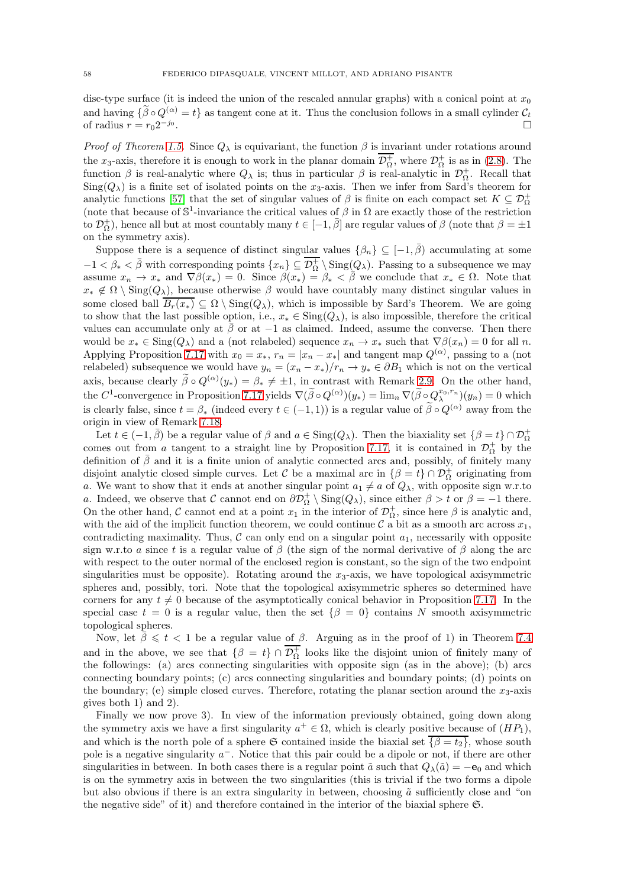disc-type surface (it is indeed the union of the rescaled annular graphs) with a conical point at $x_0$ and having $\{\widetilde{\beta} \circ Q^{(\alpha)} = t\}$ as tangent cone at it. Thus the conclusion follows in a small cylinder $\mathcal{C}_t$ of radius $r = r_0 2^{-j_0}$. $\square$

*Proof of Theorem 1.5.* Since $Q_\lambda$ is equivariant, the function $\beta$ is invariant under rotations around the $x_3$-axis, therefore it is enough to work in the planar domain $\overline{\mathcal{D}^+_\Omega}$, where $\mathcal{D}^+_\Omega$ is as in (2.8). The function $\beta$ is real-analytic where $Q_\lambda$ is; thus in particular $\beta$ is real-analytic in $\mathcal{D}^+_\Omega$. Recall that $\mathrm{Sing}(Q_\lambda)$ is a finite set of isolated points on the $x_3$-axis. Then we infer from Sard's theorem for analytic functions [57] that the set of singular values of $\beta$ is finite on each compact set $K \subseteq \mathcal{D}^+_\Omega$ (note that because of $\mathbb{S}^1$-invariance the critical values of $\beta$ in $\Omega$ are exactly those of the restriction to $\mathcal{D}^+_\Omega$), hence all but at most countably many $t \in [-1, \bar{\beta}]$ are regular values of $\beta$ (note that $\beta = \pm 1$ on the symmetry axis).

Suppose there is a sequence of distinct singular values $\{\beta_n\} \subseteq [-1, \bar{\beta})$ accumulating at some $-1 < \beta_* < \bar{\beta}$ with corresponding points $\{x_n\} \subseteq \overline{\mathcal{D}^+_\Omega} \setminus \mathrm{Sing}(Q_\lambda)$. Passing to a subsequence we may assume $x_n \to x_*$ and $\nabla\beta(x_*) = 0$. Since $\beta(x_*) = \beta_* < \bar{\beta}$ we conclude that $x_* \in \Omega$. Note that $x_* \notin \Omega \setminus \mathrm{Sing}(Q_\lambda)$, because otherwise $\beta$ would have countably many distinct singular values in some closed ball $\overline{B_r(x_*)} \subseteq \Omega \setminus \mathrm{Sing}(Q_\lambda)$, which is impossible by Sard's Theorem. We are going to show that the last possible option, i.e., $x_* \in \mathrm{Sing}(Q_\lambda)$, is also impossible, therefore the critical values can accumulate only at $\bar{\beta}$ or at $-1$ as claimed. Indeed, assume the converse. Then there would be $x_* \in \mathrm{Sing}(Q_\lambda)$ and a (not relabeled) sequence $x_n \to x_*$ such that $\nabla\beta(x_n) = 0$ for all $n$. Applying Proposition 7.17 with $x_0 = x_*$, $r_n = |x_n - x_*|$ and tangent map $Q^{(\alpha)}$, passing to a (not relabeled) subsequence we would have $y_n = (x_n - x_*)/r_n \to y_* \in \partial B_1$ which is not on the vertical axis, because clearly $\widetilde{\beta} \circ Q^{(\alpha)}(y_*) = \beta_* \neq \pm 1$, in contrast with Remark 2.9. On the other hand, the $C^1$-convergence in Proposition 7.17 yields $\nabla(\widetilde{\beta} \circ Q^{(\alpha)})(y_*) = \lim_n \nabla(\widetilde{\beta} \circ Q^{x_0, r_n}_\lambda)(y_n) = 0$ which is clearly false, since $t = \beta_*$ (indeed every $t \in (-1, 1)$) is a regular value of $\widetilde{\beta} \circ Q^{(\alpha)}$ away from the origin in view of Remark 7.18.

Let $t \in (-1, \bar{\beta})$ be a regular value of $\beta$ and $a \in \mathrm{Sing}(Q_\lambda)$. Then the biaxiality set $\{\beta = t\} \cap \mathcal{D}^+_\Omega$ comes out from $a$ tangent to a straight line by Proposition 7.17, it is contained in $\mathcal{D}^+_\Omega$ by the definition of $\bar{\beta}$ and it is a finite union of analytic connected arcs and, possibly, of finitely many disjoint analytic closed simple curves. Let $\mathcal{C}$ be a maximal arc in $\{\beta = t\} \cap \mathcal{D}^+_\Omega$ originating from $a$. We want to show that it ends at another singular point $a_1 \neq a$ of $Q_\lambda$, with opposite sign w.r.to $a$. Indeed, we observe that $\mathcal{C}$ cannot end on $\partial\mathcal{D}^+_\Omega \setminus \mathrm{Sing}(Q_\lambda)$, since either $\beta > t$ or $\beta = -1$ there. On the other hand, $\mathcal{C}$ cannot end at a point $x_1$ in the interior of $\mathcal{D}^+_\Omega$, since here $\beta$ is analytic and, with the aid of the implicit function theorem, we could continue $\mathcal{C}$ a bit as a smooth arc across $x_1$, contradicting maximality. Thus, $\mathcal{C}$ can only end on a singular point $a_1$, necessarily with opposite sign w.r.to $a$ since $t$ is a regular value of $\beta$ (the sign of the normal derivative of $\beta$ along the arc with respect to the outer normal of the enclosed region is constant, so the sign of the two endpoint singularities must be opposite). Rotating around the $x_3$-axis, we have topological axisymmetric spheres and, possibly, tori. Note that the topological axisymmetric spheres so determined have corners for any $t \neq 0$ because of the asymptotically conical behavior in Proposition 7.17. In the special case $t = 0$ is a regular value, then the set $\{\beta = 0\}$ contains $N$ smooth axisymmetric topological spheres.

Now, let $\bar{\beta} \leqslant t < 1$ be a regular value of $\beta$. Arguing as in the proof of 1) in Theorem 7.4 and in the above, we see that $\{\beta = t\} \cap \overline{\mathcal{D}^+_\Omega}$ looks like the disjoint union of finitely many of the followings: (a) arcs connecting singularities with opposite sign (as in the above); (b) arcs connecting boundary points; (c) arcs connecting singularities and boundary points; (d) points on the boundary; (e) simple closed curves. Therefore, rotating the planar section around the $x_3$-axis gives both 1) and 2).

Finally we now prove 3). In view of the information previously obtained, going down along the symmetry axis we have a first singularity $a^+ \in \Omega$, which is clearly positive because of $(HP_1)$, and which is the north pole of a sphere $\mathfrak{S}$ contained inside the biaxial set $\overline{\{\beta = t_2\}}$, whose south pole is a negative singularity $a^-$. Notice that this pair could be a dipole or not, if there are other singularities in between. In both cases there is a regular point $\tilde{a}$ such that $Q_\lambda(\tilde{a}) = -\mathbf{e}_0$ and which is on the symmetry axis in between the two singularities (this is trivial if the two forms a dipole but also obvious if there is an extra singularity in between, choosing $\tilde{a}$ sufficiently close and "on the negative side" of it) and therefore contained in the interior of the biaxial sphere $\mathfrak{S}$.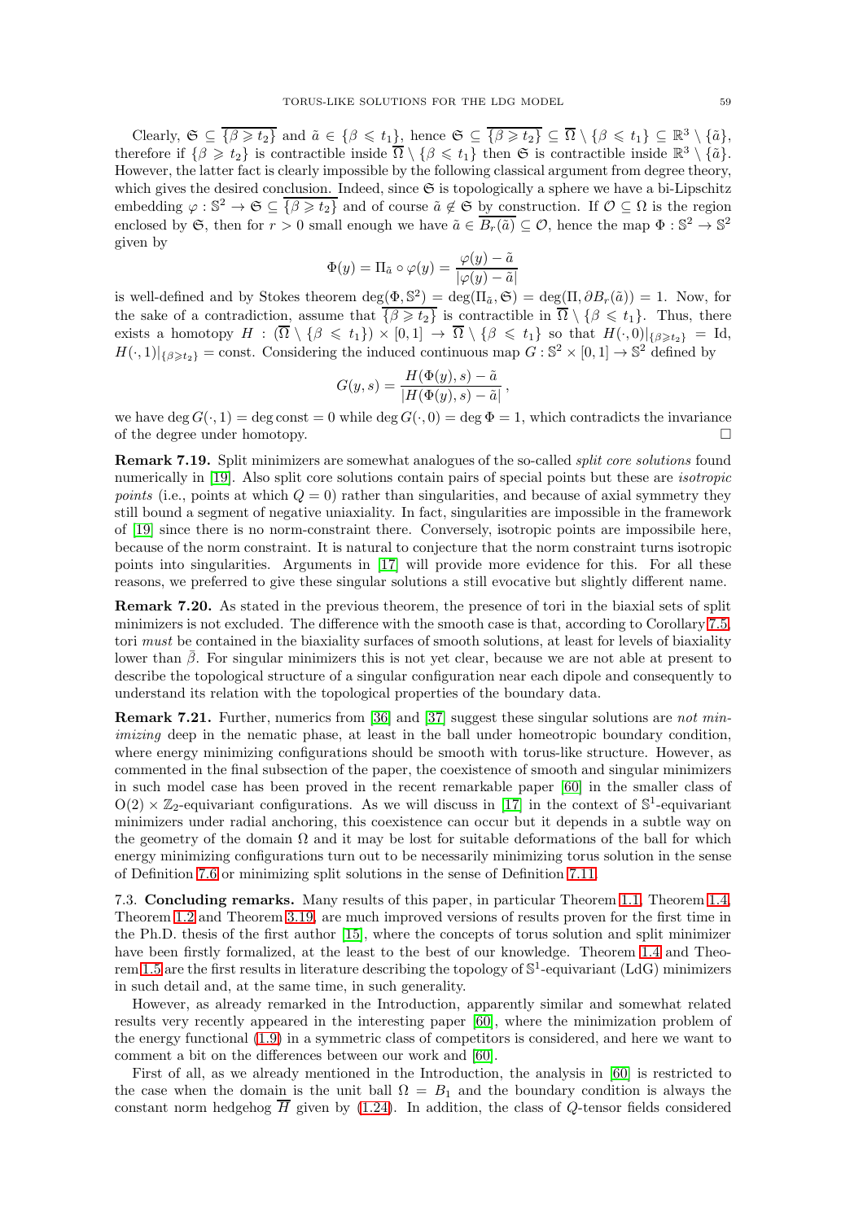Clearly, $\mathfrak{S} \subseteq \overline{\{\beta \geqslant t_2\}}$ and $\tilde{a} \in \{\beta \leqslant t_1\}$, hence $\mathfrak{S} \subseteq \overline{\{\beta \geqslant t_2\}} \subseteq \overline{\Omega} \setminus \{\beta \leqslant t_1\} \subseteq \mathbb{R}^3 \setminus \{\tilde{a}\}$, therefore if $\{\beta \geqslant t_2\}$ is contractible inside $\overline{\Omega} \setminus \{\beta \leqslant t_1\}$ then $\mathfrak{S}$ is contractible inside $\mathbb{R}^3 \setminus \{\tilde{a}\}$. However, the latter fact is clearly impossible by the following classical argument from degree theory, which gives the desired conclusion. Indeed, since $\mathfrak{S}$ is topologically a sphere we have a bi-Lipschitz embedding $\varphi : \mathbb{S}^2 \to \mathfrak{S} \subseteq \overline{\{\beta \geqslant t_2\}}$ and of course $\tilde{a} \notin \mathfrak{S}$ by construction. If $\mathcal{O} \subseteq \Omega$ is the region enclosed by $\mathfrak{S}$, then for $r > 0$ small enough we have $\tilde{a} \in \overline{B_r(\tilde{a})} \subseteq \mathcal{O}$, hence the map $\Phi : \mathbb{S}^2 \to \mathbb{S}^2$ given by

$$\Phi(y) = \Pi_{\tilde{a}} \circ \varphi(y) = \frac{\varphi(y) - \tilde{a}}{|\varphi(y) - \tilde{a}|}$$

is well-defined and by Stokes theorem $\deg(\Phi, \mathbb{S}^2) = \deg(\Pi_{\tilde{a}}, \mathfrak{S}) = \deg(\Pi, \partial B_r(\tilde{a})) = 1$. Now, for the sake of a contradiction, assume that $\overline{\{\beta \geqslant t_2\}}$ is contractible in $\overline{\Omega} \setminus \{\beta \leqslant t_1\}$. Thus, there exists a homotopy $H : (\overline{\Omega} \setminus \{\beta \leqslant t_1\}) \times [0,1] \to \overline{\Omega} \setminus \{\beta \leqslant t_1\}$ so that $H(\cdot, 0)|_{\{\beta \geqslant t_2\}} = \mathrm{Id}$, $H(\cdot, 1)|_{\{\beta \geqslant t_2\}} = \mathrm{const}$. Considering the induced continuous map $G : \mathbb{S}^2 \times [0,1] \to \mathbb{S}^2$ defined by

$$G(y,s) = \frac{H(\Phi(y), s) - \tilde{a}}{|H(\Phi(y), s) - \tilde{a}|},$$

we have $\deg G(\cdot, 1) = \deg \mathrm{const} = 0$ while $\deg G(\cdot, 0) = \deg \Phi = 1$, which contradicts the invariance of the degree under homotopy. $\square$

**Remark 7.19.** Split minimizers are somewhat analogues of the so-called *split core solutions* found numerically in [19]. Also split core solutions contain pairs of special points but these are *isotropic points* (i.e., points at which $Q = 0$) rather than singularities, and because of axial symmetry they still bound a segment of negative uniaxiality. In fact, singularities are impossible in the framework of [19] since there is no norm-constraint there. Conversely, isotropic points are impossibile here, because of the norm constraint. It is natural to conjecture that the norm constraint turns isotropic points into singularities. Arguments in [17] will provide more evidence for this. For all these reasons, we preferred to give these singular solutions a still evocative but slightly different name.

**Remark 7.20.** As stated in the previous theorem, the presence of tori in the biaxial sets of split minimizers is not excluded. The difference with the smooth case is that, according to Corollary 7.5, tori *must* be contained in the biaxiality surfaces of smooth solutions, at least for levels of biaxiality lower than $\bar{\beta}$. For singular minimizers this is not yet clear, because we are not able at present to describe the topological structure of a singular configuration near each dipole and consequently to understand its relation with the topological properties of the boundary data.

**Remark 7.21.** Further, numerics from [36] and [37] suggest these singular solutions are *not minimizing* deep in the nematic phase, at least in the ball under homeotropic boundary condition, where energy minimizing configurations should be smooth with torus-like structure. However, as commented in the final subsection of the paper, the coexistence of smooth and singular minimizers in such model case has been proved in the recent remarkable paper [60] in the smaller class of $\mathrm{O}(2) \times \mathbb{Z}_2$-equivariant configurations. As we will discuss in [17] in the context of $\mathbb{S}^1$-equivariant minimizers under radial anchoring, this coexistence can occur but it depends in a subtle way on the geometry of the domain $\Omega$ and it may be lost for suitable deformations of the ball for which energy minimizing configurations turn out to be necessarily minimizing torus solution in the sense of Definition 7.6 or minimizing split solutions in the sense of Definition 7.11.

## 7.3. Concluding remarks.

Many results of this paper, in particular Theorem 1.1, Theorem 1.4, Theorem 1.2 and Theorem 3.19, are much improved versions of results proven for the first time in the Ph.D. thesis of the first author [15], where the concepts of torus solution and split minimizer have been firstly formalized, at the least to the best of our knowledge. Theorem 1.4 and Theorem 1.5 are the first results in literature describing the topology of $\mathbb{S}^1$-equivariant (LdG) minimizers in such detail and, at the same time, in such generality.

However, as already remarked in the Introduction, apparently similar and somewhat related results very recently appeared in the interesting paper [60], where the minimization problem of the energy functional (1.9) in a symmetric class of competitors is considered, and here we want to comment a bit on the differences between our work and [60].

First of all, as we already mentioned in the Introduction, the analysis in [60] is restricted to the case when the domain is the unit ball $\Omega = B_1$ and the boundary condition is always the constant norm hedgehog $\overline{H}$ given by (1.24). In addition, the class of $Q$-tensor fields considered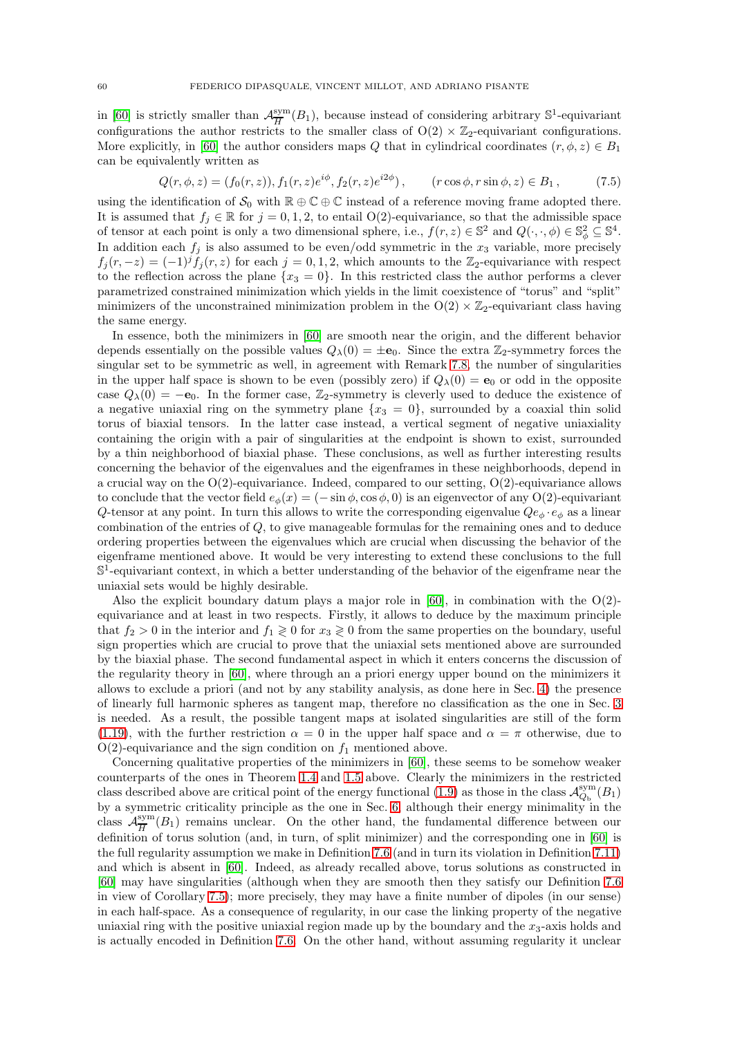in [60] is strictly smaller than $\mathcal{A}^{\rm sym}_{\overline{H}}(B_1)$, because instead of considering arbitrary $\mathbb{S}^1$-equivariant configurations the author restricts to the smaller class of $\mathrm{O}(2)\times\mathbb{Z}_2$-equivariant configurations. More explicitly, in [60] the author considers maps $Q$ that in cylindrical coordinates $(r,\phi,z)\in B_1$ can be equivalently written as

$$Q(r,\phi,z) = (f_0(r,z)), f_1(r,z)e^{i\phi}, f_2(r,z)e^{i2\phi})\,, \qquad (r\cos\phi, r\sin\phi, z)\in B_1\,, \tag{7.5}$$

using the identification of $\mathcal{S}_0$ with $\mathbb{R}\oplus\mathbb{C}\oplus\mathbb{C}$ instead of a reference moving frame adopted there. It is assumed that $f_j\in\mathbb{R}$ for $j=0,1,2$, to entail $\mathrm{O}(2)$-equivariance, so that the admissible space of tensor at each point is only a two dimensional sphere, i.e., $f(r,z)\in\mathbb{S}^2$ and $Q(\cdot,\cdot,\phi)\in\mathbb{S}^2_\phi\subseteq\mathbb{S}^4$. In addition each $f_j$ is also assumed to be even/odd symmetric in the $x_3$ variable, more precisely $f_j(r,-z)=(-1)^j f_j(r,z)$ for each $j=0,1,2$, which amounts to the $\mathbb{Z}_2$-equivariance with respect to the reflection across the plane $\{x_3=0\}$. In this restricted class the author performs a clever parametrized constrained minimization which yields in the limit coexistence of "torus" and "split" minimizers of the unconstrained minimization problem in the $\mathrm{O}(2)\times\mathbb{Z}_2$-equivariant class having the same energy.

In essence, both the minimizers in [60] are smooth near the origin, and the different behavior depends essentially on the possible values $Q_\lambda(0)=\pm\mathbf{e}_0$. Since the extra $\mathbb{Z}_2$-symmetry forces the singular set to be symmetric as well, in agreement with Remark 7.8, the number of singularities in the upper half space is shown to be even (possibly zero) if $Q_\lambda(0)=\mathbf{e}_0$ or odd in the opposite case $Q_\lambda(0)=-\mathbf{e}_0$. In the former case, $\mathbb{Z}_2$-symmetry is cleverly used to deduce the existence of a negative uniaxial ring on the symmetry plane $\{x_3=0\}$, surrounded by a coaxial thin solid torus of biaxial tensors. In the latter case instead, a vertical segment of negative uniaxiality containing the origin with a pair of singularities at the endpoint is shown to exist, surrounded by a thin neighborhood of biaxial phase. These conclusions, as well as further interesting results concerning the behavior of the eigenvalues and the eigenframes in these neighborhoods, depend in a crucial way on the $\mathrm{O}(2)$-equivariance. Indeed, compared to our setting, $\mathrm{O}(2)$-equivariance allows to conclude that the vector field $e_\phi(x)=(-\sin\phi,\cos\phi,0)$ is an eigenvector of any $\mathrm{O}(2)$-equivariant $Q$-tensor at any point. In turn this allows to write the corresponding eigenvalue $Qe_\phi\cdot e_\phi$ as a linear combination of the entries of $Q$, to give manageable formulas for the remaining ones and to deduce ordering properties between the eigenvalues which are crucial when discussing the behavior of the eigenframe mentioned above. It would be very interesting to extend these conclusions to the full $\mathbb{S}^1$-equivariant context, in which a better understanding of the behavior of the eigenframe near the uniaxial sets would be highly desirable.

Also the explicit boundary datum plays a major role in [60], in combination with the $\mathrm{O}(2)$-equivariance and at least in two respects. Firstly, it allows to deduce by the maximum principle that $f_2>0$ in the interior and $f_1\gtrless 0$ for $x_3\gtrless 0$ from the same properties on the boundary, useful sign properties which are crucial to prove that the uniaxial sets mentioned above are surrounded by the biaxial phase. The second fundamental aspect in which it enters concerns the discussion of the regularity theory in [60], where through an a priori energy upper bound on the minimizers it allows to exclude a priori (and not by any stability analysis, as done here in Sec. 4) the presence of linearly full harmonic spheres as tangent map, therefore no classification as the one in Sec. 3 is needed. As a result, the possible tangent maps at isolated singularities are still of the form (1.19), with the further restriction $\alpha=0$ in the upper half space and $\alpha=\pi$ otherwise, due to $\mathrm{O}(2)$-equivariance and the sign condition on $f_1$ mentioned above.

Concerning qualitative properties of the minimizers in [60], these seems to be somehow weaker counterparts of the ones in Theorem 1.4 and 1.5 above. Clearly the minimizers in the restricted class described above are critical point of the energy functional (1.9) as those in the class $\mathcal{A}^{\rm sym}_{Q_{\rm b}}(B_1)$ by a symmetric criticality principle as the one in Sec. 6, although their energy minimality in the class $\mathcal{A}^{\rm sym}_{\overline{H}}(B_1)$ remains unclear. On the other hand, the fundamental difference between our definition of torus solution (and, in turn, of split minimizer) and the corresponding one in [60] is the full regularity assumption we make in Definition 7.6 (and in turn its violation in Definition 7.11) and which is absent in [60]. Indeed, as already recalled above, torus solutions as constructed in [60] may have singularities (although when they are smooth then they satisfy our Definition 7.6 in view of Corollary 7.5); more precisely, they may have a finite number of dipoles (in our sense) in each half-space. As a consequence of regularity, in our case the linking property of the negative uniaxial ring with the positive uniaxial region made up by the boundary and the $x_3$-axis holds and is actually encoded in Definition 7.6. On the other hand, without assuming regularity it unclear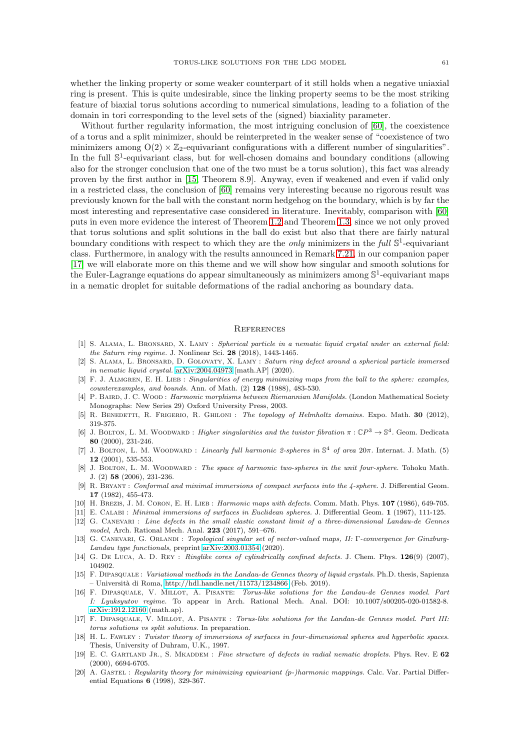whether the linking property or some weaker counterpart of it still holds when a negative uniaxial ring is present. This is quite undesirable, since the linking property seems to be the most striking feature of biaxial torus solutions according to numerical simulations, leading to a foliation of the domain in tori corresponding to the level sets of the (signed) biaxiality parameter.

Without further regularity information, the most intriguing conclusion of [60], the coexistence of a torus and a split minimizer, should be reinterpreted in the weaker sense of "coexistence of two minimizers among $O(2) \times \mathbb{Z}_2$-equivariant configurations with a different number of singularities". In the full $\mathbb{S}^1$-equivariant class, but for well-chosen domains and boundary conditions (allowing also for the stronger conclusion that one of the two must be a torus solution), this fact was already proven by the first author in [15, Theorem 8.9]. Anyway, even if weakened and even if valid only in a restricted class, the conclusion of [60] remains very interesting because no rigorous result was previously known for the ball with the constant norm hedgehog on the boundary, which is by far the most interesting and representative case considered in literature. Inevitably, comparison with [60] puts in even more evidence the interest of Theorem 1.2 and Theorem 1.3, since we not only proved that torus solutions and split solutions in the ball do exist but also that there are fairly natural boundary conditions with respect to which they are the *only* minimizers in the *full* $\mathbb{S}^1$-equivariant class. Furthermore, in analogy with the results announced in Remark 7.21, in our companion paper [17] we will elaborate more on this theme and we will show how singular and smooth solutions for the Euler-Lagrange equations do appear simultaneously as minimizers among $\mathbb{S}^1$-equivariant maps in a nematic droplet for suitable deformations of the radial anchoring as boundary data.

## References

[1] S. Alama, L. Bronsard, X. Lamy : *Spherical particle in a nematic liquid crystal under an external field: the Saturn ring regime.* J. Nonlinear Sci. **28** (2018), 1443-1465.

[2] S. Alama, L. Bronsard, D. Golovaty, X. Lamy : *Saturn ring defect around a spherical particle immersed in nematic liquid crystal.* arXiv:2004.04973 [math.AP] (2020).

[3] F. J. Almgren, E. H. Lieb : *Singularities of energy minimizing maps from the ball to the sphere: examples, counterexamples, and bounds.* Ann. of Math. (2) **128** (1988), 483-530.

[4] P. Baird, J. C. Wood : *Harmonic morphisms between Riemannian Manifolds.* (London Mathematical Society Monographs: New Series 29) Oxford University Press, 2003.

[5] R. Benedetti, R. Frigerio, R. Ghiloni : *The topology of Helmholtz domains.* Expo. Math. **30** (2012), 319-375.

[6] J. Bolton, L. M. Woodward : *Higher singularities and the twistor fibration $\pi : \mathbb{C}P^3 \to \mathbb{S}^4$.* Geom. Dedicata **80** (2000), 231-246.

[7] J. Bolton, L. M. Woodward : *Linearly full harmonic 2-spheres in $\mathbb{S}^4$ of area $20\pi$.* Internat. J. Math. (5) **12** (2001), 535-553.

[8] J. Bolton, L. M. Woodward : *The space of harmonic two-spheres in the unit four-sphere.* Tohoku Math. J. (2) **58** (2006), 231-236.

[9] R. Bryant : *Conformal and minimal immersions of compact surfaces into the 4-sphere.* J. Differential Geom. **17** (1982), 455-473.

[10] H. Brezis, J. M. Coron, E. H. Lieb : *Harmonic maps with defects.* Comm. Math. Phys. **107** (1986), 649-705.

[11] E. Calabi : *Minimal immersions of surfaces in Euclidean spheres.* J. Differential Geom. **1** (1967), 111-125.

[12] G. Canevari : *Line defects in the small elastic constant limit of a three-dimensional Landau-de Gennes model*, Arch. Rational Mech. Anal. **223** (2017), 591–676.

[13] G. Canevari, G. Orlandi : *Topological singular set of vector-valued maps, II: Γ-convergence for Ginzburg-Landau type functionals*, preprint arXiv:2003.01354 (2020).

[14] G. De Luca, A. D. Rey : *Ringlike cores of cylindrically confined defects.* J. Chem. Phys. **126**(9) (2007), 104902.

[15] F. Dipasquale : *Variational methods in the Landau-de Gennes theory of liquid crystals.* Ph.D. thesis, Sapienza – Università di Roma, http://hdl.handle.net/11573/1234866 (Feb. 2019).

[16] F. Dipasquale, V. Millot, A. Pisante: *Torus-like solutions for the Landau-de Gennes model. Part I: Lyuksyutov regime.* To appear in Arch. Rational Mech. Anal. DOI: 10.1007/s00205-020-01582-8. arXiv:1912.12160 (math.ap).

[17] F. Dipasquale, V. Millot, A. Pisante : *Torus-like solutions for the Landau-de Gennes model. Part III: torus solutions vs split solutions.* In preparation.

[18] H. L. Fawley : *Twistor theory of immersions of surfaces in four-dimensional spheres and hyperbolic spaces.* Thesis, University of Durham, U.K., 1997.

[19] E. C. Gartland Jr., S. Mkaddem : *Fine structure of defects in radial nematic droplets.* Phys. Rev. E **62** (2000), 6694-6705.

[20] A. Gastel : *Regularity theory for minimizing equivariant (p-)harmonic mappings.* Calc. Var. Partial Differential Equations **6** (1998), 329-367.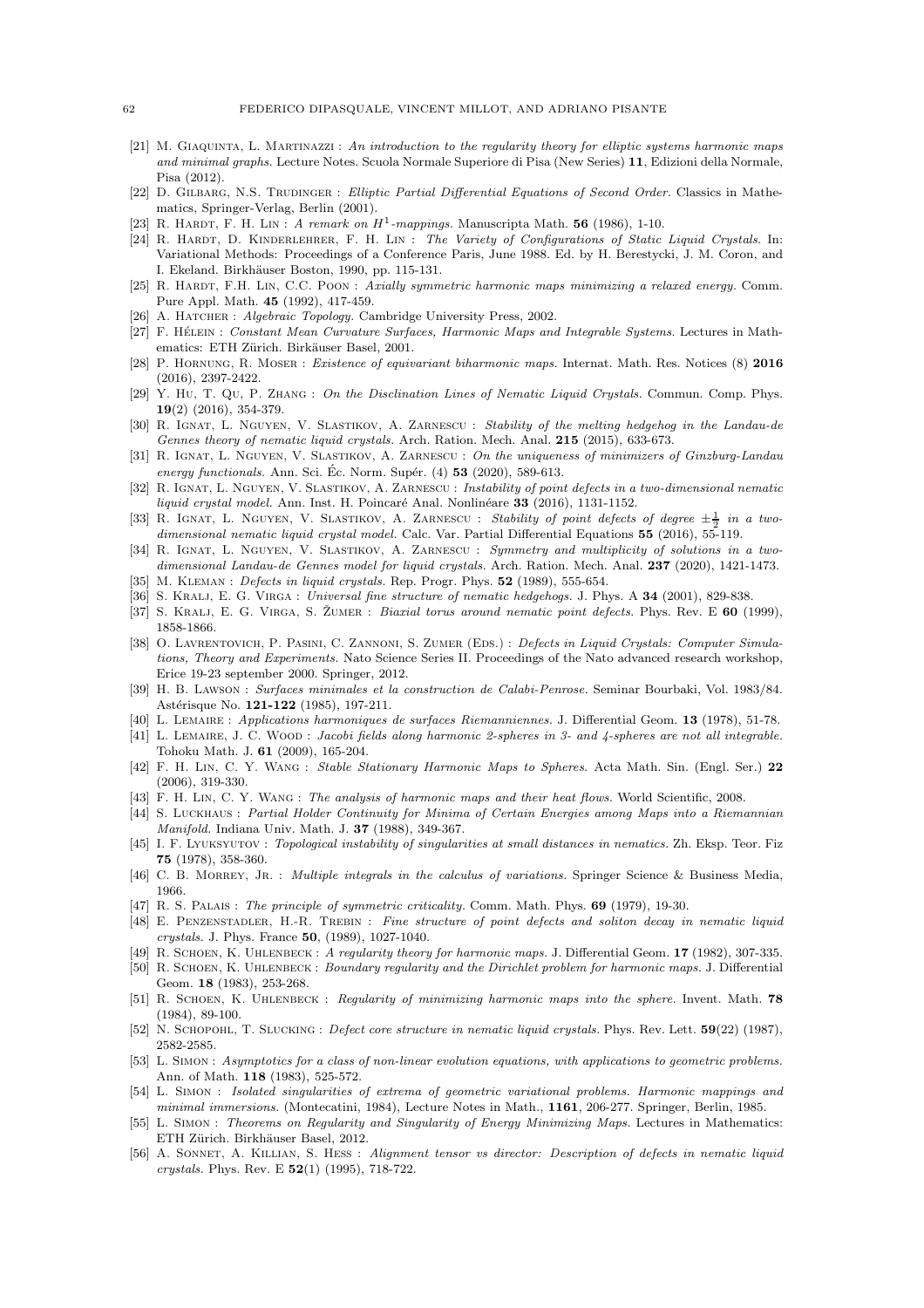- [21] M. Giaquinta, L. Martinazzi : *An introduction to the regularity theory for elliptic systems harmonic maps and minimal graphs.* Lecture Notes. Scuola Normale Superiore di Pisa (New Series) **11**, Edizioni della Normale, Pisa (2012).
- [22] D. Gilbarg, N.S. Trudinger : *Elliptic Partial Differential Equations of Second Order.* Classics in Mathematics, Springer-Verlag, Berlin (2001).
- [23] R. Hardt, F. H. Lin : *A remark on $H^1$-mappings.* Manuscripta Math. **56** (1986), 1-10.
- [24] R. Hardt, D. Kinderlehrer, F. H. Lin : *The Variety of Configurations of Static Liquid Crystals.* In: Variational Methods: Proceedings of a Conference Paris, June 1988. Ed. by H. Berestycki, J. M. Coron, and I. Ekeland. Birkhäuser Boston, 1990, pp. 115-131.
- [25] R. Hardt, F.H. Lin, C.C. Poon : *Axially symmetric harmonic maps minimizing a relaxed energy.* Comm. Pure Appl. Math. **45** (1992), 417-459.
- [26] A. Hatcher : *Algebraic Topology.* Cambridge University Press, 2002.
- [27] F. Hélein : *Constant Mean Curvature Surfaces, Harmonic Maps and Integrable Systems.* Lectures in Mathematics: ETH Zürich. Birkäuser Basel, 2001.
- [28] P. Hornung, R. Moser : *Existence of equivariant biharmonic maps.* Internat. Math. Res. Notices (8) **2016** (2016), 2397-2422.
- [29] Y. Hu, T. Qu, P. Zhang : *On the Disclination Lines of Nematic Liquid Crystals.* Commun. Comp. Phys. **19**(2) (2016), 354-379.
- [30] R. Ignat, L. Nguyen, V. Slastikov, A. Zarnescu : *Stability of the melting hedgehog in the Landau-de Gennes theory of nematic liquid crystals.* Arch. Ration. Mech. Anal. **215** (2015), 633-673.
- [31] R. Ignat, L. Nguyen, V. Slastikov, A. Zarnescu : *On the uniqueness of minimizers of Ginzburg-Landau energy functionals.* Ann. Sci. Éc. Norm. Supér. (4) **53** (2020), 589-613.
- [32] R. Ignat, L. Nguyen, V. Slastikov, A. Zarnescu : *Instability of point defects in a two-dimensional nematic liquid crystal model.* Ann. Inst. H. Poincaré Anal. Nonlinéare **33** (2016), 1131-1152.
- [33] R. Ignat, L. Nguyen, V. Slastikov, A. Zarnescu : *Stability of point defects of degree $\pm\frac{1}{2}$ in a two-dimensional nematic liquid crystal model.* Calc. Var. Partial Differential Equations **55** (2016), 55-119.
- [34] R. Ignat, L. Nguyen, V. Slastikov, A. Zarnescu : *Symmetry and multiplicity of solutions in a two-dimensional Landau-de Gennes model for liquid crystals.* Arch. Ration. Mech. Anal. **237** (2020), 1421-1473.
- [35] M. Kleman : *Defects in liquid crystals.* Rep. Progr. Phys. **52** (1989), 555-654.
- [36] S. Kralj, E. G. Virga : *Universal fine structure of nematic hedgehogs.* J. Phys. A **34** (2001), 829-838.
- [37] S. Kralj, E. G. Virga, S. Žumer : *Biaxial torus around nematic point defects.* Phys. Rev. E **60** (1999), 1858-1866.
- [38] O. Lavrentovich, P. Pasini, C. Zannoni, S. Zumer (Eds.) : *Defects in Liquid Crystals: Computer Simulations, Theory and Experiments.* Nato Science Series II. Proceedings of the Nato advanced research workshop, Erice 19-23 september 2000. Springer, 2012.
- [39] H. B. Lawson : *Surfaces minimales et la construction de Calabi-Penrose.* Seminar Bourbaki, Vol. 1983/84. Astérisque No. **121-122** (1985), 197-211.
- [40] L. Lemaire : *Applications harmoniques de surfaces Riemanniennes.* J. Differential Geom. **13** (1978), 51-78.
- [41] L. Lemaire, J. C. Wood : *Jacobi fields along harmonic 2-spheres in 3- and 4-spheres are not all integrable.* Tohoku Math. J. **61** (2009), 165-204.
- [42] F. H. Lin, C. Y. Wang : *Stable Stationary Harmonic Maps to Spheres.* Acta Math. Sin. (Engl. Ser.) **22** (2006), 319-330.
- [43] F. H. Lin, C. Y. Wang : *The analysis of harmonic maps and their heat flows.* World Scientific, 2008.
- [44] S. Luckhaus : *Partial Holder Continuity for Minima of Certain Energies among Maps into a Riemannian Manifold.* Indiana Univ. Math. J. **37** (1988), 349-367.
- [45] I. F. Lyuksyutov : *Topological instability of singularities at small distances in nematics.* Zh. Eksp. Teor. Fiz **75** (1978), 358-360.
- [46] C. B. Morrey, Jr. : *Multiple integrals in the calculus of variations.* Springer Science & Business Media, 1966.
- [47] R. S. Palais : *The principle of symmetric criticality.* Comm. Math. Phys. **69** (1979), 19-30.
- [48] E. Penzenstadler, H.-R. Trebin : *Fine structure of point defects and soliton decay in nematic liquid crystals.* J. Phys. France **50**, (1989), 1027-1040.
- [49] R. Schoen, K. Uhlenbeck : *A regularity theory for harmonic maps.* J. Differential Geom. **17** (1982), 307-335.
- [50] R. Schoen, K. Uhlenbeck : *Boundary regularity and the Dirichlet problem for harmonic maps.* J. Differential Geom. **18** (1983), 253-268.
- [51] R. Schoen, K. Uhlenbeck : *Regularity of minimizing harmonic maps into the sphere.* Invent. Math. **78** (1984), 89-100.
- [52] N. Schopohl, T. Slucking : *Defect core structure in nematic liquid crystals.* Phys. Rev. Lett. **59**(22) (1987), 2582-2585.
- [53] L. Simon : *Asymptotics for a class of non-linear evolution equations, with applications to geometric problems.* Ann. of Math. **118** (1983), 525-572.
- [54] L. Simon : *Isolated singularities of extrema of geometric variational problems. Harmonic mappings and minimal immersions.* (Montecatini, 1984), Lecture Notes in Math., **1161**, 206-277. Springer, Berlin, 1985.
- [55] L. Simon : *Theorems on Regularity and Singularity of Energy Minimizing Maps.* Lectures in Mathematics: ETH Zürich. Birkhäuser Basel, 2012.
- [56] A. Sonnet, A. Killian, S. Hess : *Alignment tensor vs director: Description of defects in nematic liquid crystals.* Phys. Rev. E **52**(1) (1995), 718-722.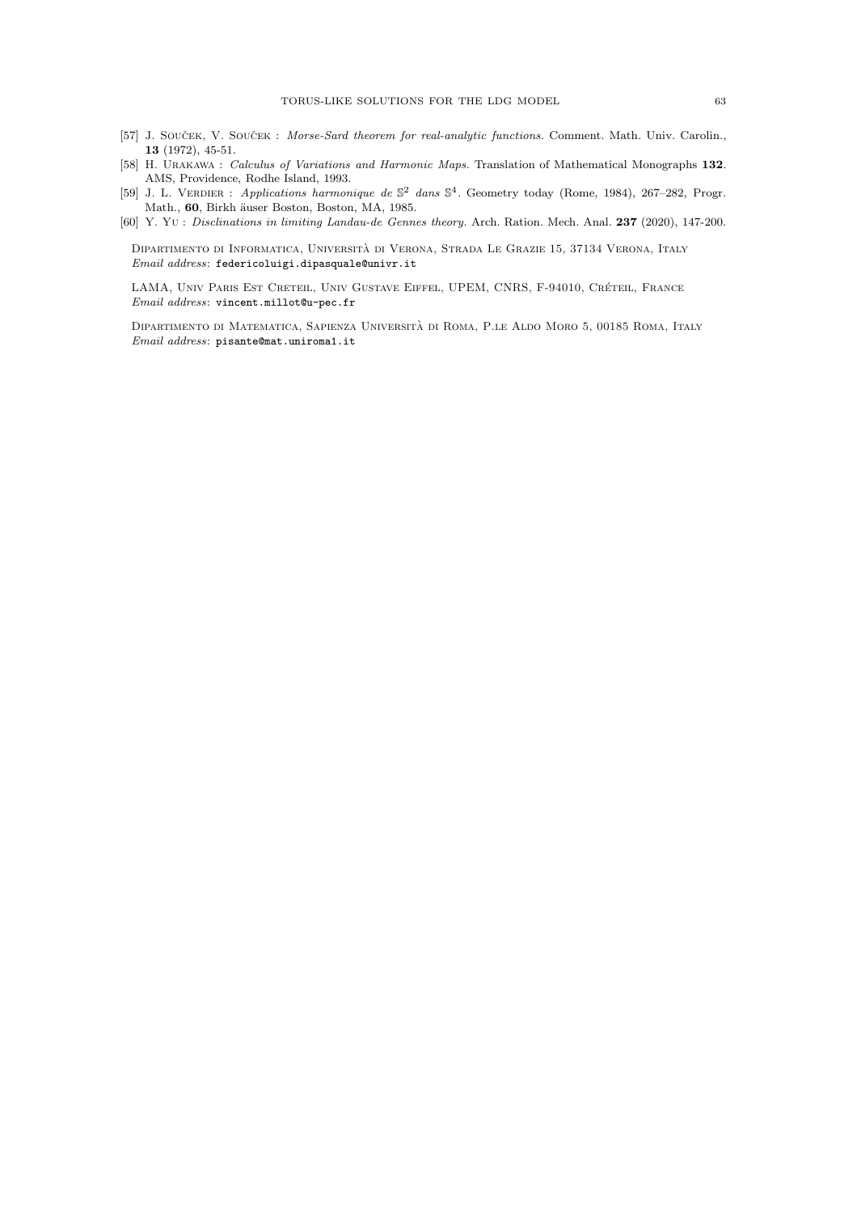[57] J. Souček, V. Souček : *Morse-Sard theorem for real-analytic functions.* Comment. Math. Univ. Carolin., **13** (1972), 45-51.

[58] H. Urakawa : *Calculus of Variations and Harmonic Maps.* Translation of Mathematical Monographs **132**. AMS, Providence, Rodhe Island, 1993.

[59] J. L. Verdier : *Applications harmonique de* $\mathbb{S}^2$ *dans* $\mathbb{S}^4$. Geometry today (Rome, 1984), 267–282, Progr. Math., **60**, Birkh äuser Boston, Boston, MA, 1985.

[60] Y. Yu : *Disclinations in limiting Landau-de Gennes theory.* Arch. Ration. Mech. Anal. **237** (2020), 147-200.

Dipartimento di Informatica, Università di Verona, Strada Le Grazie 15, 37134 Verona, Italy
*Email address*: `federicoluigi.dipasquale@univr.it`

LAMA, Univ Paris Est Creteil, Univ Gustave Eiffel, UPEM, CNRS, F-94010, Créteil, France
*Email address*: `vincent.millot@u-pec.fr`

Dipartimento di Matematica, Sapienza Università di Roma, P.le Aldo Moro 5, 00185 Roma, Italy
*Email address*: `pisante@mat.uniroma1.it`